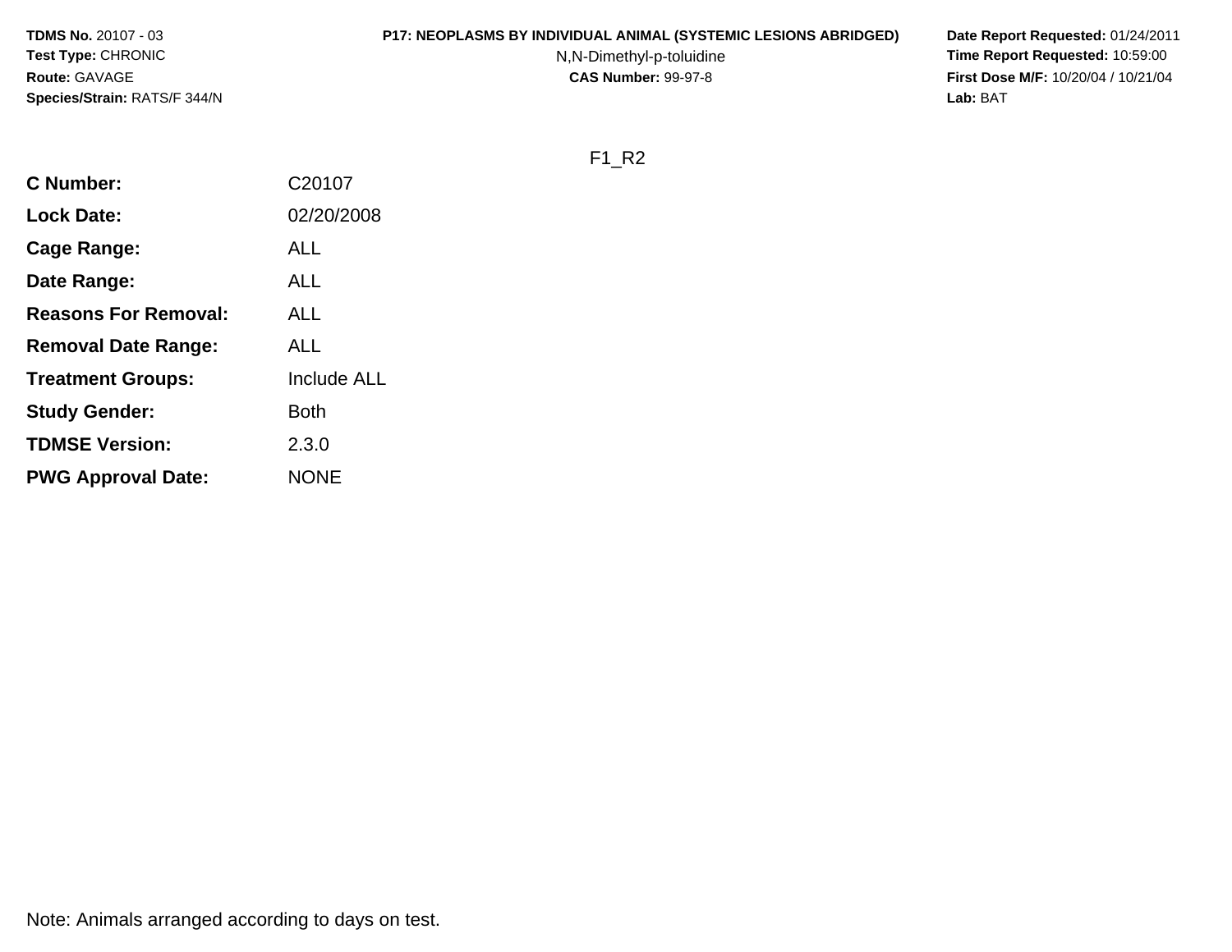**TDMS No.** 20107 - 03
**Test Type:** CHRONIC
**Route:** GAVAGE
**Species/Strain:** RATS/F 344/N

**P17: NEOPLASMS BY INDIVIDUAL ANIMAL (SYSTEMIC LESIONS ABRIDGED)**
N,N-Dimethyl-p-toluidine
**CAS Number:** 99-97-8

**Date Report Requested:** 01/24/2011
**Time Report Requested:** 10:59:00
**First Dose M/F:** 10/20/04 / 10/21/04
**Lab:** BAT

F1_R2

| | |
|---|---|
| **C Number:** | C20107 |
| **Lock Date:** | 02/20/2008 |
| **Cage Range:** | ALL |
| **Date Range:** | ALL |
| **Reasons For Removal:** | ALL |
| **Removal Date Range:** | ALL |
| **Treatment Groups:** | Include ALL |
| **Study Gender:** | Both |
| **TDMSE Version:** | 2.3.0 |
| **PWG Approval Date:** | NONE |

Note: Animals arranged according to days on test.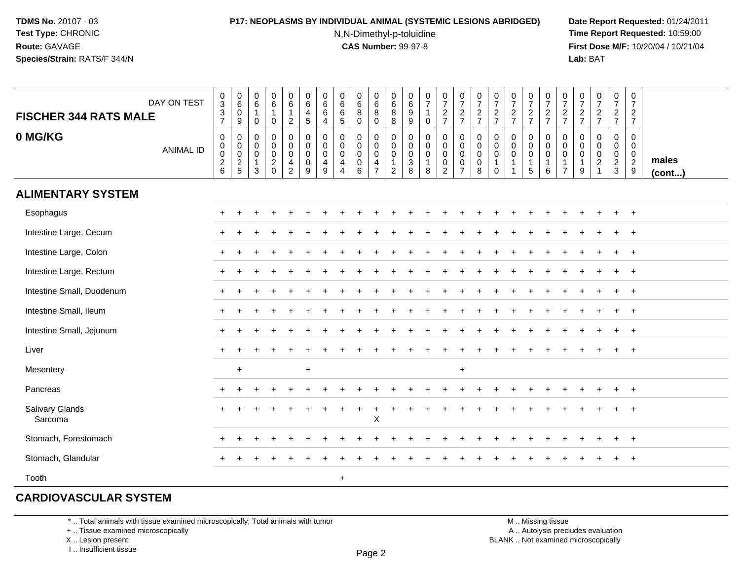**TDMS No.** 20107 - 03
**Test Type:** CHRONIC
**Route:** GAVAGE
**Species/Strain:** RATS/F 344/N

**P17: NEOPLASMS BY INDIVIDUAL ANIMAL (SYSTEMIC LESIONS ABRIDGED)**
N,N-Dimethyl-p-toluidine
**CAS Number:** 99-97-8

**Date Report Requested:** 01/24/2011
**Time Report Requested:** 10:59:00
**First Dose M/F:** 10/20/04 / 10/21/04
**Lab:** BAT

| FISCHER 344 RATS MALE 0 MG/KG | | | | | | | | | | | | | | | | | | | | | | | | | | | |
|---|---|---|---|---|---|---|---|---|---|---|---|---|---|---|---|---|---|---|---|---|---|---|---|---|---|---|---|
| DAY ON TEST | 0337 | 0609 | 0610 | 0610 | 0612 | 0645 | 0664 | 0665 | 0680 | 0680 | 0688 | 0699 | 0710 | 0727 | 0727 | 0727 | 0727 | 0727 | 0727 | 0727 | 0727 | 0727 | 0727 | 0727 | 0727 | |
| ANIMAL ID | 0026 | 0025 | 0013 | 0020 | 0042 | 0009 | 0049 | 0044 | 0006 | 0047 | 0012 | 0038 | 0018 | 0002 | 0007 | 0008 | 0010 | 0011 | 0015 | 0016 | 0017 | 0019 | 0021 | 0023 | 0029 | males (cont...) |
| **ALIMENTARY SYSTEM** | | | | | | | | | | | | | | | | | | | | | | | | | | |
| Esophagus | + | + | + | + | + | + | + | + | + | + | + | + | + | + | + | + | + | + | + | + | + | + | + | + | + | |
| Intestine Large, Cecum | + | + | + | + | + | + | + | + | + | + | + | + | + | + | + | + | + | + | + | + | + | + | + | + | + | |
| Intestine Large, Colon | + | + | + | + | + | + | + | + | + | + | + | + | + | + | + | + | + | + | + | + | + | + | + | + | + | |
| Intestine Large, Rectum | + | + | + | + | + | + | + | + | + | + | + | + | + | + | + | + | + | + | + | + | + | + | + | + | + | |
| Intestine Small, Duodenum | + | + | + | + | + | + | + | + | + | + | + | + | + | + | + | + | + | + | + | + | + | + | + | + | + | |
| Intestine Small, Ileum | + | + | + | + | + | + | + | + | + | + | + | + | + | + | + | + | + | + | + | + | + | + | + | + | + | |
| Intestine Small, Jejunum | + | + | + | + | + | + | + | + | + | + | + | + | + | + | + | + | + | + | + | + | + | + | + | + | + | |
| Liver | + | + | + | + | + | + | + | + | + | + | + | + | + | + | + | + | + | + | + | + | + | + | + | + | + | |
| Mesentery | | + | | | | + | | | | | | | | | + | | | | | | | | | | | |
| Pancreas | + | + | + | + | + | + | + | + | + | + | + | + | + | + | + | + | + | + | + | + | + | + | + | + | + | |
| Salivary Glands | + | + | + | + | + | + | + | + | + | + | + | + | + | + | + | + | + | + | + | + | + | + | + | + | + | |
| Sarcoma | | | | | | | | | | X | | | | | | | | | | | | | | | | |
| Stomach, Forestomach | + | + | + | + | + | + | + | + | + | + | + | + | + | + | + | + | + | + | + | + | + | + | + | + | + | |
| Stomach, Glandular | + | + | + | + | + | + | + | + | + | + | + | + | + | + | + | + | + | + | + | + | + | + | + | + | + | |
| Tooth | | | | | | | | + | | | | | | | | | | | | | | | | | | |
| **CARDIOVASCULAR SYSTEM** | | | | | | | | | | | | | | | | | | | | | | | | | | |

\* .. Total animals with tissue examined microscopically; Total animals with tumor
\+ .. Tissue examined microscopically
X .. Lesion present
I .. Insufficient tissue

M .. Missing tissue
A .. Autolysis precludes evaluation
BLANK .. Not examined microscopically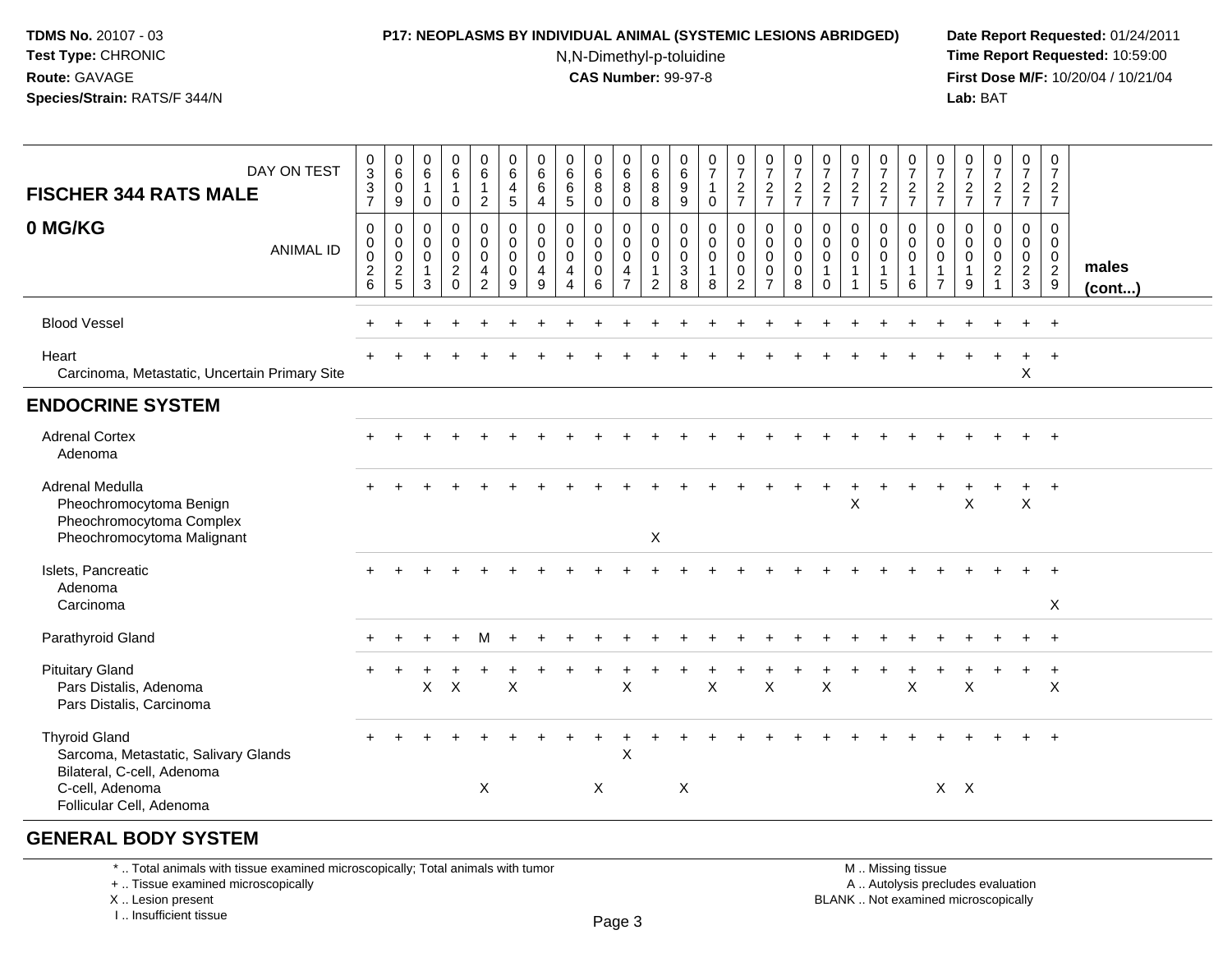**TDMS No.** 20107 - 03
**Test Type:** CHRONIC
**Route:** GAVAGE
**Species/Strain:** RATS/F 344/N

**P17: NEOPLASMS BY INDIVIDUAL ANIMAL (SYSTEMIC LESIONS ABRIDGED)**
N,N-Dimethyl-p-toluidine
**CAS Number:** 99-97-8

**Date Report Requested:** 01/24/2011
**Time Report Requested:** 10:59:00
**First Dose M/F:** 10/20/04 / 10/21/04
**Lab:** BAT

| **FISCHER 344 RATS MALE** DAY ON TEST | 0337 | 0609 | 0610 | 0610 | 0612 | 0645 | 0664 | 0665 | 0680 | 0680 | 0688 | 0699 | 0710 | 0727 | 0727 | 0727 | 0727 | 0727 | 0727 | 0727 | 0727 | 0727 | 0727 | 0727 | 0727 | |
|---|---|---|---|---|---|---|---|---|---|---|---|---|---|---|---|---|---|---|---|---|---|---|---|---|---|---|
| **0 MG/KG** ANIMAL ID | 00026 | 00025 | 00013 | 00020 | 00042 | 00009 | 00049 | 00044 | 00006 | 00047 | 00012 | 00038 | 00018 | 00002 | 00007 | 00008 | 00010 | 00011 | 00015 | 00016 | 00017 | 00019 | 00021 | 00023 | 00029 | **males (cont...)** |
| Blood Vessel | + | + | + | + | + | + | + | + | + | + | + | + | + | + | + | + | + | + | + | + | + | + | + | + | + | |
| Heart | + | + | + | + | + | + | + | + | + | + | + | + | + | + | + | + | + | + | + | + | + | + | + | + | + | |
| Carcinoma, Metastatic, Uncertain Primary Site | | | | | | | | | | | | | | | | | | | | | | | | X | | |
| **ENDOCRINE SYSTEM** | | | | | | | | | | | | | | | | | | | | | | | | | | |
| Adrenal Cortex | + | + | + | + | + | + | + | + | + | + | + | + | + | + | + | + | + | + | + | + | + | + | + | + | + | |
| Adenoma | | | | | | | | | | | | | | | | | | | | | | | | | | |
| Adrenal Medulla | + | + | + | + | + | + | + | + | + | + | + | + | + | + | + | + | + | + | + | + | + | + | + | + | + | |
| Pheochromocytoma Benign | | | | | | | | | | | | | | | | | | X | | | | X | | X | | |
| Pheochromocytoma Complex | | | | | | | | | | | | | | | | | | | | | | | | | | |
| Pheochromocytoma Malignant | | | | | | | | | | | X | | | | | | | | | | | | | | | |
| Islets, Pancreatic | + | + | + | + | + | + | + | + | + | + | + | + | + | + | + | + | + | + | + | + | + | + | + | + | + | |
| Adenoma | | | | | | | | | | | | | | | | | | | | | | | | | | |
| Carcinoma | | | | | | | | | | | | | | | | | | | | | | | | | X | |
| Parathyroid Gland | + | + | + | + | M | + | + | + | + | + | + | + | + | + | + | + | + | + | + | + | + | + | + | + | + | |
| Pituitary Gland | + | + | + | + | + | + | + | + | + | + | + | + | + | + | + | + | + | + | + | + | + | + | + | + | + | |
| Pars Distalis, Adenoma | | | X | X | | X | | | | X | | | X | | X | | X | | | X | | X | | | X | |
| Pars Distalis, Carcinoma | | | | | | | | | | | | | | | | | | | | | | | | | | |
| Thyroid Gland | + | + | + | + | + | + | + | + | + | + | + | + | + | + | + | + | + | + | + | + | + | + | + | + | + | |
| Sarcoma, Metastatic, Salivary Glands | | | | | | | | | | X | | | | | | | | | | | | | | | | |
| Bilateral, C-cell, Adenoma | | | | | | | | | | | | | | | | | | | | | | | | | | |
| C-cell, Adenoma | | | | | X | | | | X | | | X | | | | | | | | | X | X | | | | |
| Follicular Cell, Adenoma | | | | | | | | | | | | | | | | | | | | | | | | | | |
| **GENERAL BODY SYSTEM** | | | | | | | | | | | | | | | | | | | | | | | | | | |

\* .. Total animals with tissue examined microscopically; Total animals with tumor
\+ .. Tissue examined microscopically
X .. Lesion present
I .. Insufficient tissue

M .. Missing tissue
A .. Autolysis precludes evaluation
BLANK .. Not examined microscopically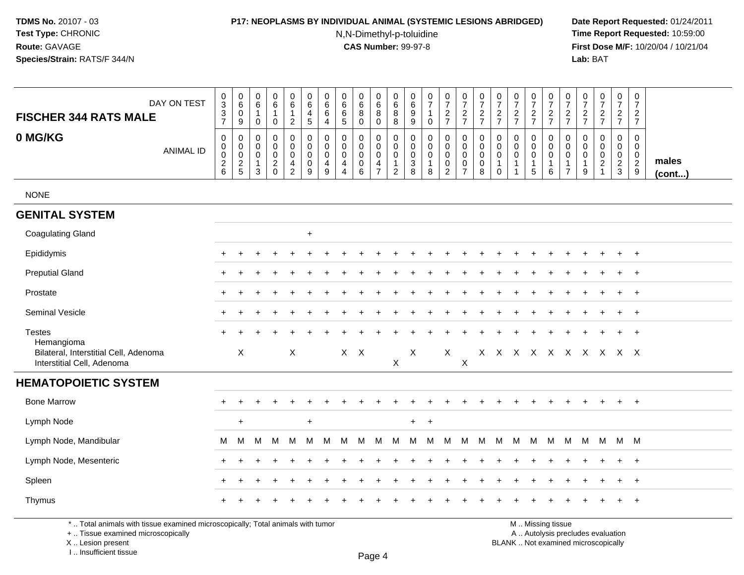**TDMS No.** 20107 - 03
**Test Type:** CHRONIC
**Route:** GAVAGE
**Species/Strain:** RATS/F 344/N

**P17: NEOPLASMS BY INDIVIDUAL ANIMAL (SYSTEMIC LESIONS ABRIDGED)**
N,N-Dimethyl-p-toluidine
**CAS Number:** 99-97-8

**Date Report Requested:** 01/24/2011
**Time Report Requested:** 10:59:00
**First Dose M/F:** 10/20/04 / 10/21/04
**Lab:** BAT

| FISCHER 344 RATS MALE 0 MG/KG | | | | | | | | | | | | | | | | | | | | | | | | | | |
|---|---|---|---|---|---|---|---|---|---|---|---|---|---|---|---|---|---|---|---|---|---|---|---|---|---|---|
| DAY ON TEST | 0337 | 0609 | 0610 | 0610 | 0612 | 0645 | 0664 | 0665 | 0680 | 0680 | 0688 | 0699 | 0710 | 0727 | 0727 | 0727 | 0727 | 0727 | 0727 | 0727 | 0727 | 0727 | 0727 | 0727 | 0727 | |
| ANIMAL ID | 00026 | 00025 | 00013 | 00020 | 00042 | 00009 | 00049 | 00044 | 00006 | 00047 | 00012 | 00038 | 00018 | 00002 | 00007 | 00008 | 00010 | 00011 | 00015 | 00016 | 00017 | 00019 | 00021 | 00023 | 00029 | males (cont...) |
| NONE | | | | | | | | | | | | | | | | | | | | | | | | | | |
| **GENITAL SYSTEM** | | | | | | | | | | | | | | | | | | | | | | | | | | |
| Coagulating Gland | | | | | | + | | | | | | | | | | | | | | | | | | | | |
| Epididymis | + | + | + | + | + | + | + | + | + | + | + | + | + | + | + | + | + | + | + | + | + | + | + | + | + | |
| Preputial Gland | + | + | + | + | + | + | + | + | + | + | + | + | + | + | + | + | + | + | + | + | + | + | + | + | + | |
| Prostate | + | + | + | + | + | + | + | + | + | + | + | + | + | + | + | + | + | + | + | + | + | + | + | + | + | |
| Seminal Vesicle | + | + | + | + | + | + | + | + | + | + | + | + | + | + | + | + | + | + | + | + | + | + | + | + | + | |
| Testes | + | + | + | + | + | + | + | + | + | + | + | + | + | + | + | + | + | + | + | + | + | + | + | + | + | |
| Hemangioma | | | | | | | | | | | | | | | | | | | | | | | | | | |
| Bilateral, Interstitial Cell, Adenoma | | X | | | X | | | X | X | | | X | | X | | X | X | X | X | X | X | X | X | X | X | |
| Interstitial Cell, Adenoma | | | | | | | | | | | X | | | | X | | | | | | | | | | | |
| **HEMATOPOIETIC SYSTEM** | | | | | | | | | | | | | | | | | | | | | | | | | | |
| Bone Marrow | + | + | + | + | + | + | + | + | + | + | + | + | + | + | + | + | + | + | + | + | + | + | + | + | + | |
| Lymph Node | | + | | | | + | | | | | | + | + | | | | | | | | | | | | | |
| Lymph Node, Mandibular | M | M | M | M | M | M | M | M | M | M | M | M | M | M | M | M | M | M | M | M | M | M | M | M | M | |
| Lymph Node, Mesenteric | + | + | + | + | + | + | + | + | + | + | + | + | + | + | + | + | + | + | + | + | + | + | + | + | + | |
| Spleen | + | + | + | + | + | + | + | + | + | + | + | + | + | + | + | + | + | + | + | + | + | + | + | + | + | |
| Thymus | + | + | + | + | + | + | + | + | + | + | + | + | + | + | + | + | + | + | + | + | + | + | + | + | + | |

* .. Total animals with tissue examined microscopically; Total animals with tumor
+ .. Tissue examined microscopically
X .. Lesion present
I .. Insufficient tissue

M .. Missing tissue
A .. Autolysis precludes evaluation
BLANK .. Not examined microscopically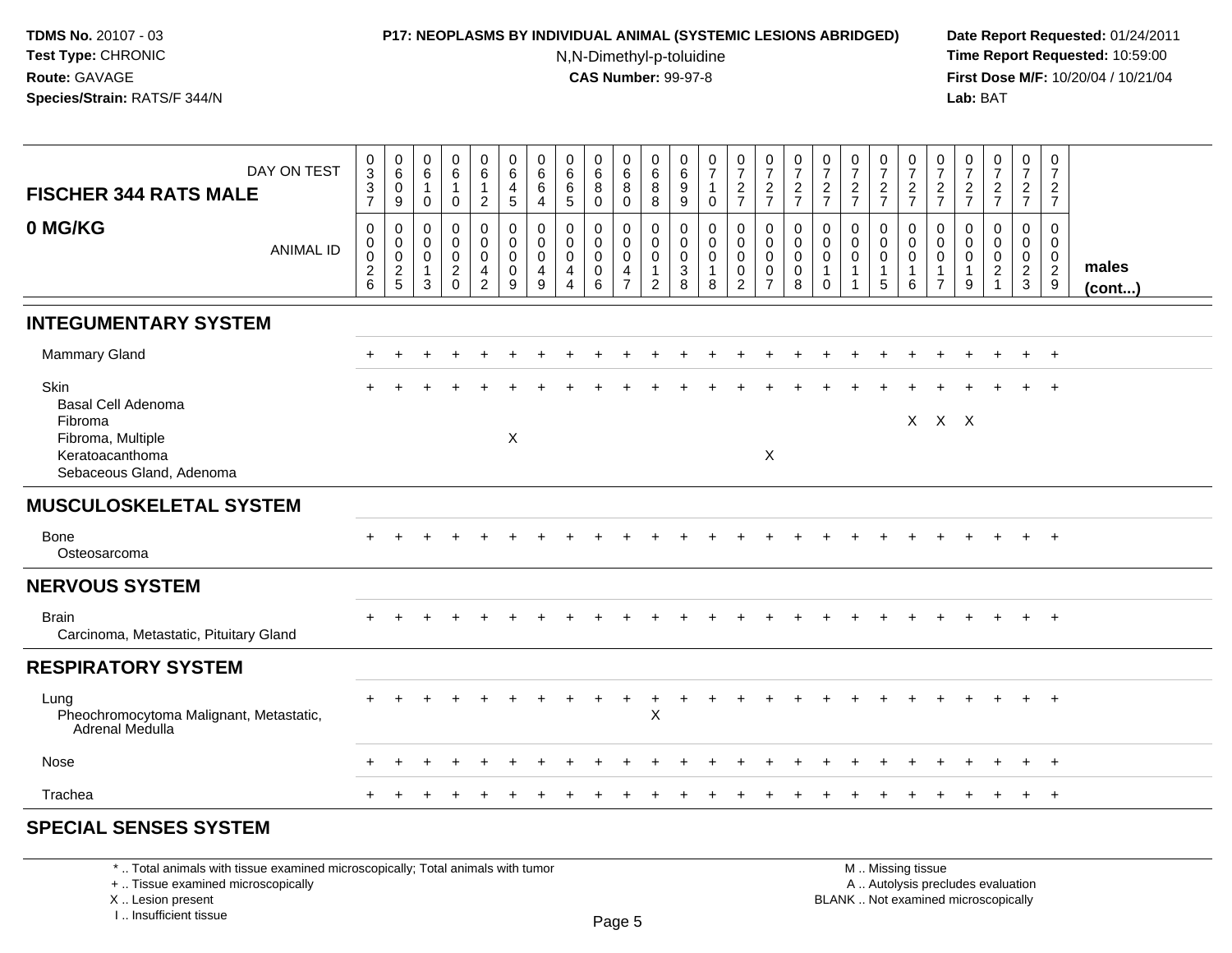**TDMS No.** 20107 - 03
**Test Type:** CHRONIC
**Route:** GAVAGE
**Species/Strain:** RATS/F 344/N

**P17: NEOPLASMS BY INDIVIDUAL ANIMAL (SYSTEMIC LESIONS ABRIDGED)**
N,N-Dimethyl-p-toluidine
**CAS Number:** 99-97-8

**Date Report Requested:** 01/24/2011
**Time Report Requested:** 10:59:00
**First Dose M/F:** 10/20/04 / 10/21/04
**Lab:** BAT

| FISCHER 344 RATS MALE — DAY ON TEST | 0337 | 0609 | 0610 | 0610 | 0612 | 0645 | 0664 | 0665 | 0680 | 0680 | 0688 | 0699 | 0710 | 0727 | 0727 | 0727 | 0727 | 0727 | 0727 | 0727 | 0727 | 0727 | 0727 | 0727 | 0727 | |
|---|---|---|---|---|---|---|---|---|---|---|---|---|---|---|---|---|---|---|---|---|---|---|---|---|---|---|
| **0 MG/KG** — ANIMAL ID | 0026 | 0025 | 0013 | 0020 | 0042 | 0009 | 0049 | 0044 | 0006 | 0047 | 0012 | 0038 | 0018 | 0002 | 0007 | 0008 | 0010 | 0011 | 0015 | 0016 | 0017 | 0019 | 0021 | 0023 | 0029 | **males (cont...)** |
| **INTEGUMENTARY SYSTEM** | | | | | | | | | | | | | | | | | | | | | | | | | | |
| Mammary Gland | + | + | + | + | + | + | + | + | + | + | + | + | + | + | + | + | + | + | + | + | + | + | + | + | + | |
| Skin | + | + | + | + | + | + | + | + | + | + | + | + | + | + | + | + | + | + | + | + | + | + | + | + | + | |
| Basal Cell Adenoma | | | | | | | | | | | | | | | | | | | | | | | | | | |
| Fibroma | | | | | | | | | | | | | | | | | | | | X | X | X | | | | |
| Fibroma, Multiple | | | | | | X | | | | | | | | | | | | | | | | | | | | |
| Keratoacanthoma | | | | | | | | | | | | | | | X | | | | | | | | | | | |
| Sebaceous Gland, Adenoma | | | | | | | | | | | | | | | | | | | | | | | | | | |
| **MUSCULOSKELETAL SYSTEM** | | | | | | | | | | | | | | | | | | | | | | | | | | |
| Bone | + | + | + | + | + | + | + | + | + | + | + | + | + | + | + | + | + | + | + | + | + | + | + | + | + | |
| Osteosarcoma | | | | | | | | | | | | | | | | | | | | | | | | | | |
| **NERVOUS SYSTEM** | | | | | | | | | | | | | | | | | | | | | | | | | | |
| Brain | + | + | + | + | + | + | + | + | + | + | + | + | + | + | + | + | + | + | + | + | + | + | + | + | + | |
| Carcinoma, Metastatic, Pituitary Gland | | | | | | | | | | | | | | | | | | | | | | | | | | |
| **RESPIRATORY SYSTEM** | | | | | | | | | | | | | | | | | | | | | | | | | | |
| Lung | + | + | + | + | + | + | + | + | + | + | + | + | + | + | + | + | + | + | + | + | + | + | + | + | + | |
| Pheochromocytoma Malignant, Metastatic, Adrenal Medulla | | | | | | | | | | | X | | | | | | | | | | | | | | | |
| Nose | + | + | + | + | + | + | + | + | + | + | + | + | + | + | + | + | + | + | + | + | + | + | + | + | + | |
| Trachea | + | + | + | + | + | + | + | + | + | + | + | + | + | + | + | + | + | + | + | + | + | + | + | + | + | |
| **SPECIAL SENSES SYSTEM** | | | | | | | | | | | | | | | | | | | | | | | | | | |

\* .. Total animals with tissue examined microscopically; Total animals with tumor
\+ .. Tissue examined microscopically
X .. Lesion present
I .. Insufficient tissue

M .. Missing tissue
A .. Autolysis precludes evaluation
BLANK .. Not examined microscopically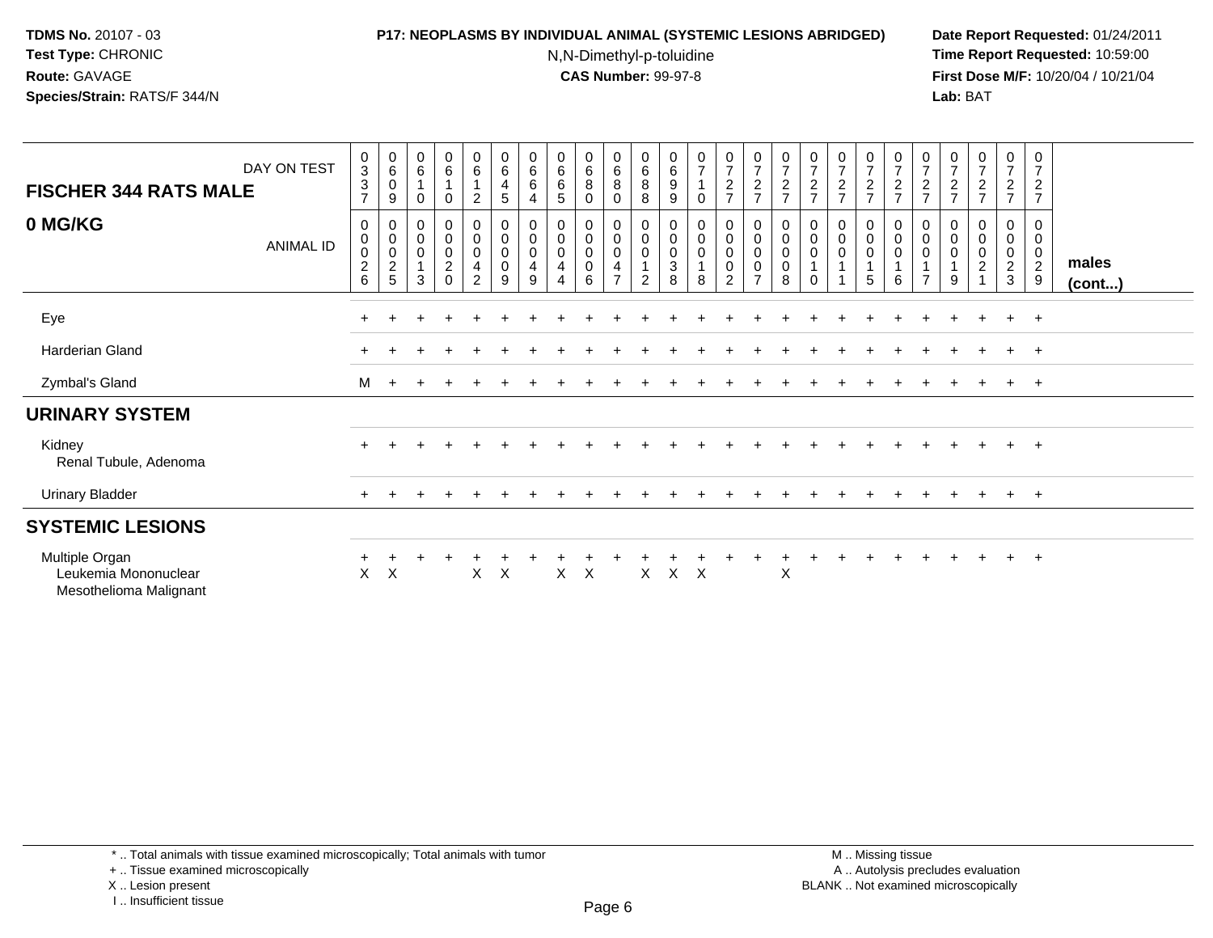**TDMS No.** 20107 - 03
**Test Type:** CHRONIC
**Route:** GAVAGE
**Species/Strain:** RATS/F 344/N

**P17: NEOPLASMS BY INDIVIDUAL ANIMAL (SYSTEMIC LESIONS ABRIDGED)**
N,N-Dimethyl-p-toluidine
**CAS Number:** 99-97-8

**Date Report Requested:** 01/24/2011
**Time Report Requested:** 10:59:00
**First Dose M/F:** 10/20/04 / 10/21/04
**Lab:** BAT

| FISCHER 344 RATS MALE — DAY ON TEST | 0337 | 0609 | 0610 | 0610 | 0612 | 0645 | 0664 | 0665 | 0680 | 0680 | 0688 | 0699 | 0710 | 0727 | 0727 | 0727 | 0727 | 0727 | 0727 | 0727 | 0727 | 0727 | 0727 | 0727 | 0727 | |
|---|---|---|---|---|---|---|---|---|---|---|---|---|---|---|---|---|---|---|---|---|---|---|---|---|---|---|
| **0 MG/KG** — ANIMAL ID | 00026 | 00025 | 00013 | 00020 | 00042 | 00009 | 00049 | 00044 | 00006 | 00047 | 00012 | 00038 | 00018 | 00002 | 00007 | 00008 | 00010 | 00011 | 00015 | 00016 | 00017 | 00019 | 00021 | 00023 | 00029 | **males (cont...)** |
| Eye | + | + | + | + | + | + | + | + | + | + | + | + | + | + | + | + | + | + | + | + | + | + | + | + | + | |
| Harderian Gland | + | + | + | + | + | + | + | + | + | + | + | + | + | + | + | + | + | + | + | + | + | + | + | + | + | |
| Zymbal's Gland | M | + | + | + | + | + | + | + | + | + | + | + | + | + | + | + | + | + | + | + | + | + | + | + | + | |
| **URINARY SYSTEM** | | | | | | | | | | | | | | | | | | | | | | | | | | |
| Kidney | + | + | + | + | + | + | + | + | + | + | + | + | + | + | + | + | + | + | + | + | + | + | + | + | + | |
| Renal Tubule, Adenoma | | | | | | | | | | | | | | | | | | | | | | | | | | |
| Urinary Bladder | + | + | + | + | + | + | + | + | + | + | + | + | + | + | + | + | + | + | + | + | + | + | + | + | + | |
| **SYSTEMIC LESIONS** | | | | | | | | | | | | | | | | | | | | | | | | | | |
| Multiple Organ | + | + | + | + | + | + | + | + | + | + | + | + | + | + | + | + | + | + | + | + | + | + | + | + | + | |
| Leukemia Mononuclear | X | X | | | X | X | | X | X | | X | X | X | | | X | | | | | | | | | | |
| Mesothelioma Malignant | | | | | | | | | | | | | | | | | | | | | | | | | | |

\* .. Total animals with tissue examined microscopically; Total animals with tumor
\+ .. Tissue examined microscopically
X .. Lesion present
I .. Insufficient tissue

M .. Missing tissue
A .. Autolysis precludes evaluation
BLANK .. Not examined microscopically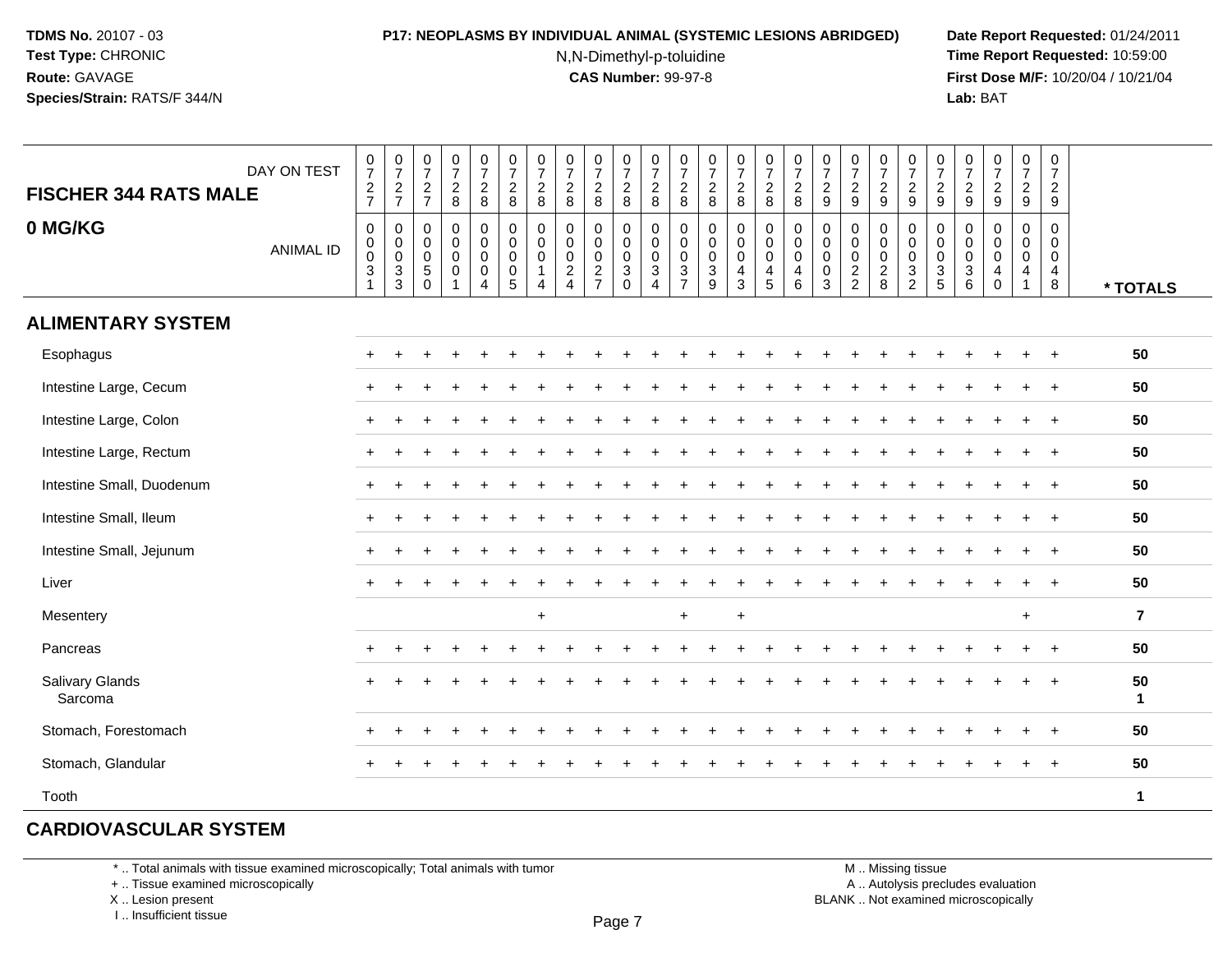**TDMS No.** 20107 - 03
**Test Type:** CHRONIC
**Route:** GAVAGE
**Species/Strain:** RATS/F 344/N

**P17: NEOPLASMS BY INDIVIDUAL ANIMAL (SYSTEMIC LESIONS ABRIDGED)**
N,N-Dimethyl-p-toluidine
**CAS Number:** 99-97-8

**Date Report Requested:** 01/24/2011
**Time Report Requested:** 10:59:00
**First Dose M/F:** 10/20/04 / 10/21/04
**Lab:** BAT

**FISCHER 344 RATS MALE**

**0 MG/KG**

| DAY ON TEST | 0727 | 0727 | 0727 | 0728 | 0728 | 0728 | 0728 | 0728 | 0728 | 0728 | 0728 | 0728 | 0728 | 0728 | 0728 | 0728 | 0729 | 0729 | 0729 | 0729 | 0729 | 0729 | 0729 | 0729 | 0729 | |
|---|---|---|---|---|---|---|---|---|---|---|---|---|---|---|---|---|---|---|---|---|---|---|---|---|---|---|
| **ANIMAL ID** | 00031 | 00033 | 00050 | 00001 | 00004 | 00005 | 00014 | 00024 | 00027 | 00030 | 00034 | 00037 | 00039 | 00043 | 00045 | 00046 | 00003 | 00022 | 00028 | 00032 | 00035 | 00036 | 00040 | 00041 | 00048 | *** TOTALS** |
| **ALIMENTARY SYSTEM** | | | | | | | | | | | | | | | | | | | | | | | | | | |
| Esophagus | + | + | + | + | + | + | + | + | + | + | + | + | + | + | + | + | + | + | + | + | + | + | + | + | + | **50** |
| Intestine Large, Cecum | + | + | + | + | + | + | + | + | + | + | + | + | + | + | + | + | + | + | + | + | + | + | + | + | + | **50** |
| Intestine Large, Colon | + | + | + | + | + | + | + | + | + | + | + | + | + | + | + | + | + | + | + | + | + | + | + | + | + | **50** |
| Intestine Large, Rectum | + | + | + | + | + | + | + | + | + | + | + | + | + | + | + | + | + | + | + | + | + | + | + | + | + | **50** |
| Intestine Small, Duodenum | + | + | + | + | + | + | + | + | + | + | + | + | + | + | + | + | + | + | + | + | + | + | + | + | + | **50** |
| Intestine Small, Ileum | + | + | + | + | + | + | + | + | + | + | + | + | + | + | + | + | + | + | + | + | + | + | + | + | + | **50** |
| Intestine Small, Jejunum | + | + | + | + | + | + | + | + | + | + | + | + | + | + | + | + | + | + | + | + | + | + | + | + | + | **50** |
| Liver | + | + | + | + | + | + | + | + | + | + | + | + | + | + | + | + | + | + | + | + | + | + | + | + | + | **50** |
| Mesentery | | | | | | | + | | | | | + | | + | | | | | | | | | | + | | **7** |
| Pancreas | + | + | + | + | + | + | + | + | + | + | + | + | + | + | + | + | + | + | + | + | + | + | + | + | + | **50** |
| Salivary Glands | + | + | + | + | + | + | + | + | + | + | + | + | + | + | + | + | + | + | + | + | + | + | + | + | + | **50** |
| Sarcoma | | | | | | | | | | | | | | | | | | | | | | | | | | **1** |
| Stomach, Forestomach | + | + | + | + | + | + | + | + | + | + | + | + | + | + | + | + | + | + | + | + | + | + | + | + | + | **50** |
| Stomach, Glandular | + | + | + | + | + | + | + | + | + | + | + | + | + | + | + | + | + | + | + | + | + | + | + | + | + | **50** |
| Tooth | | | | | | | | | | | | | | | | | | | | | | | | | | **1** |
| **CARDIOVASCULAR SYSTEM** | | | | | | | | | | | | | | | | | | | | | | | | | | |

\* .. Total animals with tissue examined microscopically; Total animals with tumor
\+ .. Tissue examined microscopically
X .. Lesion present
I .. Insufficient tissue

M .. Missing tissue
A .. Autolysis precludes evaluation
BLANK .. Not examined microscopically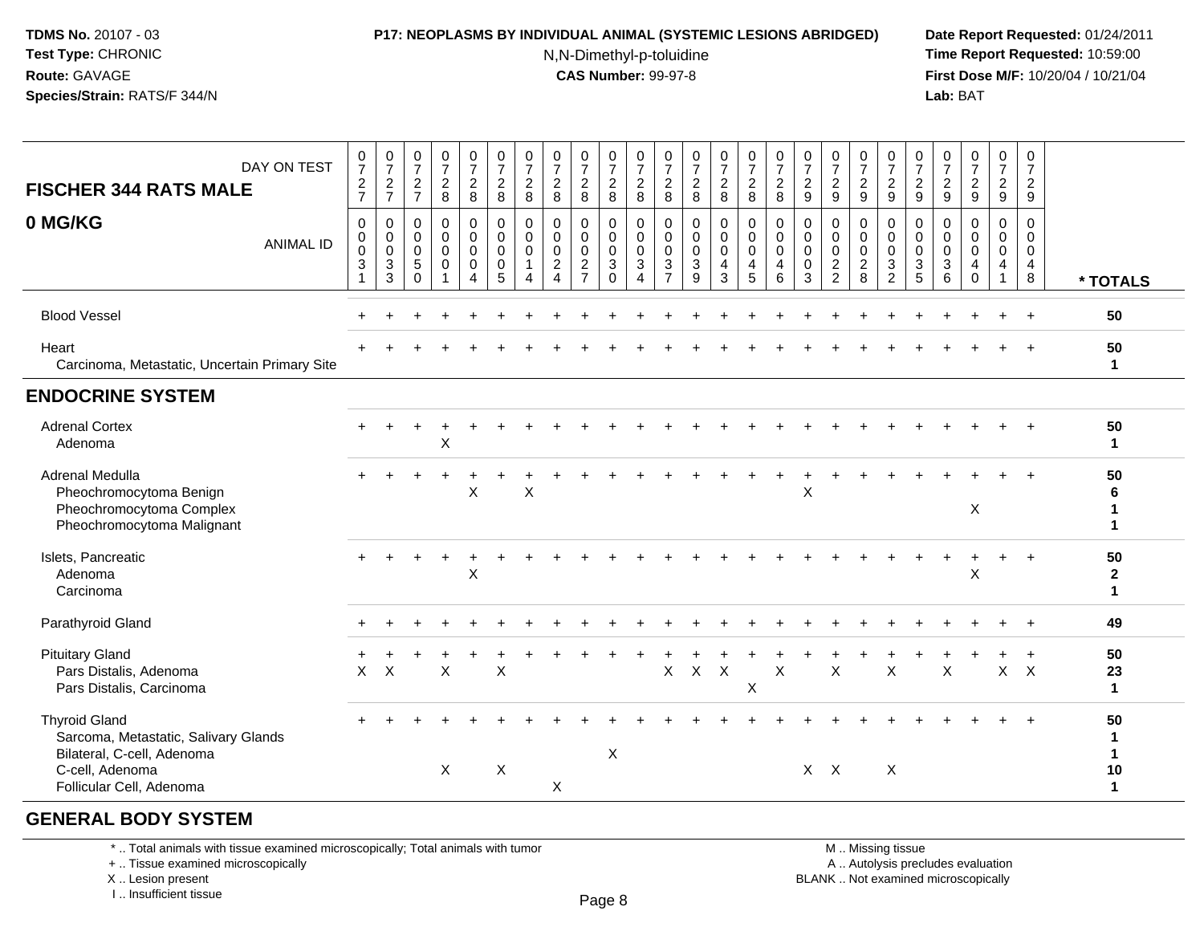**TDMS No.** 20107 - 03
**Test Type:** CHRONIC
**Route:** GAVAGE
**Species/Strain:** RATS/F 344/N

**P17: NEOPLASMS BY INDIVIDUAL ANIMAL (SYSTEMIC LESIONS ABRIDGED)**
N,N-Dimethyl-p-toluidine
**CAS Number:** 99-97-8

**Date Report Requested:** 01/24/2011
**Time Report Requested:** 10:59:00
**First Dose M/F:** 10/20/04 / 10/21/04
**Lab:** BAT

| FISCHER 344 RATS MALE — DAY ON TEST | 0727 | 0727 | 0727 | 0728 | 0728 | 0728 | 0728 | 0728 | 0728 | 0728 | 0728 | 0728 | 0728 | 0728 | 0728 | 0728 | 0729 | 0729 | 0729 | 0729 | 0729 | 0729 | 0729 | 0729 | 0729 | |
|---|---|---|---|---|---|---|---|---|---|---|---|---|---|---|---|---|---|---|---|---|---|---|---|---|---|---|
| **0 MG/KG** — ANIMAL ID | 0031 | 0033 | 0050 | 0001 | 0004 | 0005 | 0014 | 0024 | 0027 | 0030 | 0034 | 0037 | 0039 | 0043 | 0045 | 0046 | 0003 | 0022 | 0028 | 0032 | 0035 | 0036 | 0040 | 0041 | 0048 | **\* TOTALS** |
| Blood Vessel | + | + | + | + | + | + | + | + | + | + | + | + | + | + | + | + | + | + | + | + | + | + | + | + | + | **50** |
| Heart | + | + | + | + | + | + | + | + | + | + | + | + | + | + | + | + | + | + | + | + | + | + | + | + | + | **50** |
| Carcinoma, Metastatic, Uncertain Primary Site | | | | | | | | | | | | | | | | | | | | | | | | | | **1** |
| **ENDOCRINE SYSTEM** | | | | | | | | | | | | | | | | | | | | | | | | | | |
| Adrenal Cortex | + | + | + | + | + | + | + | + | + | + | + | + | + | + | + | + | + | + | + | + | + | + | + | + | + | **50** |
| Adenoma | | | | X | | | | | | | | | | | | | | | | | | | | | | **1** |
| Adrenal Medulla | + | + | + | + | + | + | + | + | + | + | + | + | + | + | + | + | + | + | + | + | + | + | + | + | + | **50** |
| Pheochromocytoma Benign | | | | | X | | X | | | | | | | | | | X | | | | | | | | | **6** |
| Pheochromocytoma Complex | | | | | | | | | | | | | | | | | | | | | | | X | | | **1** |
| Pheochromocytoma Malignant | | | | | | | | | | | | | | | | | | | | | | | | | | **1** |
| Islets, Pancreatic | + | + | + | + | + | + | + | + | + | + | + | + | + | + | + | + | + | + | + | + | + | + | + | + | + | **50** |
| Adenoma | | | | | X | | | | | | | | | | | | | | | | | | X | | | **2** |
| Carcinoma | | | | | | | | | | | | | | | | | | | | | | | | | | **1** |
| Parathyroid Gland | + | + | + | + | + | + | + | + | + | + | + | + | + | + | + | + | + | + | + | + | + | + | + | + | + | **49** |
| Pituitary Gland | + | + | + | + | + | + | + | + | + | + | + | + | + | + | + | + | + | + | + | + | + | + | + | + | + | **50** |
| Pars Distalis, Adenoma | X | X | | X | | X | | | | | | X | X | X | | X | | X | | X | | X | | X | X | **23** |
| Pars Distalis, Carcinoma | | | | | | | | | | | | | | | X | | | | | | | | | | | **1** |
| Thyroid Gland | + | + | + | + | + | + | + | + | + | + | + | + | + | + | + | + | + | + | + | + | + | + | + | + | + | **50** |
| Sarcoma, Metastatic, Salivary Glands | | | | | | | | | | | | | | | | | | | | | | | | | | **1** |
| Bilateral, C-cell, Adenoma | | | | | | | | | | X | | | | | | | | | | | | | | | | **1** |
| C-cell, Adenoma | | | | X | | X | | | | | | | | | | | X | X | | X | | | | | | **10** |
| Follicular Cell, Adenoma | | | | | | | | X | | | | | | | | | | | | | | | | | | **1** |

## GENERAL BODY SYSTEM

\* .. Total animals with tissue examined microscopically; Total animals with tumor
\+ .. Tissue examined microscopically
X .. Lesion present
I .. Insufficient tissue

M .. Missing tissue
A .. Autolysis precludes evaluation
BLANK .. Not examined microscopically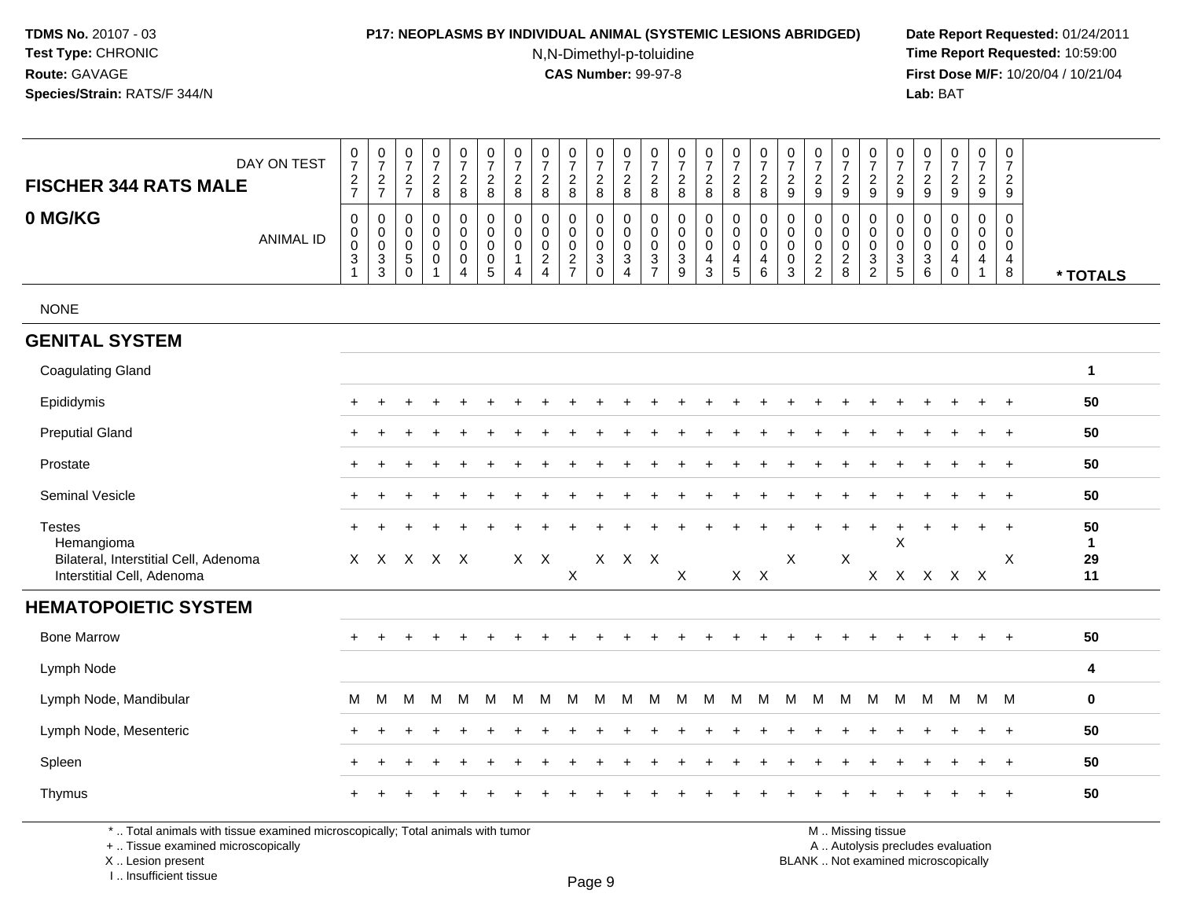**TDMS No.** 20107 - 03
**Test Type:** CHRONIC
**Route:** GAVAGE
**Species/Strain:** RATS/F 344/N

**P17: NEOPLASMS BY INDIVIDUAL ANIMAL (SYSTEMIC LESIONS ABRIDGED)**
N,N-Dimethyl-p-toluidine
**CAS Number:** 99-97-8

**Date Report Requested:** 01/24/2011
**Time Report Requested:** 10:59:00
**First Dose M/F:** 10/20/04 / 10/21/04
**Lab:** BAT

## FISCHER 344 RATS MALE — 0 MG/KG

| DAY ON TEST | 0727 | 0727 | 0727 | 0728 | 0728 | 0728 | 0728 | 0728 | 0728 | 0728 | 0728 | 0728 | 0728 | 0728 | 0728 | 0728 | 0729 | 0729 | 0729 | 0729 | 0729 | 0729 | 0729 | 0729 | 0729 | |
|---|---|---|---|---|---|---|---|---|---|---|---|---|---|---|---|---|---|---|---|---|---|---|---|---|---|---|
| **ANIMAL ID** | 00031 | 00033 | 00050 | 00001 | 00004 | 00005 | 00014 | 00024 | 00027 | 00030 | 00034 | 00037 | 00039 | 00043 | 00045 | 00046 | 00003 | 00022 | 00028 | 00032 | 00035 | 00036 | 00040 | 00041 | 00048 | *** TOTALS** |
| NONE | | | | | | | | | | | | | | | | | | | | | | | | | | |
| **GENITAL SYSTEM** | | | | | | | | | | | | | | | | | | | | | | | | | | |
| Coagulating Gland | | | | | | | | | | | | | | | | | | | | | | | | | | **1** |
| Epididymis | + | + | + | + | + | + | + | + | + | + | + | + | + | + | + | + | + | + | + | + | + | + | + | + | + | **50** |
| Preputial Gland | + | + | + | + | + | + | + | + | + | + | + | + | + | + | + | + | + | + | + | + | + | + | + | + | + | **50** |
| Prostate | + | + | + | + | + | + | + | + | + | + | + | + | + | + | + | + | + | + | + | + | + | + | + | + | + | **50** |
| Seminal Vesicle | + | + | + | + | + | + | + | + | + | + | + | + | + | + | + | + | + | + | + | + | + | + | + | + | + | **50** |
| Testes | + | + | + | + | + | + | + | + | + | + | + | + | + | + | + | + | + | + | + | + | + | + | + | + | + | **50** |
| Hemangioma | | | | | | | | | | | | | | | | | | | | | X | | | | | **1** |
| Bilateral, Interstitial Cell, Adenoma | X | X | X | X | X | | X | X | | X | X | X | | | | | X | | X | | | | | | X | **29** |
| Interstitial Cell, Adenoma | | | | | | | | | X | | | | X | | X | X | | | | X | X | X | X | X | | **11** |
| **HEMATOPOIETIC SYSTEM** | | | | | | | | | | | | | | | | | | | | | | | | | | |
| Bone Marrow | + | + | + | + | + | + | + | + | + | + | + | + | + | + | + | + | + | + | + | + | + | + | + | + | + | **50** |
| Lymph Node | | | | | | | | | | | | | | | | | | | | | | | | | | **4** |
| Lymph Node, Mandibular | M | M | M | M | M | M | M | M | M | M | M | M | M | M | M | M | M | M | M | M | M | M | M | M | M | **0** |
| Lymph Node, Mesenteric | + | + | + | + | + | + | + | + | + | + | + | + | + | + | + | + | + | + | + | + | + | + | + | + | + | **50** |
| Spleen | + | + | + | + | + | + | + | + | + | + | + | + | + | + | + | + | + | + | + | + | + | + | + | + | + | **50** |
| Thymus | + | + | + | + | + | + | + | + | + | + | + | + | + | + | + | + | + | + | + | + | + | + | + | + | + | **50** |

* .. Total animals with tissue examined microscopically; Total animals with tumor
+ .. Tissue examined microscopically
X .. Lesion present
I .. Insufficient tissue

M .. Missing tissue
A .. Autolysis precludes evaluation
BLANK .. Not examined microscopically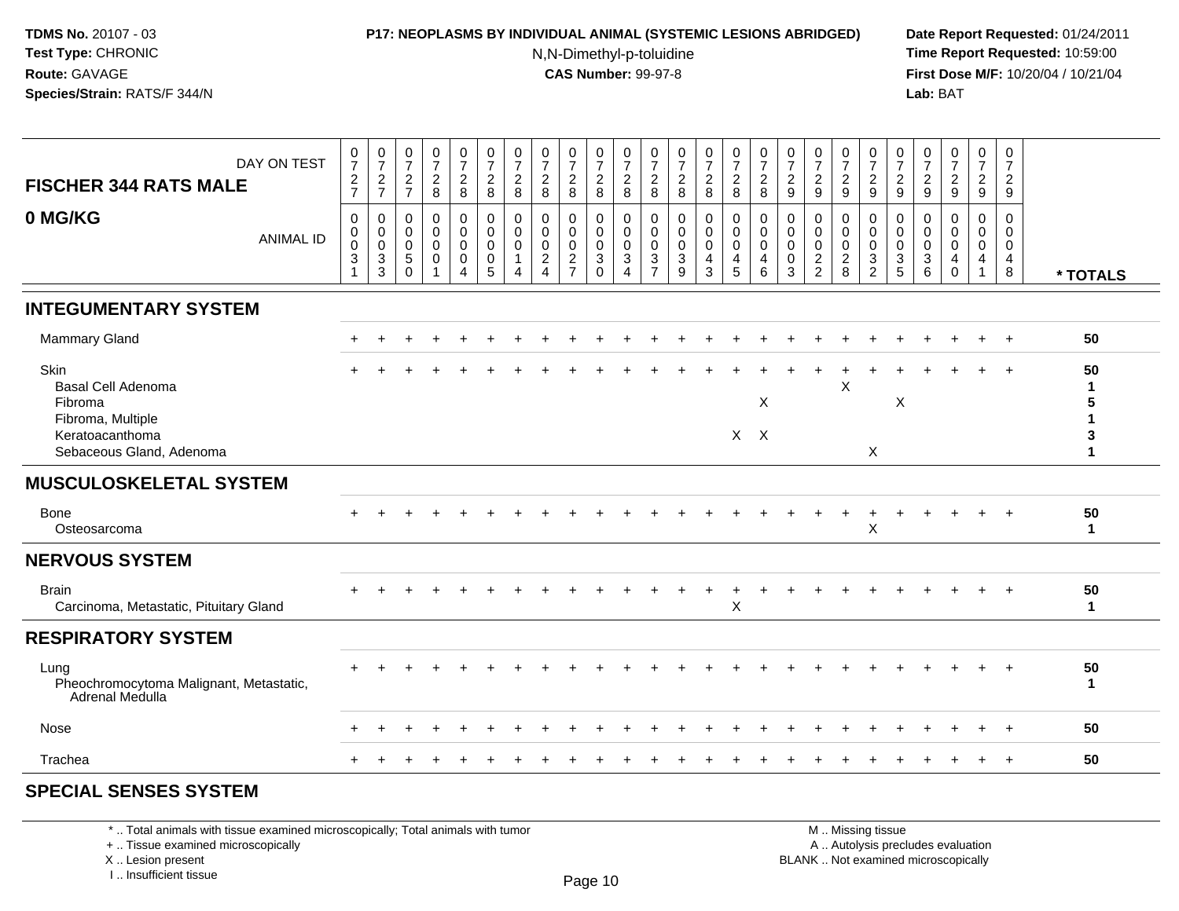**TDMS No.** 20107 - 03
**Test Type:** CHRONIC
**Route:** GAVAGE
**Species/Strain:** RATS/F 344/N

**P17: NEOPLASMS BY INDIVIDUAL ANIMAL (SYSTEMIC LESIONS ABRIDGED)**
N,N-Dimethyl-p-toluidine
**CAS Number:** 99-97-8

**Date Report Requested:** 01/24/2011
**Time Report Requested:** 10:59:00
**First Dose M/F:** 10/20/04 / 10/21/04
**Lab:** BAT

## FISCHER 344 RATS MALE 0 MG/KG

| DAY ON TEST | 727 | 727 | 727 | 728 | 728 | 728 | 728 | 728 | 728 | 728 | 728 | 728 | 728 | 728 | 728 | 728 | 729 | 729 | 729 | 729 | 729 | 729 | 729 | 729 | 729 | |
|---|---|---|---|---|---|---|---|---|---|---|---|---|---|---|---|---|---|---|---|---|---|---|---|---|---|---|
| **ANIMAL ID** | 0031 | 0033 | 0050 | 0001 | 0004 | 0005 | 0014 | 0024 | 0027 | 0030 | 0034 | 0037 | 0039 | 0043 | 0045 | 0046 | 0003 | 0022 | 0028 | 0032 | 0035 | 0036 | 0040 | 0041 | 0048 | *** TOTALS** |
| **INTEGUMENTARY SYSTEM** | | | | | | | | | | | | | | | | | | | | | | | | | | |
| Mammary Gland | + | + | + | + | + | + | + | + | + | + | + | + | + | + | + | + | + | + | + | + | + | + | + | + | + | 50 |
| Skin | + | + | + | + | + | + | + | + | + | + | + | + | + | + | + | + | + | + | + | + | + | + | + | + | + | 50 |
| Basal Cell Adenoma | | | | | | | | | | | | | | | | | | | X | | | | | | | 1 |
| Fibroma | | | | | | | | | | | | | | | | X | | | | | X | | | | | 5 |
| Fibroma, Multiple | | | | | | | | | | | | | | | | | | | | | | | | | | 1 |
| Keratoacanthoma | | | | | | | | | | | | | | | X | X | | | | | | | | | | 3 |
| Sebaceous Gland, Adenoma | | | | | | | | | | | | | | | | | | | | X | | | | | | 1 |
| **MUSCULOSKELETAL SYSTEM** | | | | | | | | | | | | | | | | | | | | | | | | | | |
| Bone | + | + | + | + | + | + | + | + | + | + | + | + | + | + | + | + | + | + | + | + | + | + | + | + | + | 50 |
| Osteosarcoma | | | | | | | | | | | | | | | | | | | | X | | | | | | 1 |
| **NERVOUS SYSTEM** | | | | | | | | | | | | | | | | | | | | | | | | | | |
| Brain | + | + | + | + | + | + | + | + | + | + | + | + | + | + | + | + | + | + | + | + | + | + | + | + | + | 50 |
| Carcinoma, Metastatic, Pituitary Gland | | | | | | | | | | | | | | | X | | | | | | | | | | | 1 |
| **RESPIRATORY SYSTEM** | | | | | | | | | | | | | | | | | | | | | | | | | | |
| Lung | + | + | + | + | + | + | + | + | + | + | + | + | + | + | + | + | + | + | + | + | + | + | + | + | + | 50 |
| Pheochromocytoma Malignant, Metastatic, Adrenal Medulla | | | | | | | | | | | | | | | | | | | | | | | | | | 1 |
| Nose | + | + | + | + | + | + | + | + | + | + | + | + | + | + | + | + | + | + | + | + | + | + | + | + | + | 50 |
| Trachea | + | + | + | + | + | + | + | + | + | + | + | + | + | + | + | + | + | + | + | + | + | + | + | + | + | 50 |
| **SPECIAL SENSES SYSTEM** | | | | | | | | | | | | | | | | | | | | | | | | | | |

* .. Total animals with tissue examined microscopically; Total animals with tumor
+ .. Tissue examined microscopically
X .. Lesion present
I .. Insufficient tissue

M .. Missing tissue
A .. Autolysis precludes evaluation
BLANK .. Not examined microscopically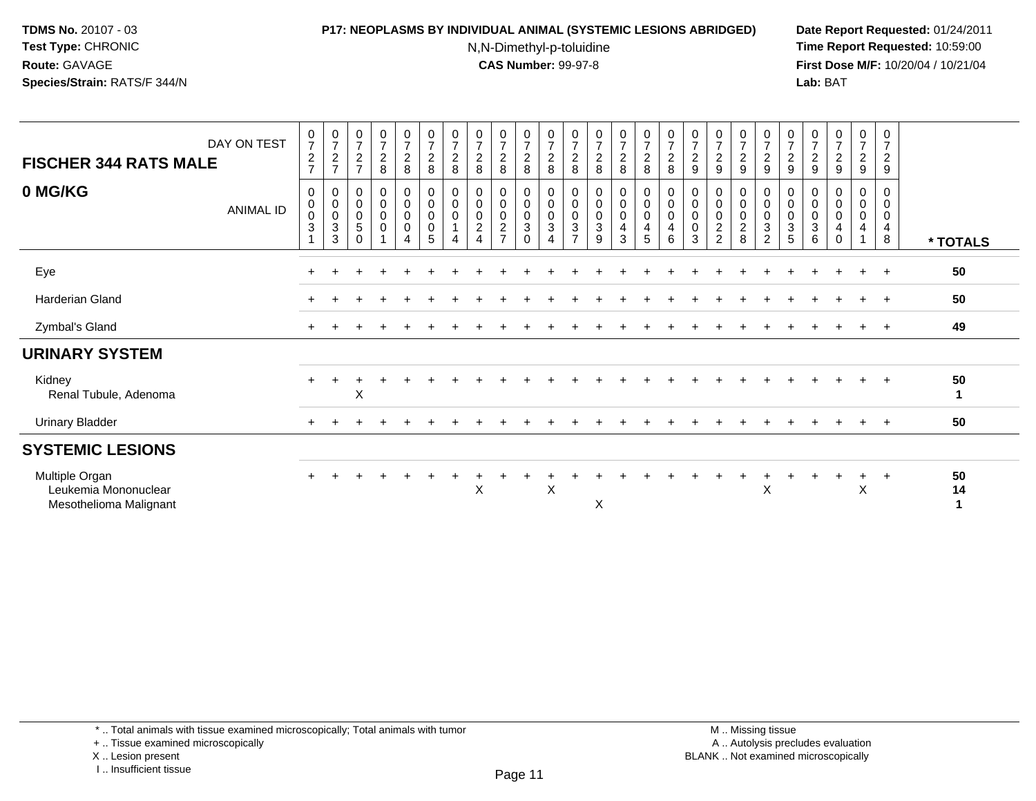**TDMS No.** 20107 - 03
**Test Type:** CHRONIC
**Route:** GAVAGE
**Species/Strain:** RATS/F 344/N

**P17: NEOPLASMS BY INDIVIDUAL ANIMAL (SYSTEMIC LESIONS ABRIDGED)**
N,N-Dimethyl-p-toluidine
**CAS Number:** 99-97-8

**Date Report Requested:** 01/24/2011
**Time Report Requested:** 10:59:00
**First Dose M/F:** 10/20/04 / 10/21/04
**Lab:** BAT

| FISCHER 344 RATS MALE 0 MG/KG | | | | | | | | | | | | | | | | | | | | | | | | | | |
|---|---|---|---|---|---|---|---|---|---|---|---|---|---|---|---|---|---|---|---|---|---|---|---|---|---|---|
| DAY ON TEST | 0727 | 0727 | 0727 | 0728 | 0728 | 0728 | 0728 | 0728 | 0728 | 0728 | 0728 | 0728 | 0728 | 0728 | 0728 | 0728 | 0729 | 0729 | 0729 | 0729 | 0729 | 0729 | 0729 | 0729 | 0729 | |
| ANIMAL ID | 00031 | 00033 | 00050 | 00001 | 00004 | 00005 | 00014 | 00024 | 00027 | 00030 | 00034 | 00037 | 00039 | 00043 | 00045 | 00046 | 00003 | 00022 | 00028 | 00032 | 00035 | 00036 | 00040 | 00041 | 00048 | * TOTALS |
| Eye | + | + | + | + | + | + | + | + | + | + | + | + | + | + | + | + | + | + | + | + | + | + | + | + | + | 50 |
| Harderian Gland | + | + | + | + | + | + | + | + | + | + | + | + | + | + | + | + | + | + | + | + | + | + | + | + | + | 50 |
| Zymbal's Gland | + | + | + | + | + | + | + | + | + | + | + | + | + | + | + | + | + | + | + | + | + | + | + | + | + | 49 |
| **URINARY SYSTEM** | | | | | | | | | | | | | | | | | | | | | | | | | | |
| Kidney | + | + | + | + | + | + | + | + | + | + | + | + | + | + | + | + | + | + | + | + | + | + | + | + | + | 50 |
| Renal Tubule, Adenoma | | | X | | | | | | | | | | | | | | | | | | | | | | | 1 |
| Urinary Bladder | + | + | + | + | + | + | + | + | + | + | + | + | + | + | + | + | + | + | + | + | + | + | + | + | + | 50 |
| **SYSTEMIC LESIONS** | | | | | | | | | | | | | | | | | | | | | | | | | | |
| Multiple Organ | + | + | + | + | + | + | + | + | + | + | + | + | + | + | + | + | + | + | + | + | + | + | + | + | + | 50 |
| Leukemia Mononuclear | | | | | | | | X | | | X | | | | | | | | | X | | | | X | | 14 |
| Mesothelioma Malignant | | | | | | | | | | | | | X | | | | | | | | | | | | | 1 |

\* .. Total animals with tissue examined microscopically; Total animals with tumor
+ .. Tissue examined microscopically
X .. Lesion present
I .. Insufficient tissue

M .. Missing tissue
A .. Autolysis precludes evaluation
BLANK .. Not examined microscopically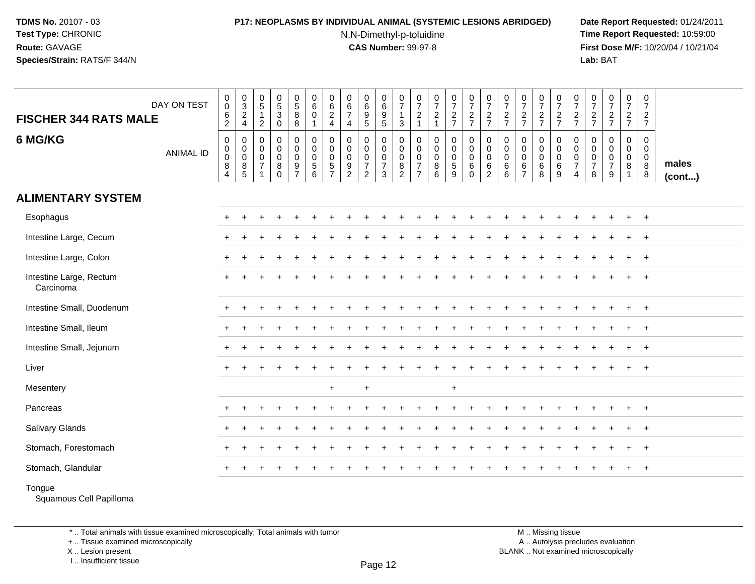**TDMS No.** 20107 - 03
**Test Type:** CHRONIC
**Route:** GAVAGE
**Species/Strain:** RATS/F 344/N

**P17: NEOPLASMS BY INDIVIDUAL ANIMAL (SYSTEMIC LESIONS ABRIDGED)**
N,N-Dimethyl-p-toluidine
**CAS Number:** 99-97-8

**Date Report Requested:** 01/24/2011
**Time Report Requested:** 10:59:00
**First Dose M/F:** 10/20/04 / 10/21/04
**Lab:** BAT

| FISCHER 344 RATS MALE — DAY ON TEST | 0062 | 0324 | 0512 | 0530 | 0588 | 0601 | 0624 | 0674 | 0695 | 0695 | 0713 | 0721 | 0721 | 0727 | 0727 | 0727 | 0727 | 0727 | 0727 | 0727 | 0727 | 0727 | 0727 | 0727 | 0727 | |
|---|---|---|---|---|---|---|---|---|---|---|---|---|---|---|---|---|---|---|---|---|---|---|---|---|---|---|
| **6 MG/KG** — ANIMAL ID | 0084 | 0085 | 0071 | 0080 | 0097 | 0056 | 0057 | 0092 | 0072 | 0073 | 0082 | 0077 | 0086 | 0059 | 0060 | 0062 | 0066 | 0067 | 0068 | 0069 | 0074 | 0078 | 0079 | 0081 | 0088 | **males (cont...)** |
| **ALIMENTARY SYSTEM** | | | | | | | | | | | | | | | | | | | | | | | | | | |
| Esophagus | + | + | + | + | + | + | + | + | + | + | + | + | + | + | + | + | + | + | + | + | + | + | + | + | + | |
| Intestine Large, Cecum | + | + | + | + | + | + | + | + | + | + | + | + | + | + | + | + | + | + | + | + | + | + | + | + | + | |
| Intestine Large, Colon | + | + | + | + | + | + | + | + | + | + | + | + | + | + | + | + | + | + | + | + | + | + | + | + | + | |
| Intestine Large, Rectum | + | + | + | + | + | + | + | + | + | + | + | + | + | + | + | + | + | + | + | + | + | + | + | + | + | |
| Carcinoma | | | | | | | | | | | | | | | | | | | | | | | | | | |
| Intestine Small, Duodenum | + | + | + | + | + | + | + | + | + | + | + | + | + | + | + | + | + | + | + | + | + | + | + | + | + | |
| Intestine Small, Ileum | + | + | + | + | + | + | + | + | + | + | + | + | + | + | + | + | + | + | + | + | + | + | + | + | + | |
| Intestine Small, Jejunum | + | + | + | + | + | + | + | + | + | + | + | + | + | + | + | + | + | + | + | + | + | + | + | + | + | |
| Liver | + | + | + | + | + | + | + | + | + | + | + | + | + | + | + | + | + | + | + | + | + | + | + | + | + | |
| Mesentery | | | | | | | + | | + | | | | | + | | | | | | | | | | | | |
| Pancreas | + | + | + | + | + | + | + | + | + | + | + | + | + | + | + | + | + | + | + | + | + | + | + | + | + | |
| Salivary Glands | + | + | + | + | + | + | + | + | + | + | + | + | + | + | + | + | + | + | + | + | + | + | + | + | + | |
| Stomach, Forestomach | + | + | + | + | + | + | + | + | + | + | + | + | + | + | + | + | + | + | + | + | + | + | + | + | + | |
| Stomach, Glandular | + | + | + | + | + | + | + | + | + | + | + | + | + | + | + | + | + | + | + | + | + | + | + | + | + | |
| Tongue | | | | | | | | | | | | | | | | | | | | | | | | | | |
| Squamous Cell Papilloma | | | | | | | | | | | | | | | | | | | | | | | | | | |

\* .. Total animals with tissue examined microscopically; Total animals with tumor
\+ .. Tissue examined microscopically
X .. Lesion present
I .. Insufficient tissue

M .. Missing tissue
A .. Autolysis precludes evaluation
BLANK .. Not examined microscopically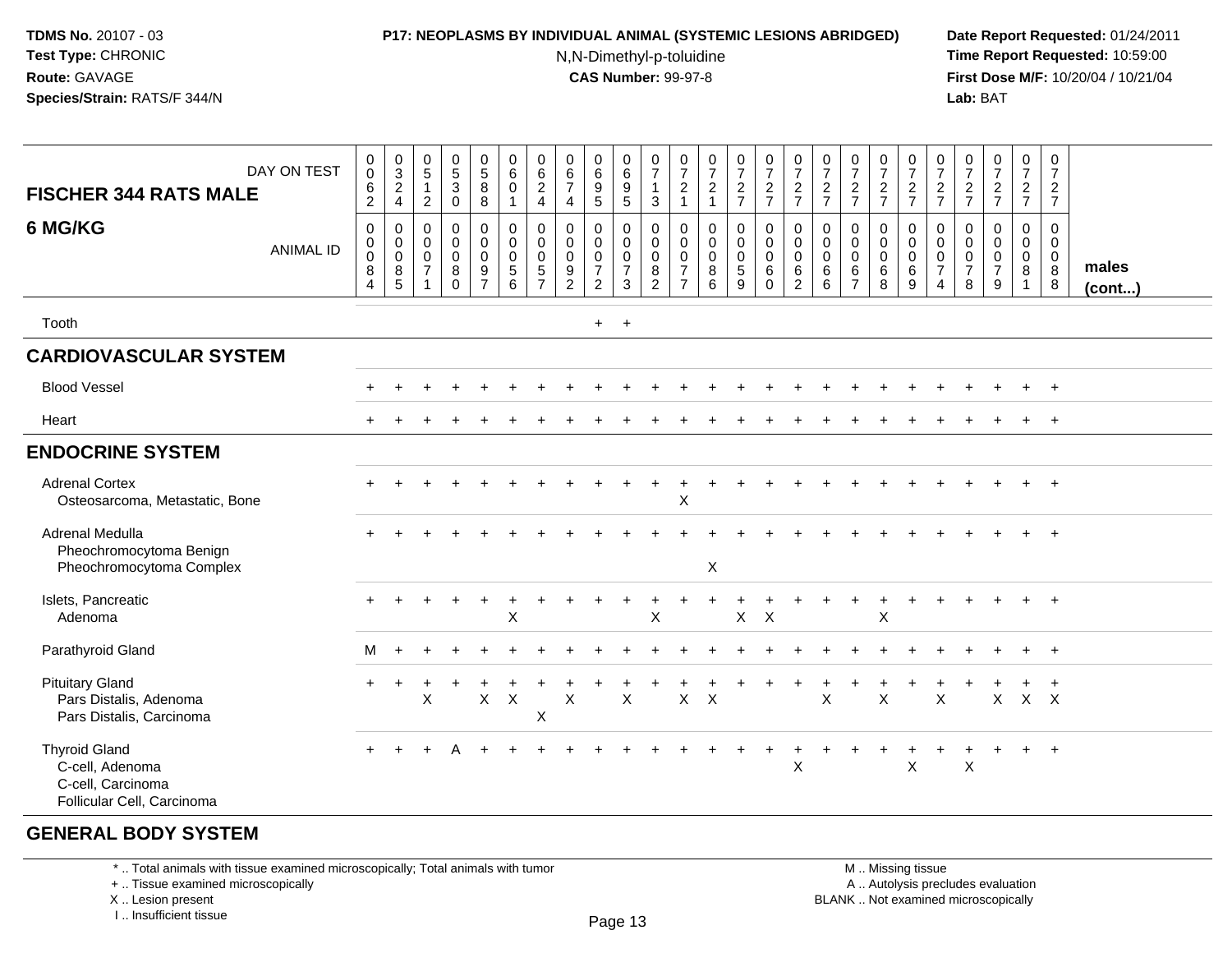**TDMS No.** 20107 - 03
**Test Type:** CHRONIC
**Route:** GAVAGE
**Species/Strain:** RATS/F 344/N

**P17: NEOPLASMS BY INDIVIDUAL ANIMAL (SYSTEMIC LESIONS ABRIDGED)**
N,N-Dimethyl-p-toluidine
**CAS Number:** 99-97-8

**Date Report Requested:** 01/24/2011
**Time Report Requested:** 10:59:00
**First Dose M/F:** 10/20/04 / 10/21/04
**Lab:** BAT

| FISCHER 344 RATS MALE — DAY ON TEST | 0062 | 0324 | 0512 | 0530 | 0588 | 0601 | 0624 | 0674 | 0695 | 0695 | 0713 | 0721 | 0721 | 0727 | 0727 | 0727 | 0727 | 0727 | 0727 | 0727 | 0727 | 0727 | 0727 | 0727 | 0727 | |
|---|---|---|---|---|---|---|---|---|---|---|---|---|---|---|---|---|---|---|---|---|---|---|---|---|---|---|
| **6 MG/KG** — ANIMAL ID | 0084 | 0085 | 0071 | 0080 | 0097 | 0056 | 0057 | 0092 | 0072 | 0073 | 0082 | 0077 | 0086 | 0059 | 0060 | 0062 | 0066 | 0067 | 0068 | 0069 | 0074 | 0078 | 0079 | 0081 | 0088 | **males (cont...)** |
| Tooth | | | | | | | | | + | + | | | | | | | | | | | | | | | | |
| **CARDIOVASCULAR SYSTEM** | | | | | | | | | | | | | | | | | | | | | | | | | | |
| Blood Vessel | + | + | + | + | + | + | + | + | + | + | + | + | + | + | + | + | + | + | + | + | + | + | + | + | + | |
| Heart | + | + | + | + | + | + | + | + | + | + | + | + | + | + | + | + | + | + | + | + | + | + | + | + | + | |
| **ENDOCRINE SYSTEM** | | | | | | | | | | | | | | | | | | | | | | | | | | |
| Adrenal Cortex | + | + | + | + | + | + | + | + | + | + | + | + | + | + | + | + | + | + | + | + | + | + | + | + | + | |
| Osteosarcoma, Metastatic, Bone | | | | | | | | | | | | X | | | | | | | | | | | | | | |
| Adrenal Medulla | + | + | + | + | + | + | + | + | + | + | + | + | + | + | + | + | + | + | + | + | + | + | + | + | + | |
| Pheochromocytoma Benign | | | | | | | | | | | | | | | | | | | | | | | | | | |
| Pheochromocytoma Complex | | | | | | | | | | | | | X | | | | | | | | | | | | | |
| Islets, Pancreatic | + | + | + | + | + | + | + | + | + | + | + | + | + | + | + | + | + | + | + | + | + | + | + | + | + | |
| Adenoma | | | | | | X | | | | | X | | | X | X | | | | X | | | | | | | |
| Parathyroid Gland | M | + | + | + | + | + | + | + | + | + | + | + | + | + | + | + | + | + | + | + | + | + | + | + | + | |
| Pituitary Gland | + | + | + | + | + | + | + | + | + | + | + | + | + | + | + | + | + | + | + | + | + | + | + | + | + | |
| Pars Distalis, Adenoma | | | X | | X | X | | X | | X | | X | X | | | | X | | X | | X | | X | X | X | |
| Pars Distalis, Carcinoma | | | | | | | X | | | | | | | | | | | | | | | | | | | |
| Thyroid Gland | + | + | + | A | + | + | + | + | + | + | + | + | + | + | + | + | + | + | + | + | + | + | + | + | + | |
| C-cell, Adenoma | | | | | | | | | | | | | | | | X | | | | X | | X | | | | |
| C-cell, Carcinoma | | | | | | | | | | | | | | | | | | | | | | | | | | |
| Follicular Cell, Carcinoma | | | | | | | | | | | | | | | | | | | | | | | | | | |
| **GENERAL BODY SYSTEM** | | | | | | | | | | | | | | | | | | | | | | | | | | |

\* .. Total animals with tissue examined microscopically; Total animals with tumor
\+ .. Tissue examined microscopically
X .. Lesion present
I .. Insufficient tissue

M .. Missing tissue
A .. Autolysis precludes evaluation
BLANK .. Not examined microscopically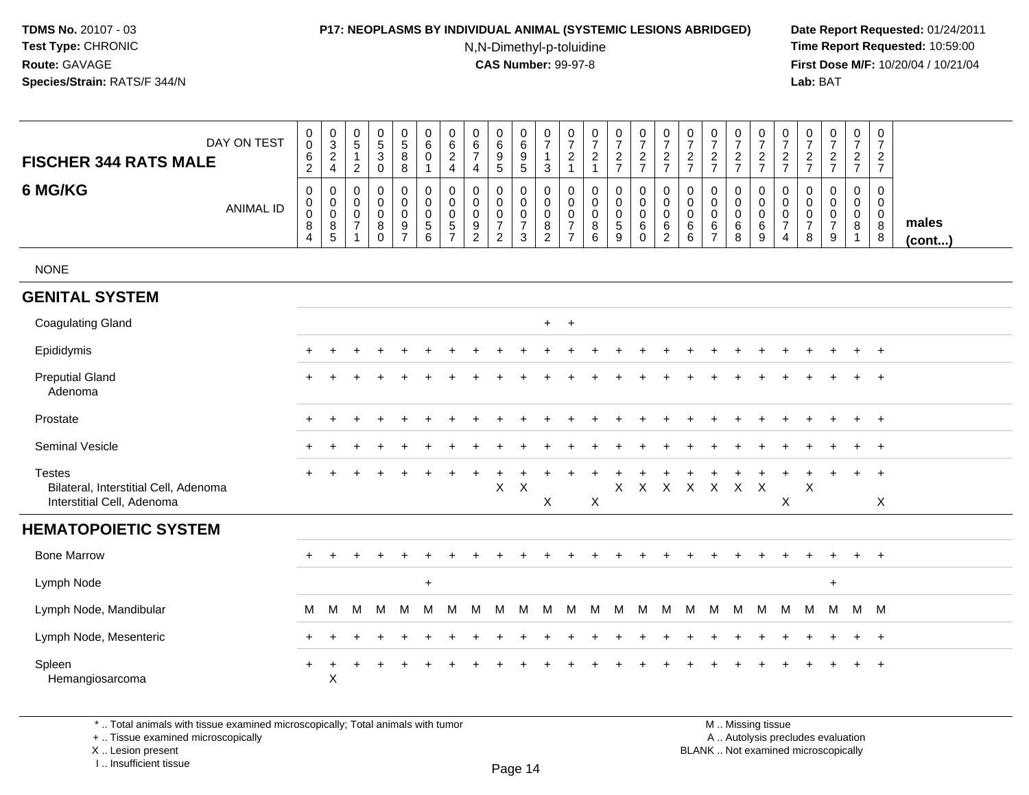**TDMS No.** 20107 - 03
**Test Type:** CHRONIC
**Route:** GAVAGE
**Species/Strain:** RATS/F 344/N

**P17: NEOPLASMS BY INDIVIDUAL ANIMAL (SYSTEMIC LESIONS ABRIDGED)**
N,N-Dimethyl-p-toluidine
**CAS Number:** 99-97-8

**Date Report Requested:** 01/24/2011
**Time Report Requested:** 10:59:00
**First Dose M/F:** 10/20/04 / 10/21/04
**Lab:** BAT

| FISCHER 344 RATS MALE — DAY ON TEST | 0062 | 0324 | 0512 | 0530 | 0588 | 0601 | 0624 | 0674 | 0695 | 0695 | 0713 | 0721 | 0721 | 0727 | 0727 | 0727 | 0727 | 0727 | 0727 | 0727 | 0727 | 0727 | 0727 | 0727 | 0727 | |
|---|---|---|---|---|---|---|---|---|---|---|---|---|---|---|---|---|---|---|---|---|---|---|---|---|---|---|
| **6 MG/KG** — ANIMAL ID | 00084 | 00085 | 00071 | 00080 | 00097 | 00056 | 00057 | 00092 | 00072 | 00073 | 00082 | 00077 | 00086 | 00059 | 00060 | 00062 | 00066 | 00067 | 00068 | 00069 | 00074 | 00078 | 00079 | 00081 | 00088 | **males (cont...)** |
| NONE | | | | | | | | | | | | | | | | | | | | | | | | | | |
| **GENITAL SYSTEM** | | | | | | | | | | | | | | | | | | | | | | | | | | |
| Coagulating Gland | | | | | | | | | | | + | + | | | | | | | | | | | | | | |
| Epididymis | + | + | + | + | + | + | + | + | + | + | + | + | + | + | + | + | + | + | + | + | + | + | + | + | + | |
| Preputial Gland | + | + | + | + | + | + | + | + | + | + | + | + | + | + | + | + | + | + | + | + | + | + | + | + | + | |
| Adenoma | | | | | | | | | | | | | | | | | | | | | | | | | | |
| Prostate | + | + | + | + | + | + | + | + | + | + | + | + | + | + | + | + | + | + | + | + | + | + | + | + | + | |
| Seminal Vesicle | + | + | + | + | + | + | + | + | + | + | + | + | + | + | + | + | + | + | + | + | + | + | + | + | + | |
| Testes | + | + | + | + | + | + | + | + | + | + | + | + | + | + | + | + | + | + | + | + | + | + | + | + | + | |
| Bilateral, Interstitial Cell, Adenoma | | | | | | | | | X | X | | | | X | X | X | X | X | X | X | | X | | | | |
| Interstitial Cell, Adenoma | | | | | | | | | | | X | | X | | | | | | | | X | | | | X | |
| **HEMATOPOIETIC SYSTEM** | | | | | | | | | | | | | | | | | | | | | | | | | | |
| Bone Marrow | + | + | + | + | + | + | + | + | + | + | + | + | + | + | + | + | + | + | + | + | + | + | + | + | + | |
| Lymph Node | | | | | | + | | | | | | | | | | | | | | | | | + | | | |
| Lymph Node, Mandibular | M | M | M | M | M | M | M | M | M | M | M | M | M | M | M | M | M | M | M | M | M | M | M | M | M | |
| Lymph Node, Mesenteric | + | + | + | + | + | + | + | + | + | + | + | + | + | + | + | + | + | + | + | + | + | + | + | + | + | |
| Spleen | + | + | + | + | + | + | + | + | + | + | + | + | + | + | + | + | + | + | + | + | + | + | + | + | + | |
| Hemangiosarcoma | | X | | | | | | | | | | | | | | | | | | | | | | | | |

\* .. Total animals with tissue examined microscopically; Total animals with tumor
\+ .. Tissue examined microscopically
X .. Lesion present
I .. Insufficient tissue

M .. Missing tissue
A .. Autolysis precludes evaluation
BLANK .. Not examined microscopically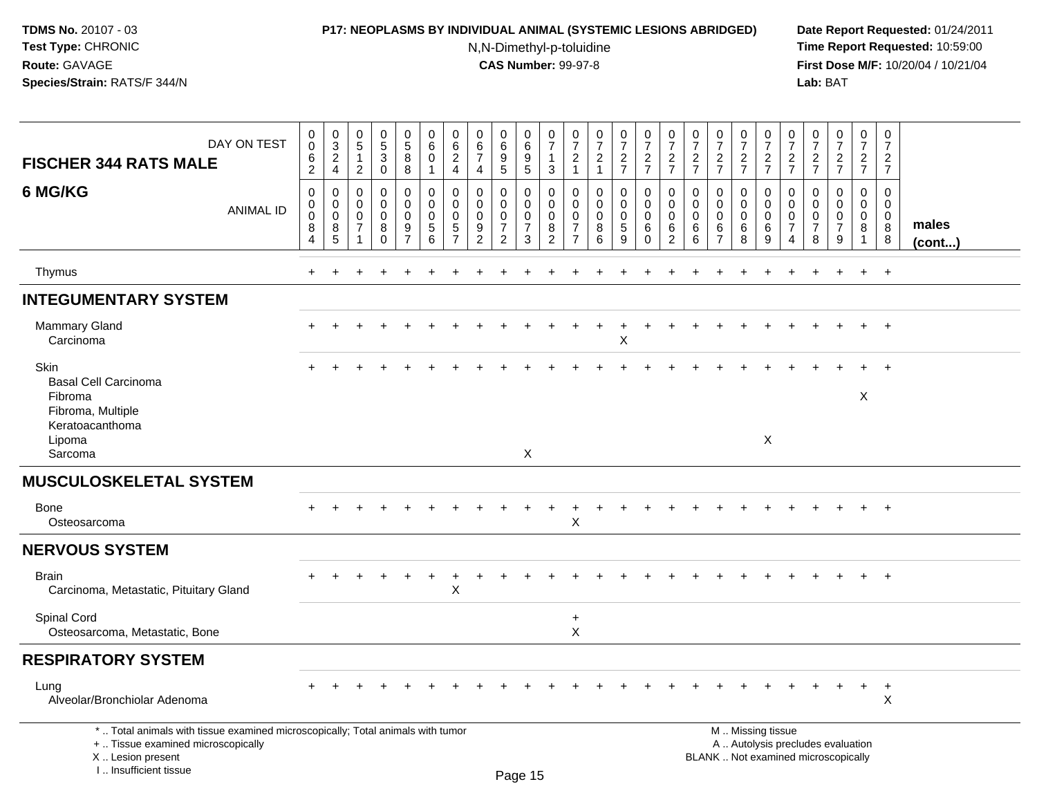TDMS No. 20107 - 03
Test Type: CHRONIC
Route: GAVAGE
Species/Strain: RATS/F 344/N

**P17: NEOPLASMS BY INDIVIDUAL ANIMAL (SYSTEMIC LESIONS ABRIDGED)**
N,N-Dimethyl-p-toluidine
**CAS Number:** 99-97-8

Date Report Requested: 01/24/2011
Time Report Requested: 10:59:00
First Dose M/F: 10/20/04 / 10/21/04
Lab: BAT

| FISCHER 344 RATS MALE — DAY ON TEST | 0062 | 0324 | 0512 | 0530 | 0588 | 0601 | 0624 | 0674 | 0695 | 0695 | 0713 | 0721 | 0721 | 0727 | 0727 | 0727 | 0727 | 0727 | 0727 | 0727 | 0727 | 0727 | 0727 | 0727 | 0727 | |
|---|---|---|---|---|---|---|---|---|---|---|---|---|---|---|---|---|---|---|---|---|---|---|---|---|---|---|
| **6 MG/KG** — ANIMAL ID | 00084 | 00085 | 00071 | 00080 | 00097 | 00056 | 00057 | 00092 | 00072 | 00073 | 00082 | 00077 | 00086 | 00059 | 00060 | 00062 | 00066 | 00067 | 00068 | 00069 | 00074 | 00078 | 00079 | 00081 | 00088 | **males (cont...)** |
| Thymus | + | + | + | + | + | + | + | + | + | + | + | + | + | + | + | + | + | + | + | + | + | + | + | + | + | |
| **INTEGUMENTARY SYSTEM** | | | | | | | | | | | | | | | | | | | | | | | | | | |
| Mammary Gland | + | + | + | + | + | + | + | + | + | + | + | + | + | + | + | + | + | + | + | + | + | + | + | + | + | |
| Carcinoma | | | | | | | | | | | | | | X | | | | | | | | | | | | |
| Skin | + | + | + | + | + | + | + | + | + | + | + | + | + | + | + | + | + | + | + | + | + | + | + | + | + | |
| Basal Cell Carcinoma | | | | | | | | | | | | | | | | | | | | | | | | | | |
| Fibroma | | | | | | | | | | | | | | | | | | | | | | | | X | | |
| Fibroma, Multiple | | | | | | | | | | | | | | | | | | | | | | | | | | |
| Keratoacanthoma | | | | | | | | | | | | | | | | | | | | | | | | | | |
| Lipoma | | | | | | | | | | | | | | | | | | | | X | | | | | | |
| Sarcoma | | | | | | | | | | X | | | | | | | | | | | | | | | | |
| **MUSCULOSKELETAL SYSTEM** | | | | | | | | | | | | | | | | | | | | | | | | | | |
| Bone | + | + | + | + | + | + | + | + | + | + | + | + | + | + | + | + | + | + | + | + | + | + | + | + | + | |
| Osteosarcoma | | | | | | | | | | | | X | | | | | | | | | | | | | | |
| **NERVOUS SYSTEM** | | | | | | | | | | | | | | | | | | | | | | | | | | |
| Brain | + | + | + | + | + | + | + | + | + | + | + | + | + | + | + | + | + | + | + | + | + | + | + | + | + | |
| Carcinoma, Metastatic, Pituitary Gland | | | | | | | X | | | | | | | | | | | | | | | | | | | |
| Spinal Cord | | | | | | | | | | | | + | | | | | | | | | | | | | | |
| Osteosarcoma, Metastatic, Bone | | | | | | | | | | | | X | | | | | | | | | | | | | | |
| **RESPIRATORY SYSTEM** | | | | | | | | | | | | | | | | | | | | | | | | | | |
| Lung | + | + | + | + | + | + | + | + | + | + | + | + | + | + | + | + | + | + | + | + | + | + | + | + | + | |
| Alveolar/Bronchiolar Adenoma | | | | | | | | | | | | | | | | | | | | | | | | | X | |

\* .. Total animals with tissue examined microscopically; Total animals with tumor
\+ .. Tissue examined microscopically
X .. Lesion present
I .. Insufficient tissue

M .. Missing tissue
A .. Autolysis precludes evaluation
BLANK .. Not examined microscopically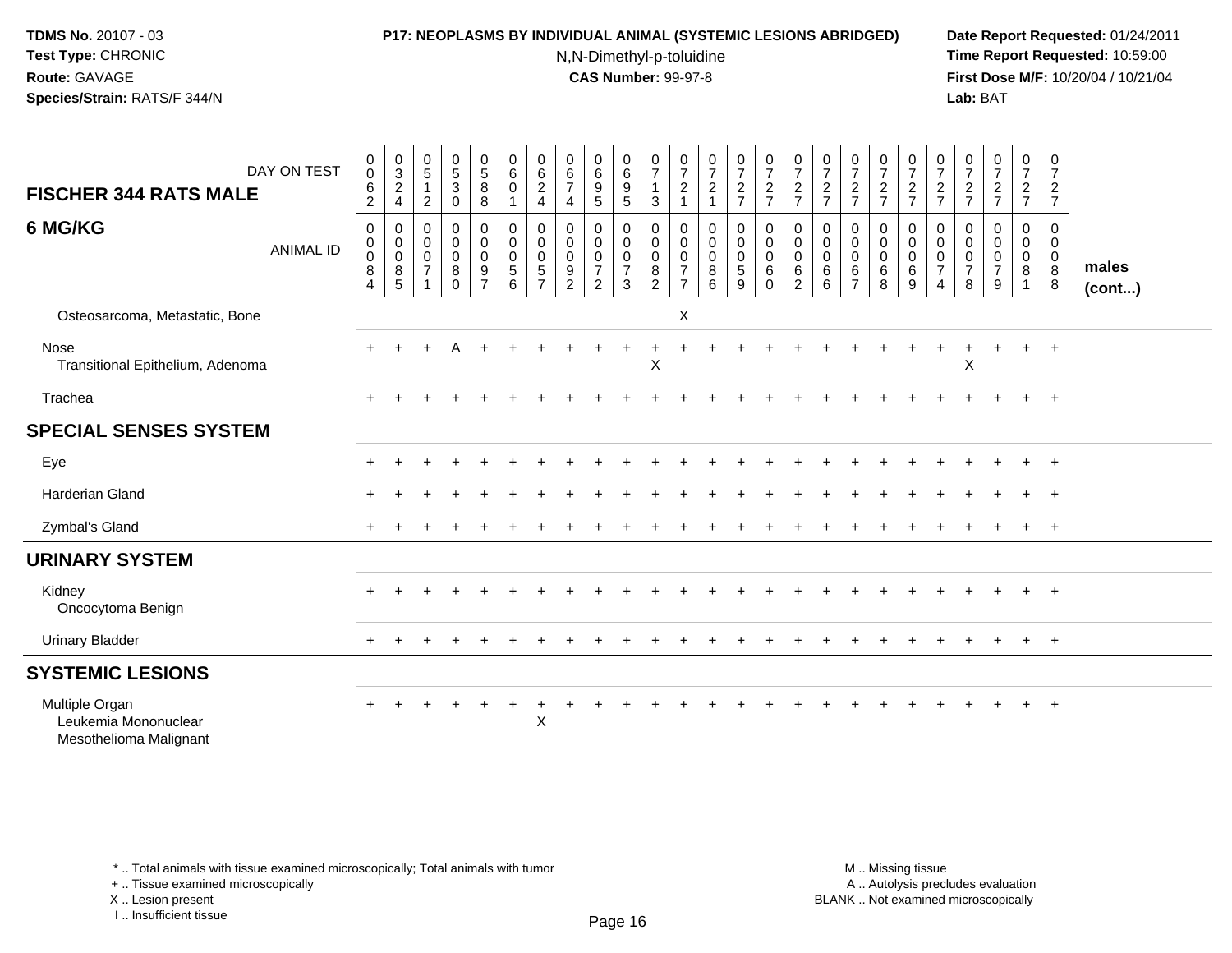**TDMS No.** 20107 - 03
**Test Type:** CHRONIC
**Route:** GAVAGE
**Species/Strain:** RATS/F 344/N

**P17: NEOPLASMS BY INDIVIDUAL ANIMAL (SYSTEMIC LESIONS ABRIDGED)**
N,N-Dimethyl-p-toluidine
**CAS Number:** 99-97-8

**Date Report Requested:** 01/24/2011
**Time Report Requested:** 10:59:00
**First Dose M/F:** 10/20/04 / 10/21/04
**Lab:** BAT

| FISCHER 344 RATS MALE — DAY ON TEST | 0062 | 0324 | 0512 | 0530 | 0588 | 0601 | 0624 | 0674 | 0695 | 0695 | 0713 | 0721 | 0721 | 0727 | 0727 | 0727 | 0727 | 0727 | 0727 | 0727 | 0727 | 0727 | 0727 | 0727 | 0727 | |
|---|---|---|---|---|---|---|---|---|---|---|---|---|---|---|---|---|---|---|---|---|---|---|---|---|---|---|
| **6 MG/KG** — ANIMAL ID | 00084 | 00085 | 00071 | 00080 | 00097 | 00056 | 00057 | 00092 | 00072 | 00073 | 00082 | 00077 | 00086 | 00059 | 00060 | 00062 | 00066 | 00067 | 00068 | 00069 | 00074 | 00078 | 00079 | 00081 | 00088 | **males (cont...)** |
| Osteosarcoma, Metastatic, Bone | | | | | | | | | | | | X | | | | | | | | | | | | | | |
| Nose | + | + | + | A | + | + | + | + | + | + | + | + | + | + | + | + | + | + | + | + | + | + | + | + | + | |
| Transitional Epithelium, Adenoma | | | | | | | | | | | X | | | | | | | | | | | X | | | | |
| Trachea | + | + | + | + | + | + | + | + | + | + | + | + | + | + | + | + | + | + | + | + | + | + | + | + | + | |
| **SPECIAL SENSES SYSTEM** | | | | | | | | | | | | | | | | | | | | | | | | | | |
| Eye | + | + | + | + | + | + | + | + | + | + | + | + | + | + | + | + | + | + | + | + | + | + | + | + | + | |
| Harderian Gland | + | + | + | + | + | + | + | + | + | + | + | + | + | + | + | + | + | + | + | + | + | + | + | + | + | |
| Zymbal's Gland | + | + | + | + | + | + | + | + | + | + | + | + | + | + | + | + | + | + | + | + | + | + | + | + | + | |
| **URINARY SYSTEM** | | | | | | | | | | | | | | | | | | | | | | | | | | |
| Kidney | + | + | + | + | + | + | + | + | + | + | + | + | + | + | + | + | + | + | + | + | + | + | + | + | + | |
| Oncocytoma Benign | | | | | | | | | | | | | | | | | | | | | | | | | | |
| Urinary Bladder | + | + | + | + | + | + | + | + | + | + | + | + | + | + | + | + | + | + | + | + | + | + | + | + | + | |
| **SYSTEMIC LESIONS** | | | | | | | | | | | | | | | | | | | | | | | | | | |
| Multiple Organ | + | + | + | + | + | + | + | + | + | + | + | + | + | + | + | + | + | + | + | + | + | + | + | + | + | |
| Leukemia Mononuclear | | | | | | | X | | | | | | | | | | | | | | | | | | | |
| Mesothelioma Malignant | | | | | | | | | | | | | | | | | | | | | | | | | | |

\* .. Total animals with tissue examined microscopically; Total animals with tumor
\+ .. Tissue examined microscopically
X .. Lesion present
I .. Insufficient tissue

M .. Missing tissue
A .. Autolysis precludes evaluation
BLANK .. Not examined microscopically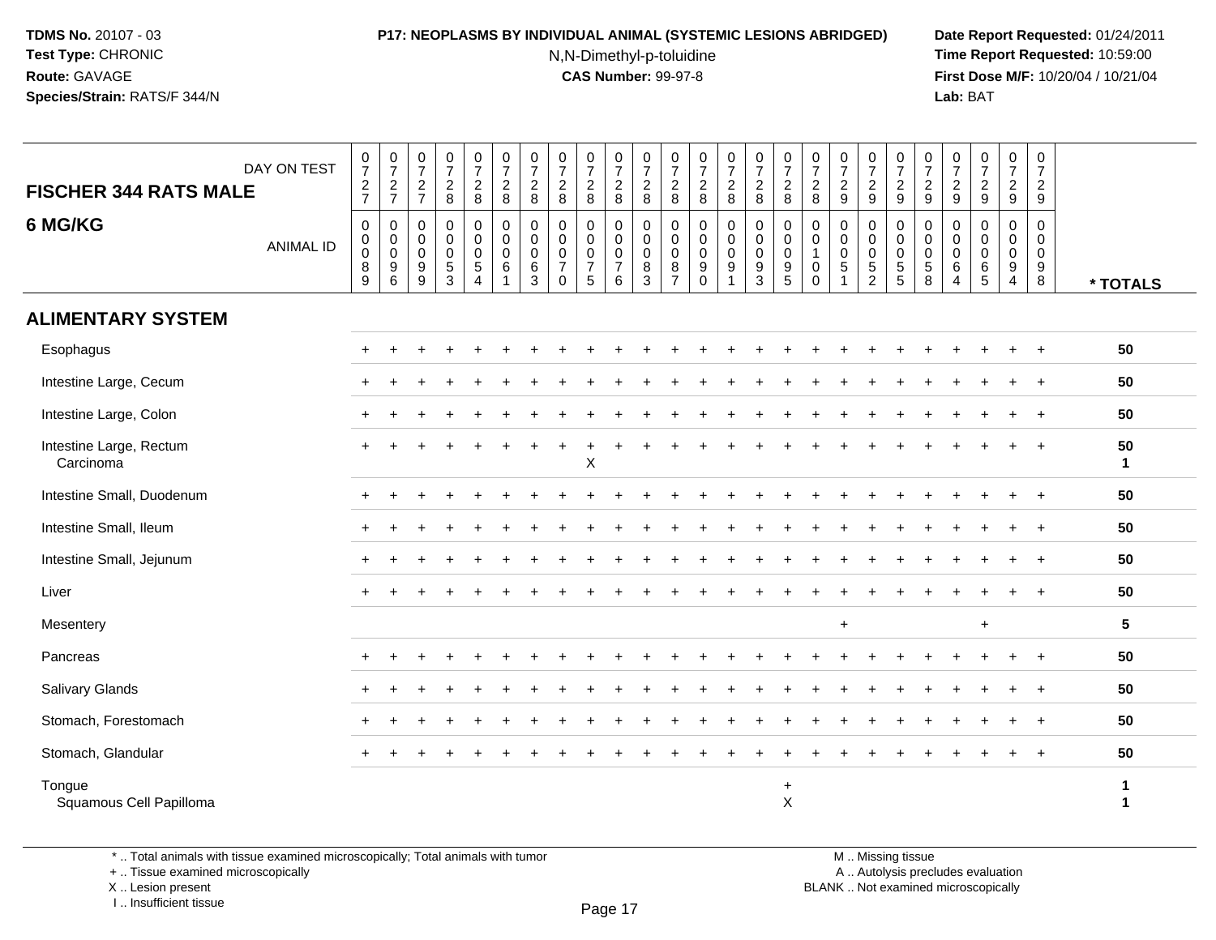**TDMS No.** 20107 - 03
**Test Type:** CHRONIC
**Route:** GAVAGE
**Species/Strain:** RATS/F 344/N

**P17: NEOPLASMS BY INDIVIDUAL ANIMAL (SYSTEMIC LESIONS ABRIDGED)**
N,N-Dimethyl-p-toluidine
**CAS Number:** 99-97-8

**Date Report Requested:** 01/24/2011
**Time Report Requested:** 10:59:00
**First Dose M/F:** 10/20/04 / 10/21/04
**Lab:** BAT

| FISCHER 344 RATS MALE — 6 MG/KG | | | | | | | | | | | | | | | | | | | | | | | | | | |
|---|---|---|---|---|---|---|---|---|---|---|---|---|---|---|---|---|---|---|---|---|---|---|---|---|---|---|
| DAY ON TEST | 0727 | 0727 | 0727 | 0728 | 0728 | 0728 | 0728 | 0728 | 0728 | 0728 | 0728 | 0728 | 0728 | 0728 | 0728 | 0728 | 0728 | 0729 | 0729 | 0729 | 0729 | 0729 | 0729 | 0729 | 0729 | |
| ANIMAL ID | 00089 | 00096 | 00099 | 00053 | 00054 | 00061 | 00063 | 00070 | 00075 | 00076 | 00083 | 00087 | 00090 | 00091 | 00093 | 00095 | 00100 | 00051 | 00052 | 00055 | 00058 | 00064 | 00065 | 00094 | 00098 | * TOTALS |
| **ALIMENTARY SYSTEM** | | | | | | | | | | | | | | | | | | | | | | | | | | |
| Esophagus | + | + | + | + | + | + | + | + | + | + | + | + | + | + | + | + | + | + | + | + | + | + | + | + | + | 50 |
| Intestine Large, Cecum | + | + | + | + | + | + | + | + | + | + | + | + | + | + | + | + | + | + | + | + | + | + | + | + | + | 50 |
| Intestine Large, Colon | + | + | + | + | + | + | + | + | + | + | + | + | + | + | + | + | + | + | + | + | + | + | + | + | + | 50 |
| Intestine Large, Rectum | + | + | + | + | + | + | + | + | + | + | + | + | + | + | + | + | + | + | + | + | + | + | + | + | + | 50 |
| Carcinoma | | | | | | | | | X | | | | | | | | | | | | | | | | | 1 |
| Intestine Small, Duodenum | + | + | + | + | + | + | + | + | + | + | + | + | + | + | + | + | + | + | + | + | + | + | + | + | + | 50 |
| Intestine Small, Ileum | + | + | + | + | + | + | + | + | + | + | + | + | + | + | + | + | + | + | + | + | + | + | + | + | + | 50 |
| Intestine Small, Jejunum | + | + | + | + | + | + | + | + | + | + | + | + | + | + | + | + | + | + | + | + | + | + | + | + | + | 50 |
| Liver | + | + | + | + | + | + | + | + | + | + | + | + | + | + | + | + | + | + | + | + | + | + | + | + | + | 50 |
| Mesentery | | | | | | | | | | | | | | | | | | + | | | | | + | | | 5 |
| Pancreas | + | + | + | + | + | + | + | + | + | + | + | + | + | + | + | + | + | + | + | + | + | + | + | + | + | 50 |
| Salivary Glands | + | + | + | + | + | + | + | + | + | + | + | + | + | + | + | + | + | + | + | + | + | + | + | + | + | 50 |
| Stomach, Forestomach | + | + | + | + | + | + | + | + | + | + | + | + | + | + | + | + | + | + | + | + | + | + | + | + | + | 50 |
| Stomach, Glandular | + | + | + | + | + | + | + | + | + | + | + | + | + | + | + | + | + | + | + | + | + | + | + | + | + | 50 |
| Tongue | | | | | | | | | | | | | | | | + | | | | | | | | | | 1 |
| Squamous Cell Papilloma | | | | | | | | | | | | | | | | X | | | | | | | | | | 1 |

\* .. Total animals with tissue examined microscopically; Total animals with tumor
\+ .. Tissue examined microscopically
X .. Lesion present
I .. Insufficient tissue

M .. Missing tissue
A .. Autolysis precludes evaluation
BLANK .. Not examined microscopically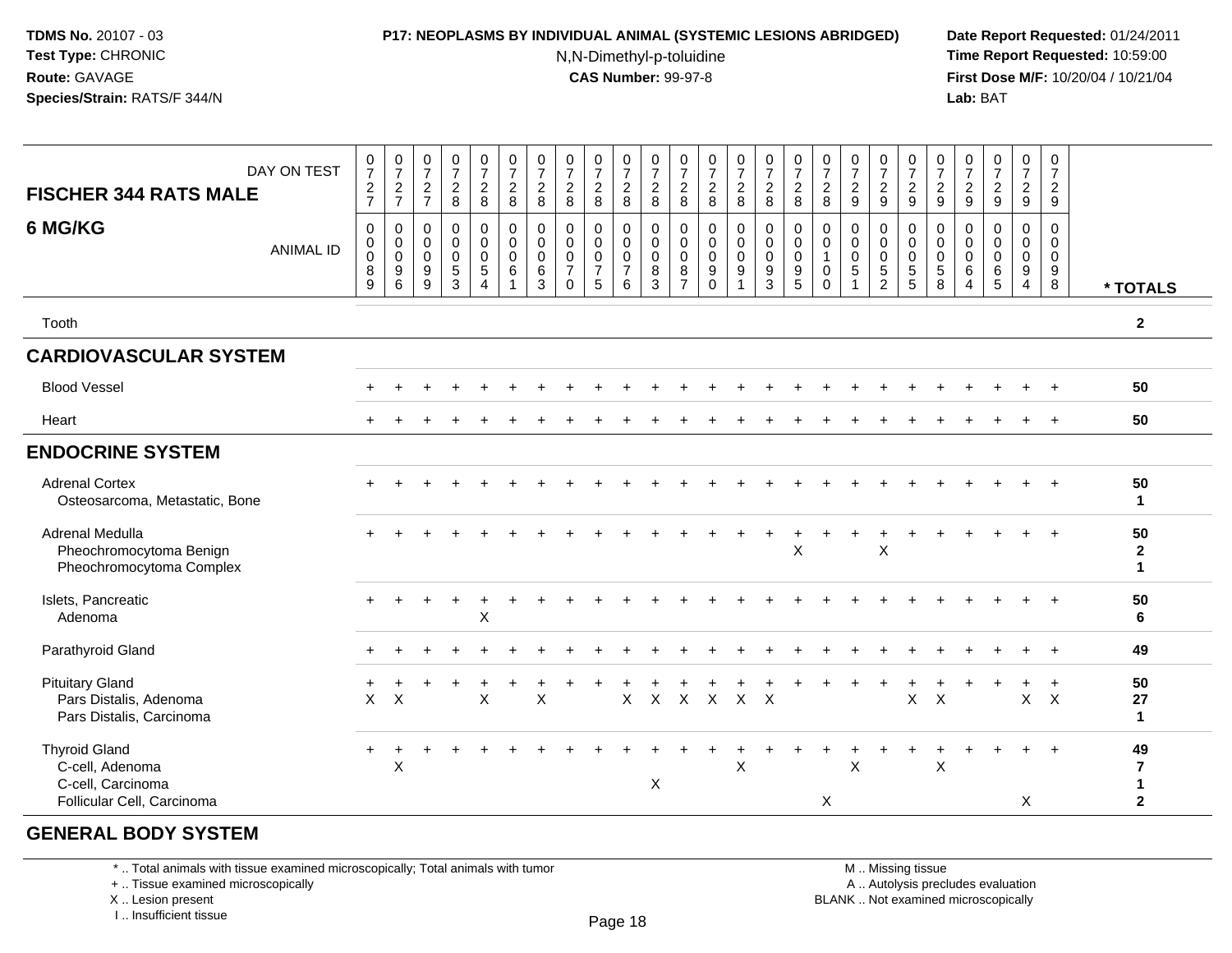**TDMS No.** 20107 - 03
**Test Type:** CHRONIC
**Route:** GAVAGE
**Species/Strain:** RATS/F 344/N

**P17: NEOPLASMS BY INDIVIDUAL ANIMAL (SYSTEMIC LESIONS ABRIDGED)**
N,N-Dimethyl-p-toluidine
**CAS Number:** 99-97-8

**Date Report Requested:** 01/24/2011
**Time Report Requested:** 10:59:00
**First Dose M/F:** 10/20/04 / 10/21/04
**Lab:** BAT

| FISCHER 344 RATS MALE 6 MG/KG — DAY ON TEST | 0727 | 0727 | 0727 | 0728 | 0728 | 0728 | 0728 | 0728 | 0728 | 0728 | 0728 | 0728 | 0728 | 0728 | 0728 | 0728 | 0728 | 0729 | 0729 | 0729 | 0729 | 0729 | 0729 | 0729 | 0729 | |
|---|---|---|---|---|---|---|---|---|---|---|---|---|---|---|---|---|---|---|---|---|---|---|---|---|---|---|
| **ANIMAL ID** | 00089 | 00096 | 00099 | 00053 | 00054 | 00061 | 00063 | 00070 | 00075 | 00076 | 00083 | 00087 | 00090 | 00091 | 00093 | 00095 | 00100 | 00051 | 00052 | 00055 | 00058 | 00064 | 00065 | 00094 | 00098 | *** TOTALS** |
| Tooth | | | | | | | | | | | | | | | | | | | | | | | | | | **2** |
| **CARDIOVASCULAR SYSTEM** | | | | | | | | | | | | | | | | | | | | | | | | | | |
| Blood Vessel | + | + | + | + | + | + | + | + | + | + | + | + | + | + | + | + | + | + | + | + | + | + | + | + | + | **50** |
| Heart | + | + | + | + | + | + | + | + | + | + | + | + | + | + | + | + | + | + | + | + | + | + | + | + | + | **50** |
| **ENDOCRINE SYSTEM** | | | | | | | | | | | | | | | | | | | | | | | | | | |
| Adrenal Cortex | + | + | + | + | + | + | + | + | + | + | + | + | + | + | + | + | + | + | + | + | + | + | + | + | + | **50** |
| Osteosarcoma, Metastatic, Bone | | | | | | | | | | | | | | | | | | | | | | | | | | **1** |
| Adrenal Medulla | + | + | + | + | + | + | + | + | + | + | + | + | + | + | + | + | + | + | + | + | + | + | + | + | + | **50** |
| Pheochromocytoma Benign | | | | | | | | | | | | | | | | X | | | X | | | | | | | **2** |
| Pheochromocytoma Complex | | | | | | | | | | | | | | | | | | | | | | | | | | **1** |
| Islets, Pancreatic | + | + | + | + | + | + | + | + | + | + | + | + | + | + | + | + | + | + | + | + | + | + | + | + | + | **50** |
| Adenoma | | | | | X | | | | | | | | | | | | | | | | | | | | | **6** |
| Parathyroid Gland | + | + | + | + | + | + | + | + | + | + | + | + | + | + | + | + | + | + | + | + | + | + | + | + | + | **49** |
| Pituitary Gland | + | + | + | + | + | + | + | + | + | + | + | + | + | + | + | + | + | + | + | + | + | + | + | + | + | **50** |
| Pars Distalis, Adenoma | X | X | | | X | | X | | | X | X | X | X | X | X | | | | | X | X | | | X | X | **27** |
| Pars Distalis, Carcinoma | | | | | | | | | | | | | | | | | | | | | | | | | | **1** |
| Thyroid Gland | + | + | + | + | + | + | + | + | + | + | + | + | + | + | + | + | + | + | + | + | + | + | + | + | + | **49** |
| C-cell, Adenoma | | X | | | | | | | | | | | | X | | | | X | | | X | | | | | **7** |
| C-cell, Carcinoma | | | | | | | | | | | X | | | | | | | | | | | | | | | **1** |
| Follicular Cell, Carcinoma | | | | | | | | | | | | | | | | | X | | | | | | | X | | **2** |
| **GENERAL BODY SYSTEM** | | | | | | | | | | | | | | | | | | | | | | | | | | |

* .. Total animals with tissue examined microscopically; Total animals with tumor
+ .. Tissue examined microscopically
X .. Lesion present
I .. Insufficient tissue

M .. Missing tissue
A .. Autolysis precludes evaluation
BLANK .. Not examined microscopically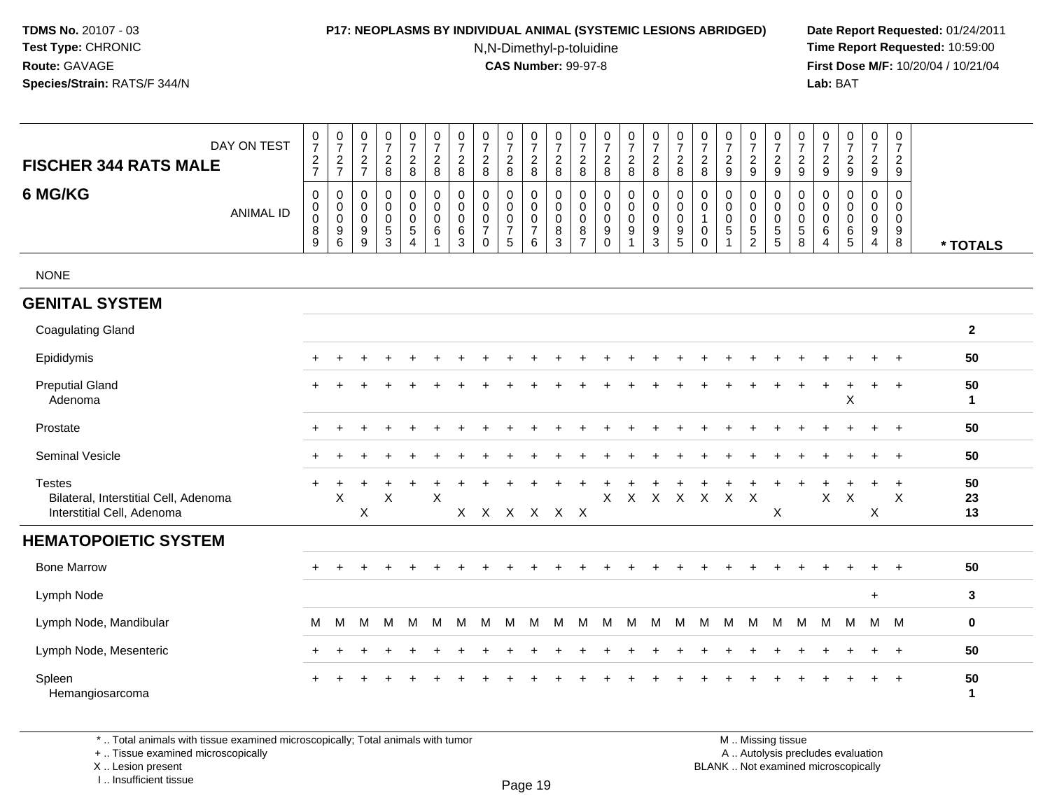TDMS No. 20107 - 03
Test Type: CHRONIC
Route: GAVAGE
Species/Strain: RATS/F 344/N

**P17: NEOPLASMS BY INDIVIDUAL ANIMAL (SYSTEMIC LESIONS ABRIDGED)**

N,N-Dimethyl-p-toluidine

**CAS Number:** 99-97-8

Date Report Requested: 01/24/2011
Time Report Requested: 10:59:00
First Dose M/F: 10/20/04 / 10/21/04
Lab: BAT

| FISCHER 344 RATS MALE 6 MG/KG — DAY ON TEST | 0727 | 0727 | 0727 | 0728 | 0728 | 0728 | 0728 | 0728 | 0728 | 0728 | 0728 | 0728 | 0728 | 0728 | 0728 | 0728 | 0728 | 0729 | 0729 | 0729 | 0729 | 0729 | 0729 | 0729 | 0729 | |
|---|---|---|---|---|---|---|---|---|---|---|---|---|---|---|---|---|---|---|---|---|---|---|---|---|---|---|
| **ANIMAL ID** | 0089 | 0096 | 0099 | 0053 | 0054 | 0061 | 0063 | 0070 | 0075 | 0076 | 0083 | 0087 | 0090 | 0091 | 0093 | 0095 | 0100 | 0051 | 0052 | 0055 | 0058 | 0064 | 0065 | 0094 | 0098 | *** TOTALS** |
| NONE | | | | | | | | | | | | | | | | | | | | | | | | | | |
| **GENITAL SYSTEM** | | | | | | | | | | | | | | | | | | | | | | | | | | |
| Coagulating Gland | | | | | | | | | | | | | | | | | | | | | | | | | | 2 |
| Epididymis | + | + | + | + | + | + | + | + | + | + | + | + | + | + | + | + | + | + | + | + | + | + | + | + | + | 50 |
| Preputial Gland | + | + | + | + | + | + | + | + | + | + | + | + | + | + | + | + | + | + | + | + | + | + | + | + | + | 50 |
| Adenoma | | | | | | | | | | | | | | | | | | | | | | | X | | | 1 |
| Prostate | + | + | + | + | + | + | + | + | + | + | + | + | + | + | + | + | + | + | + | + | + | + | + | + | + | 50 |
| Seminal Vesicle | + | + | + | + | + | + | + | + | + | + | + | + | + | + | + | + | + | + | + | + | + | + | + | + | + | 50 |
| Testes | + | + | + | + | + | + | + | + | + | + | + | + | + | + | + | + | + | + | + | + | + | + | + | + | + | 50 |
| Bilateral, Interstitial Cell, Adenoma | | X | | X | | X | | | | | | | X | X | X | X | X | X | X | | | X | X | | X | 23 |
| Interstitial Cell, Adenoma | | | X | | | | X | X | X | X | X | X | | | | | | | | X | | | | X | | 13 |
| **HEMATOPOIETIC SYSTEM** | | | | | | | | | | | | | | | | | | | | | | | | | | |
| Bone Marrow | + | + | + | + | + | + | + | + | + | + | + | + | + | + | + | + | + | + | + | + | + | + | + | + | + | 50 |
| Lymph Node | | | | | | | | | | | | | | | | | | | | | | | | + | | 3 |
| Lymph Node, Mandibular | M | M | M | M | M | M | M | M | M | M | M | M | M | M | M | M | M | M | M | M | M | M | M | M | M | 0 |
| Lymph Node, Mesenteric | + | + | + | + | + | + | + | + | + | + | + | + | + | + | + | + | + | + | + | + | + | + | + | + | + | 50 |
| Spleen | + | + | + | + | + | + | + | + | + | + | + | + | + | + | + | + | + | + | + | + | + | + | + | + | + | 50 |
| Hemangiosarcoma | | | | | | | | | | | | | | | | | | | | | | | | | | 1 |

* .. Total animals with tissue examined microscopically; Total animals with tumor
+ .. Tissue examined microscopically
X .. Lesion present
I .. Insufficient tissue

M .. Missing tissue
A .. Autolysis precludes evaluation
BLANK .. Not examined microscopically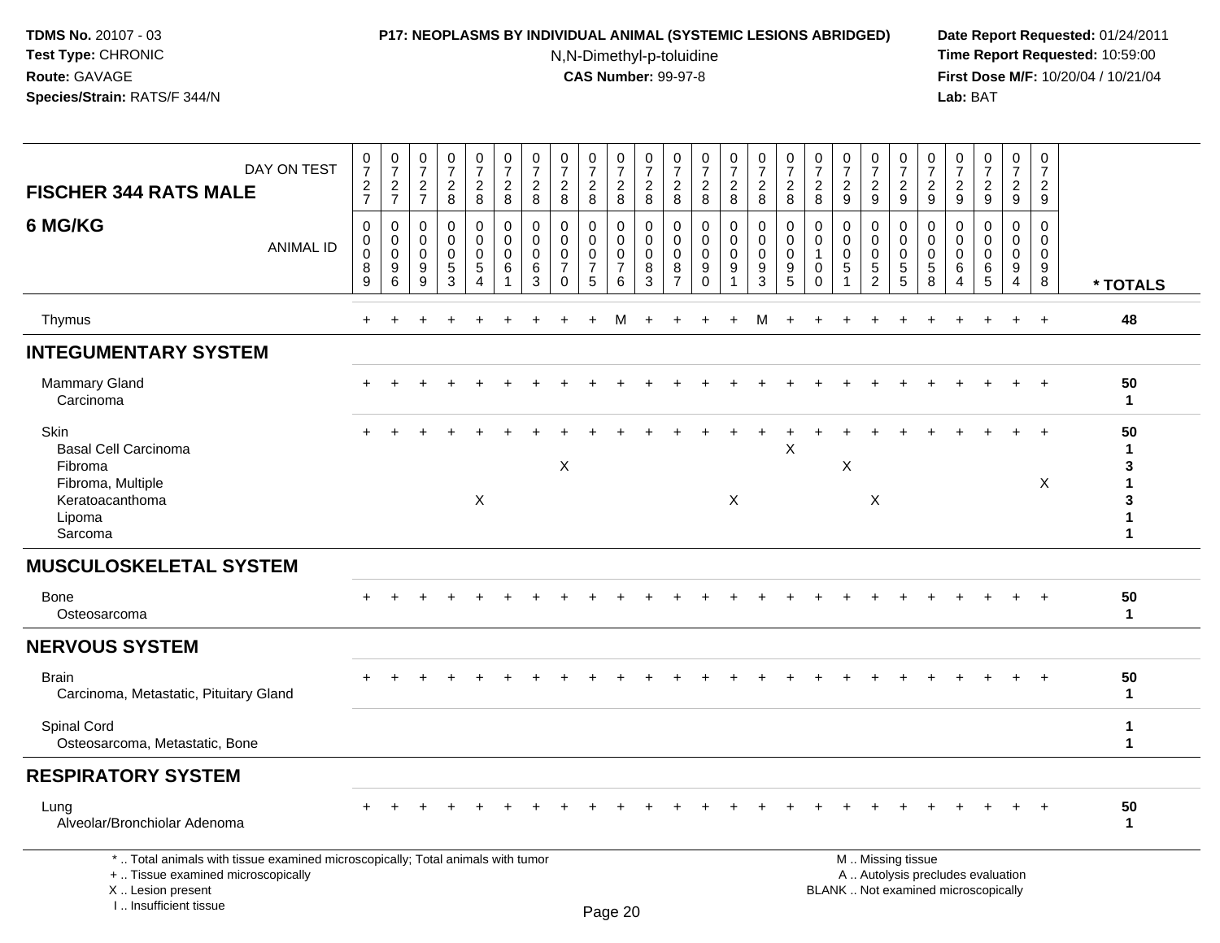**TDMS No.** 20107 - 03
**Test Type:** CHRONIC
**Route:** GAVAGE
**Species/Strain:** RATS/F 344/N

**P17: NEOPLASMS BY INDIVIDUAL ANIMAL (SYSTEMIC LESIONS ABRIDGED)**
N,N-Dimethyl-p-toluidine
**CAS Number:** 99-97-8

**Date Report Requested:** 01/24/2011
**Time Report Requested:** 10:59:00
**First Dose M/F:** 10/20/04 / 10/21/04
**Lab:** BAT

| FISCHER 344 RATS MALE 6 MG/KG | | | | | | | | | | | | | | | | | | | | | | | | | | |
|---|---|---|---|---|---|---|---|---|---|---|---|---|---|---|---|---|---|---|---|---|---|---|---|---|---|---|
| DAY ON TEST | 0727 | 0727 | 0727 | 0728 | 0728 | 0728 | 0728 | 0728 | 0728 | 0728 | 0728 | 0728 | 0728 | 0728 | 0728 | 0728 | 0728 | 0729 | 0729 | 0729 | 0729 | 0729 | 0729 | 0729 | 0729 | |
| ANIMAL ID | 0089 | 0096 | 0099 | 0053 | 0054 | 0061 | 0063 | 0070 | 0075 | 0076 | 0083 | 0087 | 0090 | 0091 | 0093 | 0095 | 0100 | 0051 | 0052 | 0055 | 0058 | 0064 | 0065 | 0094 | 0098 | * TOTALS |
| Thymus | + | + | + | + | + | + | + | + | + | M | + | + | + | + | M | + | + | + | + | + | + | + | + | + | + | 48 |
| **INTEGUMENTARY SYSTEM** | | | | | | | | | | | | | | | | | | | | | | | | | | |
| Mammary Gland | + | + | + | + | + | + | + | + | + | + | + | + | + | + | + | + | + | + | + | + | + | + | + | + | + | 50 |
| Carcinoma | | | | | | | | | | | | | | | | | | | | | | | | | | 1 |
| Skin | + | + | + | + | + | + | + | + | + | + | + | + | + | + | + | + | + | + | + | + | + | + | + | + | + | 50 |
| Basal Cell Carcinoma | | | | | | | | | | | | | | | | X | | | | | | | | | | 1 |
| Fibroma | | | | | | | | X | | | | | | | | | | X | | | | | | | | 3 |
| Fibroma, Multiple | | | | | | | | | | | | | | | | | | | | | | | | | X | 1 |
| Keratoacanthoma | | | | | X | | | | | | | | | X | | | | | X | | | | | | | 3 |
| Lipoma | | | | | | | | | | | | | | | | | | | | | | | | | | 1 |
| Sarcoma | | | | | | | | | | | | | | | | | | | | | | | | | | 1 |
| **MUSCULOSKELETAL SYSTEM** | | | | | | | | | | | | | | | | | | | | | | | | | | |
| Bone | + | + | + | + | + | + | + | + | + | + | + | + | + | + | + | + | + | + | + | + | + | + | + | + | + | 50 |
| Osteosarcoma | | | | | | | | | | | | | | | | | | | | | | | | | | 1 |
| **NERVOUS SYSTEM** | | | | | | | | | | | | | | | | | | | | | | | | | | |
| Brain | + | + | + | + | + | + | + | + | + | + | + | + | + | + | + | + | + | + | + | + | + | + | + | + | + | 50 |
| Carcinoma, Metastatic, Pituitary Gland | | | | | | | | | | | | | | | | | | | | | | | | | | 1 |
| Spinal Cord | | | | | | | | | | | | | | | | | | | | | | | | | | 1 |
| Osteosarcoma, Metastatic, Bone | | | | | | | | | | | | | | | | | | | | | | | | | | 1 |
| **RESPIRATORY SYSTEM** | | | | | | | | | | | | | | | | | | | | | | | | | | |
| Lung | + | + | + | + | + | + | + | + | + | + | + | + | + | + | + | + | + | + | + | + | + | + | + | + | + | 50 |
| Alveolar/Bronchiolar Adenoma | | | | | | | | | | | | | | | | | | | | | | | | | | 1 |

* .. Total animals with tissue examined microscopically; Total animals with tumor
+ .. Tissue examined microscopically
X .. Lesion present
I .. Insufficient tissue

M .. Missing tissue
A .. Autolysis precludes evaluation
BLANK .. Not examined microscopically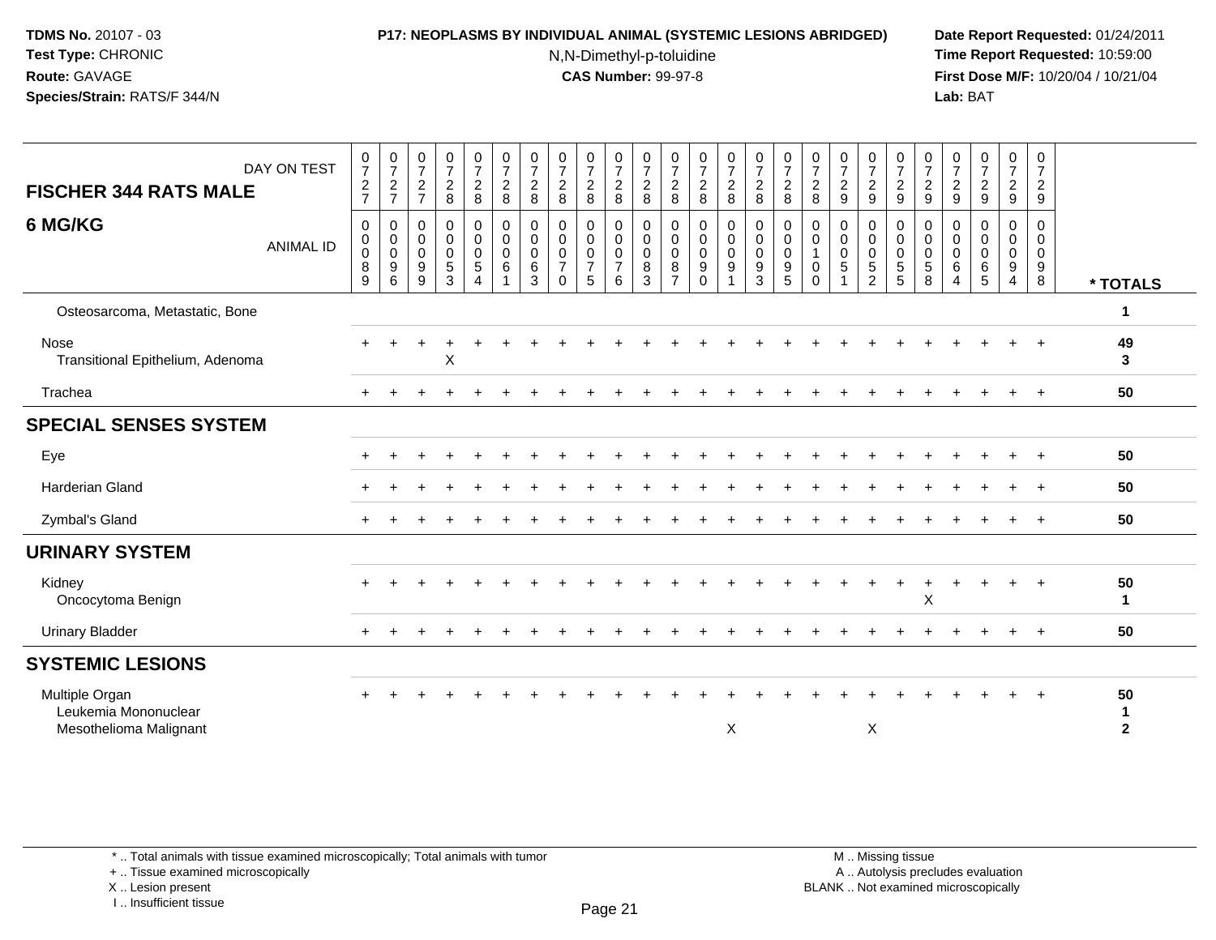**TDMS No.** 20107 - 03
**Test Type:** CHRONIC
**Route:** GAVAGE
**Species/Strain:** RATS/F 344/N

**P17: NEOPLASMS BY INDIVIDUAL ANIMAL (SYSTEMIC LESIONS ABRIDGED)**
N,N-Dimethyl-p-toluidine
**CAS Number:** 99-97-8

**Date Report Requested:** 01/24/2011
**Time Report Requested:** 10:59:00
**First Dose M/F:** 10/20/04 / 10/21/04
**Lab:** BAT

| FISCHER 344 RATS MALE 6 MG/KG — DAY ON TEST | 0727 | 0727 | 0727 | 0728 | 0728 | 0728 | 0728 | 0728 | 0728 | 0728 | 0728 | 0728 | 0728 | 0728 | 0728 | 0728 | 0728 | 0729 | 0729 | 0729 | 0729 | 0729 | 0729 | 0729 | 0729 | |
|---|---|---|---|---|---|---|---|---|---|---|---|---|---|---|---|---|---|---|---|---|---|---|---|---|---|---|
| **ANIMAL ID** | 00089 | 00096 | 00099 | 00053 | 00054 | 00061 | 00063 | 00070 | 00075 | 00076 | 00083 | 00087 | 00090 | 00091 | 00093 | 00095 | 00100 | 00051 | 00052 | 00055 | 00058 | 00064 | 00065 | 00094 | 00098 | *** TOTALS** |
| Osteosarcoma, Metastatic, Bone | | | | | | | | | | | | | | | | | | | | | | | | | | 1 |
| Nose | + | + | + | + | + | + | + | + | + | + | + | + | + | + | + | + | + | + | + | + | + | + | + | + | + | 49 |
| Transitional Epithelium, Adenoma | | | | X | | | | | | | | | | | | | | | | | | | | | | 3 |
| Trachea | + | + | + | + | + | + | + | + | + | + | + | + | + | + | + | + | + | + | + | + | + | + | + | + | + | 50 |
| **SPECIAL SENSES SYSTEM** | | | | | | | | | | | | | | | | | | | | | | | | | | |
| Eye | + | + | + | + | + | + | + | + | + | + | + | + | + | + | + | + | + | + | + | + | + | + | + | + | + | 50 |
| Harderian Gland | + | + | + | + | + | + | + | + | + | + | + | + | + | + | + | + | + | + | + | + | + | + | + | + | + | 50 |
| Zymbal's Gland | + | + | + | + | + | + | + | + | + | + | + | + | + | + | + | + | + | + | + | + | + | + | + | + | + | 50 |
| **URINARY SYSTEM** | | | | | | | | | | | | | | | | | | | | | | | | | | |
| Kidney | + | + | + | + | + | + | + | + | + | + | + | + | + | + | + | + | + | + | + | + | + | + | + | + | + | 50 |
| Oncocytoma Benign | | | | | | | | | | | | | | | | | | | | | X | | | | | 1 |
| Urinary Bladder | + | + | + | + | + | + | + | + | + | + | + | + | + | + | + | + | + | + | + | + | + | + | + | + | + | 50 |
| **SYSTEMIC LESIONS** | | | | | | | | | | | | | | | | | | | | | | | | | | |
| Multiple Organ | + | + | + | + | + | + | + | + | + | + | + | + | + | + | + | + | + | + | + | + | + | + | + | + | + | 50 |
| Leukemia Mononuclear | | | | | | | | | | | | | | | | | | | | | | | | | | 1 |
| Mesothelioma Malignant | | | | | | | | | | | | | | X | | | | | X | | | | | | | 2 |

* .. Total animals with tissue examined microscopically; Total animals with tumor
+ .. Tissue examined microscopically
X .. Lesion present
I .. Insufficient tissue

M .. Missing tissue
A .. Autolysis precludes evaluation
BLANK .. Not examined microscopically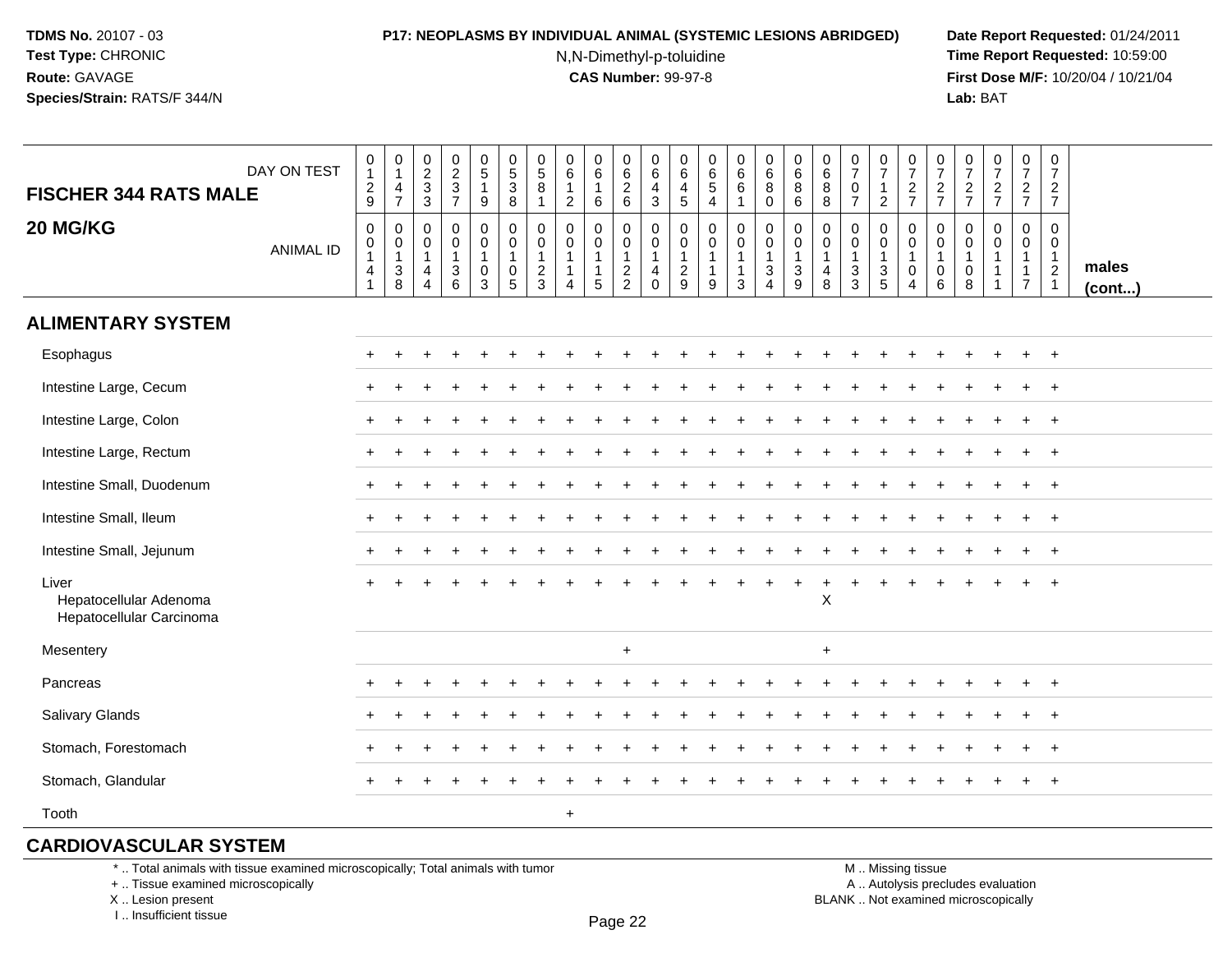**TDMS No.** 20107 - 03
**Test Type:** CHRONIC
**Route:** GAVAGE
**Species/Strain:** RATS/F 344/N

**P17: NEOPLASMS BY INDIVIDUAL ANIMAL (SYSTEMIC LESIONS ABRIDGED)**
N,N-Dimethyl-p-toluidine
**CAS Number:** 99-97-8

**Date Report Requested:** 01/24/2011
**Time Report Requested:** 10:59:00
**First Dose M/F:** 10/20/04 / 10/21/04
**Lab:** BAT

| FISCHER 344 RATS MALE — DAY ON TEST | 0129 | 0147 | 0233 | 0237 | 0519 | 0538 | 0581 | 0612 | 0616 | 0626 | 0643 | 0645 | 0654 | 0661 | 0680 | 0686 | 0688 | 0707 | 0712 | 0727 | 0727 | 0727 | 0727 | 0727 | 0727 | |
|---|---|---|---|---|---|---|---|---|---|---|---|---|---|---|---|---|---|---|---|---|---|---|---|---|---|---|
| **20 MG/KG** — ANIMAL ID | 00141 | 00138 | 00144 | 00136 | 00103 | 00105 | 00123 | 00114 | 00115 | 00122 | 00140 | 00129 | 00119 | 00113 | 00134 | 00139 | 00148 | 00133 | 00135 | 00104 | 00106 | 00108 | 00111 | 00117 | 00121 | **males (cont...)** |
| **ALIMENTARY SYSTEM** | | | | | | | | | | | | | | | | | | | | | | | | | | |
| Esophagus | + | + | + | + | + | + | + | + | + | + | + | + | + | + | + | + | + | + | + | + | + | + | + | + | + | |
| Intestine Large, Cecum | + | + | + | + | + | + | + | + | + | + | + | + | + | + | + | + | + | + | + | + | + | + | + | + | + | |
| Intestine Large, Colon | + | + | + | + | + | + | + | + | + | + | + | + | + | + | + | + | + | + | + | + | + | + | + | + | + | |
| Intestine Large, Rectum | + | + | + | + | + | + | + | + | + | + | + | + | + | + | + | + | + | + | + | + | + | + | + | + | + | |
| Intestine Small, Duodenum | + | + | + | + | + | + | + | + | + | + | + | + | + | + | + | + | + | + | + | + | + | + | + | + | + | |
| Intestine Small, Ileum | + | + | + | + | + | + | + | + | + | + | + | + | + | + | + | + | + | + | + | + | + | + | + | + | + | |
| Intestine Small, Jejunum | + | + | + | + | + | + | + | + | + | + | + | + | + | + | + | + | + | + | + | + | + | + | + | + | + | |
| Liver | + | + | + | + | + | + | + | + | + | + | + | + | + | + | + | + | + | + | + | + | + | + | + | + | + | |
| Hepatocellular Adenoma | | | | | | | | | | | | | | | | | X | | | | | | | | | |
| Hepatocellular Carcinoma | | | | | | | | | | | | | | | | | | | | | | | | | | |
| Mesentery | | | | | | | | | | + | | | | | | | + | | | | | | | | | |
| Pancreas | + | + | + | + | + | + | + | + | + | + | + | + | + | + | + | + | + | + | + | + | + | + | + | + | + | |
| Salivary Glands | + | + | + | + | + | + | + | + | + | + | + | + | + | + | + | + | + | + | + | + | + | + | + | + | + | |
| Stomach, Forestomach | + | + | + | + | + | + | + | + | + | + | + | + | + | + | + | + | + | + | + | + | + | + | + | + | + | |
| Stomach, Glandular | + | + | + | + | + | + | + | + | + | + | + | + | + | + | + | + | + | + | + | + | + | + | + | + | + | |
| Tooth | | | | | | | | + | | | | | | | | | | | | | | | | | | |

**CARDIOVASCULAR SYSTEM**

\* .. Total animals with tissue examined microscopically; Total animals with tumor
\+ .. Tissue examined microscopically
X .. Lesion present
I .. Insufficient tissue

M .. Missing tissue
A .. Autolysis precludes evaluation
BLANK .. Not examined microscopically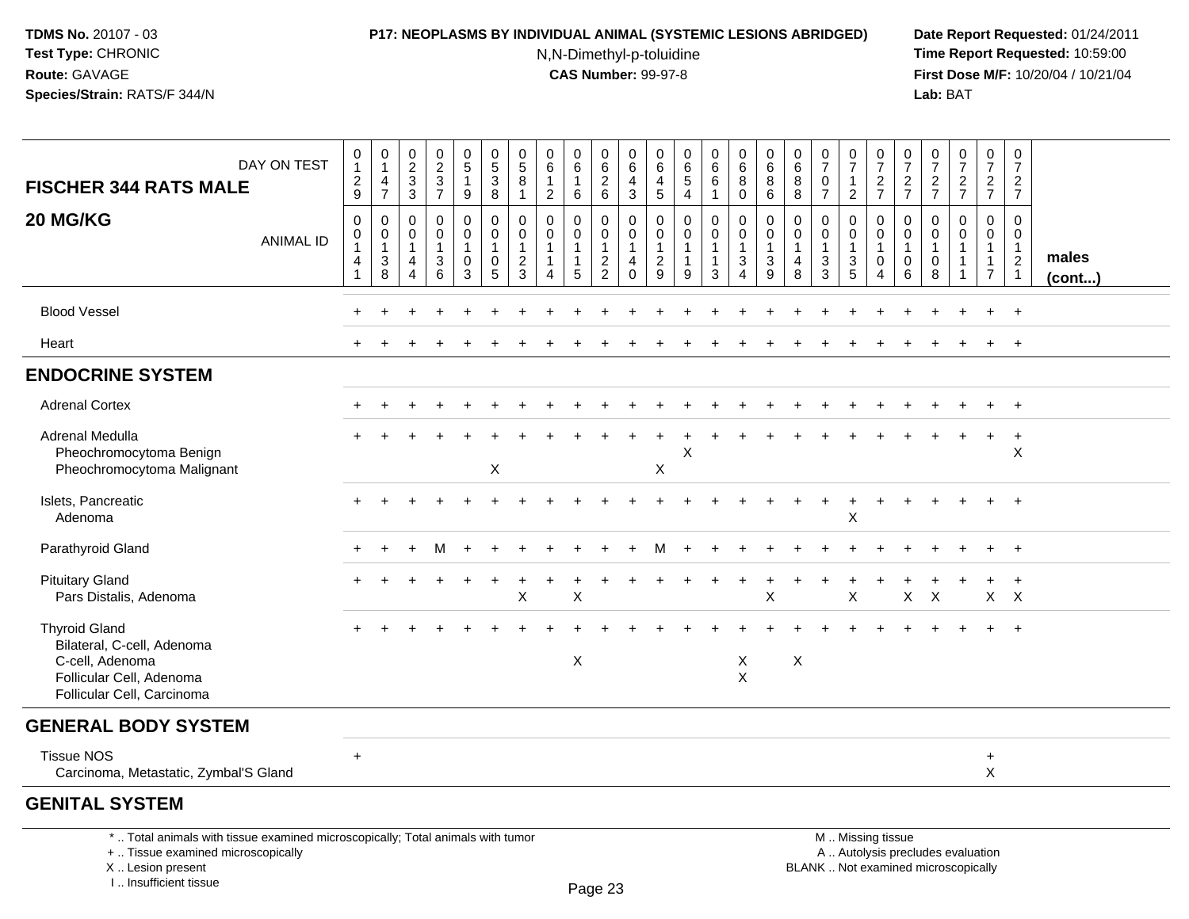**TDMS No.** 20107 - 03
**Test Type:** CHRONIC
**Route:** GAVAGE
**Species/Strain:** RATS/F 344/N

**P17: NEOPLASMS BY INDIVIDUAL ANIMAL (SYSTEMIC LESIONS ABRIDGED)**
N,N-Dimethyl-p-toluidine
**CAS Number:** 99-97-8

**Date Report Requested:** 01/24/2011
**Time Report Requested:** 10:59:00
**First Dose M/F:** 10/20/04 / 10/21/04
**Lab:** BAT

| FISCHER 344 RATS MALE 20 MG/KG — DAY ON TEST | 0129 | 0147 | 0233 | 0237 | 0519 | 0538 | 0581 | 0612 | 0616 | 0626 | 0643 | 0645 | 0654 | 0661 | 0680 | 0686 | 0688 | 0707 | 0712 | 0727 | 0727 | 0727 | 0727 | 0727 | 0727 | |
|---|---|---|---|---|---|---|---|---|---|---|---|---|---|---|---|---|---|---|---|---|---|---|---|---|---|---|
| ANIMAL ID | 00141 | 00138 | 00144 | 00136 | 00103 | 00105 | 00123 | 00114 | 00115 | 00122 | 00140 | 00129 | 00119 | 00113 | 00134 | 00139 | 00148 | 00133 | 00135 | 00104 | 00106 | 00108 | 00111 | 00117 | 00121 | males (cont...) |
| Blood Vessel | + | + | + | + | + | + | + | + | + | + | + | + | + | + | + | + | + | + | + | + | + | + | + | + | + | |
| Heart | + | + | + | + | + | + | + | + | + | + | + | + | + | + | + | + | + | + | + | + | + | + | + | + | + | |
| **ENDOCRINE SYSTEM** | | | | | | | | | | | | | | | | | | | | | | | | | | |
| Adrenal Cortex | + | + | + | + | + | + | + | + | + | + | + | + | + | + | + | + | + | + | + | + | + | + | + | + | + | |
| Adrenal Medulla | + | + | + | + | + | + | + | + | + | + | + | + | + | + | + | + | + | + | + | + | + | + | + | + | + | |
| Pheochromocytoma Benign | | | | | | | | | | | | | X | | | | | | | | | | | | X | |
| Pheochromocytoma Malignant | | | | | | X | | | | | | X | | | | | | | | | | | | | | |
| Islets, Pancreatic | + | + | + | + | + | + | + | + | + | + | + | + | + | + | + | + | + | + | + | + | + | + | + | + | + | |
| Adenoma | | | | | | | | | | | | | | | | | | | X | | | | | | | |
| Parathyroid Gland | + | + | + | M | + | + | + | + | + | + | + | M | + | + | + | + | + | + | + | + | + | + | + | + | + | |
| Pituitary Gland | + | + | + | + | + | + | + | + | + | + | + | + | + | + | + | + | + | + | + | + | + | + | + | + | + | |
| Pars Distalis, Adenoma | | | | | | | X | | X | | | | | | | X | | | X | | X | X | | X | X | |
| Thyroid Gland | + | + | + | + | + | + | + | + | + | + | + | + | + | + | + | + | + | + | + | + | + | + | + | + | + | |
| Bilateral, C-cell, Adenoma | | | | | | | | | | | | | | | | | | | | | | | | | | |
| C-cell, Adenoma | | | | | | | | | X | | | | | | X | | X | | | | | | | | | |
| Follicular Cell, Adenoma | | | | | | | | | | | | | | | X | | | | | | | | | | | |
| Follicular Cell, Carcinoma | | | | | | | | | | | | | | | | | | | | | | | | | | |
| **GENERAL BODY SYSTEM** | | | | | | | | | | | | | | | | | | | | | | | | | | |
| Tissue NOS | + | | | | | | | | | | | | | | | | | | | | | | | + | | |
| Carcinoma, Metastatic, Zymbal'S Gland | | | | | | | | | | | | | | | | | | | | | | | | X | | |
| **GENITAL SYSTEM** | | | | | | | | | | | | | | | | | | | | | | | | | | |

\* .. Total animals with tissue examined microscopically; Total animals with tumor
\+ .. Tissue examined microscopically
X .. Lesion present
I .. Insufficient tissue

M .. Missing tissue
A .. Autolysis precludes evaluation
BLANK .. Not examined microscopically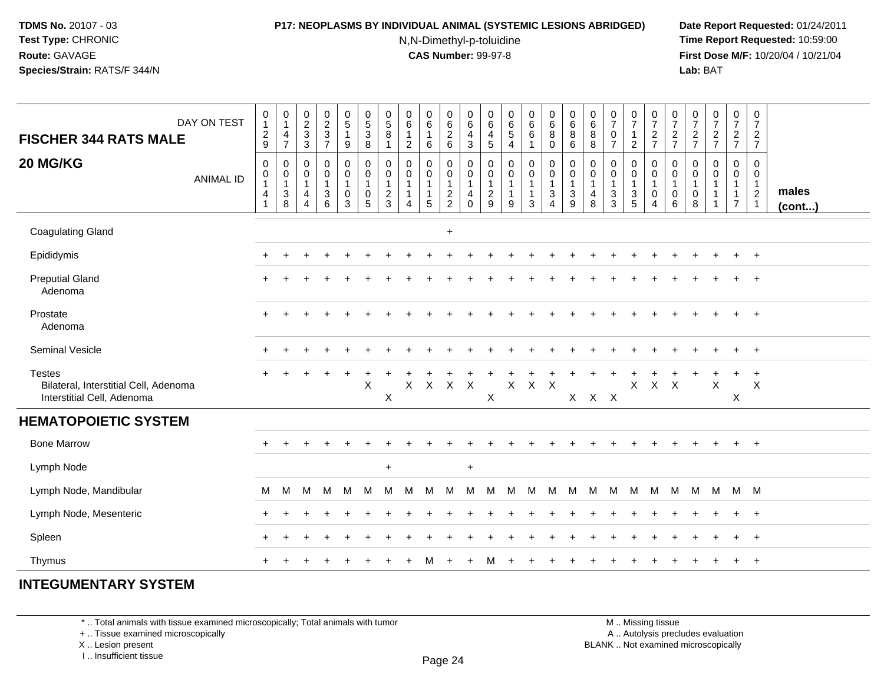**TDMS No.** 20107 - 03
**Test Type:** CHRONIC
**Route:** GAVAGE
**Species/Strain:** RATS/F 344/N

**P17: NEOPLASMS BY INDIVIDUAL ANIMAL (SYSTEMIC LESIONS ABRIDGED)**
N,N-Dimethyl-p-toluidine
**CAS Number:** 99-97-8

**Date Report Requested:** 01/24/2011
**Time Report Requested:** 10:59:00
**First Dose M/F:** 10/20/04 / 10/21/04
**Lab:** BAT

**FISCHER 344 RATS MALE**

**20 MG/KG**

| DAY ON TEST | 0129 | 0147 | 0233 | 0237 | 0519 | 0538 | 0581 | 0612 | 0616 | 0626 | 0643 | 0645 | 0654 | 0661 | 0680 | 0686 | 0688 | 0707 | 0712 | 0727 | 0727 | 0727 | 0727 | 0727 | 0727 | |
|---|---|---|---|---|---|---|---|---|---|---|---|---|---|---|---|---|---|---|---|---|---|---|---|---|---|---|
| **ANIMAL ID** | 0141 | 0138 | 0144 | 0136 | 0103 | 0105 | 0123 | 0114 | 0115 | 0122 | 0140 | 0129 | 0119 | 0113 | 0134 | 0139 | 0148 | 0133 | 0135 | 0104 | 0106 | 0108 | 0111 | 0117 | 0121 | **males (cont...)** |
| Coagulating Gland | | | | | | | | | | + | | | | | | | | | | | | | | | | |
| Epididymis | + | + | + | + | + | + | + | + | + | + | + | + | + | + | + | + | + | + | + | + | + | + | + | + | + | |
| Preputial Gland | + | + | + | + | + | + | + | + | + | + | + | + | + | + | + | + | + | + | + | + | + | + | + | + | + | |
| Adenoma | | | | | | | | | | | | | | | | | | | | | | | | | | |
| Prostate | + | + | + | + | + | + | + | + | + | + | + | + | + | + | + | + | + | + | + | + | + | + | + | + | + | |
| Adenoma | | | | | | | | | | | | | | | | | | | | | | | | | | |
| Seminal Vesicle | + | + | + | + | + | + | + | + | + | + | + | + | + | + | + | + | + | + | + | + | + | + | + | + | + | |
| Testes | + | + | + | + | + | + | + | + | + | + | + | + | + | + | + | + | + | + | + | + | + | + | + | + | + | |
| Bilateral, Interstitial Cell, Adenoma | | | | | | X | | X | X | X | X | | X | X | X | | | | X | X | X | | X | | X | |
| Interstitial Cell, Adenoma | | | | | | | X | | | | | X | | | | X | X | X | | | | | | X | | |
| **HEMATOPOIETIC SYSTEM** | | | | | | | | | | | | | | | | | | | | | | | | | | |
| Bone Marrow | + | + | + | + | + | + | + | + | + | + | + | + | + | + | + | + | + | + | + | + | + | + | + | + | + | |
| Lymph Node | | | | | | | + | | | | + | | | | | | | | | | | | | | | |
| Lymph Node, Mandibular | M | M | M | M | M | M | M | M | M | M | M | M | M | M | M | M | M | M | M | M | M | M | M | M | M | |
| Lymph Node, Mesenteric | + | + | + | + | + | + | + | + | + | + | + | + | + | + | + | + | + | + | + | + | + | + | + | + | + | |
| Spleen | + | + | + | + | + | + | + | + | + | + | + | + | + | + | + | + | + | + | + | + | + | + | + | + | + | |
| Thymus | + | + | + | + | + | + | + | + | M | + | + | M | + | + | + | + | + | + | + | + | + | + | + | + | + | |
| **INTEGUMENTARY SYSTEM** | | | | | | | | | | | | | | | | | | | | | | | | | | |

\* .. Total animals with tissue examined microscopically; Total animals with tumor
\+ .. Tissue examined microscopically
X .. Lesion present
I .. Insufficient tissue

M .. Missing tissue
A .. Autolysis precludes evaluation
BLANK .. Not examined microscopically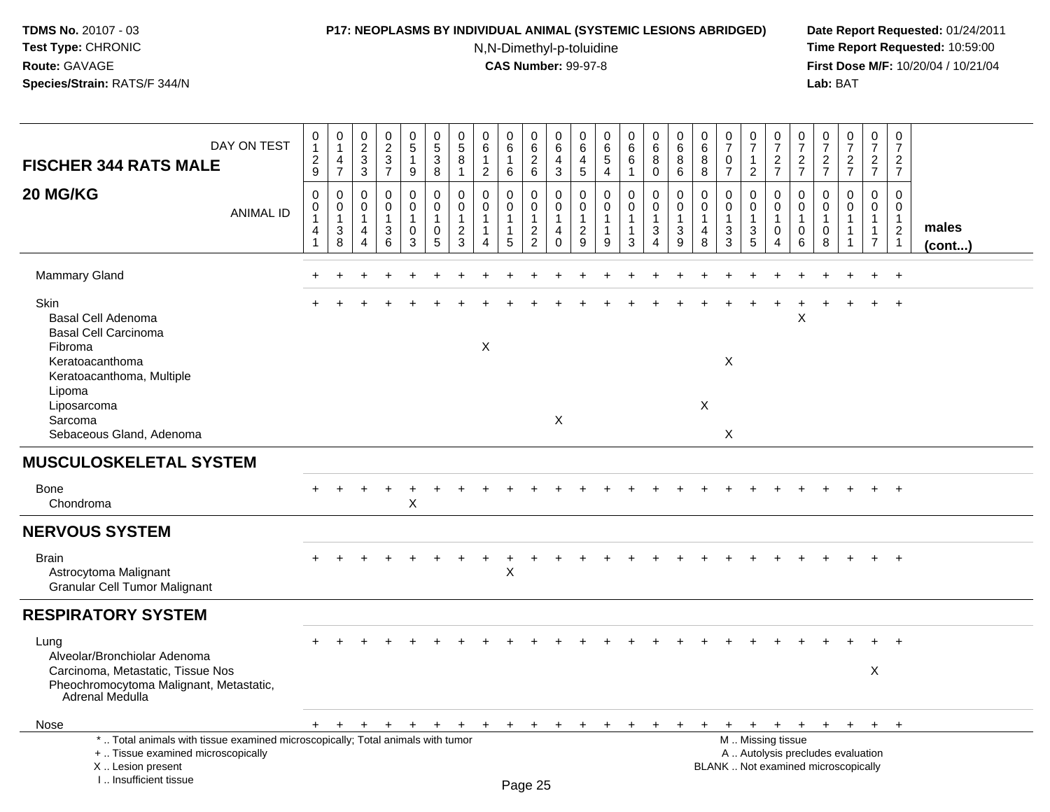**TDMS No.** 20107 - 03
**Test Type:** CHRONIC
**Route:** GAVAGE
**Species/Strain:** RATS/F 344/N

**P17: NEOPLASMS BY INDIVIDUAL ANIMAL (SYSTEMIC LESIONS ABRIDGED)**
N,N-Dimethyl-p-toluidine
**CAS Number:** 99-97-8

**Date Report Requested:** 01/24/2011
**Time Report Requested:** 10:59:00
**First Dose M/F:** 10/20/04 / 10/21/04
**Lab:** BAT

| **FISCHER 344 RATS MALE** DAY ON TEST | 0129 | 0147 | 0233 | 0237 | 0519 | 0538 | 0581 | 0612 | 0616 | 0626 | 0643 | 0645 | 0654 | 0661 | 0680 | 0686 | 0688 | 0707 | 0712 | 0727 | 0727 | 0727 | 0727 | 0727 | 0727 | |
|---|---|---|---|---|---|---|---|---|---|---|---|---|---|---|---|---|---|---|---|---|---|---|---|---|---|---|
| **20 MG/KG** ANIMAL ID | 00141 | 00138 | 00144 | 00136 | 00103 | 00105 | 00123 | 00114 | 00115 | 00122 | 00140 | 00129 | 00119 | 00113 | 00134 | 00139 | 00148 | 00133 | 00135 | 00104 | 00106 | 00108 | 00111 | 00117 | 00121 | **males (cont...)** |
| Mammary Gland | + | + | + | + | + | + | + | + | + | + | + | + | + | + | + | + | + | + | + | + | + | + | + | + | + | |
| Skin | + | + | + | + | + | + | + | + | + | + | + | + | + | + | + | + | + | + | + | + | + | + | + | + | + | |
| Basal Cell Adenoma | | | | | | | | | | | | | | | | | | | | | X | | | | | |
| Basal Cell Carcinoma | | | | | | | | | | | | | | | | | | | | | | | | | | |
| Fibroma | | | | | | | | X | | | | | | | | | | | | | | | | | | |
| Keratoacanthoma | | | | | | | | | | | | | | | | | | X | | | | | | | | |
| Keratoacanthoma, Multiple | | | | | | | | | | | | | | | | | | | | | | | | | | |
| Lipoma | | | | | | | | | | | | | | | | | | | | | | | | | | |
| Liposarcoma | | | | | | | | | | | | | | | | | X | | | | | | | | | |
| Sarcoma | | | | | | | | | | | X | | | | | | | | | | | | | | | |
| Sebaceous Gland, Adenoma | | | | | | | | | | | | | | | | | | X | | | | | | | | |
| **MUSCULOSKELETAL SYSTEM** | | | | | | | | | | | | | | | | | | | | | | | | | | |
| Bone | + | + | + | + | + | + | + | + | + | + | + | + | + | + | + | + | + | + | + | + | + | + | + | + | + | |
| Chondroma | | | | | X | | | | | | | | | | | | | | | | | | | | | |
| **NERVOUS SYSTEM** | | | | | | | | | | | | | | | | | | | | | | | | | | |
| Brain | + | + | + | + | + | + | + | + | + | + | + | + | + | + | + | + | + | + | + | + | + | + | + | + | + | |
| Astrocytoma Malignant | | | | | | | | | X | | | | | | | | | | | | | | | | | |
| Granular Cell Tumor Malignant | | | | | | | | | | | | | | | | | | | | | | | | | | |
| **RESPIRATORY SYSTEM** | | | | | | | | | | | | | | | | | | | | | | | | | | |
| Lung | + | + | + | + | + | + | + | + | + | + | + | + | + | + | + | + | + | + | + | + | + | + | + | + | + | |
| Alveolar/Bronchiolar Adenoma | | | | | | | | | | | | | | | | | | | | | | | | | | |
| Carcinoma, Metastatic, Tissue Nos | | | | | | | | | | | | | | | | | | | | | | | | X | | |
| Pheochromocytoma Malignant, Metastatic, Adrenal Medulla | | | | | | | | | | | | | | | | | | | | | | | | | | |
| Nose | + | + | + | + | + | + | + | + | + | + | + | + | + | + | + | + | + | + | + | + | + | + | + | + | + | |

\* .. Total animals with tissue examined microscopically; Total animals with tumor
\+ .. Tissue examined microscopically
X .. Lesion present
I .. Insufficient tissue

M .. Missing tissue
A .. Autolysis precludes evaluation
BLANK .. Not examined microscopically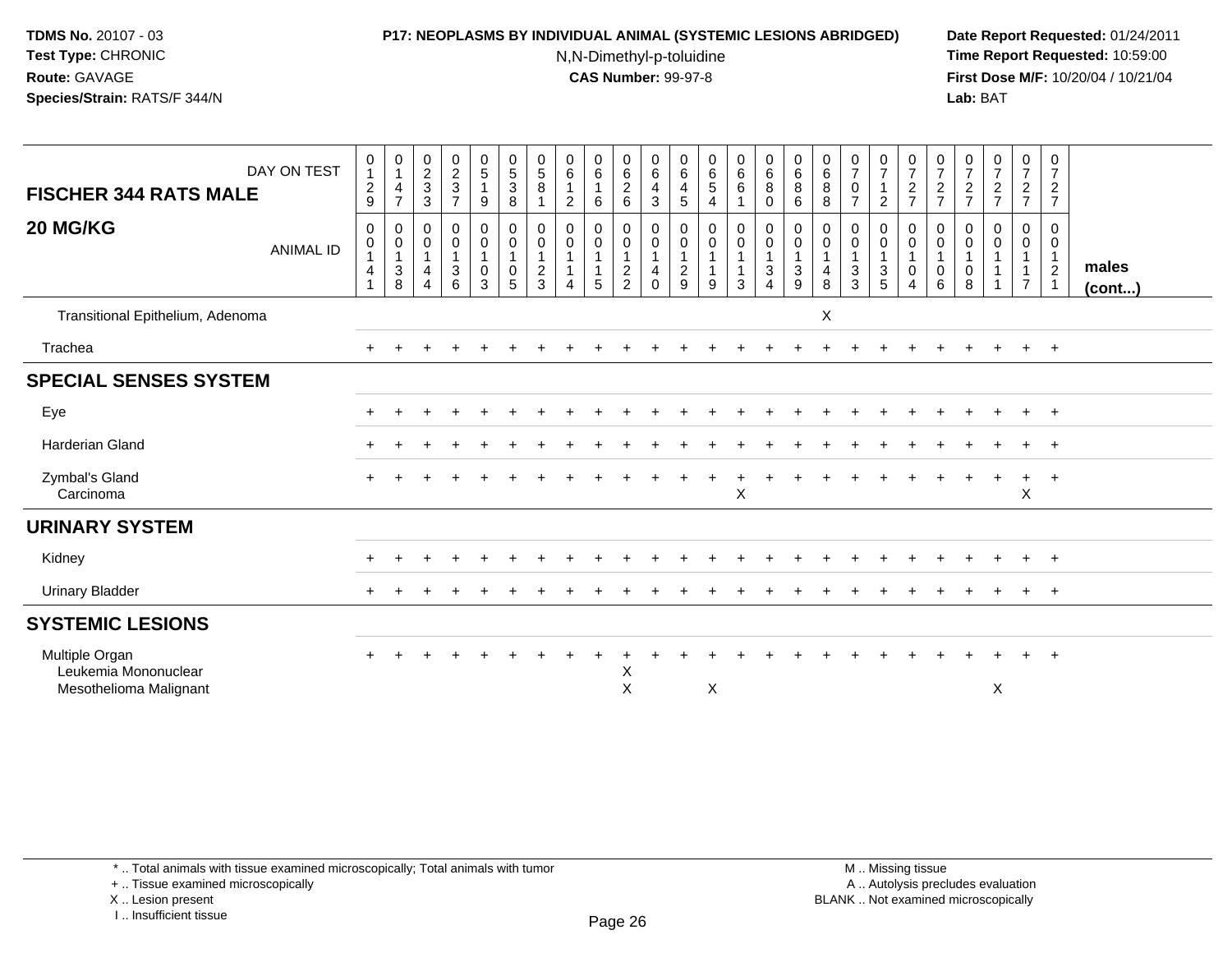**TDMS No.** 20107 - 03
**Test Type:** CHRONIC
**Route:** GAVAGE
**Species/Strain:** RATS/F 344/N

**P17: NEOPLASMS BY INDIVIDUAL ANIMAL (SYSTEMIC LESIONS ABRIDGED)**
N,N-Dimethyl-p-toluidine
**CAS Number:** 99-97-8

**Date Report Requested:** 01/24/2011
**Time Report Requested:** 10:59:00
**First Dose M/F:** 10/20/04 / 10/21/04
**Lab:** BAT

| FISCHER 344 RATS MALE / 20 MG/KG — DAY ON TEST | 0129 | 0147 | 0233 | 0237 | 0519 | 0538 | 0581 | 0612 | 0616 | 0626 | 0643 | 0645 | 0654 | 0661 | 0680 | 0686 | 0688 | 0707 | 0712 | 0727 | 0727 | 0727 | 0727 | 0727 | 0727 | |
|---|---|---|---|---|---|---|---|---|---|---|---|---|---|---|---|---|---|---|---|---|---|---|---|---|---|---|
| ANIMAL ID | 0014 1 | 0013 8 | 0014 4 | 0013 6 | 0010 3 | 0010 5 | 0012 3 | 0011 4 | 0011 5 | 0012 2 | 0014 0 | 0012 9 | 0011 9 | 0011 3 | 0013 4 | 0013 9 | 0014 8 | 0013 3 | 0013 5 | 0010 4 | 0010 6 | 0010 8 | 0011 1 | 0011 7 | 0012 1 | males (cont...) |
| Transitional Epithelium, Adenoma | | | | | | | | | | | | | | | | | X | | | | | | | | | |
| Trachea | + | + | + | + | + | + | + | + | + | + | + | + | + | + | + | + | + | + | + | + | + | + | + | + | + | |
| **SPECIAL SENSES SYSTEM** | | | | | | | | | | | | | | | | | | | | | | | | | | |
| Eye | + | + | + | + | + | + | + | + | + | + | + | + | + | + | + | + | + | + | + | + | + | + | + | + | + | |
| Harderian Gland | + | + | + | + | + | + | + | + | + | + | + | + | + | + | + | + | + | + | + | + | + | + | + | + | + | |
| Zymbal's Gland | + | + | + | + | + | + | + | + | + | + | + | + | + | + | + | + | + | + | + | + | + | + | + | + | + | |
| Carcinoma | | | | | | | | | | | | | | X | | | | | | | | | | X | | |
| **URINARY SYSTEM** | | | | | | | | | | | | | | | | | | | | | | | | | | |
| Kidney | + | + | + | + | + | + | + | + | + | + | + | + | + | + | + | + | + | + | + | + | + | + | + | + | + | |
| Urinary Bladder | + | + | + | + | + | + | + | + | + | + | + | + | + | + | + | + | + | + | + | + | + | + | + | + | + | |
| **SYSTEMIC LESIONS** | | | | | | | | | | | | | | | | | | | | | | | | | | |
| Multiple Organ | + | + | + | + | + | + | + | + | + | + | + | + | + | + | + | + | + | + | + | + | + | + | + | + | + | |
| Leukemia Mononuclear | | | | | | | | | | X | | | | | | | | | | | | | | | | |
| Mesothelioma Malignant | | | | | | | | | | X | | | X | | | | | | | | | | X | | | |

\* .. Total animals with tissue examined microscopically; Total animals with tumor
\+ .. Tissue examined microscopically
X .. Lesion present
I .. Insufficient tissue

M .. Missing tissue
A .. Autolysis precludes evaluation
BLANK .. Not examined microscopically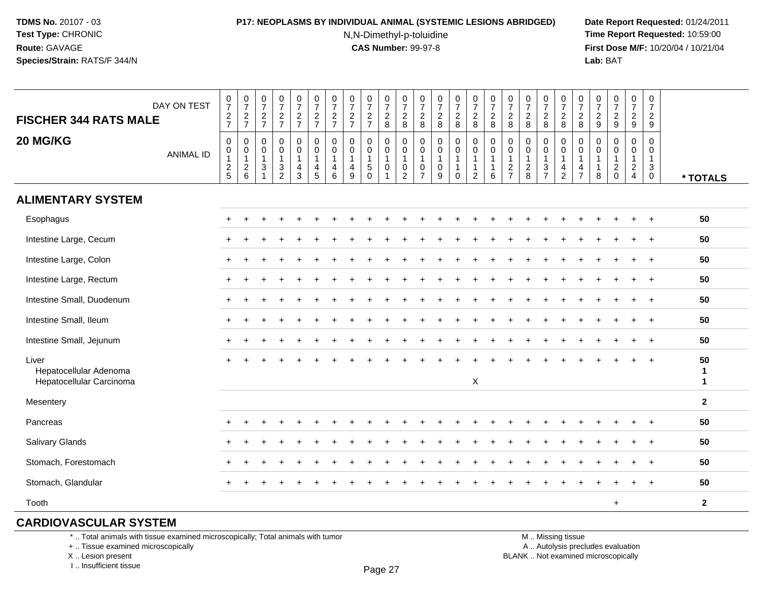# P17: NEOPLASMS BY INDIVIDUAL ANIMAL (SYSTEMIC LESIONS ABRIDGED)

N,N-Dimethyl-p-toluidine
**CAS Number:** 99-97-8

**TDMS No.** 20107 - 03
**Test Type:** CHRONIC
**Route:** GAVAGE
**Species/Strain:** RATS/F 344/N

**Date Report Requested:** 01/24/2011
**Time Report Requested:** 10:59:00
**First Dose M/F:** 10/20/04 / 10/21/04
**Lab:** BAT

**FISCHER 344 RATS MALE**
**20 MG/KG**

| DAY ON TEST | 727 | 727 | 727 | 727 | 727 | 727 | 727 | 727 | 727 | 728 | 728 | 728 | 728 | 728 | 728 | 728 | 728 | 728 | 728 | 728 | 728 | 729 | 729 | 729 | 729 | |
|---|---|---|---|---|---|---|---|---|---|---|---|---|---|---|---|---|---|---|---|---|---|---|---|---|---|---|
| **ANIMAL ID** | 0125 | 0126 | 0131 | 0132 | 0143 | 0145 | 0146 | 0149 | 0150 | 0101 | 0102 | 0107 | 0109 | 0110 | 0112 | 0116 | 0127 | 0128 | 0137 | 0142 | 0147 | 0118 | 0120 | 0124 | 0130 | *** TOTALS** |
| **ALIMENTARY SYSTEM** | | | | | | | | | | | | | | | | | | | | | | | | | | |
| Esophagus | + | + | + | + | + | + | + | + | + | + | + | + | + | + | + | + | + | + | + | + | + | + | + | + | + | **50** |
| Intestine Large, Cecum | + | + | + | + | + | + | + | + | + | + | + | + | + | + | + | + | + | + | + | + | + | + | + | + | + | **50** |
| Intestine Large, Colon | + | + | + | + | + | + | + | + | + | + | + | + | + | + | + | + | + | + | + | + | + | + | + | + | + | **50** |
| Intestine Large, Rectum | + | + | + | + | + | + | + | + | + | + | + | + | + | + | + | + | + | + | + | + | + | + | + | + | + | **50** |
| Intestine Small, Duodenum | + | + | + | + | + | + | + | + | + | + | + | + | + | + | + | + | + | + | + | + | + | + | + | + | + | **50** |
| Intestine Small, Ileum | + | + | + | + | + | + | + | + | + | + | + | + | + | + | + | + | + | + | + | + | + | + | + | + | + | **50** |
| Intestine Small, Jejunum | + | + | + | + | + | + | + | + | + | + | + | + | + | + | + | + | + | + | + | + | + | + | + | + | + | **50** |
| Liver | + | + | + | + | + | + | + | + | + | + | + | + | + | + | + | + | + | + | + | + | + | + | + | + | + | **50** |
| Hepatocellular Adenoma | | | | | | | | | | | | | | | | | | | | | | | | | | **1** |
| Hepatocellular Carcinoma | | | | | | | | | | | | | | | X | | | | | | | | | | | **1** |
| Mesentery | | | | | | | | | | | | | | | | | | | | | | | | | | **2** |
| Pancreas | + | + | + | + | + | + | + | + | + | + | + | + | + | + | + | + | + | + | + | + | + | + | + | + | + | **50** |
| Salivary Glands | + | + | + | + | + | + | + | + | + | + | + | + | + | + | + | + | + | + | + | + | + | + | + | + | + | **50** |
| Stomach, Forestomach | + | + | + | + | + | + | + | + | + | + | + | + | + | + | + | + | + | + | + | + | + | + | + | + | + | **50** |
| Stomach, Glandular | + | + | + | + | + | + | + | + | + | + | + | + | + | + | + | + | + | + | + | + | + | + | + | + | + | **50** |
| Tooth | | | | | | | | | | | | | | | | | | | | | | | + | | | **2** |
| **CARDIOVASCULAR SYSTEM** | | | | | | | | | | | | | | | | | | | | | | | | | | |

\* .. Total animals with tissue examined microscopically; Total animals with tumor
\+ .. Tissue examined microscopically
X .. Lesion present
I .. Insufficient tissue

M .. Missing tissue
A .. Autolysis precludes evaluation
BLANK .. Not examined microscopically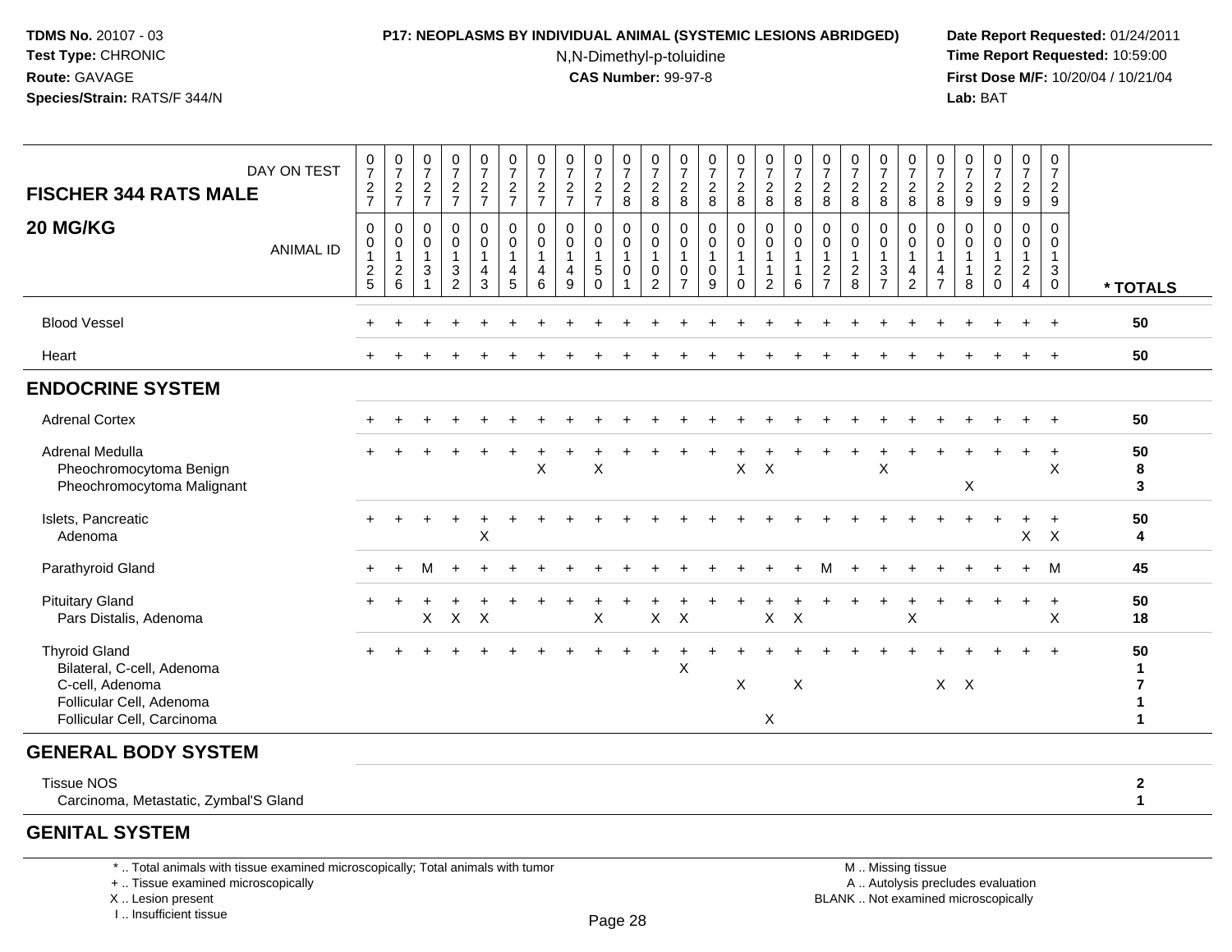**TDMS No.** 20107 - 03
**Test Type:** CHRONIC
**Route:** GAVAGE
**Species/Strain:** RATS/F 344/N

**P17: NEOPLASMS BY INDIVIDUAL ANIMAL (SYSTEMIC LESIONS ABRIDGED)**
N,N-Dimethyl-p-toluidine
**CAS Number:** 99-97-8

**Date Report Requested:** 01/24/2011
**Time Report Requested:** 10:59:00
**First Dose M/F:** 10/20/04 / 10/21/04
**Lab:** BAT

## FISCHER 344 RATS MALE
## 20 MG/KG

| DAY ON TEST | 0727 | 0727 | 0727 | 0727 | 0727 | 0727 | 0727 | 0727 | 0727 | 0728 | 0728 | 0728 | 0728 | 0728 | 0728 | 0728 | 0728 | 0728 | 0728 | 0728 | 0728 | 0729 | 0729 | 0729 | 0729 | |
|---|---|---|---|---|---|---|---|---|---|---|---|---|---|---|---|---|---|---|---|---|---|---|---|---|---|---|
| **ANIMAL ID** | 0125 | 0126 | 0131 | 0132 | 0143 | 0145 | 0146 | 0149 | 0150 | 0101 | 0102 | 0107 | 0109 | 0110 | 0112 | 0116 | 0127 | 0128 | 0137 | 0142 | 0147 | 0118 | 0120 | 0124 | 0130 | *** TOTALS** |
| Blood Vessel | + | + | + | + | + | + | + | + | + | + | + | + | + | + | + | + | + | + | + | + | + | + | + | + | + | 50 |
| Heart | + | + | + | + | + | + | + | + | + | + | + | + | + | + | + | + | + | + | + | + | + | + | + | + | + | 50 |
| **ENDOCRINE SYSTEM** | | | | | | | | | | | | | | | | | | | | | | | | | | |
| Adrenal Cortex | + | + | + | + | + | + | + | + | + | + | + | + | + | + | + | + | + | + | + | + | + | + | + | + | + | 50 |
| Adrenal Medulla | + | + | + | + | + | + | + | + | + | + | + | + | + | + | + | + | + | + | + | + | + | + | + | + | + | 50 |
| Pheochromocytoma Benign | | | | | | | X | | X | | | | | X | X | | | | X | | | | | | X | 8 |
| Pheochromocytoma Malignant | | | | | | | | | | | | | | | | | | | | | | X | | | | 3 |
| Islets, Pancreatic | + | + | + | + | + | + | + | + | + | + | + | + | + | + | + | + | + | + | + | + | + | + | + | + | + | 50 |
| Adenoma | | | | | X | | | | | | | | | | | | | | | | | | | X | X | 4 |
| Parathyroid Gland | + | + | M | + | + | + | + | + | + | + | + | + | + | + | + | + | M | + | + | + | + | + | + | + | M | 45 |
| Pituitary Gland | + | + | + | + | + | + | + | + | + | + | + | + | + | + | + | + | + | + | + | + | + | + | + | + | + | 50 |
| Pars Distalis, Adenoma | | | X | X | X | | | | X | | X | X | | | X | X | | | | X | | | | | X | 18 |
| Thyroid Gland | + | + | + | + | + | + | + | + | + | + | + | + | + | + | + | + | + | + | + | + | + | + | + | + | + | 50 |
| Bilateral, C-cell, Adenoma | | | | | | | | | | | | X | | | | | | | | | | | | | | 1 |
| C-cell, Adenoma | | | | | | | | | | | | | | X | | X | | | | | X | X | | | | 7 |
| Follicular Cell, Adenoma | | | | | | | | | | | | | | | | | | | | | | | | | | 1 |
| Follicular Cell, Carcinoma | | | | | | | | | | | | | | | X | | | | | | | | | | | 1 |
| **GENERAL BODY SYSTEM** | | | | | | | | | | | | | | | | | | | | | | | | | | |
| Tissue NOS | | | | | | | | | | | | | | | | | | | | | | | | | | 2 |
| Carcinoma, Metastatic, Zymbal'S Gland | | | | | | | | | | | | | | | | | | | | | | | | | | 1 |
| **GENITAL SYSTEM** | | | | | | | | | | | | | | | | | | | | | | | | | | |

\* .. Total animals with tissue examined microscopically; Total animals with tumor
\+ .. Tissue examined microscopically
X .. Lesion present
I .. Insufficient tissue

M .. Missing tissue
A .. Autolysis precludes evaluation
BLANK .. Not examined microscopically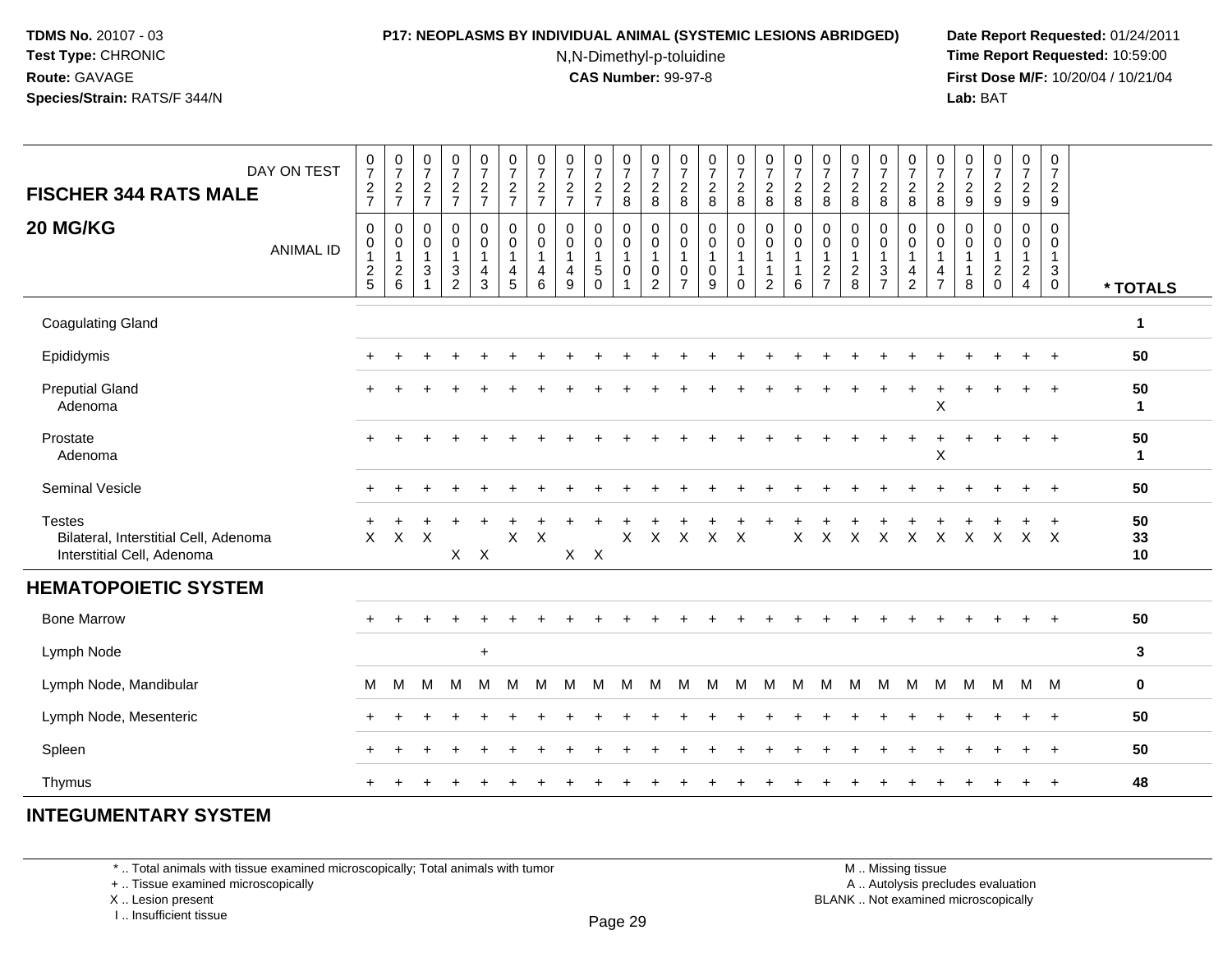**TDMS No.** 20107 - 03
**Test Type:** CHRONIC
**Route:** GAVAGE
**Species/Strain:** RATS/F 344/N

**P17: NEOPLASMS BY INDIVIDUAL ANIMAL (SYSTEMIC LESIONS ABRIDGED)**
N,N-Dimethyl-p-toluidine
**CAS Number:** 99-97-8

**Date Report Requested:** 01/24/2011
**Time Report Requested:** 10:59:00
**First Dose M/F:** 10/20/04 / 10/21/04
**Lab:** BAT

| FISCHER 344 RATS MALE 20 MG/KG | | | | | | | | | | | | | | | | | | | | | | | | | | |
|---|---|---|---|---|---|---|---|---|---|---|---|---|---|---|---|---|---|---|---|---|---|---|---|---|---|---|
| DAY ON TEST | 0727 | 0727 | 0727 | 0727 | 0727 | 0727 | 0727 | 0727 | 0727 | 0728 | 0728 | 0728 | 0728 | 0728 | 0728 | 0728 | 0728 | 0728 | 0728 | 0728 | 0728 | 0729 | 0729 | 0729 | 0729 | |
| ANIMAL ID | 00125 | 00126 | 00131 | 00132 | 00143 | 00145 | 00146 | 00149 | 00150 | 00101 | 00102 | 00107 | 00109 | 00110 | 00112 | 00116 | 00127 | 00128 | 00137 | 00142 | 00147 | 00118 | 00120 | 00124 | 00130 | * TOTALS |
| Coagulating Gland | | | | | | | | | | | | | | | | | | | | | | | | | | 1 |
| Epididymis | + | + | + | + | + | + | + | + | + | + | + | + | + | + | + | + | + | + | + | + | + | + | + | + | + | 50 |
| Preputial Gland | + | + | + | + | + | + | + | + | + | + | + | + | + | + | + | + | + | + | + | + | + | + | + | + | + | 50 |
| Adenoma | | | | | | | | | | | | | | | | | | | | | X | | | | | 1 |
| Prostate | + | + | + | + | + | + | + | + | + | + | + | + | + | + | + | + | + | + | + | + | + | + | + | + | + | 50 |
| Adenoma | | | | | | | | | | | | | | | | | | | | | X | | | | | 1 |
| Seminal Vesicle | + | + | + | + | + | + | + | + | + | + | + | + | + | + | + | + | + | + | + | + | + | + | + | + | + | 50 |
| Testes | + | + | + | + | + | + | + | + | + | + | + | + | + | + | + | + | + | + | + | + | + | + | + | + | + | 50 |
| Bilateral, Interstitial Cell, Adenoma | X | X | X | | | X | X | | | X | X | X | X | X | | X | X | X | X | X | X | X | X | X | X | 33 |
| Interstitial Cell, Adenoma | | | | X | X | | | X | X | | | | | | | | | | | | | | | | | 10 |
| **HEMATOPOIETIC SYSTEM** | | | | | | | | | | | | | | | | | | | | | | | | | | |
| Bone Marrow | + | + | + | + | + | + | + | + | + | + | + | + | + | + | + | + | + | + | + | + | + | + | + | + | + | 50 |
| Lymph Node | | | | | + | | | | | | | | | | | | | | | | | | | | | 3 |
| Lymph Node, Mandibular | M | M | M | M | M | M | M | M | M | M | M | M | M | M | M | M | M | M | M | M | M | M | M | M | M | 0 |
| Lymph Node, Mesenteric | + | + | + | + | + | + | + | + | + | + | + | + | + | + | + | + | + | + | + | + | + | + | + | + | + | 50 |
| Spleen | + | + | + | + | + | + | + | + | + | + | + | + | + | + | + | + | + | + | + | + | + | + | + | + | + | 50 |
| Thymus | + | + | + | + | + | + | + | + | + | + | + | + | + | + | + | + | + | + | + | + | + | + | + | + | + | 48 |

## INTEGUMENTARY SYSTEM

\* .. Total animals with tissue examined microscopically; Total animals with tumor
\+ .. Tissue examined microscopically
X .. Lesion present
I .. Insufficient tissue

M .. Missing tissue
A .. Autolysis precludes evaluation
BLANK .. Not examined microscopically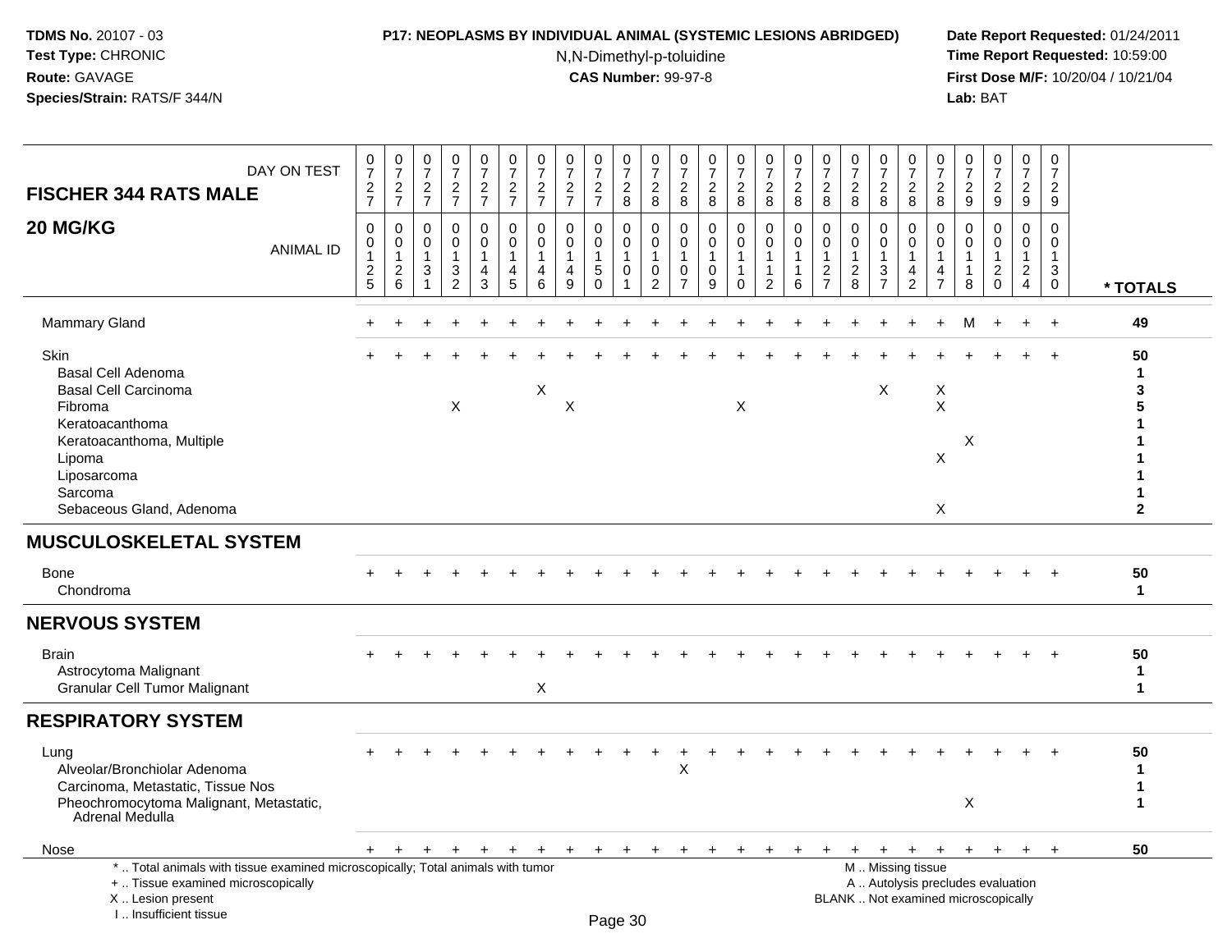**TDMS No.** 20107 - 03
**Test Type:** CHRONIC
**Route:** GAVAGE
**Species/Strain:** RATS/F 344/N

**P17: NEOPLASMS BY INDIVIDUAL ANIMAL (SYSTEMIC LESIONS ABRIDGED)**
N,N-Dimethyl-p-toluidine
**CAS Number:** 99-97-8

**Date Report Requested:** 01/24/2011
**Time Report Requested:** 10:59:00
**First Dose M/F:** 10/20/04 / 10/21/04
**Lab:** BAT

**FISCHER 344 RATS MALE**
**20 MG/KG**

| DAY ON TEST | 0727 | 0727 | 0727 | 0727 | 0727 | 0727 | 0727 | 0727 | 0727 | 0728 | 0728 | 0728 | 0728 | 0728 | 0728 | 0728 | 0728 | 0728 | 0728 | 0728 | 0728 | 0729 | 0729 | 0729 | 0729 | |
|---|---|---|---|---|---|---|---|---|---|---|---|---|---|---|---|---|---|---|---|---|---|---|---|---|---|---|
| ANIMAL ID | 00125 | 00126 | 00131 | 00132 | 00143 | 00145 | 00146 | 00149 | 00150 | 00101 | 00102 | 00107 | 00109 | 00110 | 00112 | 00116 | 00127 | 00128 | 00137 | 00142 | 00147 | 00118 | 00120 | 00124 | 00130 | * TOTALS |
| Mammary Gland | + | + | + | + | + | + | + | + | + | + | + | + | + | + | + | + | + | + | + | + | + | M | + | + | + | 49 |
| Skin | + | + | + | + | + | + | + | + | + | + | + | + | + | + | + | + | + | + | + | + | + | + | + | + | + | 50 |
| Basal Cell Adenoma | | | | | | | | | | | | | | | | | | | | | | | | | | 1 |
| Basal Cell Carcinoma | | | | | | | X | | | | | | | | | | | | X | | X | | | | | 3 |
| Fibroma | | | | X | | | | X | | | | | | X | | | | | | | X | | | | | 5 |
| Keratoacanthoma | | | | | | | | | | | | | | | | | | | | | | | | | | 1 |
| Keratoacanthoma, Multiple | | | | | | | | | | | | | | | | | | | | | | X | | | | 1 |
| Lipoma | | | | | | | | | | | | | | | | | | | | | X | | | | | 1 |
| Liposarcoma | | | | | | | | | | | | | | | | | | | | | | | | | | 1 |
| Sarcoma | | | | | | | | | | | | | | | | | | | | | | | | | | 1 |
| Sebaceous Gland, Adenoma | | | | | | | | | | | | | | | | | | | | | X | | | | | 2 |
| **MUSCULOSKELETAL SYSTEM** | | | | | | | | | | | | | | | | | | | | | | | | | | |
| Bone | + | + | + | + | + | + | + | + | + | + | + | + | + | + | + | + | + | + | + | + | + | + | + | + | + | 50 |
| Chondroma | | | | | | | | | | | | | | | | | | | | | | | | | | 1 |
| **NERVOUS SYSTEM** | | | | | | | | | | | | | | | | | | | | | | | | | | |
| Brain | + | + | + | + | + | + | + | + | + | + | + | + | + | + | + | + | + | + | + | + | + | + | + | + | + | 50 |
| Astrocytoma Malignant | | | | | | | | | | | | | | | | | | | | | | | | | | 1 |
| Granular Cell Tumor Malignant | | | | | | | X | | | | | | | | | | | | | | | | | | | 1 |
| **RESPIRATORY SYSTEM** | | | | | | | | | | | | | | | | | | | | | | | | | | |
| Lung | + | + | + | + | + | + | + | + | + | + | + | + | + | + | + | + | + | + | + | + | + | + | + | + | + | 50 |
| Alveolar/Bronchiolar Adenoma | | | | | | | | | | | | X | | | | | | | | | | | | | | 1 |
| Carcinoma, Metastatic, Tissue Nos | | | | | | | | | | | | | | | | | | | | | | | | | | 1 |
| Pheochromocytoma Malignant, Metastatic, Adrenal Medulla | | | | | | | | | | | | | | | | | | | | | | X | | | | 1 |
| Nose | + | + | + | + | + | + | + | + | + | + | + | + | + | + | + | + | + | + | + | + | + | + | + | + | + | 50 |

* .. Total animals with tissue examined microscopically; Total animals with tumor
+ .. Tissue examined microscopically
X .. Lesion present
I .. Insufficient tissue

M .. Missing tissue
A .. Autolysis precludes evaluation
BLANK .. Not examined microscopically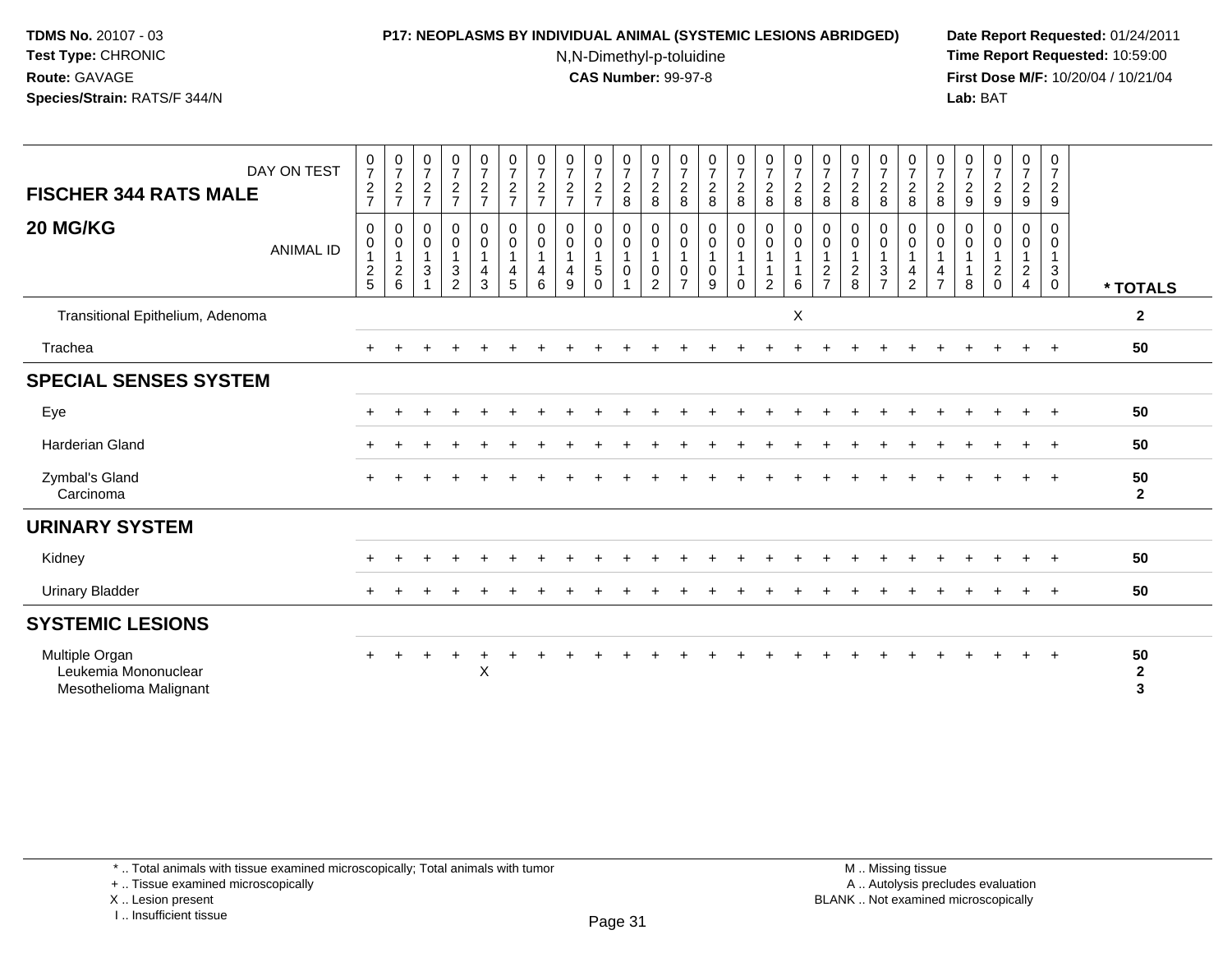TDMS No. 20107 - 03
Test Type: CHRONIC
Route: GAVAGE
Species/Strain: RATS/F 344/N

P17: NEOPLASMS BY INDIVIDUAL ANIMAL (SYSTEMIC LESIONS ABRIDGED)
N,N-Dimethyl-p-toluidine
CAS Number: 99-97-8

Date Report Requested: 01/24/2011
Time Report Requested: 10:59:00
First Dose M/F: 10/20/04 / 10/21/04
Lab: BAT

| FISCHER 344 RATS MALE 20 MG/KG | DAY ON TEST | 0727 | 0727 | 0727 | 0727 | 0727 | 0727 | 0727 | 0727 | 0727 | 0728 | 0728 | 0728 | 0728 | 0728 | 0728 | 0728 | 0728 | 0728 | 0728 | 0728 | 0728 | 0729 | 0729 | 0729 | 0729 | |
|---|---|---|---|---|---|---|---|---|---|---|---|---|---|---|---|---|---|---|---|---|---|---|---|---|---|---|---|
| | ANIMAL ID | 00125 | 00126 | 00131 | 00132 | 00143 | 00145 | 00146 | 00149 | 00150 | 00101 | 00102 | 00107 | 00109 | 00110 | 00112 | 00116 | 00127 | 00128 | 00137 | 00142 | 00147 | 00118 | 00120 | 00124 | 00130 | * TOTALS |
| Transitional Epithelium, Adenoma | | | | | | | | | | | | | | | | | X | | | | | | | | | | 2 |
| Trachea | | + | + | + | + | + | + | + | + | + | + | + | + | + | + | + | + | + | + | + | + | + | + | + | + | + | 50 |
| **SPECIAL SENSES SYSTEM** | | | | | | | | | | | | | | | | | | | | | | | | | | | |
| Eye | | + | + | + | + | + | + | + | + | + | + | + | + | + | + | + | + | + | + | + | + | + | + | + | + | + | 50 |
| Harderian Gland | | + | + | + | + | + | + | + | + | + | + | + | + | + | + | + | + | + | + | + | + | + | + | + | + | + | 50 |
| Zymbal's Gland | | + | + | + | + | + | + | + | + | + | + | + | + | + | + | + | + | + | + | + | + | + | + | + | + | + | 50 |
| Carcinoma | | | | | | | | | | | | | | | | | | | | | | | | | | | 2 |
| **URINARY SYSTEM** | | | | | | | | | | | | | | | | | | | | | | | | | | | |
| Kidney | | + | + | + | + | + | + | + | + | + | + | + | + | + | + | + | + | + | + | + | + | + | + | + | + | + | 50 |
| Urinary Bladder | | + | + | + | + | + | + | + | + | + | + | + | + | + | + | + | + | + | + | + | + | + | + | + | + | + | 50 |
| **SYSTEMIC LESIONS** | | | | | | | | | | | | | | | | | | | | | | | | | | | |
| Multiple Organ | | + | + | + | + | + | + | + | + | + | + | + | + | + | + | + | + | + | + | + | + | + | + | + | + | + | 50 |
| Leukemia Mononuclear | | | | | | X | | | | | | | | | | | | | | | | | | | | | 2 |
| Mesothelioma Malignant | | | | | | | | | | | | | | | | | | | | | | | | | | | 3 |

\* .. Total animals with tissue examined microscopically; Total animals with tumor
\+ .. Tissue examined microscopically
X .. Lesion present
I .. Insufficient tissue

M .. Missing tissue
A .. Autolysis precludes evaluation
BLANK .. Not examined microscopically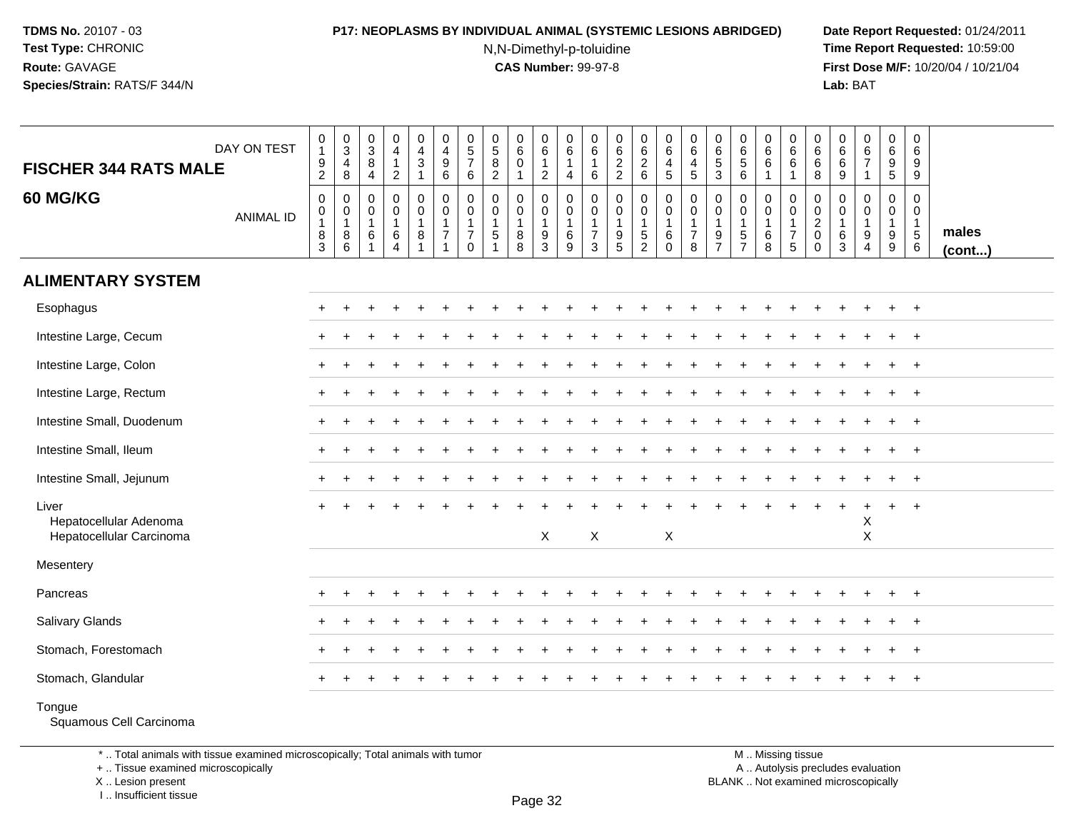**TDMS No.** 20107 - 03
**Test Type:** CHRONIC
**Route:** GAVAGE
**Species/Strain:** RATS/F 344/N

**P17: NEOPLASMS BY INDIVIDUAL ANIMAL (SYSTEMIC LESIONS ABRIDGED)**
N,N-Dimethyl-p-toluidine
**CAS Number:** 99-97-8

**Date Report Requested:** 01/24/2011
**Time Report Requested:** 10:59:00
**First Dose M/F:** 10/20/04 / 10/21/04
**Lab:** BAT

| FISCHER 344 RATS MALE 60 MG/KG | | | | | | | | | | | | | | | | | | | | | | | | | | |
|---|---|---|---|---|---|---|---|---|---|---|---|---|---|---|---|---|---|---|---|---|---|---|---|---|---|---|
| DAY ON TEST | 0192 | 0348 | 0384 | 0412 | 0431 | 0496 | 0576 | 0582 | 0601 | 0612 | 0614 | 0616 | 0622 | 0626 | 0645 | 0645 | 0653 | 0656 | 0661 | 0661 | 0668 | 0669 | 0671 | 0695 | 0699 | |
| ANIMAL ID | 00183 | 00186 | 00161 | 00164 | 00181 | 00171 | 00170 | 00151 | 00188 | 00193 | 00169 | 00173 | 00195 | 00152 | 00160 | 00178 | 00197 | 00157 | 00168 | 00175 | 00200 | 00163 | 00194 | 00199 | 00156 | males (cont...) |
| **ALIMENTARY SYSTEM** | | | | | | | | | | | | | | | | | | | | | | | | | | |
| Esophagus | + | + | + | + | + | + | + | + | + | + | + | + | + | + | + | + | + | + | + | + | + | + | + | + | + | |
| Intestine Large, Cecum | + | + | + | + | + | + | + | + | + | + | + | + | + | + | + | + | + | + | + | + | + | + | + | + | + | |
| Intestine Large, Colon | + | + | + | + | + | + | + | + | + | + | + | + | + | + | + | + | + | + | + | + | + | + | + | + | + | |
| Intestine Large, Rectum | + | + | + | + | + | + | + | + | + | + | + | + | + | + | + | + | + | + | + | + | + | + | + | + | + | |
| Intestine Small, Duodenum | + | + | + | + | + | + | + | + | + | + | + | + | + | + | + | + | + | + | + | + | + | + | + | + | + | |
| Intestine Small, Ileum | + | + | + | + | + | + | + | + | + | + | + | + | + | + | + | + | + | + | + | + | + | + | + | + | + | |
| Intestine Small, Jejunum | + | + | + | + | + | + | + | + | + | + | + | + | + | + | + | + | + | + | + | + | + | + | + | + | + | |
| Liver | + | + | + | + | + | + | + | + | + | + | + | + | + | + | + | + | + | + | + | + | + | + | + | + | + | |
| Hepatocellular Adenoma | | | | | | | | | | | | | | | | | | | | | | | X | | | |
| Hepatocellular Carcinoma | | | | | | | | | | X | | X | | | X | | | | | | | | X | | | |
| Mesentery | | | | | | | | | | | | | | | | | | | | | | | | | | |
| Pancreas | + | + | + | + | + | + | + | + | + | + | + | + | + | + | + | + | + | + | + | + | + | + | + | + | + | |
| Salivary Glands | + | + | + | + | + | + | + | + | + | + | + | + | + | + | + | + | + | + | + | + | + | + | + | + | + | |
| Stomach, Forestomach | + | + | + | + | + | + | + | + | + | + | + | + | + | + | + | + | + | + | + | + | + | + | + | + | + | |
| Stomach, Glandular | + | + | + | + | + | + | + | + | + | + | + | + | + | + | + | + | + | + | + | + | + | + | + | + | + | |
| Tongue | | | | | | | | | | | | | | | | | | | | | | | | | | |
| Squamous Cell Carcinoma | | | | | | | | | | | | | | | | | | | | | | | | | | |

\* .. Total animals with tissue examined microscopically; Total animals with tumor
\+ .. Tissue examined microscopically
X .. Lesion present
I .. Insufficient tissue

M .. Missing tissue
A .. Autolysis precludes evaluation
BLANK .. Not examined microscopically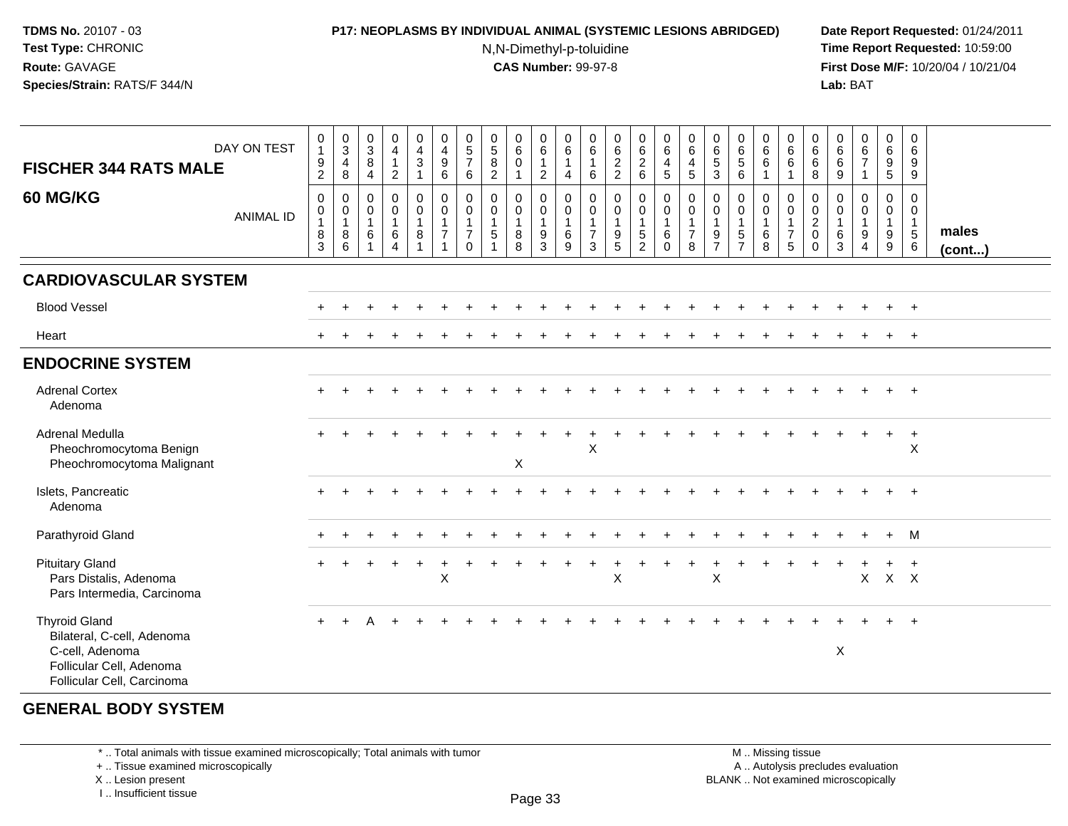**TDMS No.** 20107 - 03
**Test Type:** CHRONIC
**Route:** GAVAGE
**Species/Strain:** RATS/F 344/N

**P17: NEOPLASMS BY INDIVIDUAL ANIMAL (SYSTEMIC LESIONS ABRIDGED)**
N,N-Dimethyl-p-toluidine
**CAS Number:** 99-97-8

**Date Report Requested:** 01/24/2011
**Time Report Requested:** 10:59:00
**First Dose M/F:** 10/20/04 / 10/21/04
**Lab:** BAT

## FISCHER 344 RATS MALE — 60 MG/KG

| DAY ON TEST | 0192 | 0348 | 0384 | 0412 | 0431 | 0496 | 0576 | 0582 | 0601 | 0612 | 0614 | 0616 | 0622 | 0626 | 0645 | 0645 | 0653 | 0656 | 0661 | 0661 | 0668 | 0669 | 0671 | 0695 | 0699 | |
|---|---|---|---|---|---|---|---|---|---|---|---|---|---|---|---|---|---|---|---|---|---|---|---|---|---|---|
| **ANIMAL ID** | 00183 | 00186 | 00161 | 00164 | 00181 | 00171 | 00170 | 00151 | 00188 | 00193 | 00169 | 00173 | 00195 | 00152 | 00160 | 00178 | 00197 | 00157 | 00168 | 00175 | 00200 | 00163 | 00194 | 00199 | 00156 | **males (cont...)** |
| **CARDIOVASCULAR SYSTEM** | | | | | | | | | | | | | | | | | | | | | | | | | | |
| Blood Vessel | + | + | + | + | + | + | + | + | + | + | + | + | + | + | + | + | + | + | + | + | + | + | + | + | + | |
| Heart | + | + | + | + | + | + | + | + | + | + | + | + | + | + | + | + | + | + | + | + | + | + | + | + | + | |
| **ENDOCRINE SYSTEM** | | | | | | | | | | | | | | | | | | | | | | | | | | |
| Adrenal Cortex | + | + | + | + | + | + | + | + | + | + | + | + | + | + | + | + | + | + | + | + | + | + | + | + | + | |
| Adenoma | | | | | | | | | | | | | | | | | | | | | | | | | | |
| Adrenal Medulla | + | + | + | + | + | + | + | + | + | + | + | + | + | + | + | + | + | + | + | + | + | + | + | + | + | |
| Pheochromocytoma Benign | | | | | | | | | | | | X | | | | | | | | | | | | | X | |
| Pheochromocytoma Malignant | | | | | | | | | X | | | | | | | | | | | | | | | | | |
| Islets, Pancreatic | + | + | + | + | + | + | + | + | + | + | + | + | + | + | + | + | + | + | + | + | + | + | + | + | + | |
| Adenoma | | | | | | | | | | | | | | | | | | | | | | | | | | |
| Parathyroid Gland | + | + | + | + | + | + | + | + | + | + | + | + | + | + | + | + | + | + | + | + | + | + | + | + | M | |
| Pituitary Gland | + | + | + | + | + | + | + | + | + | + | + | + | + | + | + | + | + | + | + | + | + | + | + | + | + | |
| Pars Distalis, Adenoma | | | | | | X | | | | | | | X | | | | X | | | | | | X | X | X | |
| Pars Intermedia, Carcinoma | | | | | | | | | | | | | | | | | | | | | | | | | | |
| Thyroid Gland | + | + | A | + | + | + | + | + | + | + | + | + | + | + | + | + | + | + | + | + | + | + | + | + | + | |
| Bilateral, C-cell, Adenoma | | | | | | | | | | | | | | | | | | | | | | | | | | |
| C-cell, Adenoma | | | | | | | | | | | | | | | | | | | | | | X | | | | |
| Follicular Cell, Adenoma | | | | | | | | | | | | | | | | | | | | | | | | | | |
| Follicular Cell, Carcinoma | | | | | | | | | | | | | | | | | | | | | | | | | | |
| **GENERAL BODY SYSTEM** | | | | | | | | | | | | | | | | | | | | | | | | | | |

\* .. Total animals with tissue examined microscopically; Total animals with tumor
\+ .. Tissue examined microscopically
X .. Lesion present
I .. Insufficient tissue

M .. Missing tissue
A .. Autolysis precludes evaluation
BLANK .. Not examined microscopically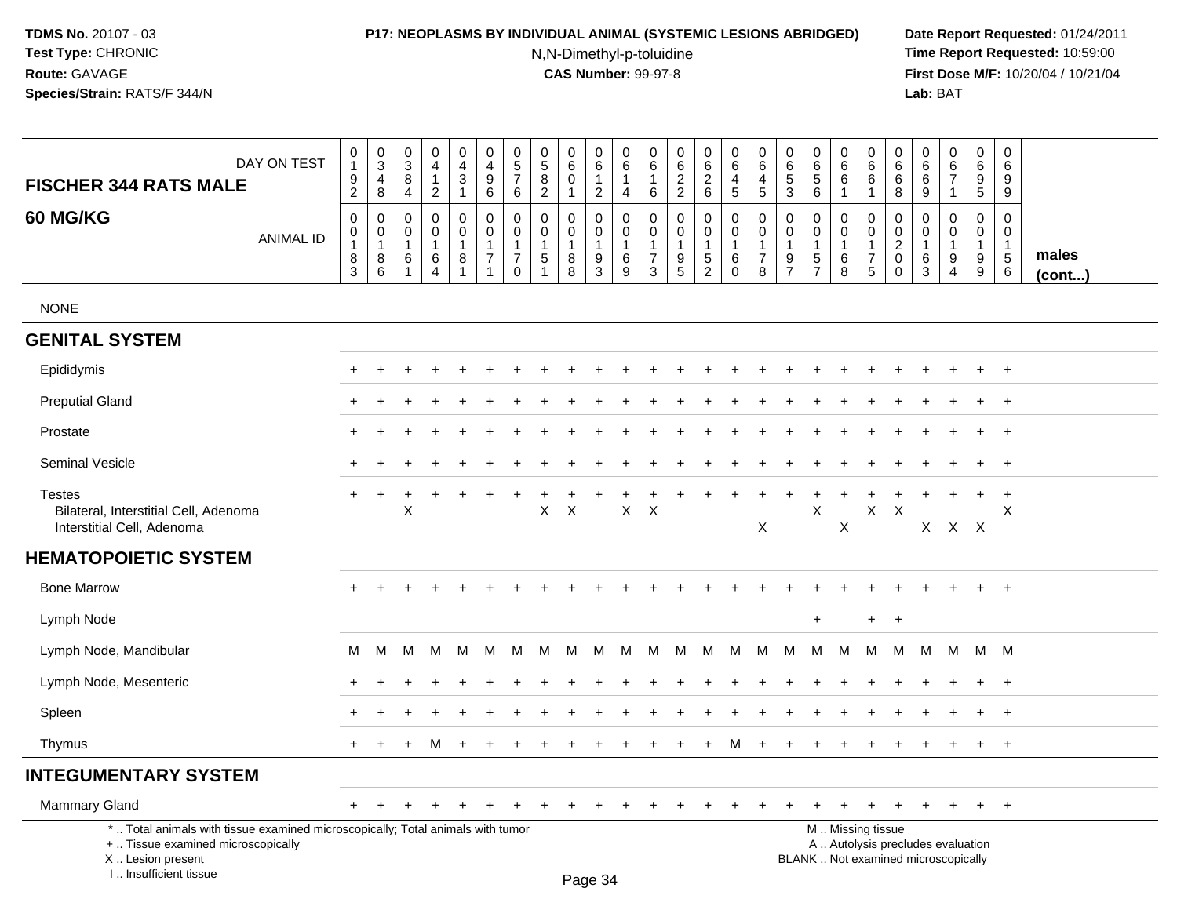**TDMS No.** 20107 - 03
**Test Type:** CHRONIC
**Route:** GAVAGE
**Species/Strain:** RATS/F 344/N

**P17: NEOPLASMS BY INDIVIDUAL ANIMAL (SYSTEMIC LESIONS ABRIDGED)**
N,N-Dimethyl-p-toluidine
**CAS Number:** 99-97-8

**Date Report Requested:** 01/24/2011
**Time Report Requested:** 10:59:00
**First Dose M/F:** 10/20/04 / 10/21/04
**Lab:** BAT

## FISCHER 344 RATS MALE
## 60 MG/KG

| DAY ON TEST | 0192 | 0348 | 0384 | 0412 | 0431 | 0496 | 0576 | 0582 | 0601 | 0612 | 0614 | 0616 | 0622 | 0626 | 0645 | 0645 | 0653 | 0656 | 0661 | 0661 | 0668 | 0669 | 0671 | 0695 | 0699 | |
|---|---|---|---|---|---|---|---|---|---|---|---|---|---|---|---|---|---|---|---|---|---|---|---|---|---|---|
| **ANIMAL ID** | 0183 | 0186 | 0161 | 0164 | 0181 | 0171 | 0170 | 0151 | 0188 | 0193 | 0169 | 0173 | 0195 | 0152 | 0160 | 0178 | 0197 | 0157 | 0168 | 0175 | 0200 | 0163 | 0194 | 0199 | 0156 | **males (cont...)** |
| NONE | | | | | | | | | | | | | | | | | | | | | | | | | | |
| **GENITAL SYSTEM** | | | | | | | | | | | | | | | | | | | | | | | | | | |
| Epididymis | + | + | + | + | + | + | + | + | + | + | + | + | + | + | + | + | + | + | + | + | + | + | + | + | + | |
| Preputial Gland | + | + | + | + | + | + | + | + | + | + | + | + | + | + | + | + | + | + | + | + | + | + | + | + | + | |
| Prostate | + | + | + | + | + | + | + | + | + | + | + | + | + | + | + | + | + | + | + | + | + | + | + | + | + | |
| Seminal Vesicle | + | + | + | + | + | + | + | + | + | + | + | + | + | + | + | + | + | + | + | + | + | + | + | + | + | |
| Testes | + | + | + | + | + | + | + | + | + | + | + | + | + | + | + | + | + | + | + | + | + | + | + | + | + | |
| Bilateral, Interstitial Cell, Adenoma | | | X | | | | | X | X | | X | X | | | | | | X | | X | X | | | | X | |
| Interstitial Cell, Adenoma | | | | | | | | | | | | | | | | X | | | X | | | X | X | X | | |
| **HEMATOPOIETIC SYSTEM** | | | | | | | | | | | | | | | | | | | | | | | | | | |
| Bone Marrow | + | + | + | + | + | + | + | + | + | + | + | + | + | + | + | + | + | + | + | + | + | + | + | + | + | |
| Lymph Node | | | | | | | | | | | | | | | | | | + | | + | + | | | | | |
| Lymph Node, Mandibular | M | M | M | M | M | M | M | M | M | M | M | M | M | M | M | M | M | M | M | M | M | M | M | M | M | |
| Lymph Node, Mesenteric | + | + | + | + | + | + | + | + | + | + | + | + | + | + | + | + | + | + | + | + | + | + | + | + | + | |
| Spleen | + | + | + | + | + | + | + | + | + | + | + | + | + | + | + | + | + | + | + | + | + | + | + | + | + | |
| Thymus | + | + | + | M | + | + | + | + | + | + | + | + | + | + | M | + | + | + | + | + | + | + | + | + | + | |
| **INTEGUMENTARY SYSTEM** | | | | | | | | | | | | | | | | | | | | | | | | | | |
| Mammary Gland | + | + | + | + | + | + | + | + | + | + | + | + | + | + | + | + | + | + | + | + | + | + | + | + | + | |

\* .. Total animals with tissue examined microscopically; Total animals with tumor
\+ .. Tissue examined microscopically
X .. Lesion present
I .. Insufficient tissue

M .. Missing tissue
A .. Autolysis precludes evaluation
BLANK .. Not examined microscopically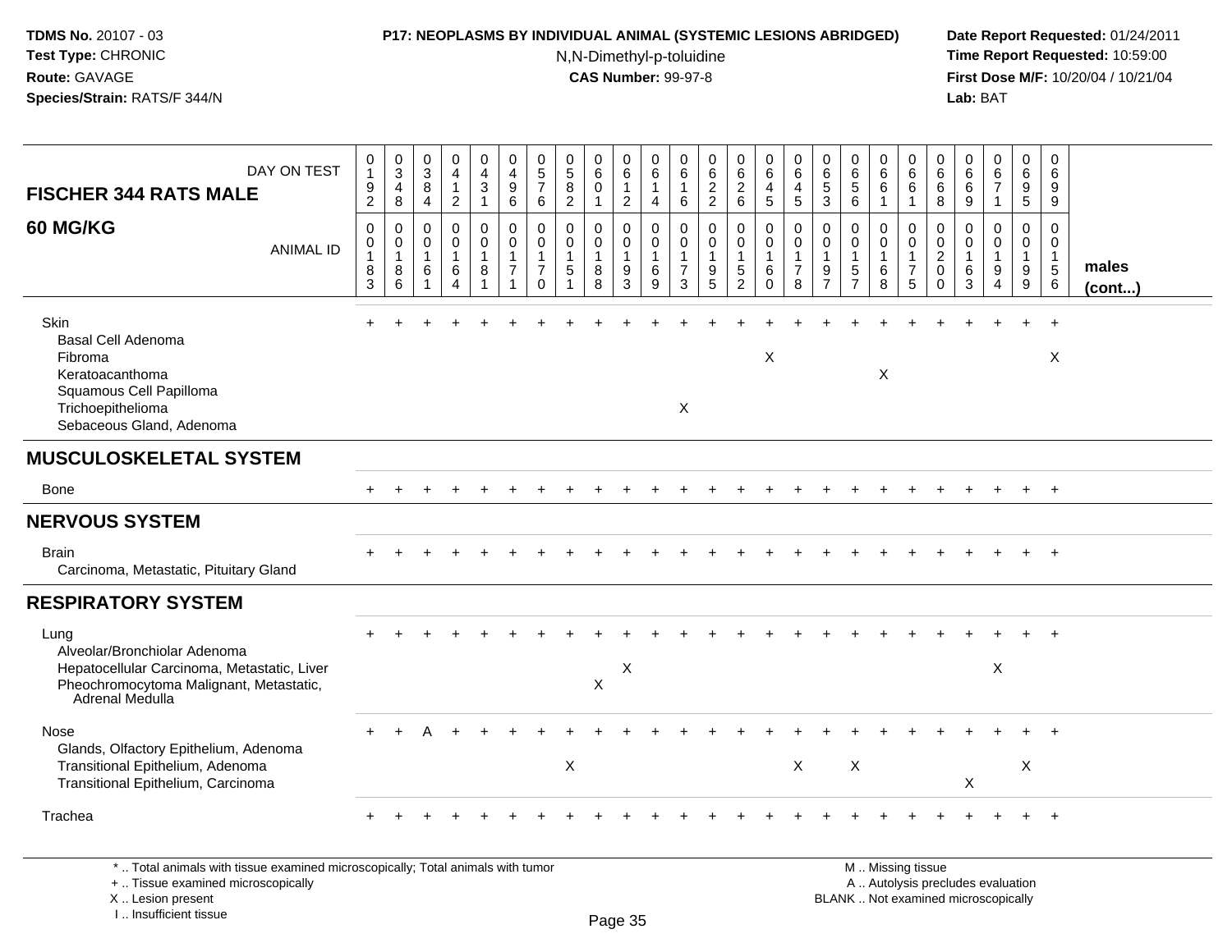**TDMS No.** 20107 - 03
**Test Type:** CHRONIC
**Route:** GAVAGE
**Species/Strain:** RATS/F 344/N

**P17: NEOPLASMS BY INDIVIDUAL ANIMAL (SYSTEMIC LESIONS ABRIDGED)**
N,N-Dimethyl-p-toluidine
**CAS Number:** 99-97-8

**Date Report Requested:** 01/24/2011
**Time Report Requested:** 10:59:00
**First Dose M/F:** 10/20/04 / 10/21/04
**Lab:** BAT

| FISCHER 344 RATS MALE — DAY ON TEST | 0192 | 0348 | 0384 | 0412 | 0431 | 0496 | 0576 | 0582 | 0601 | 0612 | 0614 | 0616 | 0622 | 0626 | 0645 | 0645 | 0653 | 0656 | 0661 | 0661 | 0668 | 0669 | 0671 | 0695 | 0699 | |
|---|---|---|---|---|---|---|---|---|---|---|---|---|---|---|---|---|---|---|---|---|---|---|---|---|---|---|
| **60 MG/KG** — ANIMAL ID | 00183 | 00186 | 00161 | 00164 | 00181 | 00171 | 00170 | 00151 | 00188 | 00193 | 00169 | 00173 | 00195 | 00152 | 00160 | 00178 | 00197 | 00157 | 00168 | 00175 | 00200 | 00163 | 00194 | 00199 | 00156 | **males (cont...)** |
| Skin | + | + | + | + | + | + | + | + | + | + | + | + | + | + | + | + | + | + | + | + | + | + | + | + | + | |
| Basal Cell Adenoma | | | | | | | | | | | | | | | | | | | | | | | | | | |
| Fibroma | | | | | | | | | | | | | | | X | | | | | | | | | | X | |
| Keratoacanthoma | | | | | | | | | | | | | | | | | | | X | | | | | | | |
| Squamous Cell Papilloma | | | | | | | | | | | | | | | | | | | | | | | | | | |
| Trichoepithelioma | | | | | | | | | | | | X | | | | | | | | | | | | | | |
| Sebaceous Gland, Adenoma | | | | | | | | | | | | | | | | | | | | | | | | | | |
| **MUSCULOSKELETAL SYSTEM** | | | | | | | | | | | | | | | | | | | | | | | | | | |
| Bone | + | + | + | + | + | + | + | + | + | + | + | + | + | + | + | + | + | + | + | + | + | + | + | + | + | |
| **NERVOUS SYSTEM** | | | | | | | | | | | | | | | | | | | | | | | | | | |
| Brain | + | + | + | + | + | + | + | + | + | + | + | + | + | + | + | + | + | + | + | + | + | + | + | + | + | |
| Carcinoma, Metastatic, Pituitary Gland | | | | | | | | | | | | | | | | | | | | | | | | | | |
| **RESPIRATORY SYSTEM** | | | | | | | | | | | | | | | | | | | | | | | | | | |
| Lung | + | + | + | + | + | + | + | + | + | + | + | + | + | + | + | + | + | + | + | + | + | + | + | + | + | |
| Alveolar/Bronchiolar Adenoma | | | | | | | | | | | | | | | | | | | | | | | | | | |
| Hepatocellular Carcinoma, Metastatic, Liver | | | | | | | | | | X | | | | | | | | | | | | | X | | | |
| Pheochromocytoma Malignant, Metastatic, Adrenal Medulla | | | | | | | | | X | | | | | | | | | | | | | | | | | |
| Nose | + | + | A | + | + | + | + | + | + | + | + | + | + | + | + | + | + | + | + | + | + | + | + | + | + | |
| Glands, Olfactory Epithelium, Adenoma | | | | | | | | | | | | | | | | | | | | | | | | | | |
| Transitional Epithelium, Adenoma | | | | | | | | X | | | | | | | | X | | X | | | | | | X | | |
| Transitional Epithelium, Carcinoma | | | | | | | | | | | | | | | | | | | | | | X | | | | |
| Trachea | + | + | + | + | + | + | + | + | + | + | + | + | + | + | + | + | + | + | + | + | + | + | + | + | + | |

\* .. Total animals with tissue examined microscopically; Total animals with tumor
\+ .. Tissue examined microscopically
X .. Lesion present
I .. Insufficient tissue

M .. Missing tissue
A .. Autolysis precludes evaluation
BLANK .. Not examined microscopically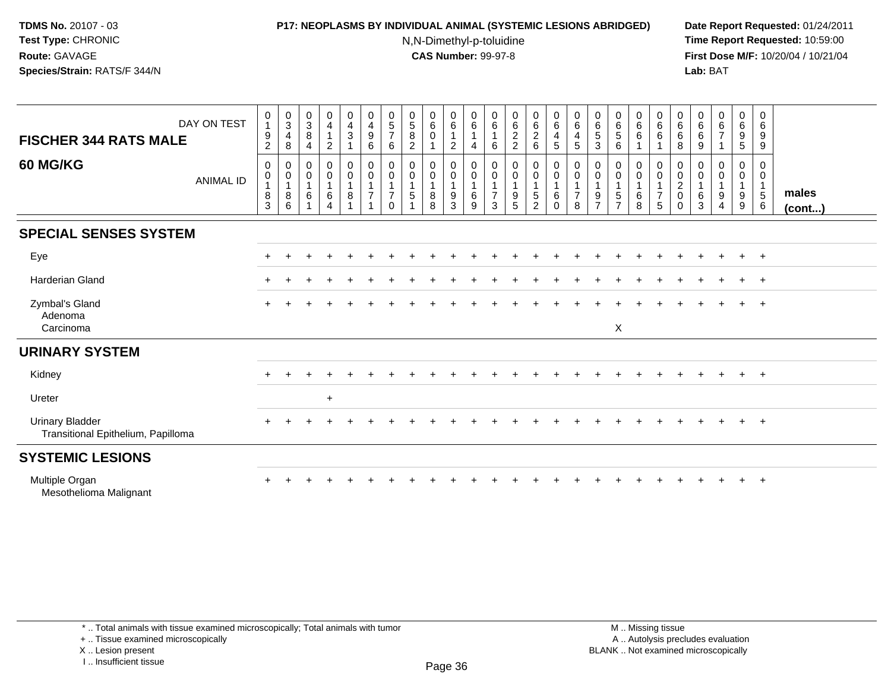**TDMS No.** 20107 - 03
**Test Type:** CHRONIC
**Route:** GAVAGE
**Species/Strain:** RATS/F 344/N

**P17: NEOPLASMS BY INDIVIDUAL ANIMAL (SYSTEMIC LESIONS ABRIDGED)**
N,N-Dimethyl-p-toluidine
**CAS Number:** 99-97-8

**Date Report Requested:** 01/24/2011
**Time Report Requested:** 10:59:00
**First Dose M/F:** 10/20/04 / 10/21/04
**Lab:** BAT

| FISCHER 344 RATS MALE — DAY ON TEST | 0192 | 0348 | 0384 | 0412 | 0431 | 0496 | 0576 | 0582 | 0601 | 0612 | 0614 | 0616 | 0622 | 0626 | 0645 | 0645 | 0653 | 0656 | 0661 | 0661 | 0668 | 0669 | 0671 | 0695 | 0699 | |
|---|---|---|---|---|---|---|---|---|---|---|---|---|---|---|---|---|---|---|---|---|---|---|---|---|---|---|
| **60 MG/KG** — ANIMAL ID | 00183 | 00186 | 00161 | 00164 | 00181 | 00171 | 00170 | 00151 | 00188 | 00193 | 00169 | 00173 | 00195 | 00152 | 00160 | 00178 | 00197 | 00157 | 00168 | 00175 | 00200 | 00163 | 00194 | 00199 | 00156 | **males (cont...)** |
| **SPECIAL SENSES SYSTEM** | | | | | | | | | | | | | | | | | | | | | | | | | | |
| Eye | + | + | + | + | + | + | + | + | + | + | + | + | + | + | + | + | + | + | + | + | + | + | + | + | + | |
| Harderian Gland | + | + | + | + | + | + | + | + | + | + | + | + | + | + | + | + | + | + | + | + | + | + | + | + | + | |
| Zymbal's Gland | + | + | + | + | + | + | + | + | + | + | + | + | + | + | + | + | + | + | + | + | + | + | + | + | + | |
| Adenoma | | | | | | | | | | | | | | | | | | | | | | | | | | |
| Carcinoma | | | | | | | | | | | | | | | | | | X | | | | | | | | |
| **URINARY SYSTEM** | | | | | | | | | | | | | | | | | | | | | | | | | | |
| Kidney | + | + | + | + | + | + | + | + | + | + | + | + | + | + | + | + | + | + | + | + | + | + | + | + | + | |
| Ureter | | | | + | | | | | | | | | | | | | | | | | | | | | | |
| Urinary Bladder | + | + | + | + | + | + | + | + | + | + | + | + | + | + | + | + | + | + | + | + | + | + | + | + | + | |
| Transitional Epithelium, Papilloma | | | | | | | | | | | | | | | | | | | | | | | | | | |
| **SYSTEMIC LESIONS** | | | | | | | | | | | | | | | | | | | | | | | | | | |
| Multiple Organ | + | + | + | + | + | + | + | + | + | + | + | + | + | + | + | + | + | + | + | + | + | + | + | + | + | |
| Mesothelioma Malignant | | | | | | | | | | | | | | | | | | | | | | | | | | |

\* .. Total animals with tissue examined microscopically; Total animals with tumor
\+ .. Tissue examined microscopically
X .. Lesion present
I .. Insufficient tissue

M .. Missing tissue
A .. Autolysis precludes evaluation
BLANK .. Not examined microscopically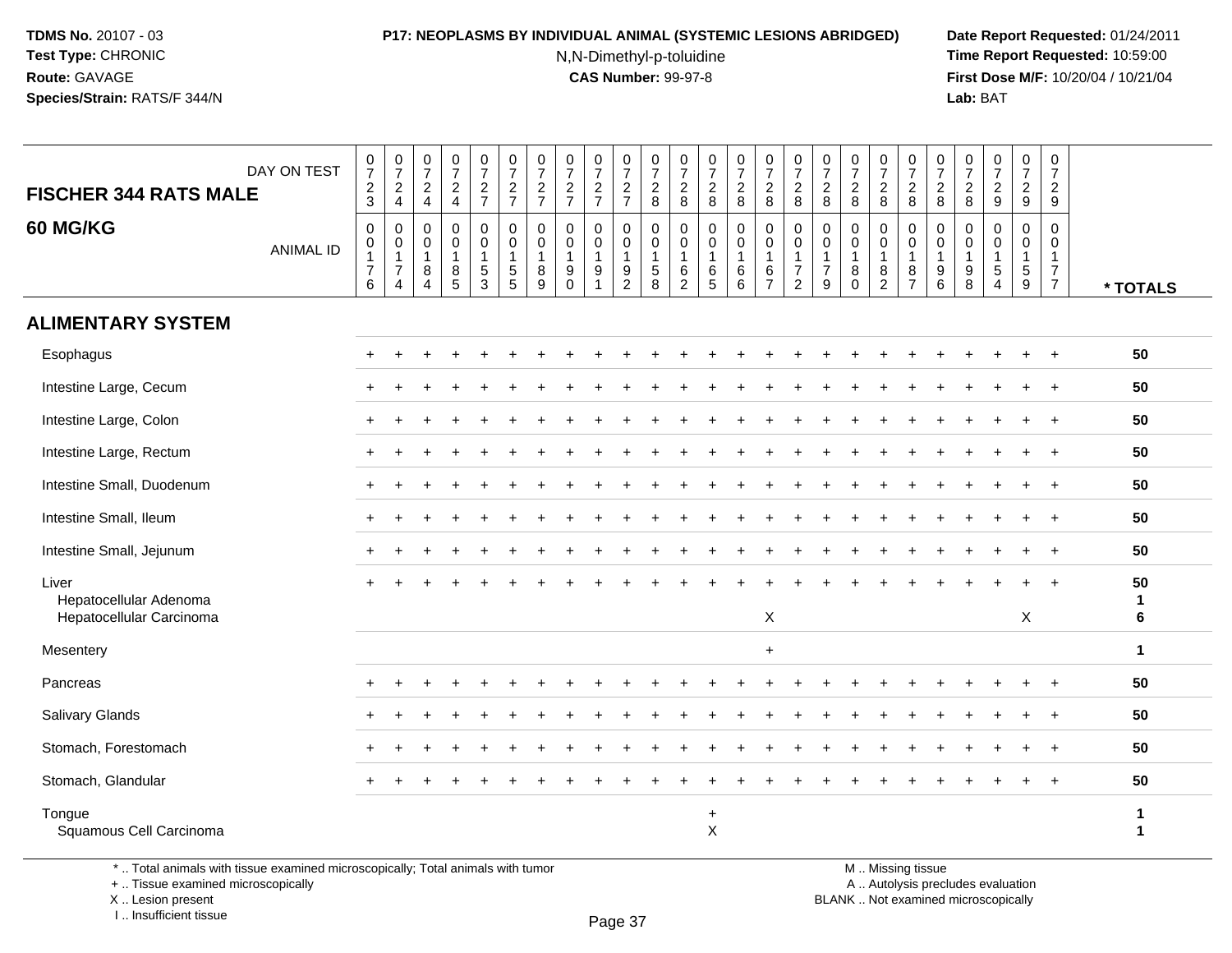**TDMS No.** 20107 - 03
**Test Type:** CHRONIC
**Route:** GAVAGE
**Species/Strain:** RATS/F 344/N

**P17: NEOPLASMS BY INDIVIDUAL ANIMAL (SYSTEMIC LESIONS ABRIDGED)**
N,N-Dimethyl-p-toluidine
**CAS Number:** 99-97-8

**Date Report Requested:** 01/24/2011
**Time Report Requested:** 10:59:00
**First Dose M/F:** 10/20/04 / 10/21/04
**Lab:** BAT

## FISCHER 344 RATS MALE

## 60 MG/KG

| DAY ON TEST | 0723 | 0724 | 0724 | 0724 | 0727 | 0727 | 0727 | 0727 | 0727 | 0727 | 0728 | 0728 | 0728 | 0728 | 0728 | 0728 | 0728 | 0728 | 0728 | 0728 | 0728 | 0728 | 0729 | 0729 | 0729 | |
|---|---|---|---|---|---|---|---|---|---|---|---|---|---|---|---|---|---|---|---|---|---|---|---|---|---|---|
| **ANIMAL ID** | 0176 | 0174 | 0184 | 0185 | 0153 | 0155 | 0189 | 0190 | 0191 | 0192 | 0158 | 0162 | 0165 | 0166 | 0167 | 0172 | 0179 | 0180 | 0182 | 0187 | 0196 | 0198 | 0154 | 0159 | 0177 | *** TOTALS** |
| **ALIMENTARY SYSTEM** | | | | | | | | | | | | | | | | | | | | | | | | | | |
| Esophagus | + | + | + | + | + | + | + | + | + | + | + | + | + | + | + | + | + | + | + | + | + | + | + | + | + | 50 |
| Intestine Large, Cecum | + | + | + | + | + | + | + | + | + | + | + | + | + | + | + | + | + | + | + | + | + | + | + | + | + | 50 |
| Intestine Large, Colon | + | + | + | + | + | + | + | + | + | + | + | + | + | + | + | + | + | + | + | + | + | + | + | + | + | 50 |
| Intestine Large, Rectum | + | + | + | + | + | + | + | + | + | + | + | + | + | + | + | + | + | + | + | + | + | + | + | + | + | 50 |
| Intestine Small, Duodenum | + | + | + | + | + | + | + | + | + | + | + | + | + | + | + | + | + | + | + | + | + | + | + | + | + | 50 |
| Intestine Small, Ileum | + | + | + | + | + | + | + | + | + | + | + | + | + | + | + | + | + | + | + | + | + | + | + | + | + | 50 |
| Intestine Small, Jejunum | + | + | + | + | + | + | + | + | + | + | + | + | + | + | + | + | + | + | + | + | + | + | + | + | + | 50 |
| Liver | + | + | + | + | + | + | + | + | + | + | + | + | + | + | + | + | + | + | + | + | + | + | + | + | + | 50 |
| Hepatocellular Adenoma | | | | | | | | | | | | | | | | | | | | | | | | | | 1 |
| Hepatocellular Carcinoma | | | | | | | | | | | | | | | X | | | | | | | | | X | | 6 |
| Mesentery | | | | | | | | | | | | | | | + | | | | | | | | | | | 1 |
| Pancreas | + | + | + | + | + | + | + | + | + | + | + | + | + | + | + | + | + | + | + | + | + | + | + | + | + | 50 |
| Salivary Glands | + | + | + | + | + | + | + | + | + | + | + | + | + | + | + | + | + | + | + | + | + | + | + | + | + | 50 |
| Stomach, Forestomach | + | + | + | + | + | + | + | + | + | + | + | + | + | + | + | + | + | + | + | + | + | + | + | + | + | 50 |
| Stomach, Glandular | + | + | + | + | + | + | + | + | + | + | + | + | + | + | + | + | + | + | + | + | + | + | + | + | + | 50 |
| Tongue | | | | | | | | | | | | | + | | | | | | | | | | | | | 1 |
| Squamous Cell Carcinoma | | | | | | | | | | | | | X | | | | | | | | | | | | | 1 |

\* .. Total animals with tissue examined microscopically; Total animals with tumor
\+ .. Tissue examined microscopically
X .. Lesion present
I .. Insufficient tissue

M .. Missing tissue
A .. Autolysis precludes evaluation
BLANK .. Not examined microscopically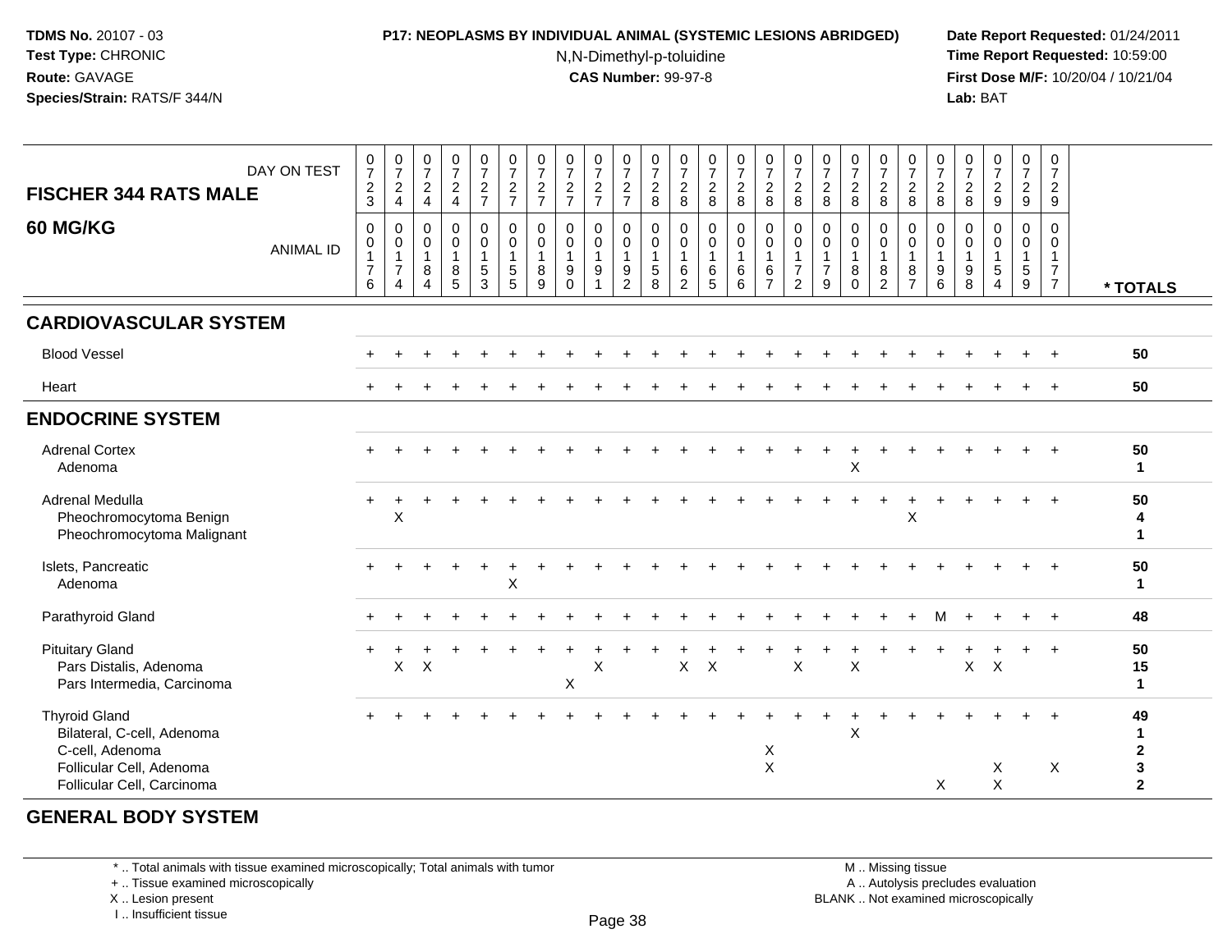**TDMS No.** 20107 - 03
**Test Type:** CHRONIC
**Route:** GAVAGE
**Species/Strain:** RATS/F 344/N

**P17: NEOPLASMS BY INDIVIDUAL ANIMAL (SYSTEMIC LESIONS ABRIDGED)**
N,N-Dimethyl-p-toluidine
**CAS Number:** 99-97-8

**Date Report Requested:** 01/24/2011
**Time Report Requested:** 10:59:00
**First Dose M/F:** 10/20/04 / 10/21/04
**Lab:** BAT

## FISCHER 344 RATS MALE
## 60 MG/KG

| DAY ON TEST | 723 | 724 | 724 | 724 | 727 | 727 | 727 | 727 | 727 | 727 | 728 | 728 | 728 | 728 | 728 | 728 | 728 | 728 | 728 | 728 | 728 | 728 | 729 | 729 | 729 | |
|---|---|---|---|---|---|---|---|---|---|---|---|---|---|---|---|---|---|---|---|---|---|---|---|---|---|---|
| **ANIMAL ID** | 0176 | 0174 | 0184 | 0185 | 0153 | 0155 | 0189 | 0190 | 0191 | 0192 | 0158 | 0162 | 0165 | 0166 | 0167 | 0172 | 0179 | 0180 | 0182 | 0187 | 0196 | 0198 | 0154 | 0159 | 0177 | *** TOTALS** |
| **CARDIOVASCULAR SYSTEM** | | | | | | | | | | | | | | | | | | | | | | | | | | |
| Blood Vessel | + | + | + | + | + | + | + | + | + | + | + | + | + | + | + | + | + | + | + | + | + | + | + | + | + | 50 |
| Heart | + | + | + | + | + | + | + | + | + | + | + | + | + | + | + | + | + | + | + | + | + | + | + | + | + | 50 |
| **ENDOCRINE SYSTEM** | | | | | | | | | | | | | | | | | | | | | | | | | | |
| Adrenal Cortex | + | + | + | + | + | + | + | + | + | + | + | + | + | + | + | + | + | + | + | + | + | + | + | + | + | 50 |
| Adenoma | | | | | | | | | | | | | | | | | | X | | | | | | | | 1 |
| Adrenal Medulla | + | + | + | + | + | + | + | + | + | + | + | + | + | + | + | + | + | + | + | + | + | + | + | + | + | 50 |
| Pheochromocytoma Benign | | X | | | | | | | | | | | | | | | | | | X | | | | | | 4 |
| Pheochromocytoma Malignant | | | | | | | | | | | | | | | | | | | | | | | | | | 1 |
| Islets, Pancreatic | + | + | + | + | + | + | + | + | + | + | + | + | + | + | + | + | + | + | + | + | + | + | + | + | + | 50 |
| Adenoma | | | | | | X | | | | | | | | | | | | | | | | | | | | 1 |
| Parathyroid Gland | + | + | + | + | + | + | + | + | + | + | + | + | + | + | + | + | + | + | + | + | M | + | + | + | + | 48 |
| Pituitary Gland | + | + | + | + | + | + | + | + | + | + | + | + | + | + | + | + | + | + | + | + | + | + | + | + | + | 50 |
| Pars Distalis, Adenoma | | X | X | | | | | | X | | | X | X | | | X | | X | | | | X | X | | | 15 |
| Pars Intermedia, Carcinoma | | | | | | | | X | | | | | | | | | | | | | | | | | | 1 |
| Thyroid Gland | + | + | + | + | + | + | + | + | + | + | + | + | + | + | + | + | + | + | + | + | + | + | + | + | + | 49 |
| Bilateral, C-cell, Adenoma | | | | | | | | | | | | | | | | | | X | | | | | | | | 1 |
| C-cell, Adenoma | | | | | | | | | | | | | | | X | | | | | | | | | | | 2 |
| Follicular Cell, Adenoma | | | | | | | | | | | | | | | X | | | | | | | | X | | X | 3 |
| Follicular Cell, Carcinoma | | | | | | | | | | | | | | | | | | | | | X | | X | | | 2 |
| **GENERAL BODY SYSTEM** | | | | | | | | | | | | | | | | | | | | | | | | | | |

\* .. Total animals with tissue examined microscopically; Total animals with tumor
\+ .. Tissue examined microscopically
X .. Lesion present
I .. Insufficient tissue

M .. Missing tissue
A .. Autolysis precludes evaluation
BLANK .. Not examined microscopically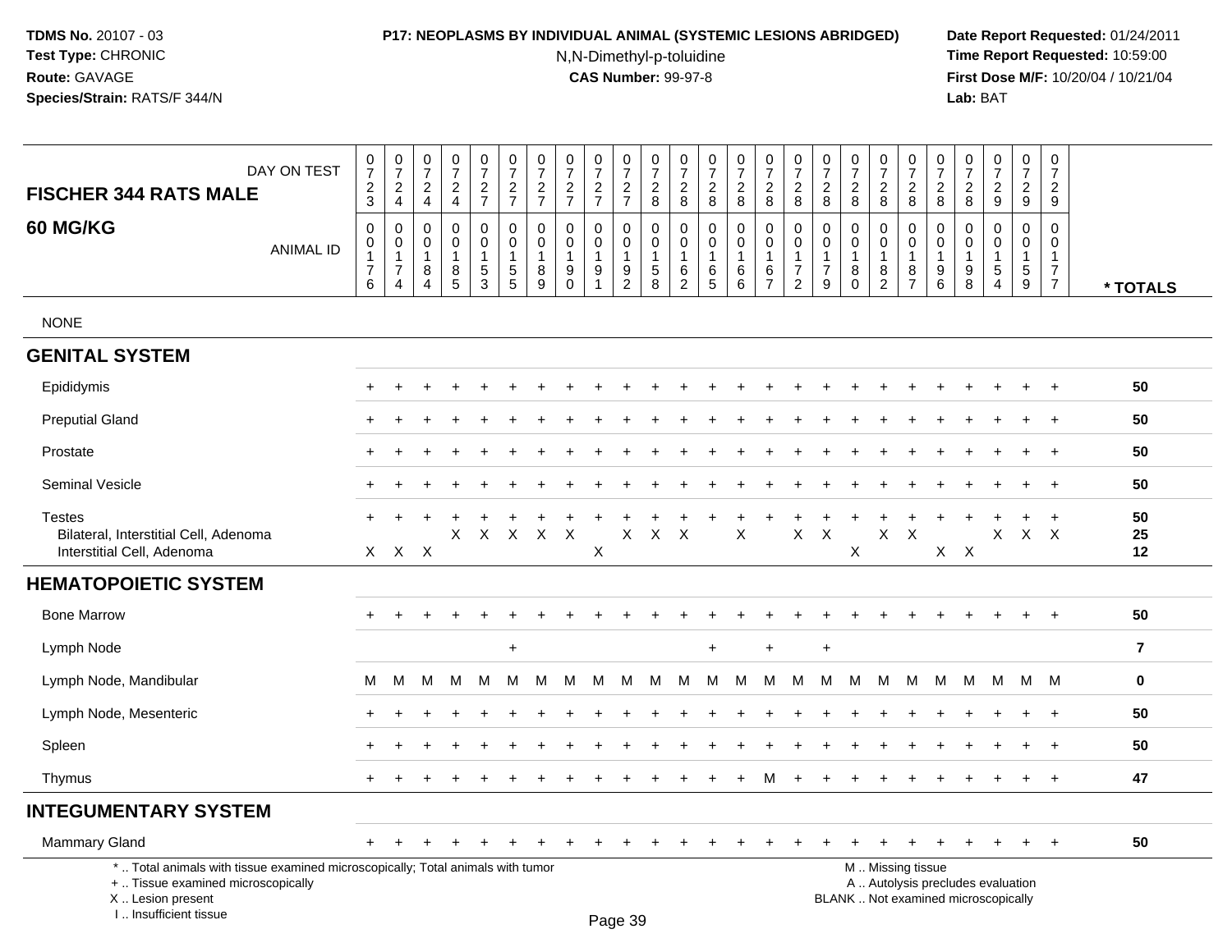**TDMS No.** 20107 - 03
**Test Type:** CHRONIC
**Route:** GAVAGE
**Species/Strain:** RATS/F 344/N

**P17: NEOPLASMS BY INDIVIDUAL ANIMAL (SYSTEMIC LESIONS ABRIDGED)**
N,N-Dimethyl-p-toluidine
**CAS Number:** 99-97-8

**Date Report Requested:** 01/24/2011
**Time Report Requested:** 10:59:00
**First Dose M/F:** 10/20/04 / 10/21/04
**Lab:** BAT

## FISCHER 344 RATS MALE — 60 MG/KG

| DAY ON TEST | 723 | 724 | 724 | 724 | 727 | 727 | 727 | 727 | 727 | 727 | 728 | 728 | 728 | 728 | 728 | 728 | 728 | 728 | 728 | 728 | 728 | 728 | 729 | 729 | 729 | |
|---|---|---|---|---|---|---|---|---|---|---|---|---|---|---|---|---|---|---|---|---|---|---|---|---|---|---|
| ANIMAL ID | 0176 | 0174 | 0184 | 0185 | 0153 | 0155 | 0189 | 0190 | 0191 | 0192 | 0158 | 0162 | 0165 | 0166 | 0167 | 0172 | 0179 | 0180 | 0182 | 0187 | 0196 | 0198 | 0154 | 0159 | 0177 | * TOTALS |
| NONE | | | | | | | | | | | | | | | | | | | | | | | | | | |
| **GENITAL SYSTEM** | | | | | | | | | | | | | | | | | | | | | | | | | | |
| Epididymis | + | + | + | + | + | + | + | + | + | + | + | + | + | + | + | + | + | + | + | + | + | + | + | + | + | 50 |
| Preputial Gland | + | + | + | + | + | + | + | + | + | + | + | + | + | + | + | + | + | + | + | + | + | + | + | + | + | 50 |
| Prostate | + | + | + | + | + | + | + | + | + | + | + | + | + | + | + | + | + | + | + | + | + | + | + | + | + | 50 |
| Seminal Vesicle | + | + | + | + | + | + | + | + | + | + | + | + | + | + | + | + | + | + | + | + | + | + | + | + | + | 50 |
| Testes | + | + | + | + | + | + | + | + | + | + | + | + | + | + | + | + | + | + | + | + | + | + | + | + | + | 50 |
| Bilateral, Interstitial Cell, Adenoma | | | | X | X | X | X | X | | X | X | X | | X | | X | X | | X | X | | | X | X | X | 25 |
| Interstitial Cell, Adenoma | X | X | X | | | | | | X | | | | | | | | | X | | | X | X | | | | 12 |
| **HEMATOPOIETIC SYSTEM** | | | | | | | | | | | | | | | | | | | | | | | | | | |
| Bone Marrow | + | + | + | + | + | + | + | + | + | + | + | + | + | + | + | + | + | + | + | + | + | + | + | + | + | 50 |
| Lymph Node | | | | | | + | | | | | | | + | | + | | + | | | | | | | | | 7 |
| Lymph Node, Mandibular | M | M | M | M | M | M | M | M | M | M | M | M | M | M | M | M | M | M | M | M | M | M | M | M | M | 0 |
| Lymph Node, Mesenteric | + | + | + | + | + | + | + | + | + | + | + | + | + | + | + | + | + | + | + | + | + | + | + | + | + | 50 |
| Spleen | + | + | + | + | + | + | + | + | + | + | + | + | + | + | + | + | + | + | + | + | + | + | + | + | + | 50 |
| Thymus | + | + | + | + | + | + | + | + | + | + | + | + | + | + | M | + | + | + | + | + | + | + | + | + | + | 47 |
| **INTEGUMENTARY SYSTEM** | | | | | | | | | | | | | | | | | | | | | | | | | | |
| Mammary Gland | + | + | + | + | + | + | + | + | + | + | + | + | + | + | + | + | + | + | + | + | + | + | + | + | + | 50 |

\* .. Total animals with tissue examined microscopically; Total animals with tumor
\+ .. Tissue examined microscopically
X .. Lesion present
I .. Insufficient tissue

M .. Missing tissue
A .. Autolysis precludes evaluation
BLANK .. Not examined microscopically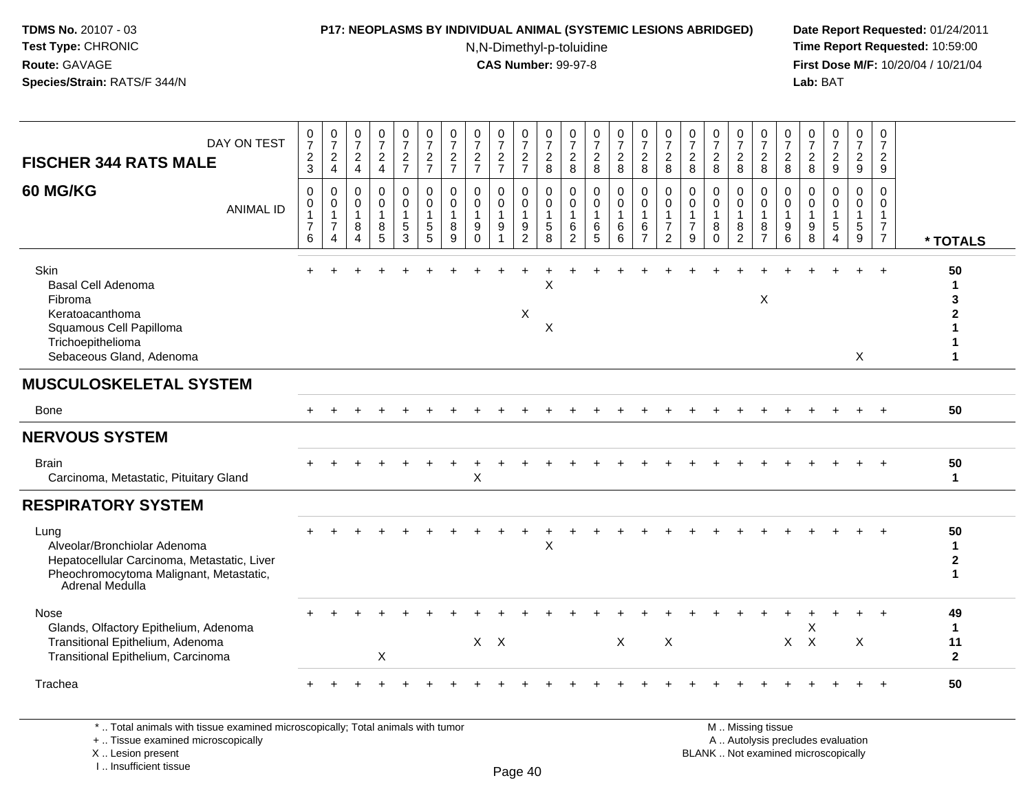TDMS No. 20107 - 03
Test Type: CHRONIC
Route: GAVAGE
Species/Strain: RATS/F 344/N

**P17: NEOPLASMS BY INDIVIDUAL ANIMAL (SYSTEMIC LESIONS ABRIDGED)**
N,N-Dimethyl-p-toluidine
**CAS Number:** 99-97-8

Date Report Requested: 01/24/2011
Time Report Requested: 10:59:00
First Dose M/F: 10/20/04 / 10/21/04
Lab: BAT

| FISCHER 344 RATS MALE 60 MG/KG | 0723 | 0724 | 0724 | 0724 | 0727 | 0727 | 0727 | 0727 | 0727 | 0727 | 0728 | 0728 | 0728 | 0728 | 0728 | 0728 | 0728 | 0728 | 0728 | 0728 | 0728 | 0728 | 0729 | 0729 | 0729 | |
|---|---|---|---|---|---|---|---|---|---|---|---|---|---|---|---|---|---|---|---|---|---|---|---|---|---|---|
| ANIMAL ID | 0176 | 0174 | 0184 | 0185 | 0153 | 0155 | 0189 | 0190 | 0191 | 0192 | 0158 | 0162 | 0165 | 0166 | 0167 | 0172 | 0179 | 0180 | 0182 | 0187 | 0196 | 0198 | 0154 | 0159 | 0177 | * TOTALS |
| Skin | + | + | + | + | + | + | + | + | + | + | + | + | + | + | + | + | + | + | + | + | + | + | + | + | + | 50 |
| Basal Cell Adenoma | | | | | | | | | | | X | | | | | | | | | | | | | | | 1 |
| Fibroma | | | | | | | | | | | | | | | | | | | | X | | | | | | 3 |
| Keratoacanthoma | | | | | | | | | | X | | | | | | | | | | | | | | | | 2 |
| Squamous Cell Papilloma | | | | | | | | | | | X | | | | | | | | | | | | | | | 1 |
| Trichoepithelioma | | | | | | | | | | | | | | | | | | | | | | | | | | 1 |
| Sebaceous Gland, Adenoma | | | | | | | | | | | | | | | | | | | | | | | | X | | 1 |
| **MUSCULOSKELETAL SYSTEM** | | | | | | | | | | | | | | | | | | | | | | | | | | |
| Bone | + | + | + | + | + | + | + | + | + | + | + | + | + | + | + | + | + | + | + | + | + | + | + | + | + | 50 |
| **NERVOUS SYSTEM** | | | | | | | | | | | | | | | | | | | | | | | | | | |
| Brain | + | + | + | + | + | + | + | + | + | + | + | + | + | + | + | + | + | + | + | + | + | + | + | + | + | 50 |
| Carcinoma, Metastatic, Pituitary Gland | | | | | | | | X | | | | | | | | | | | | | | | | | | 1 |
| **RESPIRATORY SYSTEM** | | | | | | | | | | | | | | | | | | | | | | | | | | |
| Lung | + | + | + | + | + | + | + | + | + | + | + | + | + | + | + | + | + | + | + | + | + | + | + | + | + | 50 |
| Alveolar/Bronchiolar Adenoma | | | | | | | | | | | X | | | | | | | | | | | | | | | 1 |
| Hepatocellular Carcinoma, Metastatic, Liver | | | | | | | | | | | | | | | | | | | | | | | | | | 2 |
| Pheochromocytoma Malignant, Metastatic, Adrenal Medulla | | | | | | | | | | | | | | | | | | | | | | | | | | 1 |
| Nose | + | + | + | + | + | + | + | + | + | + | + | + | + | + | + | + | + | + | + | + | + | + | + | + | + | 49 |
| Glands, Olfactory Epithelium, Adenoma | | | | | | | | | | | | | | | | | | | | | | X | | | | 1 |
| Transitional Epithelium, Adenoma | | | | | | | | X | X | | | | | X | | X | | | | | X | X | | X | | 11 |
| Transitional Epithelium, Carcinoma | | | | X | | | | | | | | | | | | | | | | | | | | | | 2 |
| Trachea | + | + | + | + | + | + | + | + | + | + | + | + | + | + | + | + | + | + | + | + | + | + | + | + | + | 50 |

\* .. Total animals with tissue examined microscopically; Total animals with tumor
+ .. Tissue examined microscopically
X .. Lesion present
I .. Insufficient tissue

M .. Missing tissue
A .. Autolysis precludes evaluation
BLANK .. Not examined microscopically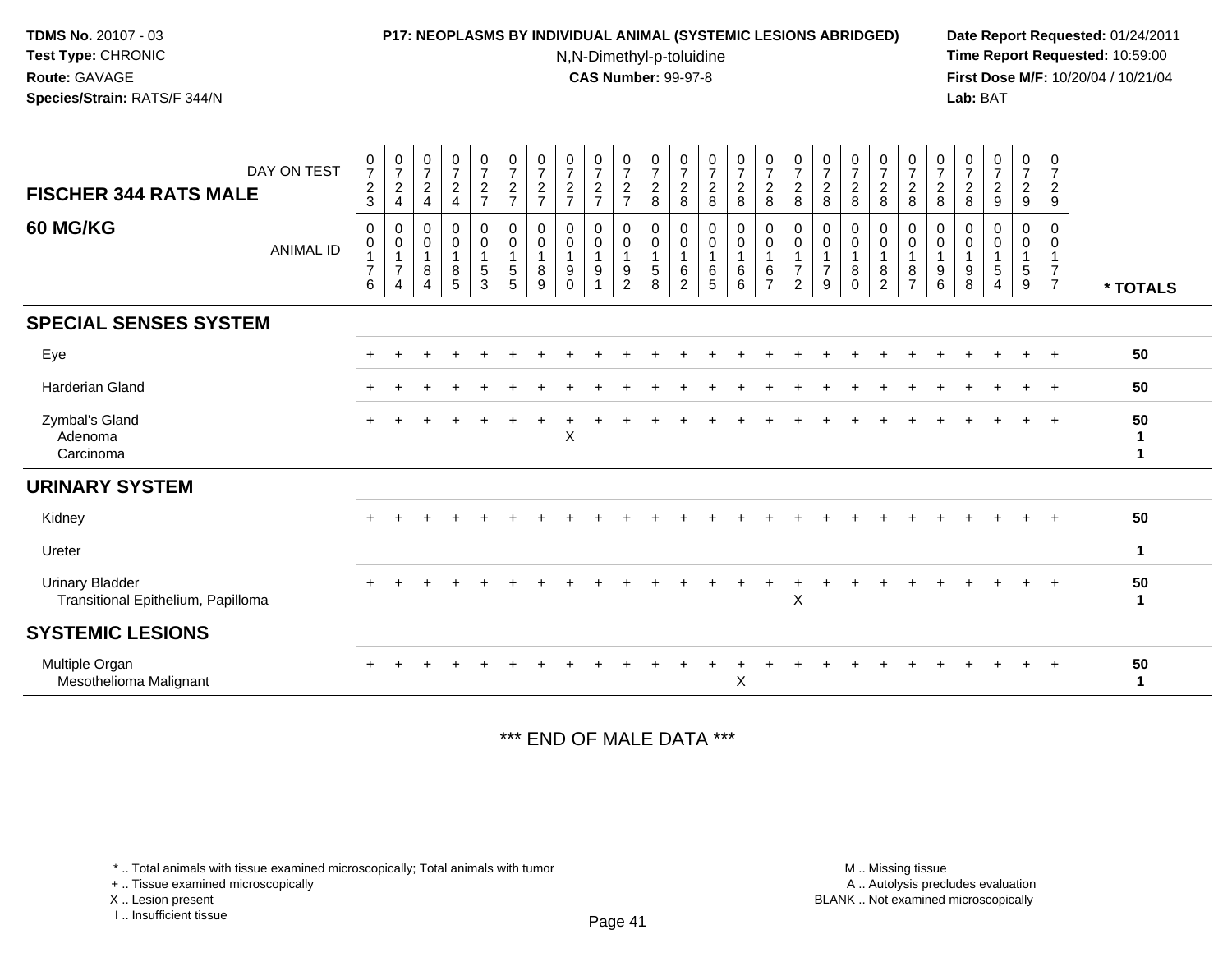**TDMS No.** 20107 - 03
**Test Type:** CHRONIC
**Route:** GAVAGE
**Species/Strain:** RATS/F 344/N

**P17: NEOPLASMS BY INDIVIDUAL ANIMAL (SYSTEMIC LESIONS ABRIDGED)**
N,N-Dimethyl-p-toluidine
**CAS Number:** 99-97-8

**Date Report Requested:** 01/24/2011
**Time Report Requested:** 10:59:00
**First Dose M/F:** 10/20/04 / 10/21/04
**Lab:** BAT

**FISCHER 344 RATS MALE**
**60 MG/KG**

| DAY ON TEST | 0723 | 0724 | 0724 | 0724 | 0727 | 0727 | 0727 | 0727 | 0727 | 0727 | 0728 | 0728 | 0728 | 0728 | 0728 | 0728 | 0728 | 0728 | 0728 | 0728 | 0728 | 0728 | 0729 | 0729 | 0729 | |
|---|---|---|---|---|---|---|---|---|---|---|---|---|---|---|---|---|---|---|---|---|---|---|---|---|---|---|
| ANIMAL ID | 00176 | 00174 | 00184 | 00185 | 00153 | 00155 | 00189 | 00190 | 00191 | 00192 | 00158 | 00162 | 00165 | 00166 | 00167 | 00172 | 00179 | 00180 | 00182 | 00187 | 00196 | 00198 | 00154 | 00159 | 00177 | * TOTALS |
| **SPECIAL SENSES SYSTEM** | | | | | | | | | | | | | | | | | | | | | | | | | | |
| Eye | + | + | + | + | + | + | + | + | + | + | + | + | + | + | + | + | + | + | + | + | + | + | + | + | + | 50 |
| Harderian Gland | + | + | + | + | + | + | + | + | + | + | + | + | + | + | + | + | + | + | + | + | + | + | + | + | + | 50 |
| Zymbal's Gland | + | + | + | + | + | + | + | + | + | + | + | + | + | + | + | + | + | + | + | + | + | + | + | + | + | 50 |
| Adenoma | | | | | | | | X | | | | | | | | | | | | | | | | | | 1 |
| Carcinoma | | | | | | | | | | | | | | | | | | | | | | | | | | 1 |
| **URINARY SYSTEM** | | | | | | | | | | | | | | | | | | | | | | | | | | |
| Kidney | + | + | + | + | + | + | + | + | + | + | + | + | + | + | + | + | + | + | + | + | + | + | + | + | + | 50 |
| Ureter | | | | | | | | | | | | | | | | | | | | | | | | | | 1 |
| Urinary Bladder | + | + | + | + | + | + | + | + | + | + | + | + | + | + | + | + | + | + | + | + | + | + | + | + | + | 50 |
| Transitional Epithelium, Papilloma | | | | | | | | | | | | | | | | X | | | | | | | | | | 1 |
| **SYSTEMIC LESIONS** | | | | | | | | | | | | | | | | | | | | | | | | | | |
| Multiple Organ | + | + | + | + | + | + | + | + | + | + | + | + | + | + | + | + | + | + | + | + | + | + | + | + | + | 50 |
| Mesothelioma Malignant | | | | | | | | | | | | | | X | | | | | | | | | | | | 1 |

*** END OF MALE DATA ***

\* .. Total animals with tissue examined microscopically; Total animals with tumor
\+ .. Tissue examined microscopically
X .. Lesion present
I .. Insufficient tissue

M .. Missing tissue
A .. Autolysis precludes evaluation
BLANK .. Not examined microscopically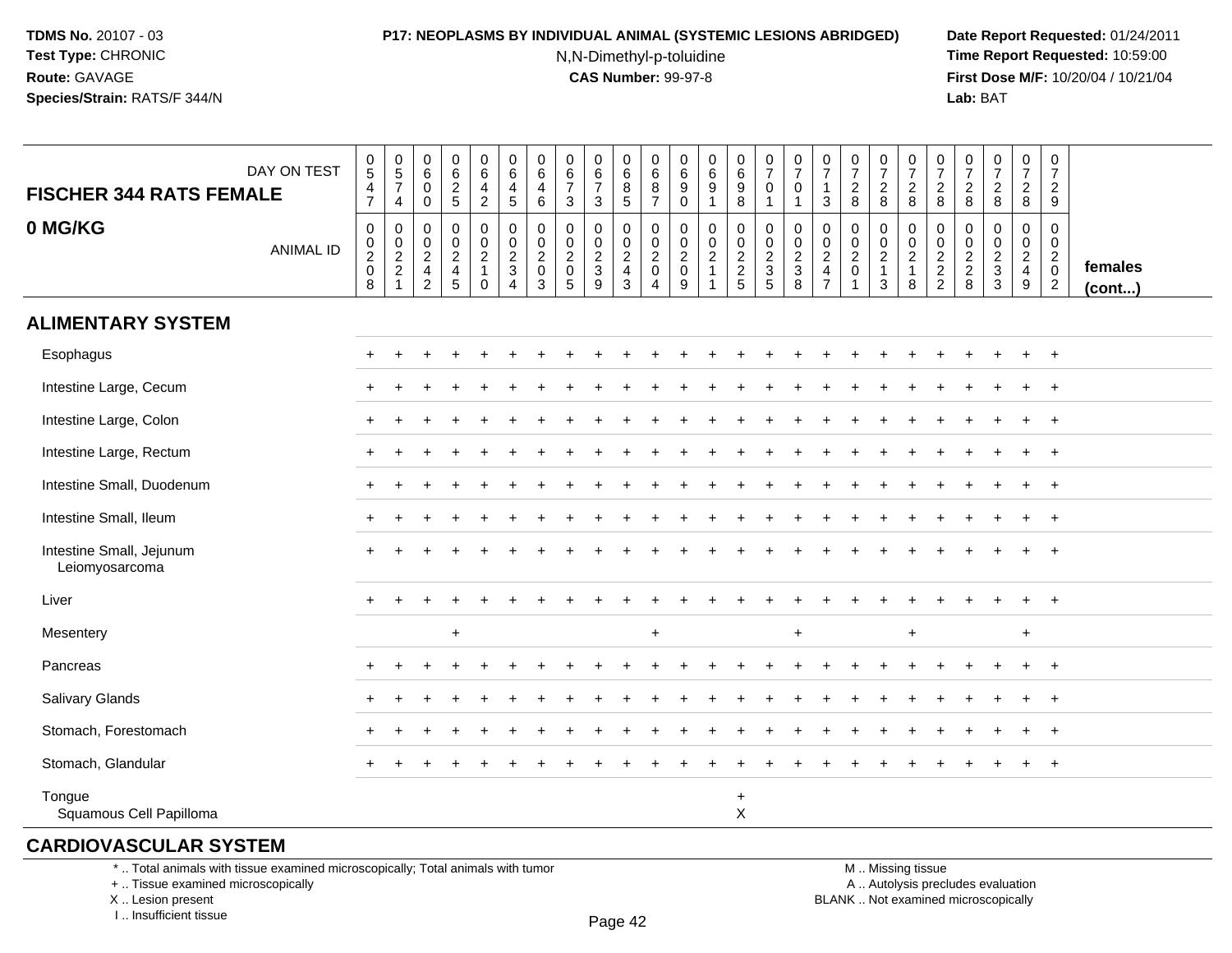**TDMS No.** 20107 - 03
**Test Type:** CHRONIC
**Route:** GAVAGE
**Species/Strain:** RATS/F 344/N

**P17: NEOPLASMS BY INDIVIDUAL ANIMAL (SYSTEMIC LESIONS ABRIDGED)**
N,N-Dimethyl-p-toluidine
**CAS Number:** 99-97-8

**Date Report Requested:** 01/24/2011
**Time Report Requested:** 10:59:00
**First Dose M/F:** 10/20/04 / 10/21/04
**Lab:** BAT

## FISCHER 344 RATS FEMALE

## 0 MG/KG

| DAY ON TEST | 0547 | 0574 | 0600 | 0625 | 0642 | 0645 | 0646 | 0673 | 0673 | 0685 | 0687 | 0690 | 0691 | 0698 | 0701 | 0701 | 0713 | 0728 | 0728 | 0728 | 0728 | 0728 | 0728 | 0728 | 0729 | |
|---|---|---|---|---|---|---|---|---|---|---|---|---|---|---|---|---|---|---|---|---|---|---|---|---|---|---|
| ANIMAL ID | 00208 | 00221 | 00242 | 00245 | 00210 | 00234 | 00203 | 00205 | 00239 | 00243 | 00204 | 00209 | 00211 | 00225 | 00235 | 00238 | 00247 | 00201 | 00213 | 00218 | 00222 | 00228 | 00233 | 00249 | 00202 | females (cont...) |
| **ALIMENTARY SYSTEM** | | | | | | | | | | | | | | | | | | | | | | | | | | |
| Esophagus | + | + | + | + | + | + | + | + | + | + | + | + | + | + | + | + | + | + | + | + | + | + | + | + | + | |
| Intestine Large, Cecum | + | + | + | + | + | + | + | + | + | + | + | + | + | + | + | + | + | + | + | + | + | + | + | + | + | |
| Intestine Large, Colon | + | + | + | + | + | + | + | + | + | + | + | + | + | + | + | + | + | + | + | + | + | + | + | + | + | |
| Intestine Large, Rectum | + | + | + | + | + | + | + | + | + | + | + | + | + | + | + | + | + | + | + | + | + | + | + | + | + | |
| Intestine Small, Duodenum | + | + | + | + | + | + | + | + | + | + | + | + | + | + | + | + | + | + | + | + | + | + | + | + | + | |
| Intestine Small, Ileum | + | + | + | + | + | + | + | + | + | + | + | + | + | + | + | + | + | + | + | + | + | + | + | + | + | |
| Intestine Small, Jejunum | + | + | + | + | + | + | + | + | + | + | + | + | + | + | + | + | + | + | + | + | + | + | + | + | + | |
| Leiomyosarcoma | | | | | | | | | | | | | | | | | | | | | | | | | | |
| Liver | + | + | + | + | + | + | + | + | + | + | + | + | + | + | + | + | + | + | + | + | + | + | + | + | + | |
| Mesentery | | | | + | | | | | | | + | | | | | + | | | | + | | | | + | | |
| Pancreas | + | + | + | + | + | + | + | + | + | + | + | + | + | + | + | + | + | + | + | + | + | + | + | + | + | |
| Salivary Glands | + | + | + | + | + | + | + | + | + | + | + | + | + | + | + | + | + | + | + | + | + | + | + | + | + | |
| Stomach, Forestomach | + | + | + | + | + | + | + | + | + | + | + | + | + | + | + | + | + | + | + | + | + | + | + | + | + | |
| Stomach, Glandular | + | + | + | + | + | + | + | + | + | + | + | + | + | + | + | + | + | + | + | + | + | + | + | + | + | |
| Tongue | | | | | | | | | | | | | | + | | | | | | | | | | | | |
| Squamous Cell Papilloma | | | | | | | | | | | | | | X | | | | | | | | | | | | |

## CARDIOVASCULAR SYSTEM

\* .. Total animals with tissue examined microscopically; Total animals with tumor
\+ .. Tissue examined microscopically
X .. Lesion present
I .. Insufficient tissue

M .. Missing tissue
A .. Autolysis precludes evaluation
BLANK .. Not examined microscopically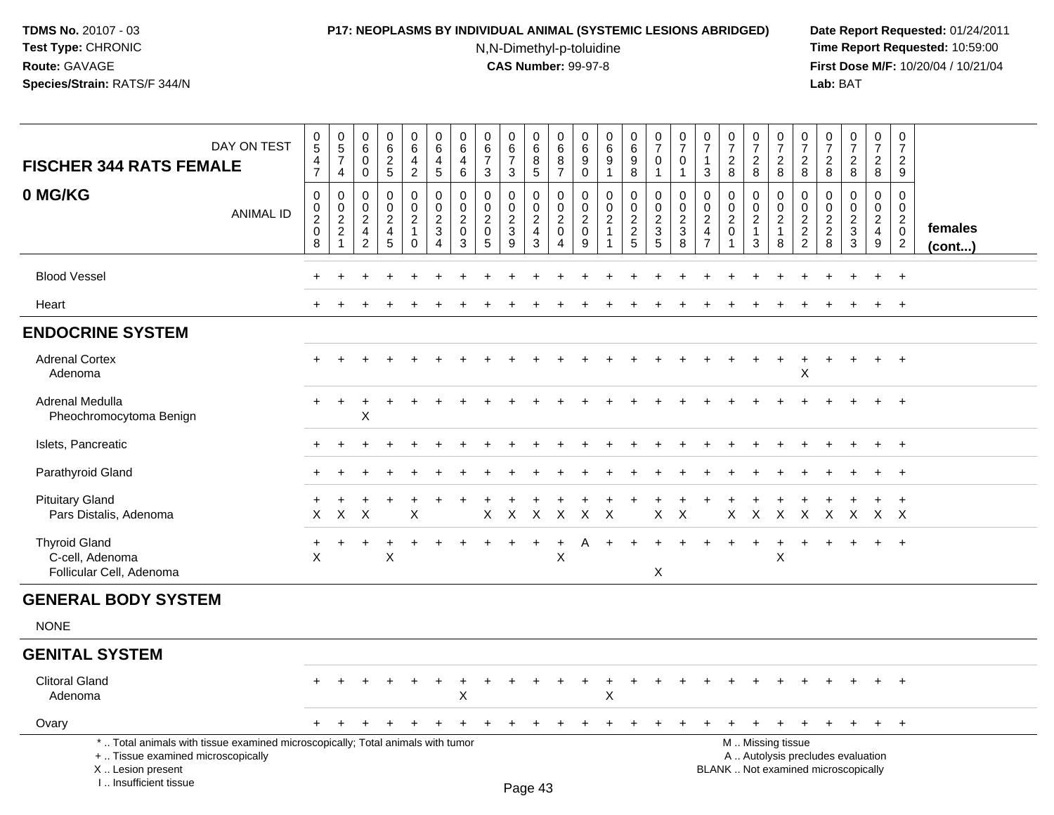**TDMS No.** 20107 - 03
**Test Type:** CHRONIC
**Route:** GAVAGE
**Species/Strain:** RATS/F 344/N

**P17: NEOPLASMS BY INDIVIDUAL ANIMAL (SYSTEMIC LESIONS ABRIDGED)**
N,N-Dimethyl-p-toluidine
**CAS Number:** 99-97-8

**Date Report Requested:** 01/24/2011
**Time Report Requested:** 10:59:00
**First Dose M/F:** 10/20/04 / 10/21/04
**Lab:** BAT

| FISCHER 344 RATS FEMALE 0 MG/KG | DAY ON TEST | 0547 | 0574 | 0600 | 0625 | 0642 | 0645 | 0646 | 0673 | 0673 | 0685 | 0687 | 0690 | 0691 | 0698 | 0701 | 0701 | 0713 | 0728 | 0728 | 0728 | 0728 | 0728 | 0728 | 0728 | 0729 | |
|---|---|---|---|---|---|---|---|---|---|---|---|---|---|---|---|---|---|---|---|---|---|---|---|---|---|---|---|
| | ANIMAL ID | 00208 | 00221 | 00242 | 00245 | 00210 | 00234 | 00203 | 00205 | 00239 | 00243 | 00204 | 00209 | 00211 | 00225 | 00235 | 00238 | 00247 | 00201 | 00213 | 00218 | 00222 | 00228 | 00233 | 00249 | 00202 | females (cont...) |
| Blood Vessel | | + | + | + | + | + | + | + | + | + | + | + | + | + | + | + | + | + | + | + | + | + | + | + | + | + | |
| Heart | | + | + | + | + | + | + | + | + | + | + | + | + | + | + | + | + | + | + | + | + | + | + | + | + | + | |
| **ENDOCRINE SYSTEM** | | | | | | | | | | | | | | | | | | | | | | | | | | | |
| Adrenal Cortex | | + | + | + | + | + | + | + | + | + | + | + | + | + | + | + | + | + | + | + | + | + | + | + | + | + | |
| Adenoma | | | | | | | | | | | | | | | | | | | | | | X | | | | | |
| Adrenal Medulla | | + | + | + | + | + | + | + | + | + | + | + | + | + | + | + | + | + | + | + | + | + | + | + | + | + | |
| Pheochromocytoma Benign | | | | X | | | | | | | | | | | | | | | | | | | | | | | |
| Islets, Pancreatic | | + | + | + | + | + | + | + | + | + | + | + | + | + | + | + | + | + | + | + | + | + | + | + | + | + | |
| Parathyroid Gland | | + | + | + | + | + | + | + | + | + | + | + | + | + | + | + | + | + | + | + | + | + | + | + | + | + | |
| Pituitary Gland | | + | + | + | + | + | + | + | + | + | + | + | + | + | + | + | + | + | + | + | + | + | + | + | + | + | |
| Pars Distalis, Adenoma | | X | X | X | | X | | | X | X | X | X | X | X | | X | X | | X | X | X | X | X | X | X | X | |
| Thyroid Gland | | + | + | + | + | + | + | + | + | + | + | + | A | + | + | + | + | + | + | + | + | + | + | + | + | + | |
| C-cell, Adenoma | | X | | | X | | | | | | | X | | | | | | | | | X | | | | | | |
| Follicular Cell, Adenoma | | | | | | | | | | | | | | | | X | | | | | | | | | | | |
| **GENERAL BODY SYSTEM** | | | | | | | | | | | | | | | | | | | | | | | | | | | |
| NONE | | | | | | | | | | | | | | | | | | | | | | | | | | | |
| **GENITAL SYSTEM** | | | | | | | | | | | | | | | | | | | | | | | | | | | |
| Clitoral Gland | | + | + | + | + | + | + | + | + | + | + | + | + | + | + | + | + | + | + | + | + | + | + | + | + | + | |
| Adenoma | | | | | | | | X | | | | | | X | | | | | | | | | | | | | |
| Ovary | | + | + | + | + | + | + | + | + | + | + | + | + | + | + | + | + | + | + | + | + | + | + | + | + | + | |

\* .. Total animals with tissue examined microscopically; Total animals with tumor
\+ .. Tissue examined microscopically
X .. Lesion present
I .. Insufficient tissue

M .. Missing tissue
A .. Autolysis precludes evaluation
BLANK .. Not examined microscopically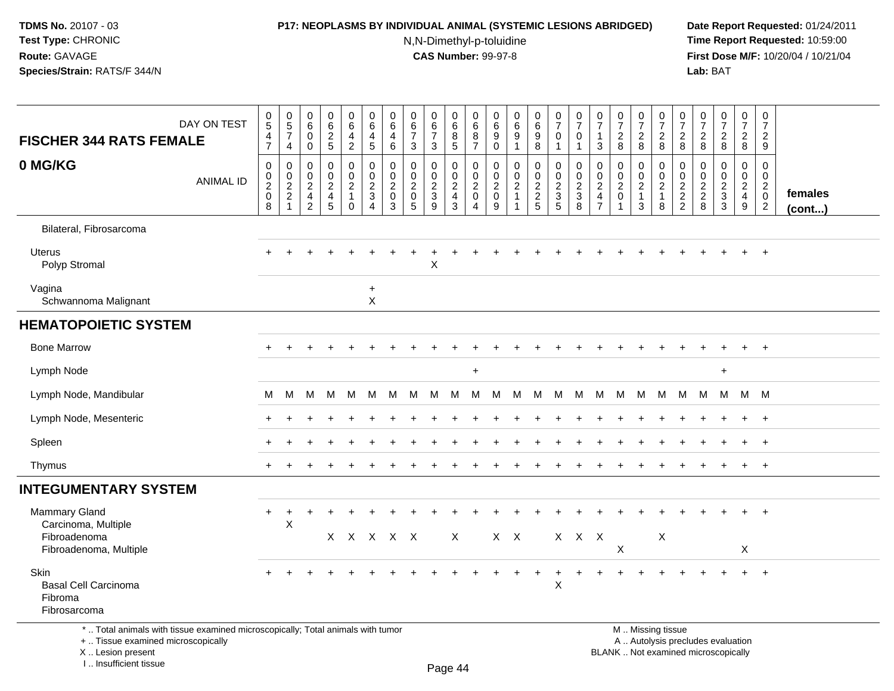**TDMS No.** 20107 - 03
**Test Type:** CHRONIC
**Route:** GAVAGE
**Species/Strain:** RATS/F 344/N

**P17: NEOPLASMS BY INDIVIDUAL ANIMAL (SYSTEMIC LESIONS ABRIDGED)**
N,N-Dimethyl-p-toluidine
**CAS Number:** 99-97-8

**Date Report Requested:** 01/24/2011
**Time Report Requested:** 10:59:00
**First Dose M/F:** 10/20/04 / 10/21/04
**Lab:** BAT

| FISCHER 344 RATS FEMALE 0 MG/KG — DAY ON TEST | 0547 | 0574 | 0600 | 0625 | 0642 | 0645 | 0646 | 0673 | 0673 | 0685 | 0687 | 0690 | 0691 | 0698 | 0701 | 0701 | 0713 | 0728 | 0728 | 0728 | 0728 | 0728 | 0728 | 0728 | 0729 | |
|---|---|---|---|---|---|---|---|---|---|---|---|---|---|---|---|---|---|---|---|---|---|---|---|---|---|---|
| ANIMAL ID | 00208 | 00221 | 00242 | 00245 | 00210 | 00234 | 00203 | 00205 | 00239 | 00243 | 00204 | 00209 | 00211 | 00225 | 00235 | 00238 | 00247 | 00201 | 00213 | 00218 | 00222 | 00228 | 00233 | 00249 | 00202 | females (cont...) |
| Bilateral, Fibrosarcoma | | | | | | | | | | | | | | | | | | | | | | | | | | |
| Uterus | + | + | + | + | + | + | + | + | + | + | + | + | + | + | + | + | + | + | + | + | + | + | + | + | + | |
| Polyp Stromal | | | | | | | | | X | | | | | | | | | | | | | | | | | |
| Vagina | | | | | | + | | | | | | | | | | | | | | | | | | | | |
| Schwannoma Malignant | | | | | | X | | | | | | | | | | | | | | | | | | | | |
| **HEMATOPOIETIC SYSTEM** | | | | | | | | | | | | | | | | | | | | | | | | | | |
| Bone Marrow | + | + | + | + | + | + | + | + | + | + | + | + | + | + | + | + | + | + | + | + | + | + | + | + | + | |
| Lymph Node | | | | | | | | | | | + | | | | | | | | | | | | + | | | |
| Lymph Node, Mandibular | M | M | M | M | M | M | M | M | M | M | M | M | M | M | M | M | M | M | M | M | M | M | M | M | M | |
| Lymph Node, Mesenteric | + | + | + | + | + | + | + | + | + | + | + | + | + | + | + | + | + | + | + | + | + | + | + | + | + | |
| Spleen | + | + | + | + | + | + | + | + | + | + | + | + | + | + | + | + | + | + | + | + | + | + | + | + | + | |
| Thymus | + | + | + | + | + | + | + | + | + | + | + | + | + | + | + | + | + | + | + | + | + | + | + | + | + | |
| **INTEGUMENTARY SYSTEM** | | | | | | | | | | | | | | | | | | | | | | | | | | |
| Mammary Gland | + | + | + | + | + | + | + | + | + | + | + | + | + | + | + | + | + | + | + | + | + | + | + | + | + | |
| Carcinoma, Multiple | | X | | | | | | | | | | | | | | | | | | | | | | | | |
| Fibroadenoma | | | | X | X | X | X | X | | X | | X | X | | X | X | X | | | X | | | | | | |
| Fibroadenoma, Multiple | | | | | | | | | | | | | | | | | | X | | | | | | X | | |
| Skin | + | + | + | + | + | + | + | + | + | + | + | + | + | + | + | + | + | + | + | + | + | + | + | + | + | |
| Basal Cell Carcinoma | | | | | | | | | | | | | | | X | | | | | | | | | | | |
| Fibroma | | | | | | | | | | | | | | | | | | | | | | | | | | |
| Fibrosarcoma | | | | | | | | | | | | | | | | | | | | | | | | | | |

\* .. Total animals with tissue examined microscopically; Total animals with tumor
\+ .. Tissue examined microscopically
X .. Lesion present
I .. Insufficient tissue

M .. Missing tissue
A .. Autolysis precludes evaluation
BLANK .. Not examined microscopically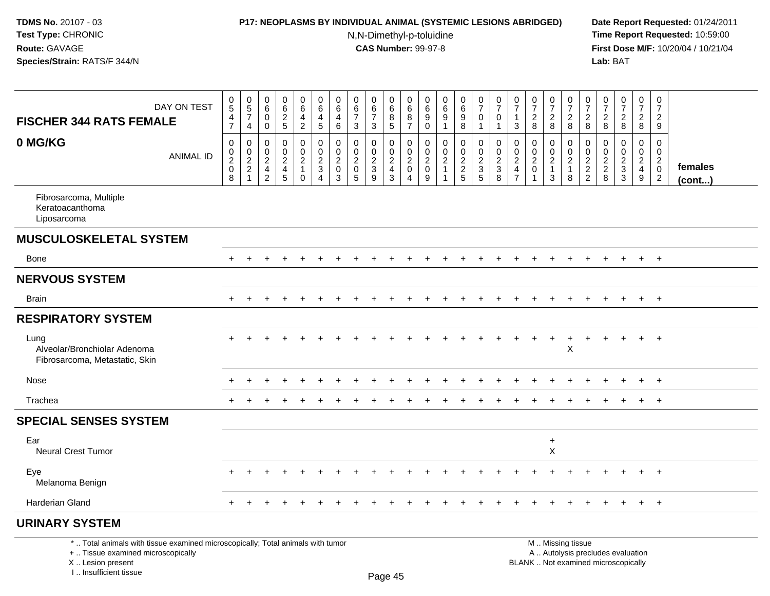**TDMS No.** 20107 - 03
**Test Type:** CHRONIC
**Route:** GAVAGE
**Species/Strain:** RATS/F 344/N

**P17: NEOPLASMS BY INDIVIDUAL ANIMAL (SYSTEMIC LESIONS ABRIDGED)**
N,N-Dimethyl-p-toluidine
**CAS Number:** 99-97-8

**Date Report Requested:** 01/24/2011
**Time Report Requested:** 10:59:00
**First Dose M/F:** 10/20/04 / 10/21/04
**Lab:** BAT

| FISCHER 344 RATS FEMALE<br>0 MG/KG | DAY ON TEST | 0547 | 0574 | 0600 | 0625 | 0642 | 0645 | 0646 | 0673 | 0673 | 0685 | 0687 | 0690 | 0691 | 0698 | 0701 | 0701 | 0713 | 0728 | 0728 | 0728 | 0728 | 0728 | 0728 | 0728 | 0729 | |
|---|---|---|---|---|---|---|---|---|---|---|---|---|---|---|---|---|---|---|---|---|---|---|---|---|---|---|---|
| | ANIMAL ID | 00208 | 00221 | 00242 | 00245 | 00210 | 00234 | 00203 | 00205 | 00239 | 00243 | 00204 | 00209 | 00211 | 00225 | 00235 | 00238 | 00247 | 00201 | 00213 | 00218 | 00222 | 00228 | 00233 | 00249 | 00202 | females (cont...) |
| Fibrosarcoma, Multiple | | | | | | | | | | | | | | | | | | | | | | | | | | | |
| Keratoacanthoma | | | | | | | | | | | | | | | | | | | | | | | | | | | |
| Liposarcoma | | | | | | | | | | | | | | | | | | | | | | | | | | | |
| **MUSCULOSKELETAL SYSTEM** | | | | | | | | | | | | | | | | | | | | | | | | | | | |
| Bone | | + | + | + | + | + | + | + | + | + | + | + | + | + | + | + | + | + | + | + | + | + | + | + | + | + | |
| **NERVOUS SYSTEM** | | | | | | | | | | | | | | | | | | | | | | | | | | | |
| Brain | | + | + | + | + | + | + | + | + | + | + | + | + | + | + | + | + | + | + | + | + | + | + | + | + | + | |
| **RESPIRATORY SYSTEM** | | | | | | | | | | | | | | | | | | | | | | | | | | | |
| Lung | | + | + | + | + | + | + | + | + | + | + | + | + | + | + | + | + | + | + | + | + | + | + | + | + | + | |
| Alveolar/Bronchiolar Adenoma | | | | | | | | | | | | | | | | | | | | | X | | | | | | |
| Fibrosarcoma, Metastatic, Skin | | | | | | | | | | | | | | | | | | | | | | | | | | | |
| Nose | | + | + | + | + | + | + | + | + | + | + | + | + | + | + | + | + | + | + | + | + | + | + | + | + | + | |
| Trachea | | + | + | + | + | + | + | + | + | + | + | + | + | + | + | + | + | + | + | + | + | + | + | + | + | + | |
| **SPECIAL SENSES SYSTEM** | | | | | | | | | | | | | | | | | | | | | | | | | | | |
| Ear | | | | | | | | | | | | | | | | | | | | + | | | | | | | |
| Neural Crest Tumor | | | | | | | | | | | | | | | | | | | | X | | | | | | | |
| Eye | | + | + | + | + | + | + | + | + | + | + | + | + | + | + | + | + | + | + | + | + | + | + | + | + | + | |
| Melanoma Benign | | | | | | | | | | | | | | | | | | | | | | | | | | | |
| Harderian Gland | | + | + | + | + | + | + | + | + | + | + | + | + | + | + | + | + | + | + | + | + | + | + | + | + | + | |
| **URINARY SYSTEM** | | | | | | | | | | | | | | | | | | | | | | | | | | | |

* .. Total animals with tissue examined microscopically; Total animals with tumor
+ .. Tissue examined microscopically
X .. Lesion present
I .. Insufficient tissue

M .. Missing tissue
A .. Autolysis precludes evaluation
BLANK .. Not examined microscopically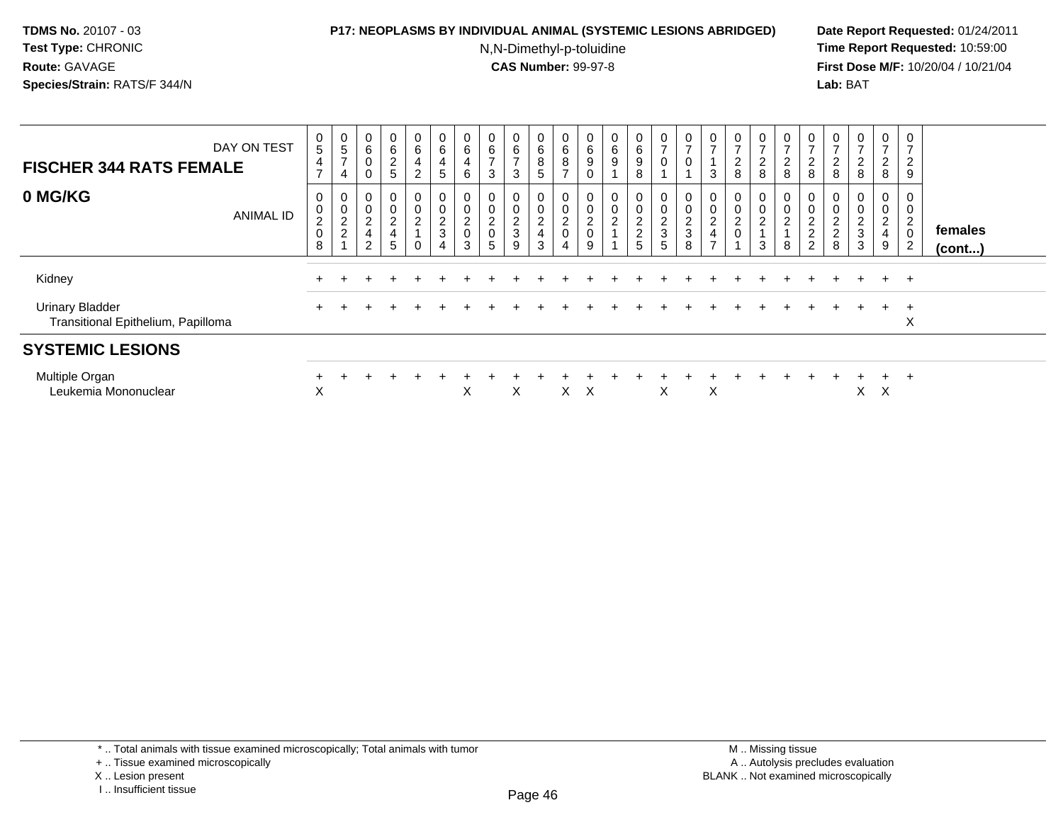**TDMS No.** 20107 - 03
**Test Type:** CHRONIC
**Route:** GAVAGE
**Species/Strain:** RATS/F 344/N

**P17: NEOPLASMS BY INDIVIDUAL ANIMAL (SYSTEMIC LESIONS ABRIDGED)**
N,N-Dimethyl-p-toluidine
**CAS Number:** 99-97-8

**Date Report Requested:** 01/24/2011
**Time Report Requested:** 10:59:00
**First Dose M/F:** 10/20/04 / 10/21/04
**Lab:** BAT

## FISCHER 344 RATS FEMALE
## 0 MG/KG

| DAY ON TEST | 0547 | 0574 | 0600 | 0625 | 0642 | 0645 | 0646 | 0673 | 0673 | 0685 | 0687 | 0690 | 0691 | 0698 | 0701 | 0701 | 0713 | 0728 | 0728 | 0728 | 0728 | 0728 | 0728 | 0728 | 0729 | |
|---|---|---|---|---|---|---|---|---|---|---|---|---|---|---|---|---|---|---|---|---|---|---|---|---|---|---|
| ANIMAL ID | 00208 | 00221 | 00242 | 00245 | 00210 | 00234 | 00203 | 00205 | 00239 | 00243 | 00204 | 00209 | 00211 | 00225 | 00235 | 00238 | 00247 | 00201 | 00213 | 00218 | 00222 | 00228 | 00233 | 00249 | 00202 | females (cont...) |
| Kidney | + | + | + | + | + | + | + | + | + | + | + | + | + | + | + | + | + | + | + | + | + | + | + | + | + | |
| Urinary Bladder | + | + | + | + | + | + | + | + | + | + | + | + | + | + | + | + | + | + | + | + | + | + | + | + | + | |
| Transitional Epithelium, Papilloma | | | | | | | | | | | | | | | | | | | | | | | | | X | |
| **SYSTEMIC LESIONS** | | | | | | | | | | | | | | | | | | | | | | | | | | |
| Multiple Organ | + | + | + | + | + | + | + | + | + | + | + | + | + | + | + | + | + | + | + | + | + | + | + | + | + | |
| Leukemia Mononuclear | X | | | | | | X | | X | | X | X | | | X | | X | | | | | | X | X | | |

\* .. Total animals with tissue examined microscopically; Total animals with tumor
\+ .. Tissue examined microscopically
X .. Lesion present
I .. Insufficient tissue

M .. Missing tissue
A .. Autolysis precludes evaluation
BLANK .. Not examined microscopically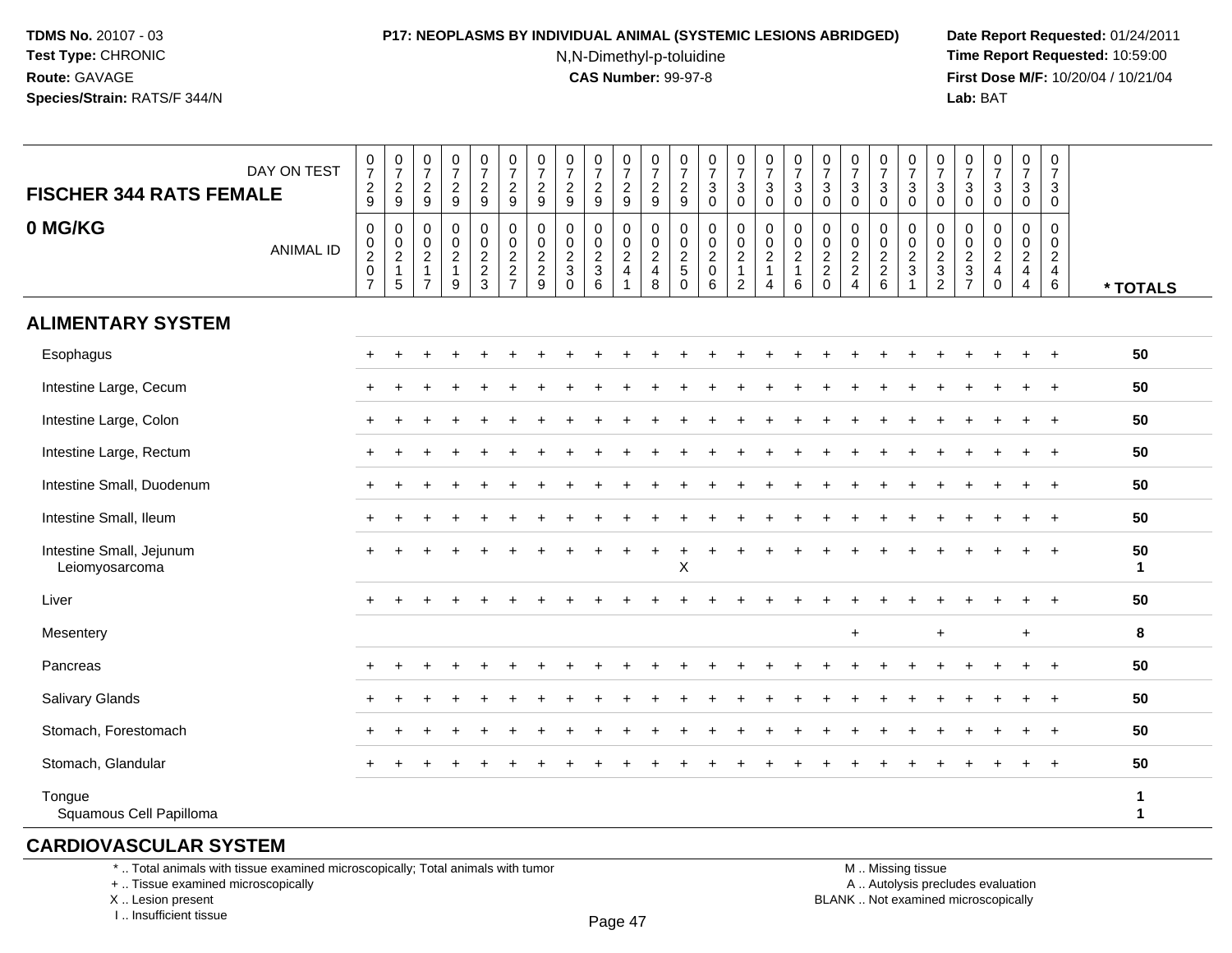**TDMS No.** 20107 - 03
**Test Type:** CHRONIC
**Route:** GAVAGE
**Species/Strain:** RATS/F 344/N

**P17: NEOPLASMS BY INDIVIDUAL ANIMAL (SYSTEMIC LESIONS ABRIDGED)**
N,N-Dimethyl-p-toluidine
**CAS Number:** 99-97-8

**Date Report Requested:** 01/24/2011
**Time Report Requested:** 10:59:00
**First Dose M/F:** 10/20/04 / 10/21/04
**Lab:** BAT

## FISCHER 344 RATS FEMALE
## 0 MG/KG

| DAY ON TEST | 729 | 729 | 729 | 729 | 729 | 729 | 729 | 729 | 729 | 729 | 729 | 729 | 730 | 730 | 730 | 730 | 730 | 730 | 730 | 730 | 730 | 730 | 730 | 730 | 730 | |
|---|---|---|---|---|---|---|---|---|---|---|---|---|---|---|---|---|---|---|---|---|---|---|---|---|---|---|
| **ANIMAL ID** | 0207 | 0215 | 0217 | 0219 | 0223 | 0227 | 0229 | 0230 | 0236 | 0241 | 0248 | 0250 | 0206 | 0212 | 0214 | 0216 | 0220 | 0224 | 0226 | 0231 | 0232 | 0237 | 0240 | 0244 | 0246 | **\* TOTALS** |
| **ALIMENTARY SYSTEM** | | | | | | | | | | | | | | | | | | | | | | | | | | |
| Esophagus | + | + | + | + | + | + | + | + | + | + | + | + | + | + | + | + | + | + | + | + | + | + | + | + | + | **50** |
| Intestine Large, Cecum | + | + | + | + | + | + | + | + | + | + | + | + | + | + | + | + | + | + | + | + | + | + | + | + | + | **50** |
| Intestine Large, Colon | + | + | + | + | + | + | + | + | + | + | + | + | + | + | + | + | + | + | + | + | + | + | + | + | + | **50** |
| Intestine Large, Rectum | + | + | + | + | + | + | + | + | + | + | + | + | + | + | + | + | + | + | + | + | + | + | + | + | + | **50** |
| Intestine Small, Duodenum | + | + | + | + | + | + | + | + | + | + | + | + | + | + | + | + | + | + | + | + | + | + | + | + | + | **50** |
| Intestine Small, Ileum | + | + | + | + | + | + | + | + | + | + | + | + | + | + | + | + | + | + | + | + | + | + | + | + | + | **50** |
| Intestine Small, Jejunum | + | + | + | + | + | + | + | + | + | + | + | + | + | + | + | + | + | + | + | + | + | + | + | + | + | **50** |
| Leiomyosarcoma | | | | | | | | | | | | X | | | | | | | | | | | | | | **1** |
| Liver | + | + | + | + | + | + | + | + | + | + | + | + | + | + | + | + | + | + | + | + | + | + | + | + | + | **50** |
| Mesentery | | | | | | | | | | | | | | | | | | + | | | + | | | + | | **8** |
| Pancreas | + | + | + | + | + | + | + | + | + | + | + | + | + | + | + | + | + | + | + | + | + | + | + | + | + | **50** |
| Salivary Glands | + | + | + | + | + | + | + | + | + | + | + | + | + | + | + | + | + | + | + | + | + | + | + | + | + | **50** |
| Stomach, Forestomach | + | + | + | + | + | + | + | + | + | + | + | + | + | + | + | + | + | + | + | + | + | + | + | + | + | **50** |
| Stomach, Glandular | + | + | + | + | + | + | + | + | + | + | + | + | + | + | + | + | + | + | + | + | + | + | + | + | + | **50** |
| Tongue | | | | | | | | | | | | | | | | | | | | | | | | | | **1** |
| Squamous Cell Papilloma | | | | | | | | | | | | | | | | | | | | | | | | | | **1** |

## CARDIOVASCULAR SYSTEM

\* .. Total animals with tissue examined microscopically; Total animals with tumor
\+ .. Tissue examined microscopically
X .. Lesion present
I .. Insufficient tissue

M .. Missing tissue
A .. Autolysis precludes evaluation
BLANK .. Not examined microscopically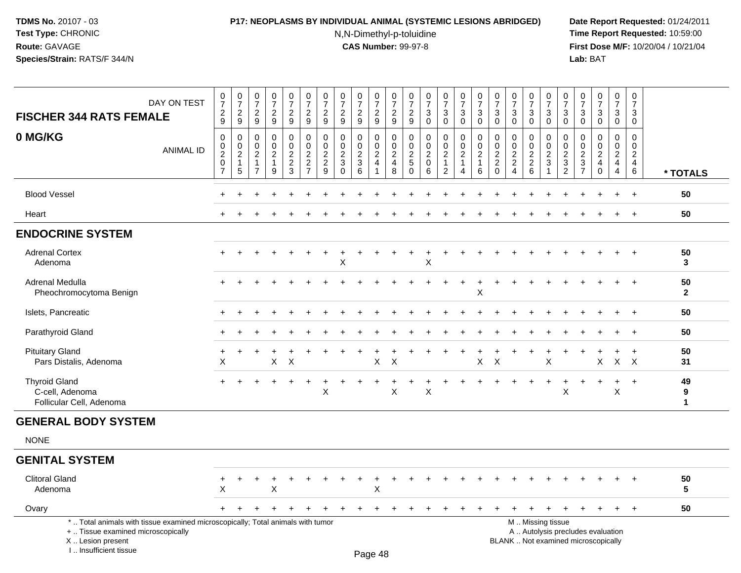**TDMS No.** 20107 - 03
**Test Type:** CHRONIC
**Route:** GAVAGE
**Species/Strain:** RATS/F 344/N

**P17: NEOPLASMS BY INDIVIDUAL ANIMAL (SYSTEMIC LESIONS ABRIDGED)**
N,N-Dimethyl-p-toluidine
**CAS Number:** 99-97-8

**Date Report Requested:** 01/24/2011
**Time Report Requested:** 10:59:00
**First Dose M/F:** 10/20/04 / 10/21/04
**Lab:** BAT

## FISCHER 344 RATS FEMALE

## 0 MG/KG

| DAY ON TEST | 0729 | 0729 | 0729 | 0729 | 0729 | 0729 | 0729 | 0729 | 0729 | 0729 | 0729 | 0729 | 0730 | 0730 | 0730 | 0730 | 0730 | 0730 | 0730 | 0730 | 0730 | 0730 | 0730 | 0730 | 0730 | |
|---|---|---|---|---|---|---|---|---|---|---|---|---|---|---|---|---|---|---|---|---|---|---|---|---|---|---|
| **ANIMAL ID** | 00207 | 00215 | 00217 | 00219 | 00223 | 00227 | 00229 | 00230 | 00236 | 00241 | 00248 | 00250 | 00206 | 00212 | 00214 | 00216 | 00220 | 00224 | 00226 | 00231 | 00232 | 00237 | 00240 | 00244 | 00246 | *** TOTALS** |
| Blood Vessel | + | + | + | + | + | + | + | + | + | + | + | + | + | + | + | + | + | + | + | + | + | + | + | + | + | **50** |
| Heart | + | + | + | + | + | + | + | + | + | + | + | + | + | + | + | + | + | + | + | + | + | + | + | + | + | **50** |
| **ENDOCRINE SYSTEM** | | | | | | | | | | | | | | | | | | | | | | | | | | |
| Adrenal Cortex | + | + | + | + | + | + | + | + | + | + | + | + | + | + | + | + | + | + | + | + | + | + | + | + | + | **50** |
| Adenoma | | | | | | | | X | | | | | X | | | | | | | | | | | | | **3** |
| Adrenal Medulla | + | + | + | + | + | + | + | + | + | + | + | + | + | + | + | + | + | + | + | + | + | + | + | + | + | **50** |
| Pheochromocytoma Benign | | | | | | | | | | | | | | | | X | | | | | | | | | | **2** |
| Islets, Pancreatic | + | + | + | + | + | + | + | + | + | + | + | + | + | + | + | + | + | + | + | + | + | + | + | + | + | **50** |
| Parathyroid Gland | + | + | + | + | + | + | + | + | + | + | + | + | + | + | + | + | + | + | + | + | + | + | + | + | + | **50** |
| Pituitary Gland | + | + | + | + | + | + | + | + | + | + | + | + | + | + | + | + | + | + | + | + | + | + | + | + | + | **50** |
| Pars Distalis, Adenoma | X | | | X | X | | | | | X | X | | | | | X | X | | | X | | | X | X | X | **31** |
| Thyroid Gland | + | + | + | + | + | + | + | + | + | + | + | + | + | + | + | + | + | + | + | + | + | + | + | + | + | **49** |
| C-cell, Adenoma | | | | | | | X | | | | X | | X | | | | | | | | X | | | X | | **9** |
| Follicular Cell, Adenoma | | | | | | | | | | | | | | | | | | | | | | | | | | **1** |
| **GENERAL BODY SYSTEM** | | | | | | | | | | | | | | | | | | | | | | | | | | |
| NONE | | | | | | | | | | | | | | | | | | | | | | | | | | |
| **GENITAL SYSTEM** | | | | | | | | | | | | | | | | | | | | | | | | | | |
| Clitoral Gland | + | + | + | + | + | + | + | + | + | + | + | + | + | + | + | + | + | + | + | + | + | + | + | + | + | **50** |
| Adenoma | X | | | X | | | | | | X | | | | | | | | | | | | | | | | **5** |
| Ovary | + | + | + | + | + | + | + | + | + | + | + | + | + | + | + | + | + | + | + | + | + | + | + | + | + | **50** |

\* .. Total animals with tissue examined microscopically; Total animals with tumor
\+ .. Tissue examined microscopically
X .. Lesion present
I .. Insufficient tissue

M .. Missing tissue
A .. Autolysis precludes evaluation
BLANK .. Not examined microscopically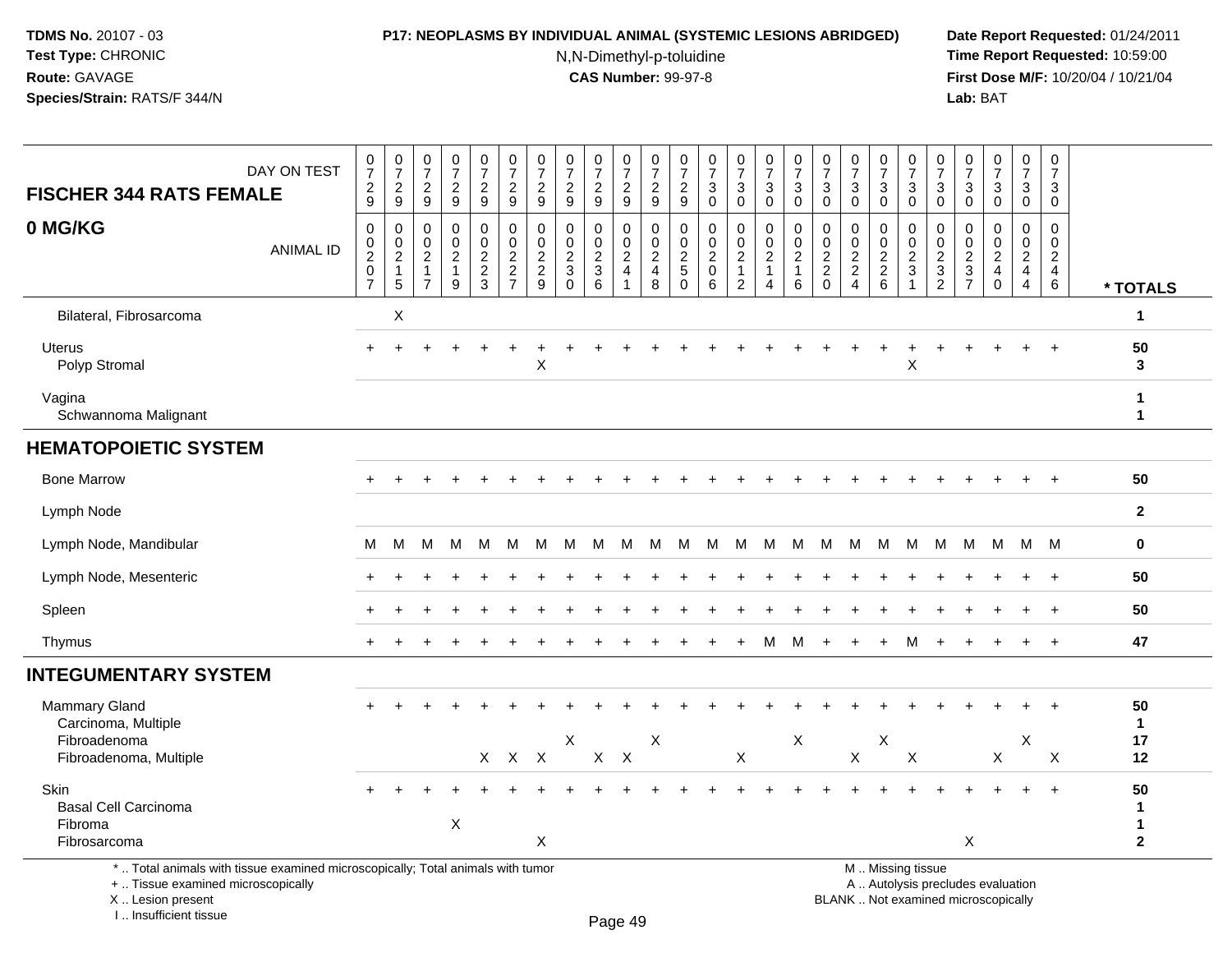**TDMS No.** 20107 - 03
**Test Type:** CHRONIC
**Route:** GAVAGE
**Species/Strain:** RATS/F 344/N

**P17: NEOPLASMS BY INDIVIDUAL ANIMAL (SYSTEMIC LESIONS ABRIDGED)**
N,N-Dimethyl-p-toluidine
**CAS Number:** 99-97-8

**Date Report Requested:** 01/24/2011
**Time Report Requested:** 10:59:00
**First Dose M/F:** 10/20/04 / 10/21/04
**Lab:** BAT

## FISCHER 344 RATS FEMALE — 0 MG/KG

| DAY ON TEST | 0729 | 0729 | 0729 | 0729 | 0729 | 0729 | 0729 | 0729 | 0729 | 0729 | 0729 | 0729 | 0730 | 0730 | 0730 | 0730 | 0730 | 0730 | 0730 | 0730 | 0730 | 0730 | 0730 | 0730 | 0730 | |
|---|---|---|---|---|---|---|---|---|---|---|---|---|---|---|---|---|---|---|---|---|---|---|---|---|---|---|
| **ANIMAL ID** | 0207 | 0215 | 0217 | 0219 | 0223 | 0227 | 0229 | 0230 | 0236 | 0241 | 0248 | 0250 | 0206 | 0212 | 0214 | 0216 | 0220 | 0224 | 0226 | 0231 | 0232 | 0237 | 0240 | 0244 | 0246 | **\* TOTALS** |
| Bilateral, Fibrosarcoma | | X | | | | | | | | | | | | | | | | | | | | | | | | 1 |
| Uterus | + | + | + | + | + | + | + | + | + | + | + | + | + | + | + | + | + | + | + | + | + | + | + | + | + | 50 |
| Polyp Stromal | | | | | | | X | | | | | | | | | | | | | X | | | | | | 3 |
| Vagina | | | | | | | | | | | | | | | | | | | | | | | | | | 1 |
| Schwannoma Malignant | | | | | | | | | | | | | | | | | | | | | | | | | | 1 |
| **HEMATOPOIETIC SYSTEM** | | | | | | | | | | | | | | | | | | | | | | | | | | |
| Bone Marrow | + | + | + | + | + | + | + | + | + | + | + | + | + | + | + | + | + | + | + | + | + | + | + | + | + | 50 |
| Lymph Node | | | | | | | | | | | | | | | | | | | | | | | | | | 2 |
| Lymph Node, Mandibular | M | M | M | M | M | M | M | M | M | M | M | M | M | M | M | M | M | M | M | M | M | M | M | M | M | 0 |
| Lymph Node, Mesenteric | + | + | + | + | + | + | + | + | + | + | + | + | + | + | + | + | + | + | + | + | + | + | + | + | + | 50 |
| Spleen | + | + | + | + | + | + | + | + | + | + | + | + | + | + | + | + | + | + | + | + | + | + | + | + | + | 50 |
| Thymus | + | + | + | + | + | + | + | + | + | + | + | + | + | + | M | M | + | + | + | M | + | + | + | + | + | 47 |
| **INTEGUMENTARY SYSTEM** | | | | | | | | | | | | | | | | | | | | | | | | | | |
| Mammary Gland | + | + | + | + | + | + | + | + | + | + | + | + | + | + | + | + | + | + | + | + | + | + | + | + | + | 50 |
| Carcinoma, Multiple | | | | | | | | | | | | | | | | | | | | | | | | | | 1 |
| Fibroadenoma | | | | | | | | X | | | X | | | | | X | | | X | | | | | X | | 17 |
| Fibroadenoma, Multiple | | | | | X | X | X | | X | X | | | | X | | | | X | | X | | | X | | X | 12 |
| Skin | + | + | + | + | + | + | + | + | + | + | + | + | + | + | + | + | + | + | + | + | + | + | + | + | + | 50 |
| Basal Cell Carcinoma | | | | | | | | | | | | | | | | | | | | | | | | | | 1 |
| Fibroma | | | | X | | | | | | | | | | | | | | | | | | | | | | 1 |
| Fibrosarcoma | | | | | | | X | | | | | | | | | | | | | | | X | | | | 2 |

\* .. Total animals with tissue examined microscopically; Total animals with tumor
\+ .. Tissue examined microscopically
X .. Lesion present
I .. Insufficient tissue

M .. Missing tissue
A .. Autolysis precludes evaluation
BLANK .. Not examined microscopically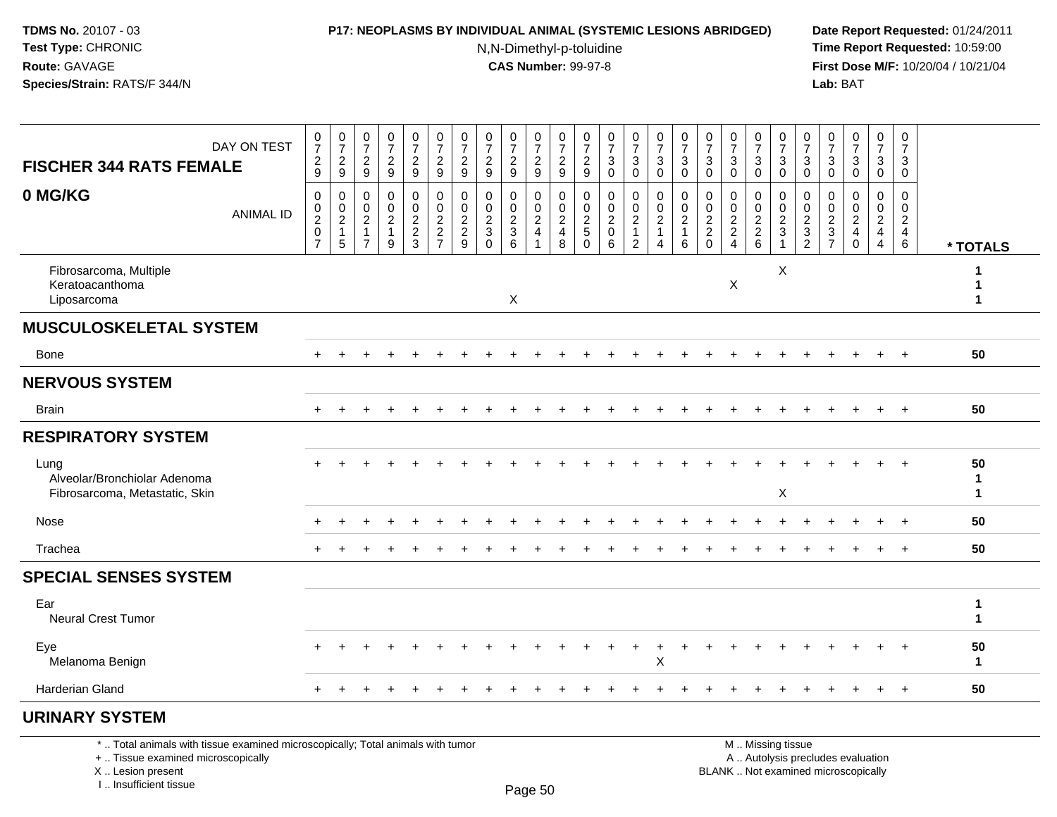**TDMS No.** 20107 - 03
**Test Type:** CHRONIC
**Route:** GAVAGE
**Species/Strain:** RATS/F 344/N

**P17: NEOPLASMS BY INDIVIDUAL ANIMAL (SYSTEMIC LESIONS ABRIDGED)**
N,N-Dimethyl-p-toluidine
**CAS Number:** 99-97-8

**Date Report Requested:** 01/24/2011
**Time Report Requested:** 10:59:00
**First Dose M/F:** 10/20/04 / 10/21/04
**Lab:** BAT

| FISCHER 344 RATS FEMALE 0 MG/KG — DAY ON TEST | 729 | 729 | 729 | 729 | 729 | 729 | 729 | 729 | 729 | 729 | 729 | 729 | 730 | 730 | 730 | 730 | 730 | 730 | 730 | 730 | 730 | 730 | 730 | 730 | 730 | |
|---|---|---|---|---|---|---|---|---|---|---|---|---|---|---|---|---|---|---|---|---|---|---|---|---|---|---|
| ANIMAL ID | 0020 7 | 0021 5 | 0021 7 | 0021 9 | 0022 3 | 0022 7 | 0022 9 | 0023 0 | 0023 6 | 0024 1 | 0024 8 | 0025 0 | 0020 6 | 0021 2 | 0021 4 | 0021 6 | 0022 0 | 0022 4 | 0022 6 | 0023 1 | 0023 2 | 0023 7 | 0024 0 | 0024 4 | 0024 6 | * TOTALS |
| Fibrosarcoma, Multiple | | | | | | | | | | | | | | | | | | | | X | | | | | | 1 |
| Keratoacanthoma | | | | | | | | | | | | | | | | | | X | | | | | | | | 1 |
| Liposarcoma | | | | | | | | | X | | | | | | | | | | | | | | | | | 1 |
| **MUSCULOSKELETAL SYSTEM** | | | | | | | | | | | | | | | | | | | | | | | | | | |
| Bone | + | + | + | + | + | + | + | + | + | + | + | + | + | + | + | + | + | + | + | + | + | + | + | + | + | 50 |
| **NERVOUS SYSTEM** | | | | | | | | | | | | | | | | | | | | | | | | | | |
| Brain | + | + | + | + | + | + | + | + | + | + | + | + | + | + | + | + | + | + | + | + | + | + | + | + | + | 50 |
| **RESPIRATORY SYSTEM** | | | | | | | | | | | | | | | | | | | | | | | | | | |
| Lung | + | + | + | + | + | + | + | + | + | + | + | + | + | + | + | + | + | + | + | + | + | + | + | + | + | 50 |
| Alveolar/Bronchiolar Adenoma | | | | | | | | | | | | | | | | | | | | | | | | | | 1 |
| Fibrosarcoma, Metastatic, Skin | | | | | | | | | | | | | | | | | | | | X | | | | | | 1 |
| Nose | + | + | + | + | + | + | + | + | + | + | + | + | + | + | + | + | + | + | + | + | + | + | + | + | + | 50 |
| Trachea | + | + | + | + | + | + | + | + | + | + | + | + | + | + | + | + | + | + | + | + | + | + | + | + | + | 50 |
| **SPECIAL SENSES SYSTEM** | | | | | | | | | | | | | | | | | | | | | | | | | | |
| Ear | | | | | | | | | | | | | | | | | | | | | | | | | | 1 |
| Neural Crest Tumor | | | | | | | | | | | | | | | | | | | | | | | | | | 1 |
| Eye | + | + | + | + | + | + | + | + | + | + | + | + | + | + | + | + | + | + | + | + | + | + | + | + | + | 50 |
| Melanoma Benign | | | | | | | | | | | | | | | X | | | | | | | | | | | 1 |
| Harderian Gland | + | + | + | + | + | + | + | + | + | + | + | + | + | + | + | + | + | + | + | + | + | + | + | + | + | 50 |
| **URINARY SYSTEM** | | | | | | | | | | | | | | | | | | | | | | | | | | |

\* .. Total animals with tissue examined microscopically; Total animals with tumor
\+ .. Tissue examined microscopically
X .. Lesion present
I .. Insufficient tissue

M .. Missing tissue
A .. Autolysis precludes evaluation
BLANK .. Not examined microscopically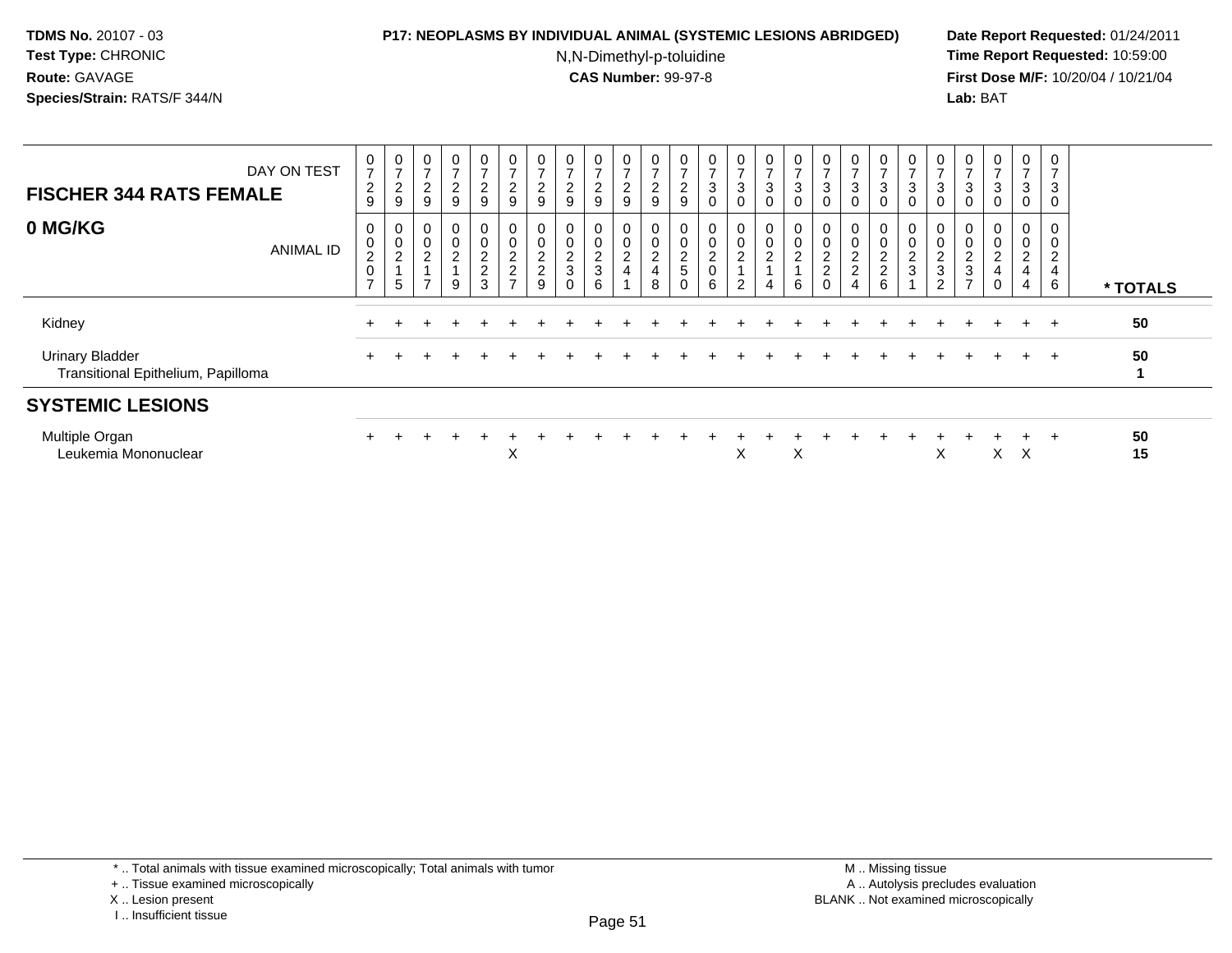**TDMS No.** 20107 - 03
**Test Type:** CHRONIC
**Route:** GAVAGE
**Species/Strain:** RATS/F 344/N

**P17: NEOPLASMS BY INDIVIDUAL ANIMAL (SYSTEMIC LESIONS ABRIDGED)**
N,N-Dimethyl-p-toluidine
**CAS Number:** 99-97-8

**Date Report Requested:** 01/24/2011
**Time Report Requested:** 10:59:00
**First Dose M/F:** 10/20/04 / 10/21/04
**Lab:** BAT

## FISCHER 344 RATS FEMALE

## 0 MG/KG

| DAY ON TEST | 0729 | 0729 | 0729 | 0729 | 0729 | 0729 | 0729 | 0729 | 0729 | 0729 | 0729 | 0729 | 0730 | 0730 | 0730 | 0730 | 0730 | 0730 | 0730 | 0730 | 0730 | 0730 | 0730 | 0730 | 0730 | |
|---|---|---|---|---|---|---|---|---|---|---|---|---|---|---|---|---|---|---|---|---|---|---|---|---|---|---|
| **ANIMAL ID** | 0207 | 0215 | 0217 | 0219 | 0223 | 0227 | 0229 | 0230 | 0236 | 0241 | 0248 | 0250 | 0206 | 0212 | 0214 | 0216 | 0220 | 0224 | 0226 | 0231 | 0232 | 0237 | 0240 | 0244 | 0246 | *** TOTALS** |
| Kidney | + | + | + | + | + | + | + | + | + | + | + | + | + | + | + | + | + | + | + | + | + | + | + | + | + | 50 |
| Urinary Bladder | + | + | + | + | + | + | + | + | + | + | + | + | + | + | + | + | + | + | + | + | + | + | + | + | + | 50 |
| Transitional Epithelium, Papilloma | | | | | | | | | | | | | | | | | | | | | | | | | | 1 |
| **SYSTEMIC LESIONS** | | | | | | | | | | | | | | | | | | | | | | | | | | |
| Multiple Organ | + | + | + | + | + | + | + | + | + | + | + | + | + | + | + | + | + | + | + | + | + | + | + | + | + | 50 |
| Leukemia Mononuclear | | | | | | X | | | | | | | | X | | X | | | | | X | | X | X | | 15 |

\* .. Total animals with tissue examined microscopically; Total animals with tumor
\+ .. Tissue examined microscopically
X .. Lesion present
I .. Insufficient tissue

M .. Missing tissue
A .. Autolysis precludes evaluation
BLANK .. Not examined microscopically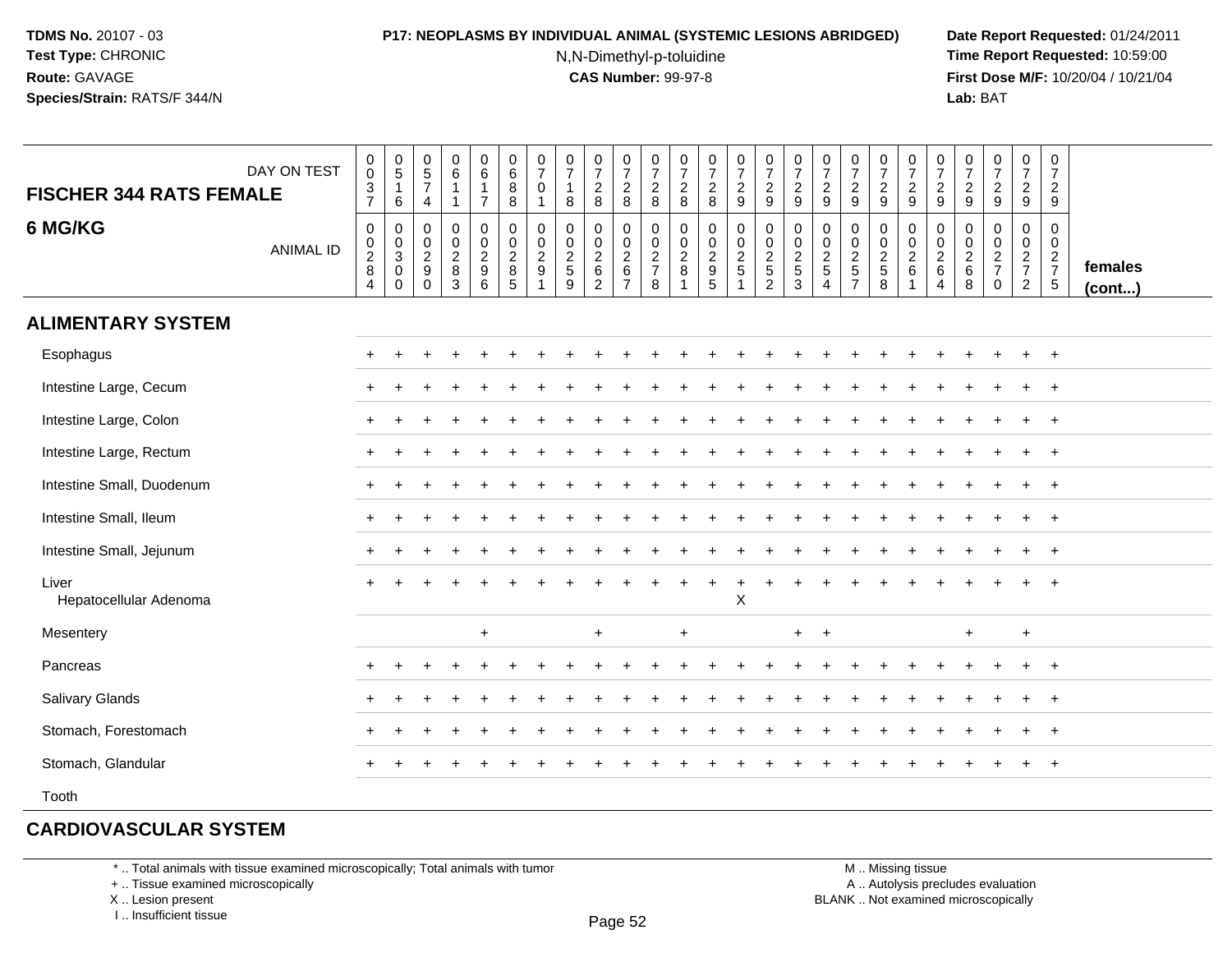**TDMS No.** 20107 - 03
**Test Type:** CHRONIC
**Route:** GAVAGE
**Species/Strain:** RATS/F 344/N

**P17: NEOPLASMS BY INDIVIDUAL ANIMAL (SYSTEMIC LESIONS ABRIDGED)**
N,N-Dimethyl-p-toluidine
**CAS Number:** 99-97-8

**Date Report Requested:** 01/24/2011
**Time Report Requested:** 10:59:00
**First Dose M/F:** 10/20/04 / 10/21/04
**Lab:** BAT

| FISCHER 344 RATS FEMALE — DAY ON TEST | 0037 | 0516 | 0574 | 0611 | 0617 | 0688 | 0701 | 0718 | 0728 | 0728 | 0728 | 0728 | 0728 | 0729 | 0729 | 0729 | 0729 | 0729 | 0729 | 0729 | 0729 | 0729 | 0729 | 0729 | 0729 | |
|---|---|---|---|---|---|---|---|---|---|---|---|---|---|---|---|---|---|---|---|---|---|---|---|---|---|---|
| **6 MG/KG** — ANIMAL ID | 00284 | 00300 | 00290 | 00283 | 00296 | 00285 | 00291 | 00259 | 00262 | 00267 | 00278 | 00281 | 00295 | 00251 | 00252 | 00253 | 00254 | 00257 | 00258 | 00261 | 00264 | 00268 | 00270 | 00272 | 00275 | **females (cont...)** |
| **ALIMENTARY SYSTEM** | | | | | | | | | | | | | | | | | | | | | | | | | | |
| Esophagus | + | + | + | + | + | + | + | + | + | + | + | + | + | + | + | + | + | + | + | + | + | + | + | + | + | |
| Intestine Large, Cecum | + | + | + | + | + | + | + | + | + | + | + | + | + | + | + | + | + | + | + | + | + | + | + | + | + | |
| Intestine Large, Colon | + | + | + | + | + | + | + | + | + | + | + | + | + | + | + | + | + | + | + | + | + | + | + | + | + | |
| Intestine Large, Rectum | + | + | + | + | + | + | + | + | + | + | + | + | + | + | + | + | + | + | + | + | + | + | + | + | + | |
| Intestine Small, Duodenum | + | + | + | + | + | + | + | + | + | + | + | + | + | + | + | + | + | + | + | + | + | + | + | + | + | |
| Intestine Small, Ileum | + | + | + | + | + | + | + | + | + | + | + | + | + | + | + | + | + | + | + | + | + | + | + | + | + | |
| Intestine Small, Jejunum | + | + | + | + | + | + | + | + | + | + | + | + | + | + | + | + | + | + | + | + | + | + | + | + | + | |
| Liver | + | + | + | + | + | + | + | + | + | + | + | + | + | + | + | + | + | + | + | + | + | + | + | + | + | |
| Hepatocellular Adenoma | | | | | | | | | | | | | | X | | | | | | | | | | | | |
| Mesentery | | | | | + | | | | + | | | + | | | | + | + | | | | | + | | + | | |
| Pancreas | + | + | + | + | + | + | + | + | + | + | + | + | + | + | + | + | + | + | + | + | + | + | + | + | + | |
| Salivary Glands | + | + | + | + | + | + | + | + | + | + | + | + | + | + | + | + | + | + | + | + | + | + | + | + | + | |
| Stomach, Forestomach | + | + | + | + | + | + | + | + | + | + | + | + | + | + | + | + | + | + | + | + | + | + | + | + | + | |
| Stomach, Glandular | + | + | + | + | + | + | + | + | + | + | + | + | + | + | + | + | + | + | + | + | + | + | + | + | + | |
| Tooth | | | | | | | | | | | | | | | | | | | | | | | | | | |
| **CARDIOVASCULAR SYSTEM** | | | | | | | | | | | | | | | | | | | | | | | | | | |

\* .. Total animals with tissue examined microscopically; Total animals with tumor
+ .. Tissue examined microscopically
X .. Lesion present
I .. Insufficient tissue

M .. Missing tissue
A .. Autolysis precludes evaluation
BLANK .. Not examined microscopically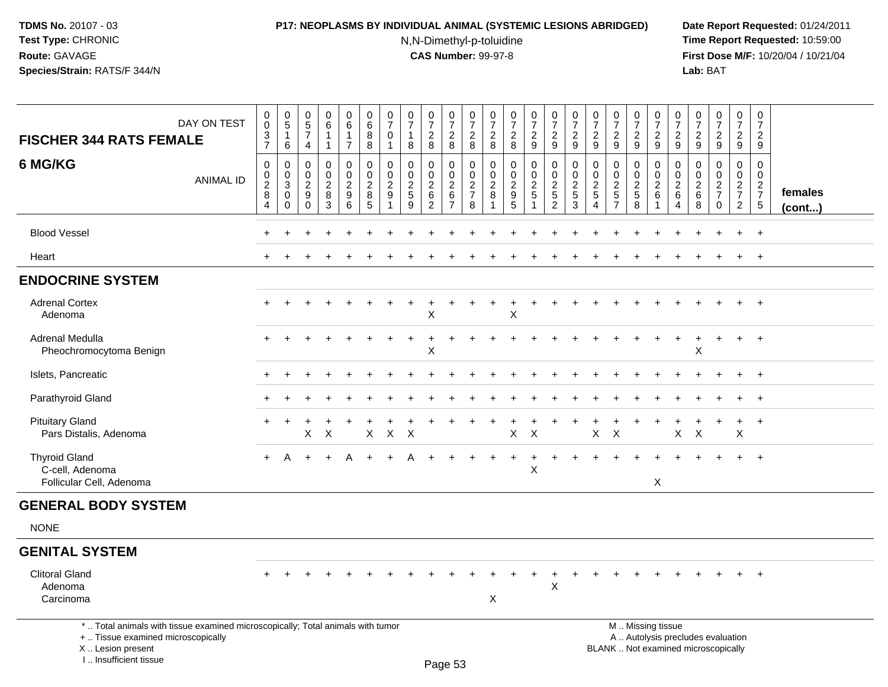**TDMS No.** 20107 - 03
**Test Type:** CHRONIC
**Route:** GAVAGE
**Species/Strain:** RATS/F 344/N

**P17: NEOPLASMS BY INDIVIDUAL ANIMAL (SYSTEMIC LESIONS ABRIDGED)**
N,N-Dimethyl-p-toluidine
**CAS Number:** 99-97-8

**Date Report Requested:** 01/24/2011
**Time Report Requested:** 10:59:00
**First Dose M/F:** 10/20/04 / 10/21/04
**Lab:** BAT

| FISCHER 344 RATS FEMALE 6 MG/KG — DAY ON TEST | 0037 | 0516 | 0574 | 0611 | 0617 | 0688 | 0701 | 0718 | 0728 | 0728 | 0728 | 0728 | 0728 | 0729 | 0729 | 0729 | 0729 | 0729 | 0729 | 0729 | 0729 | 0729 | 0729 | 0729 | 0729 | |
|---|---|---|---|---|---|---|---|---|---|---|---|---|---|---|---|---|---|---|---|---|---|---|---|---|---|---|
| ANIMAL ID | 0284 | 0300 | 0290 | 0283 | 0296 | 0285 | 0291 | 0259 | 0262 | 0267 | 0278 | 0281 | 0295 | 0251 | 0252 | 0253 | 0254 | 0257 | 0258 | 0261 | 0264 | 0268 | 0270 | 0272 | 0275 | **females (cont...)** |
| Blood Vessel | + | + | + | + | + | + | + | + | + | + | + | + | + | + | + | + | + | + | + | + | + | + | + | + | + | |
| Heart | + | + | + | + | + | + | + | + | + | + | + | + | + | + | + | + | + | + | + | + | + | + | + | + | + | |
| **ENDOCRINE SYSTEM** | | | | | | | | | | | | | | | | | | | | | | | | | | |
| Adrenal Cortex | + | + | + | + | + | + | + | + | + | + | + | + | + | + | + | + | + | + | + | + | + | + | + | + | + | |
| Adenoma | | | | | | | | | X | | | | X | | | | | | | | | | | | | |
| Adrenal Medulla | + | + | + | + | + | + | + | + | + | + | + | + | + | + | + | + | + | + | + | + | + | + | + | + | + | |
| Pheochromocytoma Benign | | | | | | | | | X | | | | | | | | | | | | | X | | | | |
| Islets, Pancreatic | + | + | + | + | + | + | + | + | + | + | + | + | + | + | + | + | + | + | + | + | + | + | + | + | + | |
| Parathyroid Gland | + | + | + | + | + | + | + | + | + | + | + | + | + | + | + | + | + | + | + | + | + | + | + | + | + | |
| Pituitary Gland | + | + | + | + | + | + | + | + | + | + | + | + | + | + | + | + | + | + | + | + | + | + | + | + | + | |
| Pars Distalis, Adenoma | | | X | X | | X | X | X | | | | | X | X | | | X | X | | | X | X | | X | | |
| Thyroid Gland | + | A | + | + | A | + | + | A | + | + | + | + | + | + | + | + | + | + | + | + | + | + | + | + | + | |
| C-cell, Adenoma | | | | | | | | | | | | | | X | | | | | | | | | | | | |
| Follicular Cell, Adenoma | | | | | | | | | | | | | | | | | | | | X | | | | | | |
| **GENERAL BODY SYSTEM** | | | | | | | | | | | | | | | | | | | | | | | | | | |
| NONE | | | | | | | | | | | | | | | | | | | | | | | | | | |
| **GENITAL SYSTEM** | | | | | | | | | | | | | | | | | | | | | | | | | | |
| Clitoral Gland | + | + | + | + | + | + | + | + | + | + | + | + | + | + | + | + | + | + | + | + | + | + | + | + | + | |
| Adenoma | | | | | | | | | | | | | | | X | | | | | | | | | | | |
| Carcinoma | | | | | | | | | | | | X | | | | | | | | | | | | | | |

\* .. Total animals with tissue examined microscopically; Total animals with tumor
\+ .. Tissue examined microscopically
X .. Lesion present
I .. Insufficient tissue

M .. Missing tissue
A .. Autolysis precludes evaluation
BLANK .. Not examined microscopically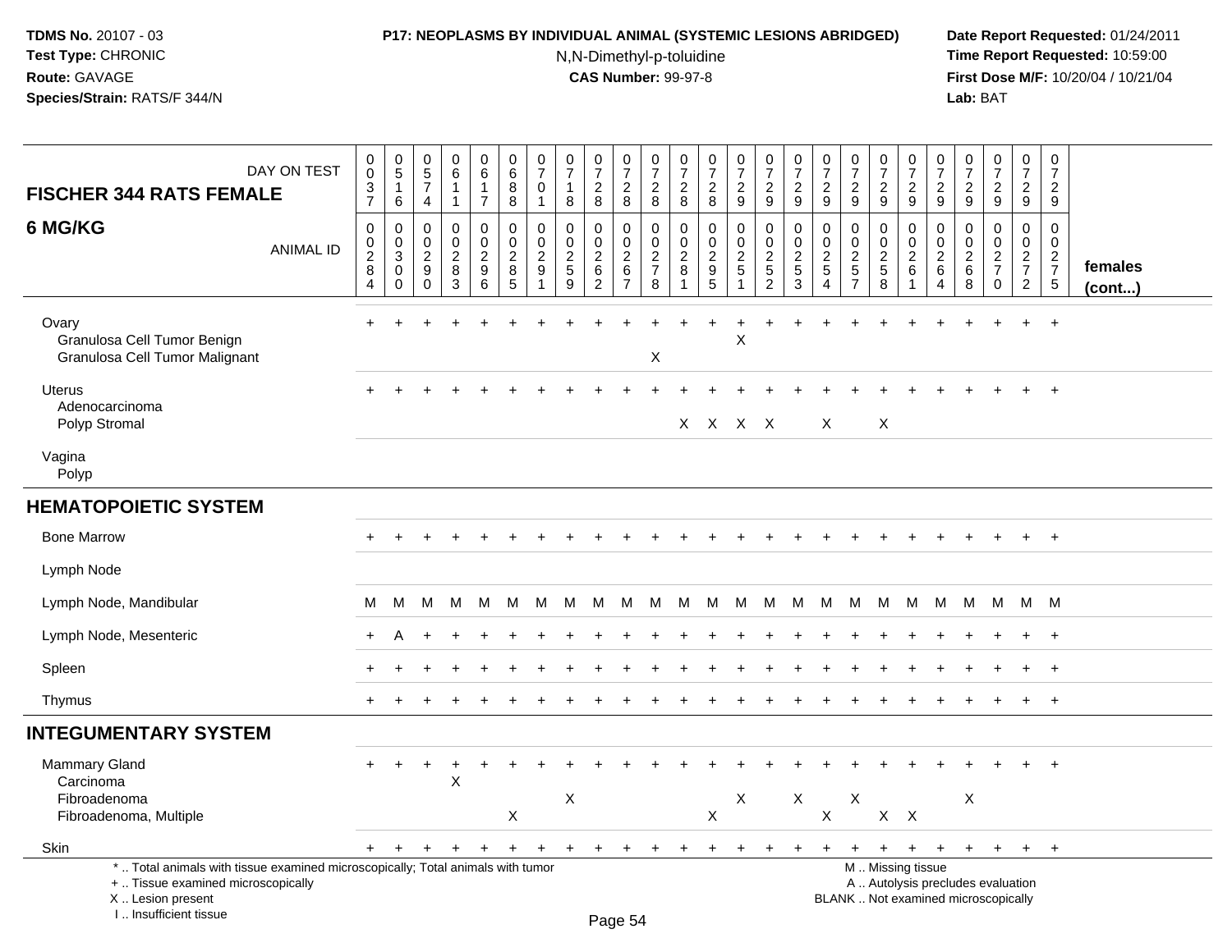**TDMS No.** 20107 - 03
**Test Type:** CHRONIC
**Route:** GAVAGE
**Species/Strain:** RATS/F 344/N

**P17: NEOPLASMS BY INDIVIDUAL ANIMAL (SYSTEMIC LESIONS ABRIDGED)**
N,N-Dimethyl-p-toluidine
**CAS Number:** 99-97-8

**Date Report Requested:** 01/24/2011
**Time Report Requested:** 10:59:00
**First Dose M/F:** 10/20/04 / 10/21/04
**Lab:** BAT

| FISCHER 344 RATS FEMALE — DAY ON TEST | 0037 | 0516 | 0574 | 0611 | 0617 | 0688 | 0701 | 0718 | 0728 | 0728 | 0728 | 0728 | 0728 | 0729 | 0729 | 0729 | 0729 | 0729 | 0729 | 0729 | 0729 | 0729 | 0729 | 0729 | 0729 | |
|---|---|---|---|---|---|---|---|---|---|---|---|---|---|---|---|---|---|---|---|---|---|---|---|---|---|---|
| **6 MG/KG** — ANIMAL ID | 00284 | 00300 | 00290 | 00283 | 00296 | 00285 | 00291 | 00259 | 00262 | 00267 | 00278 | 00281 | 00295 | 00251 | 00252 | 00253 | 00254 | 00257 | 00258 | 00261 | 00264 | 00268 | 00270 | 00272 | 00275 | **females (cont...)** |
| Ovary | + | + | + | + | + | + | + | + | + | + | + | + | + | + | + | + | + | + | + | + | + | + | + | + | + | |
| Granulosa Cell Tumor Benign | | | | | | | | | | | | | | X | | | | | | | | | | | | |
| Granulosa Cell Tumor Malignant | | | | | | | | | | | X | | | | | | | | | | | | | | | |
| Uterus | + | + | + | + | + | + | + | + | + | + | + | + | + | + | + | + | + | + | + | + | + | + | + | + | + | |
| Adenocarcinoma | | | | | | | | | | | | | | | | | | | | | | | | | | |
| Polyp Stromal | | | | | | | | | | | | X | X | X | X | | X | | X | | | | | | | |
| Vagina | | | | | | | | | | | | | | | | | | | | | | | | | | |
| Polyp | | | | | | | | | | | | | | | | | | | | | | | | | | |
| **HEMATOPOIETIC SYSTEM** | | | | | | | | | | | | | | | | | | | | | | | | | | |
| Bone Marrow | + | + | + | + | + | + | + | + | + | + | + | + | + | + | + | + | + | + | + | + | + | + | + | + | + | |
| Lymph Node | | | | | | | | | | | | | | | | | | | | | | | | | | |
| Lymph Node, Mandibular | M | M | M | M | M | M | M | M | M | M | M | M | M | M | M | M | M | M | M | M | M | M | M | M | M | |
| Lymph Node, Mesenteric | + | A | + | + | + | + | + | + | + | + | + | + | + | + | + | + | + | + | + | + | + | + | + | + | + | |
| Spleen | + | + | + | + | + | + | + | + | + | + | + | + | + | + | + | + | + | + | + | + | + | + | + | + | + | |
| Thymus | + | + | + | + | + | + | + | + | + | + | + | + | + | + | + | + | + | + | + | + | + | + | + | + | + | |
| **INTEGUMENTARY SYSTEM** | | | | | | | | | | | | | | | | | | | | | | | | | | |
| Mammary Gland | + | + | + | + | + | + | + | + | + | + | + | + | + | + | + | + | + | + | + | + | + | + | + | + | + | |
| Carcinoma | | | | X | | | | | | | | | | | | | | | | | | | | | | |
| Fibroadenoma | | | | | | | | X | | | | | | X | | X | | X | | | | X | | | | |
| Fibroadenoma, Multiple | | | | | | X | | | | | | | X | | | | X | | X | X | | | | | | |
| Skin | + | + | + | + | + | + | + | + | + | + | + | + | + | + | + | + | + | + | + | + | + | + | + | + | + | |

\* .. Total animals with tissue examined microscopically; Total animals with tumor
\+ .. Tissue examined microscopically
X .. Lesion present
I .. Insufficient tissue

M .. Missing tissue
A .. Autolysis precludes evaluation
BLANK .. Not examined microscopically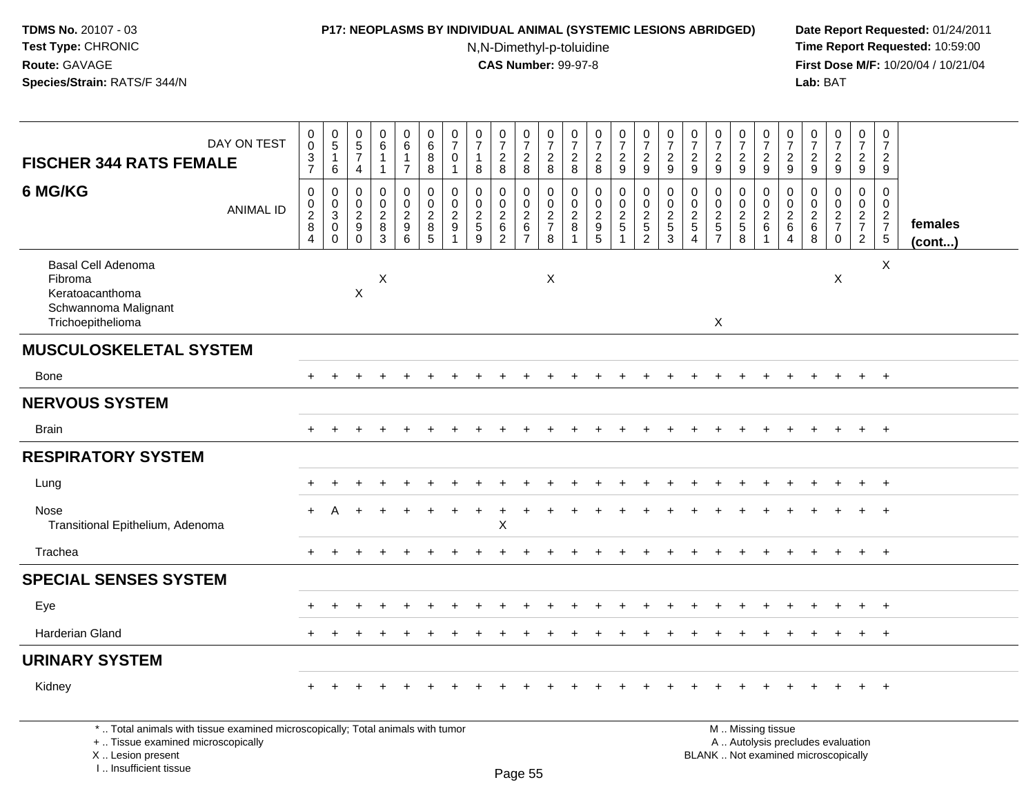**TDMS No.** 20107 - 03
**Test Type:** CHRONIC
**Route:** GAVAGE
**Species/Strain:** RATS/F 344/N

**P17: NEOPLASMS BY INDIVIDUAL ANIMAL (SYSTEMIC LESIONS ABRIDGED)**
N,N-Dimethyl-p-toluidine
**CAS Number:** 99-97-8

**Date Report Requested:** 01/24/2011
**Time Report Requested:** 10:59:00
**First Dose M/F:** 10/20/04 / 10/21/04
**Lab:** BAT

| FISCHER 344 RATS FEMALE 6 MG/KG — DAY ON TEST | 0037 | 0516 | 0574 | 0611 | 0617 | 0688 | 0701 | 0718 | 0728 | 0728 | 0728 | 0728 | 0728 | 0729 | 0729 | 0729 | 0729 | 0729 | 0729 | 0729 | 0729 | 0729 | 0729 | 0729 | 0729 | |
|---|---|---|---|---|---|---|---|---|---|---|---|---|---|---|---|---|---|---|---|---|---|---|---|---|---|---|
| ANIMAL ID | 0284 | 0300 | 0290 | 0283 | 0296 | 0285 | 0291 | 0259 | 0262 | 0267 | 0278 | 0281 | 0295 | 0251 | 0252 | 0253 | 0254 | 0257 | 0258 | 0261 | 0264 | 0268 | 0270 | 0272 | 0275 | females (cont...) |
| Basal Cell Adenoma | | | | | | | | | | | | | | | | | | | | | | | | | X | |
| Fibroma | | | | X | | | | | | | X | | | | | | | | | | | | X | | | |
| Keratoacanthoma | | | X | | | | | | | | | | | | | | | | | | | | | | | |
| Schwannoma Malignant | | | | | | | | | | | | | | | | | | | | | | | | | | |
| Trichoepithelioma | | | | | | | | | | | | | | | | | | X | | | | | | | | |
| **MUSCULOSKELETAL SYSTEM** | | | | | | | | | | | | | | | | | | | | | | | | | | |
| Bone | + | + | + | + | + | + | + | + | + | + | + | + | + | + | + | + | + | + | + | + | + | + | + | + | + | |
| **NERVOUS SYSTEM** | | | | | | | | | | | | | | | | | | | | | | | | | | |
| Brain | + | + | + | + | + | + | + | + | + | + | + | + | + | + | + | + | + | + | + | + | + | + | + | + | + | |
| **RESPIRATORY SYSTEM** | | | | | | | | | | | | | | | | | | | | | | | | | | |
| Lung | + | + | + | + | + | + | + | + | + | + | + | + | + | + | + | + | + | + | + | + | + | + | + | + | + | |
| Nose | + | A | + | + | + | + | + | + | + | + | + | + | + | + | + | + | + | + | + | + | + | + | + | + | + | |
| Transitional Epithelium, Adenoma | | | | | | | | | X | | | | | | | | | | | | | | | | | |
| Trachea | + | + | + | + | + | + | + | + | + | + | + | + | + | + | + | + | + | + | + | + | + | + | + | + | + | |
| **SPECIAL SENSES SYSTEM** | | | | | | | | | | | | | | | | | | | | | | | | | | |
| Eye | + | + | + | + | + | + | + | + | + | + | + | + | + | + | + | + | + | + | + | + | + | + | + | + | + | |
| Harderian Gland | + | + | + | + | + | + | + | + | + | + | + | + | + | + | + | + | + | + | + | + | + | + | + | + | + | |
| **URINARY SYSTEM** | | | | | | | | | | | | | | | | | | | | | | | | | | |
| Kidney | + | + | + | + | + | + | + | + | + | + | + | + | + | + | + | + | + | + | + | + | + | + | + | + | + | |

\* .. Total animals with tissue examined microscopically; Total animals with tumor
\+ .. Tissue examined microscopically
X .. Lesion present
I .. Insufficient tissue

M .. Missing tissue
A .. Autolysis precludes evaluation
BLANK .. Not examined microscopically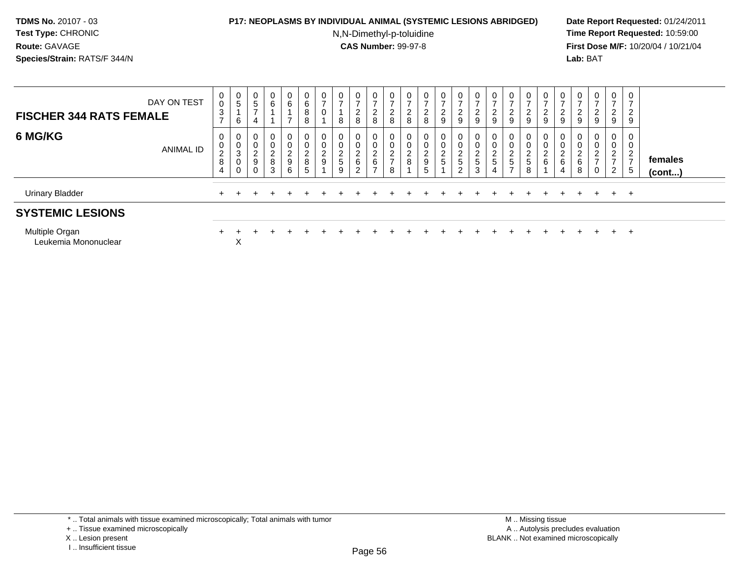**TDMS No.** 20107 - 03
**Test Type:** CHRONIC
**Route:** GAVAGE
**Species/Strain:** RATS/F 344/N

**P17: NEOPLASMS BY INDIVIDUAL ANIMAL (SYSTEMIC LESIONS ABRIDGED)**
N,N-Dimethyl-p-toluidine
**CAS Number:** 99-97-8

**Date Report Requested:** 01/24/2011
**Time Report Requested:** 10:59:00
**First Dose M/F:** 10/20/04 / 10/21/04
**Lab:** BAT

| FISCHER 344 RATS FEMALE 6 MG/KG | | | | | | | | | | | | | | | | | | | | | | | | | | |
|---|---|---|---|---|---|---|---|---|---|---|---|---|---|---|---|---|---|---|---|---|---|---|---|---|---|---|
| DAY ON TEST | 0037 | 0516 | 0574 | 0611 | 0617 | 0688 | 0701 | 0718 | 0728 | 0728 | 0728 | 0728 | 0728 | 0729 | 0729 | 0729 | 0729 | 0729 | 0729 | 0729 | 0729 | 0729 | 0729 | 0729 | 0729 | |
| ANIMAL ID | 00284 | 00300 | 00290 | 00283 | 00296 | 00285 | 00291 | 00259 | 00262 | 00267 | 00278 | 00281 | 00295 | 00251 | 00252 | 00253 | 00254 | 00257 | 00258 | 00261 | 00264 | 00268 | 00270 | 00272 | 00275 | females (cont...) |
| Urinary Bladder | + | + | + | + | + | + | + | + | + | + | + | + | + | + | + | + | + | + | + | + | + | + | + | + | + | |
| **SYSTEMIC LESIONS** | | | | | | | | | | | | | | | | | | | | | | | | | | |
| Multiple Organ | + | + | + | + | + | + | + | + | + | + | + | + | + | + | + | + | + | + | + | + | + | + | + | + | + | |
| Leukemia Mononuclear | | X | | | | | | | | | | | | | | | | | | | | | | | | |

\* .. Total animals with tissue examined microscopically; Total animals with tumor
\+ .. Tissue examined microscopically
X .. Lesion present
I .. Insufficient tissue

M .. Missing tissue
A .. Autolysis precludes evaluation
BLANK .. Not examined microscopically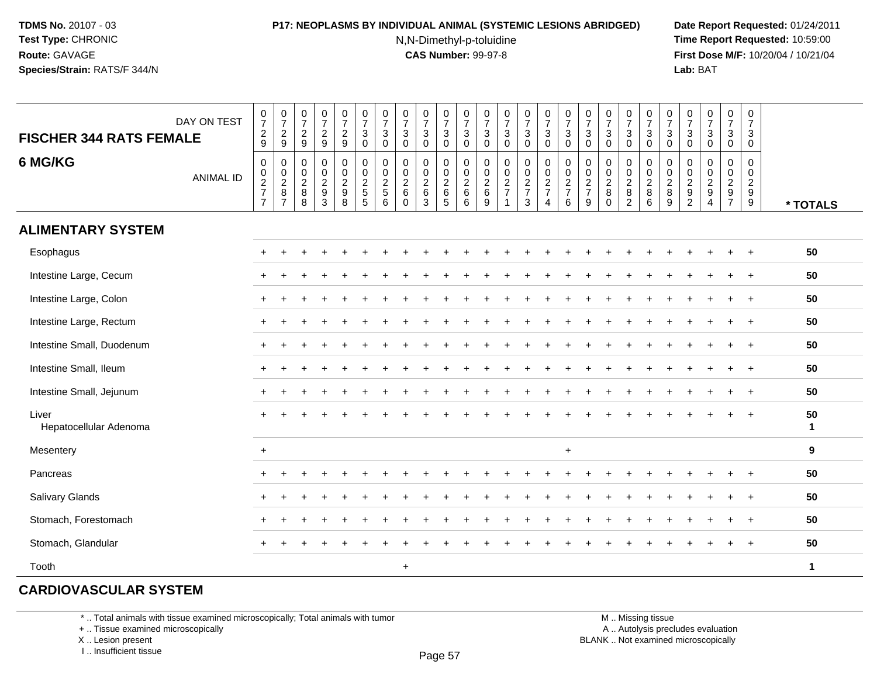**TDMS No.** 20107 - 03
**Test Type:** CHRONIC
**Route:** GAVAGE
**Species/Strain:** RATS/F 344/N

**P17: NEOPLASMS BY INDIVIDUAL ANIMAL (SYSTEMIC LESIONS ABRIDGED)**
N,N-Dimethyl-p-toluidine
**CAS Number:** 99-97-8

**Date Report Requested:** 01/24/2011
**Time Report Requested:** 10:59:00
**First Dose M/F:** 10/20/04 / 10/21/04
**Lab:** BAT

| FISCHER 344 RATS FEMALE 6 MG/KG | | | | | | | | | | | | | | | | | | | | | | | | | | |
|---|---|---|---|---|---|---|---|---|---|---|---|---|---|---|---|---|---|---|---|---|---|---|---|---|---|---|
| DAY ON TEST | 0729 | 0729 | 0729 | 0729 | 0729 | 0730 | 0730 | 0730 | 0730 | 0730 | 0730 | 0730 | 0730 | 0730 | 0730 | 0730 | 0730 | 0730 | 0730 | 0730 | 0730 | 0730 | 0730 | 0730 | 0730 | |
| ANIMAL ID | 00277 | 00287 | 00288 | 00293 | 00298 | 00255 | 00256 | 00260 | 00263 | 00265 | 00266 | 00269 | 00271 | 00273 | 00274 | 00276 | 00279 | 00280 | 00282 | 00286 | 00289 | 00292 | 00294 | 00297 | 00299 | * TOTALS |
| **ALIMENTARY SYSTEM** | | | | | | | | | | | | | | | | | | | | | | | | | | |
| Esophagus | + | + | + | + | + | + | + | + | + | + | + | + | + | + | + | + | + | + | + | + | + | + | + | + | + | 50 |
| Intestine Large, Cecum | + | + | + | + | + | + | + | + | + | + | + | + | + | + | + | + | + | + | + | + | + | + | + | + | + | 50 |
| Intestine Large, Colon | + | + | + | + | + | + | + | + | + | + | + | + | + | + | + | + | + | + | + | + | + | + | + | + | + | 50 |
| Intestine Large, Rectum | + | + | + | + | + | + | + | + | + | + | + | + | + | + | + | + | + | + | + | + | + | + | + | + | + | 50 |
| Intestine Small, Duodenum | + | + | + | + | + | + | + | + | + | + | + | + | + | + | + | + | + | + | + | + | + | + | + | + | + | 50 |
| Intestine Small, Ileum | + | + | + | + | + | + | + | + | + | + | + | + | + | + | + | + | + | + | + | + | + | + | + | + | + | 50 |
| Intestine Small, Jejunum | + | + | + | + | + | + | + | + | + | + | + | + | + | + | + | + | + | + | + | + | + | + | + | + | + | 50 |
| Liver | + | + | + | + | + | + | + | + | + | + | + | + | + | + | + | + | + | + | + | + | + | + | + | + | + | 50 |
| Hepatocellular Adenoma | | | | | | | | | | | | | | | | | | | | | | | | | | 1 |
| Mesentery | + | | | | | | | | | | | | | | | + | | | | | | | | | | 9 |
| Pancreas | + | + | + | + | + | + | + | + | + | + | + | + | + | + | + | + | + | + | + | + | + | + | + | + | + | 50 |
| Salivary Glands | + | + | + | + | + | + | + | + | + | + | + | + | + | + | + | + | + | + | + | + | + | + | + | + | + | 50 |
| Stomach, Forestomach | + | + | + | + | + | + | + | + | + | + | + | + | + | + | + | + | + | + | + | + | + | + | + | + | + | 50 |
| Stomach, Glandular | + | + | + | + | + | + | + | + | + | + | + | + | + | + | + | + | + | + | + | + | + | + | + | + | + | 50 |
| Tooth | | | | | | | | + | | | | | | | | | | | | | | | | | | 1 |
| **CARDIOVASCULAR SYSTEM** | | | | | | | | | | | | | | | | | | | | | | | | | | |

\* .. Total animals with tissue examined microscopically; Total animals with tumor
\+ .. Tissue examined microscopically
X .. Lesion present
I .. Insufficient tissue

M .. Missing tissue
A .. Autolysis precludes evaluation
BLANK .. Not examined microscopically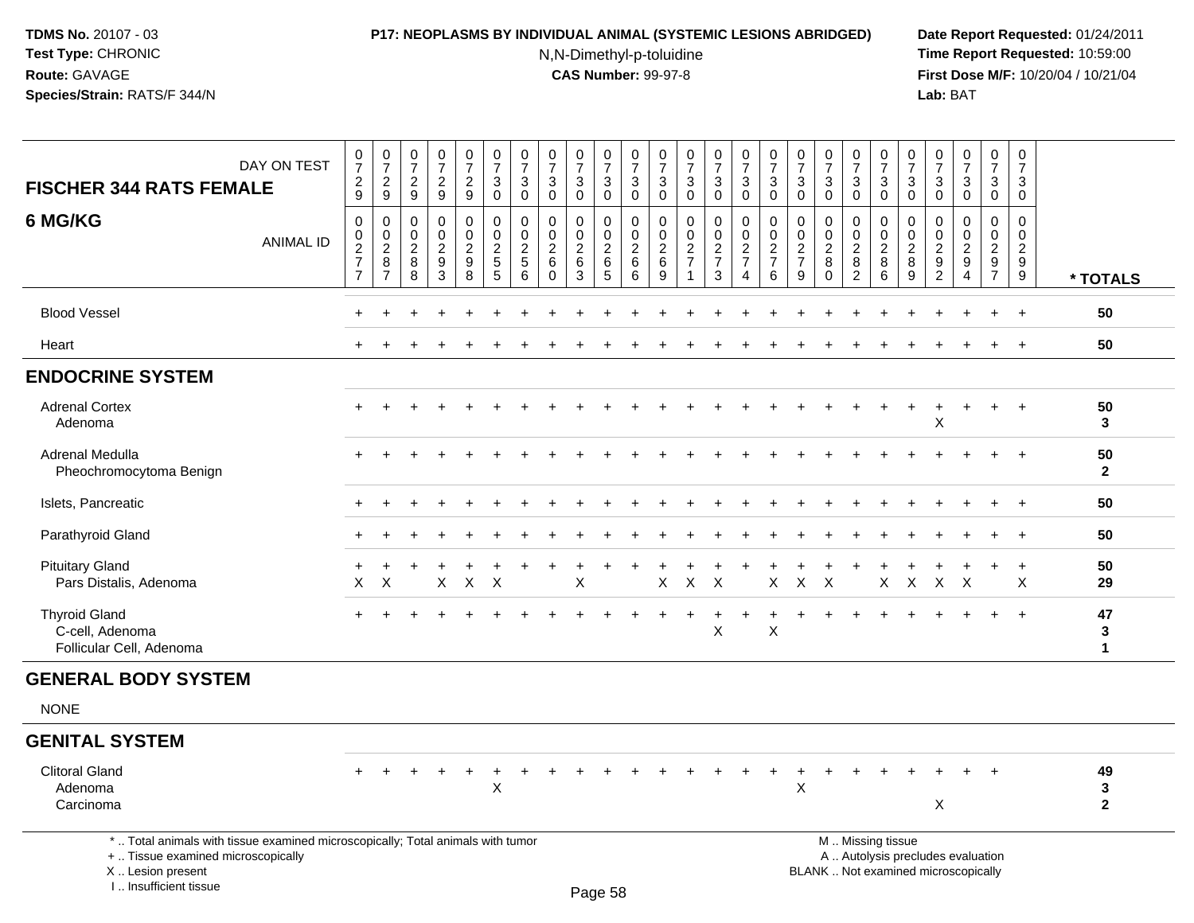**P17: NEOPLASMS BY INDIVIDUAL ANIMAL (SYSTEMIC LESIONS ABRIDGED)**

N,N-Dimethyl-p-toluidine

**CAS Number:** 99-97-8

**TDMS No.** 20107 - 03
**Test Type:** CHRONIC
**Route:** GAVAGE
**Species/Strain:** RATS/F 344/N

**Date Report Requested:** 01/24/2011
**Time Report Requested:** 10:59:00
**First Dose M/F:** 10/20/04 / 10/21/04
**Lab:** BAT

| FISCHER 344 RATS FEMALE — DAY ON TEST | 0729 | 0729 | 0729 | 0729 | 0729 | 0730 | 0730 | 0730 | 0730 | 0730 | 0730 | 0730 | 0730 | 0730 | 0730 | 0730 | 0730 | 0730 | 0730 | 0730 | 0730 | 0730 | 0730 | 0730 | 0730 | |
|---|---|---|---|---|---|---|---|---|---|---|---|---|---|---|---|---|---|---|---|---|---|---|---|---|---|---|
| **6 MG/KG** — ANIMAL ID | 0277 | 0287 | 0288 | 0293 | 0298 | 0255 | 0256 | 0260 | 0263 | 0265 | 0266 | 0269 | 0271 | 0273 | 0274 | 0276 | 0279 | 0280 | 0282 | 0286 | 0289 | 0292 | 0294 | 0297 | 0299 | *** TOTALS** |
| Blood Vessel | + | + | + | + | + | + | + | + | + | + | + | + | + | + | + | + | + | + | + | + | + | + | + | + | + | **50** |
| Heart | + | + | + | + | + | + | + | + | + | + | + | + | + | + | + | + | + | + | + | + | + | + | + | + | + | **50** |
| **ENDOCRINE SYSTEM** | | | | | | | | | | | | | | | | | | | | | | | | | | |
| Adrenal Cortex | + | + | + | + | + | + | + | + | + | + | + | + | + | + | + | + | + | + | + | + | + | + | + | + | + | **50** |
| Adenoma | | | | | | | | | | | | | | | | | | | | | | X | | | | **3** |
| Adrenal Medulla | + | + | + | + | + | + | + | + | + | + | + | + | + | + | + | + | + | + | + | + | + | + | + | + | + | **50** |
| Pheochromocytoma Benign | | | | | | | | | | | | | | | | | | | | | | | | | | **2** |
| Islets, Pancreatic | + | + | + | + | + | + | + | + | + | + | + | + | + | + | + | + | + | + | + | + | + | + | + | + | + | **50** |
| Parathyroid Gland | + | + | + | + | + | + | + | + | + | + | + | + | + | + | + | + | + | + | + | + | + | + | + | + | + | **50** |
| Pituitary Gland | + | + | + | + | + | + | + | + | + | + | + | + | + | + | + | + | + | + | + | + | + | + | + | + | + | **50** |
| Pars Distalis, Adenoma | X | X | | X | X | X | | | X | | | X | X | X | | X | X | X | | X | X | X | X | | X | **29** |
| Thyroid Gland | + | + | + | + | + | + | + | + | + | + | + | + | + | + | + | + | + | + | + | + | + | + | + | + | + | **47** |
| C-cell, Adenoma | | | | | | | | | | | | | | X | | X | | | | | | | | | | **3** |
| Follicular Cell, Adenoma | | | | | | | | | | | | | | | | | | | | | | | | | | **1** |
| **GENERAL BODY SYSTEM** | | | | | | | | | | | | | | | | | | | | | | | | | | |
| NONE | | | | | | | | | | | | | | | | | | | | | | | | | | |
| **GENITAL SYSTEM** | | | | | | | | | | | | | | | | | | | | | | | | | | |
| Clitoral Gland | + | + | + | + | + | + | + | + | + | + | + | + | + | + | + | + | + | + | + | + | + | + | + | + | | **49** |
| Adenoma | | | | | | X | | | | | | | | | | | X | | | | | | | | | **3** |
| Carcinoma | | | | | | | | | | | | | | | | | | | | | | X | | | | **2** |

\* .. Total animals with tissue examined microscopically; Total animals with tumor
\+ .. Tissue examined microscopically
X .. Lesion present
I .. Insufficient tissue

M .. Missing tissue
A .. Autolysis precludes evaluation
BLANK .. Not examined microscopically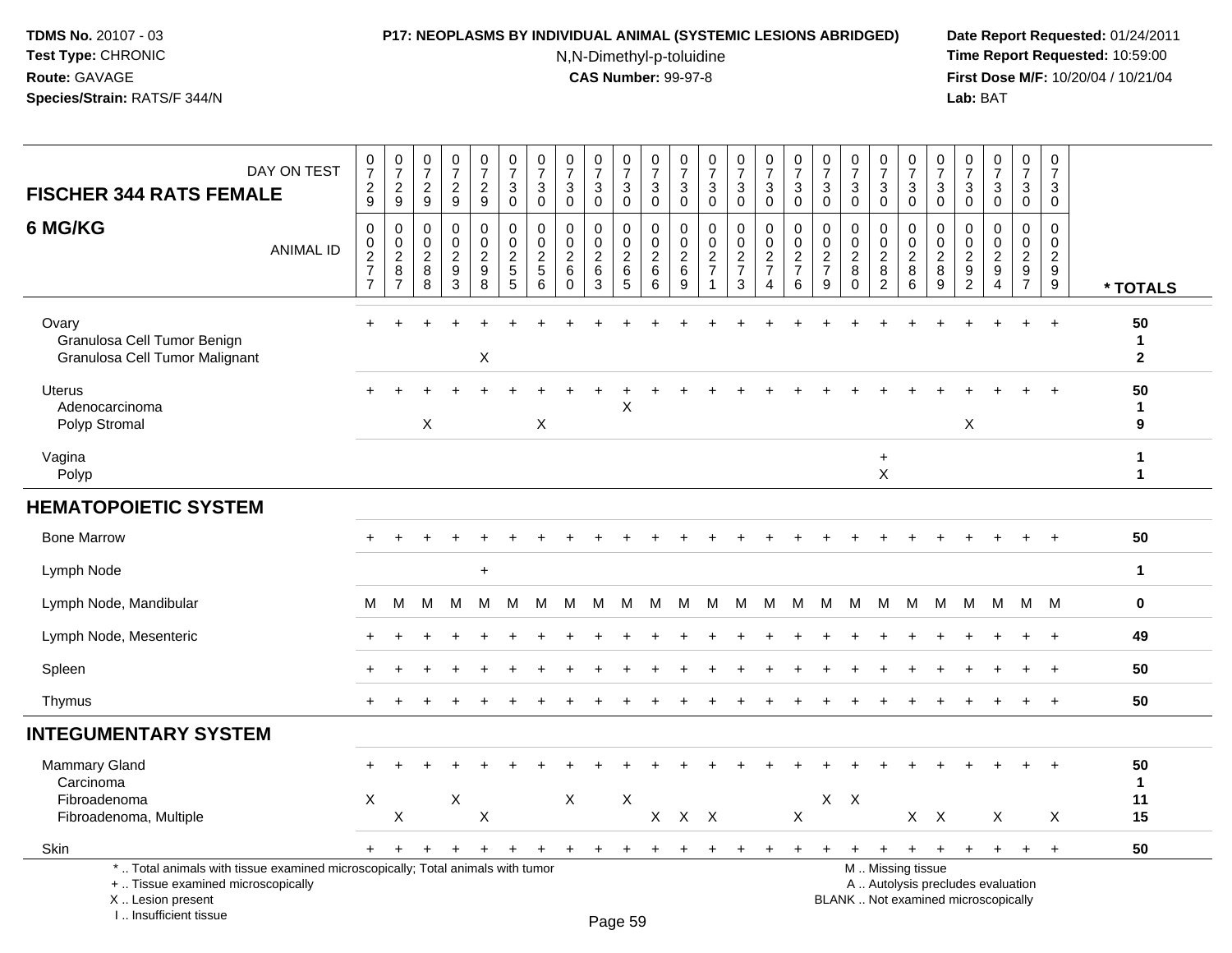TDMS No. 20107 - 03
Test Type: CHRONIC
Route: GAVAGE
Species/Strain: RATS/F 344/N

**P17: NEOPLASMS BY INDIVIDUAL ANIMAL (SYSTEMIC LESIONS ABRIDGED)**

N,N-Dimethyl-p-toluidine

**CAS Number:** 99-97-8

Date Report Requested: 01/24/2011
Time Report Requested: 10:59:00
First Dose M/F: 10/20/04 / 10/21/04
Lab: BAT

| DAY ON TEST | 0729 | 0729 | 0729 | 0729 | 0729 | 0730 | 0730 | 0730 | 0730 | 0730 | 0730 | 0730 | 0730 | 0730 | 0730 | 0730 | 0730 | 0730 | 0730 | 0730 | 0730 | 0730 | 0730 | 0730 | 0730 | |
|---|---|---|---|---|---|---|---|---|---|---|---|---|---|---|---|---|---|---|---|---|---|---|---|---|---|---|
| **FISCHER 344 RATS FEMALE 6 MG/KG** ANIMAL ID | 00277 | 00287 | 00288 | 00293 | 00298 | 00255 | 00256 | 00260 | 00263 | 00265 | 00266 | 00269 | 00271 | 00273 | 00274 | 00276 | 00279 | 00280 | 00282 | 00286 | 00289 | 00292 | 00294 | 00297 | 00299 | * TOTALS |
| Ovary | + | + | + | + | + | + | + | + | + | + | + | + | + | + | + | + | + | + | + | + | + | + | + | + | + | 50 |
| Granulosa Cell Tumor Benign | | | | | | | | | | | | | | | | | | | | | | | | | | 1 |
| Granulosa Cell Tumor Malignant | | | | | X | | | | | | | | | | | | | | | | | | | | | 2 |
| Uterus | + | + | + | + | + | + | + | + | + | + | + | + | + | + | + | + | + | + | + | + | + | + | + | + | + | 50 |
| Adenocarcinoma | | | | | | | | | | X | | | | | | | | | | | | | | | | 1 |
| Polyp Stromal | | | X | | | | X | | | | | | | | | | | | | | | X | | | | 9 |
| Vagina | | | | | | | | | | | | | | | | | | | + | | | | | | | 1 |
| Polyp | | | | | | | | | | | | | | | | | | | X | | | | | | | 1 |
| **HEMATOPOIETIC SYSTEM** | | | | | | | | | | | | | | | | | | | | | | | | | | |
| Bone Marrow | + | + | + | + | + | + | + | + | + | + | + | + | + | + | + | + | + | + | + | + | + | + | + | + | + | 50 |
| Lymph Node | | | | | + | | | | | | | | | | | | | | | | | | | | | 1 |
| Lymph Node, Mandibular | M | M | M | M | M | M | M | M | M | M | M | M | M | M | M | M | M | M | M | M | M | M | M | M | M | 0 |
| Lymph Node, Mesenteric | + | + | + | + | + | + | + | + | + | + | + | + | + | + | + | + | + | + | + | + | + | + | + | + | + | 49 |
| Spleen | + | + | + | + | + | + | + | + | + | + | + | + | + | + | + | + | + | + | + | + | + | + | + | + | + | 50 |
| Thymus | + | + | + | + | + | + | + | + | + | + | + | + | + | + | + | + | + | + | + | + | + | + | + | + | + | 50 |
| **INTEGUMENTARY SYSTEM** | | | | | | | | | | | | | | | | | | | | | | | | | | |
| Mammary Gland | + | + | + | + | + | + | + | + | + | + | + | + | + | + | + | + | + | + | + | + | + | + | + | + | + | 50 |
| Carcinoma | | | | | | | | | | | | | | | | | | | | | | | | | | 1 |
| Fibroadenoma | X | | | X | | | | X | | X | | | | | | | X | X | | | | | | | | 11 |
| Fibroadenoma, Multiple | | X | | | X | | | | | | X | X | X | | | X | | | | X | X | | X | | X | 15 |
| Skin | + | + | + | + | + | + | + | + | + | + | + | + | + | + | + | + | + | + | + | + | + | + | + | + | + | 50 |

\* .. Total animals with tissue examined microscopically; Total animals with tumor
\+ .. Tissue examined microscopically
X .. Lesion present
I .. Insufficient tissue

M .. Missing tissue
A .. Autolysis precludes evaluation
BLANK .. Not examined microscopically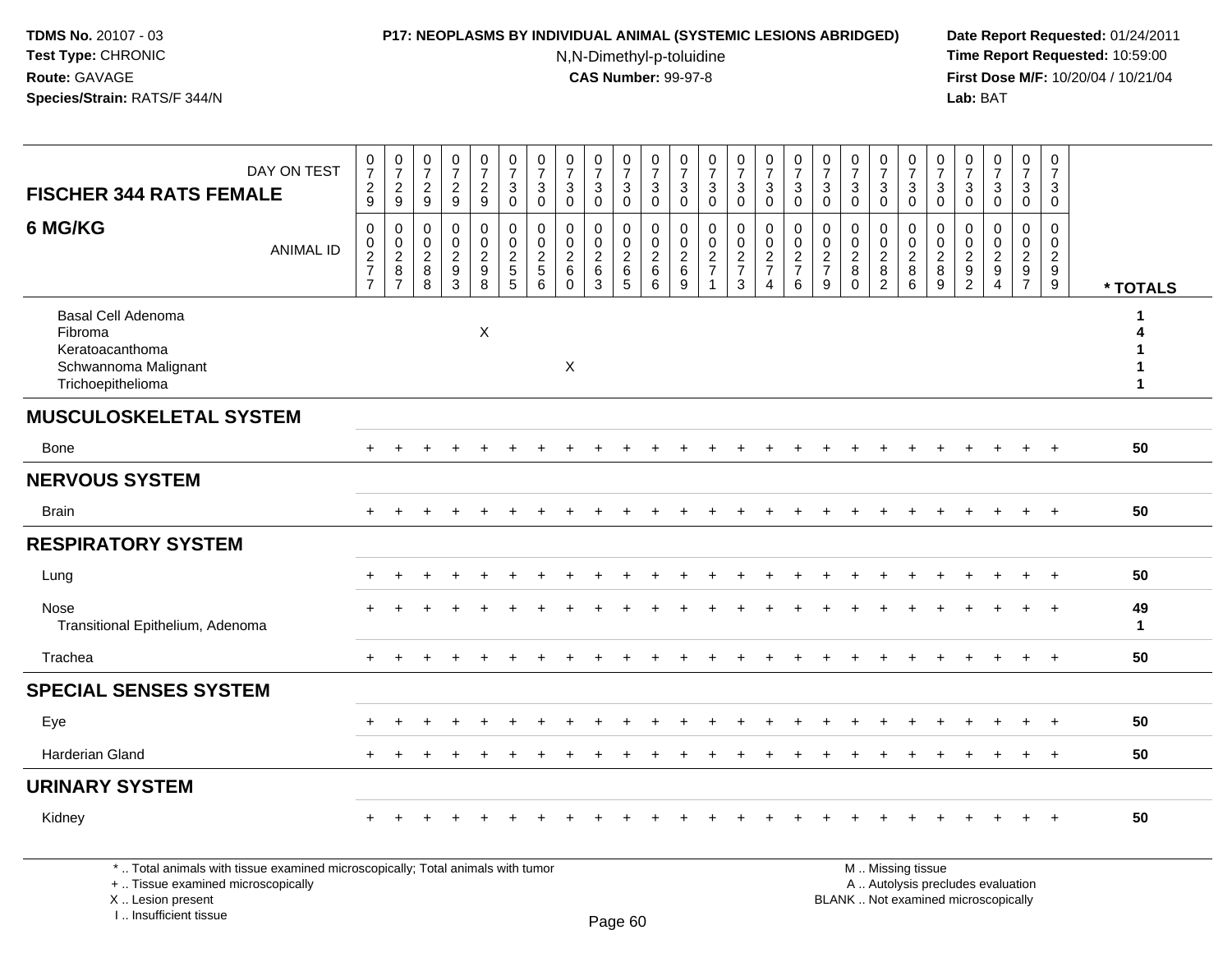TDMS No. 20107 - 03
Test Type: CHRONIC
Route: GAVAGE
Species/Strain: RATS/F 344/N

**P17: NEOPLASMS BY INDIVIDUAL ANIMAL (SYSTEMIC LESIONS ABRIDGED)**
N,N-Dimethyl-p-toluidine
**CAS Number:** 99-97-8

Date Report Requested: 01/24/2011
Time Report Requested: 10:59:00
First Dose M/F: 10/20/04 / 10/21/04
Lab: BAT

| FISCHER 344 RATS FEMALE 6 MG/KG — DAY ON TEST | 0729 | 0729 | 0729 | 0729 | 0729 | 0730 | 0730 | 0730 | 0730 | 0730 | 0730 | 0730 | 0730 | 0730 | 0730 | 0730 | 0730 | 0730 | 0730 | 0730 | 0730 | 0730 | 0730 | 0730 | 0730 | |
|---|---|---|---|---|---|---|---|---|---|---|---|---|---|---|---|---|---|---|---|---|---|---|---|---|---|---|
| ANIMAL ID | 00277 | 00287 | 00288 | 00293 | 00298 | 00255 | 00256 | 00260 | 00263 | 00265 | 00266 | 00269 | 00271 | 00273 | 00274 | 00276 | 00279 | 00280 | 00282 | 00286 | 00289 | 00292 | 00294 | 00297 | 00299 | * TOTALS |
| Basal Cell Adenoma | | | | | | | | | | | | | | | | | | | | | | | | | | 1 |
| Fibroma | | | | | X | | | | | | | | | | | | | | | | | | | | | 4 |
| Keratoacanthoma | | | | | | | | | | | | | | | | | | | | | | | | | | 1 |
| Schwannoma Malignant | | | | | | | | X | | | | | | | | | | | | | | | | | | 1 |
| Trichoepithelioma | | | | | | | | | | | | | | | | | | | | | | | | | | 1 |
| **MUSCULOSKELETAL SYSTEM** | | | | | | | | | | | | | | | | | | | | | | | | | | |
| Bone | + | + | + | + | + | + | + | + | + | + | + | + | + | + | + | + | + | + | + | + | + | + | + | + | + | 50 |
| **NERVOUS SYSTEM** | | | | | | | | | | | | | | | | | | | | | | | | | | |
| Brain | + | + | + | + | + | + | + | + | + | + | + | + | + | + | + | + | + | + | + | + | + | + | + | + | + | 50 |
| **RESPIRATORY SYSTEM** | | | | | | | | | | | | | | | | | | | | | | | | | | |
| Lung | + | + | + | + | + | + | + | + | + | + | + | + | + | + | + | + | + | + | + | + | + | + | + | + | + | 50 |
| Nose | + | + | + | + | + | + | + | + | + | + | + | + | + | + | + | + | + | + | + | + | + | + | + | + | + | 49 |
| Transitional Epithelium, Adenoma | | | | | | | | | | | | | | | | | | | | | | | | | | 1 |
| Trachea | + | + | + | + | + | + | + | + | + | + | + | + | + | + | + | + | + | + | + | + | + | + | + | + | + | 50 |
| **SPECIAL SENSES SYSTEM** | | | | | | | | | | | | | | | | | | | | | | | | | | |
| Eye | + | + | + | + | + | + | + | + | + | + | + | + | + | + | + | + | + | + | + | + | + | + | + | + | + | 50 |
| Harderian Gland | + | + | + | + | + | + | + | + | + | + | + | + | + | + | + | + | + | + | + | + | + | + | + | + | + | 50 |
| **URINARY SYSTEM** | | | | | | | | | | | | | | | | | | | | | | | | | | |
| Kidney | + | + | + | + | + | + | + | + | + | + | + | + | + | + | + | + | + | + | + | + | + | + | + | + | + | 50 |

* .. Total animals with tissue examined microscopically; Total animals with tumor
+ .. Tissue examined microscopically
X .. Lesion present
I .. Insufficient tissue

M .. Missing tissue
A .. Autolysis precludes evaluation
BLANK .. Not examined microscopically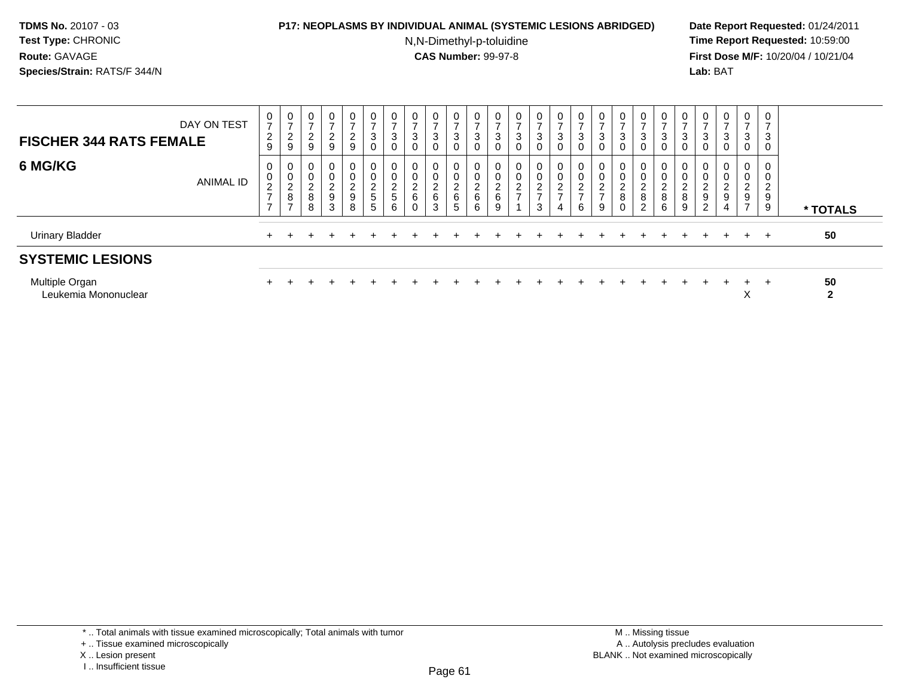**TDMS No.** 20107 - 03
**Test Type:** CHRONIC
**Route:** GAVAGE
**Species/Strain:** RATS/F 344/N

**P17: NEOPLASMS BY INDIVIDUAL ANIMAL (SYSTEMIC LESIONS ABRIDGED)**
N,N-Dimethyl-p-toluidine
**CAS Number:** 99-97-8

**Date Report Requested:** 01/24/2011
**Time Report Requested:** 10:59:00
**First Dose M/F:** 10/20/04 / 10/21/04
**Lab:** BAT

| FISCHER 344 RATS FEMALE 6 MG/KG | | | | | | | | | | | | | | | | | | | | | | | | | | |
|---|---|---|---|---|---|---|---|---|---|---|---|---|---|---|---|---|---|---|---|---|---|---|---|---|---|---|
| DAY ON TEST | 0729 | 0729 | 0729 | 0729 | 0729 | 0730 | 0730 | 0730 | 0730 | 0730 | 0730 | 0730 | 0730 | 0730 | 0730 | 0730 | 0730 | 0730 | 0730 | 0730 | 0730 | 0730 | 0730 | 0730 | 0730 | |
| ANIMAL ID | 00277 | 00287 | 00288 | 00293 | 00298 | 00255 | 00256 | 00260 | 00263 | 00265 | 00266 | 00269 | 00271 | 00273 | 00274 | 00276 | 00279 | 00280 | 00282 | 00286 | 00289 | 00292 | 00294 | 00297 | 00299 | * TOTALS |
| Urinary Bladder | + | + | + | + | + | + | + | + | + | + | + | + | + | + | + | + | + | + | + | + | + | + | + | + | + | 50 |
| **SYSTEMIC LESIONS** | | | | | | | | | | | | | | | | | | | | | | | | | | |
| Multiple Organ | + | + | + | + | + | + | + | + | + | + | + | + | + | + | + | + | + | + | + | + | + | + | + | + | + | 50 |
| Leukemia Mononuclear | | | | | | | | | | | | | | | | | | | | | | | | X | | 2 |

\* .. Total animals with tissue examined microscopically; Total animals with tumor
\+ .. Tissue examined microscopically
X .. Lesion present
I .. Insufficient tissue

M .. Missing tissue
A .. Autolysis precludes evaluation
BLANK .. Not examined microscopically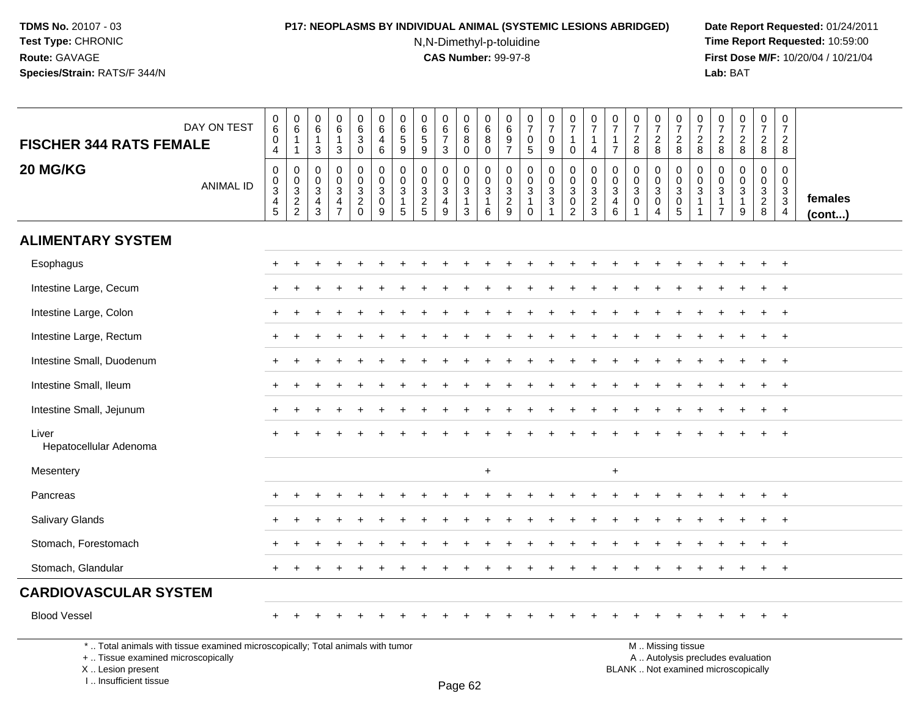**TDMS No.** 20107 - 03
**Test Type:** CHRONIC
**Route:** GAVAGE
**Species/Strain:** RATS/F 344/N

**P17: NEOPLASMS BY INDIVIDUAL ANIMAL (SYSTEMIC LESIONS ABRIDGED)**
N,N-Dimethyl-p-toluidine
**CAS Number:** 99-97-8

**Date Report Requested:** 01/24/2011
**Time Report Requested:** 10:59:00
**First Dose M/F:** 10/20/04 / 10/21/04
**Lab:** BAT

| FISCHER 344 RATS FEMALE 20 MG/KG | | | | | | | | | | | | | | | | | | | | | | | | | | |
|---|---|---|---|---|---|---|---|---|---|---|---|---|---|---|---|---|---|---|---|---|---|---|---|---|---|---|
| DAY ON TEST | 0604 | 0611 | 0613 | 0613 | 0630 | 0646 | 0659 | 0659 | 0673 | 0680 | 0680 | 0697 | 0705 | 0709 | 0710 | 0714 | 0717 | 0728 | 0728 | 0728 | 0728 | 0728 | 0728 | 0728 | 0728 | |
| ANIMAL ID | 00345 | 00322 | 00343 | 00347 | 00320 | 00309 | 00315 | 00325 | 00349 | 00313 | 00316 | 00329 | 00310 | 00331 | 00302 | 00323 | 00346 | 00301 | 00304 | 00305 | 00311 | 00317 | 00319 | 00328 | 00334 | females (cont...) |
| **ALIMENTARY SYSTEM** | | | | | | | | | | | | | | | | | | | | | | | | | | |
| Esophagus | + | + | + | + | + | + | + | + | + | + | + | + | + | + | + | + | + | + | + | + | + | + | + | + | + | |
| Intestine Large, Cecum | + | + | + | + | + | + | + | + | + | + | + | + | + | + | + | + | + | + | + | + | + | + | + | + | + | |
| Intestine Large, Colon | + | + | + | + | + | + | + | + | + | + | + | + | + | + | + | + | + | + | + | + | + | + | + | + | + | |
| Intestine Large, Rectum | + | + | + | + | + | + | + | + | + | + | + | + | + | + | + | + | + | + | + | + | + | + | + | + | + | |
| Intestine Small, Duodenum | + | + | + | + | + | + | + | + | + | + | + | + | + | + | + | + | + | + | + | + | + | + | + | + | + | |
| Intestine Small, Ileum | + | + | + | + | + | + | + | + | + | + | + | + | + | + | + | + | + | + | + | + | + | + | + | + | + | |
| Intestine Small, Jejunum | + | + | + | + | + | + | + | + | + | + | + | + | + | + | + | + | + | + | + | + | + | + | + | + | + | |
| Liver | + | + | + | + | + | + | + | + | + | + | + | + | + | + | + | + | + | + | + | + | + | + | + | + | + | |
| Hepatocellular Adenoma | | | | | | | | | | | | | | | | | | | | | | | | | | |
| Mesentery | | | | | | | | | | | + | | | | | | + | | | | | | | | | |
| Pancreas | + | + | + | + | + | + | + | + | + | + | + | + | + | + | + | + | + | + | + | + | + | + | + | + | + | |
| Salivary Glands | + | + | + | + | + | + | + | + | + | + | + | + | + | + | + | + | + | + | + | + | + | + | + | + | + | |
| Stomach, Forestomach | + | + | + | + | + | + | + | + | + | + | + | + | + | + | + | + | + | + | + | + | + | + | + | + | + | |
| Stomach, Glandular | + | + | + | + | + | + | + | + | + | + | + | + | + | + | + | + | + | + | + | + | + | + | + | + | + | |
| **CARDIOVASCULAR SYSTEM** | | | | | | | | | | | | | | | | | | | | | | | | | | |
| Blood Vessel | + | + | + | + | + | + | + | + | + | + | + | + | + | + | + | + | + | + | + | + | + | + | + | + | + | |

\* .. Total animals with tissue examined microscopically; Total animals with tumor
\+ .. Tissue examined microscopically
X .. Lesion present
I .. Insufficient tissue

M .. Missing tissue
A .. Autolysis precludes evaluation
BLANK .. Not examined microscopically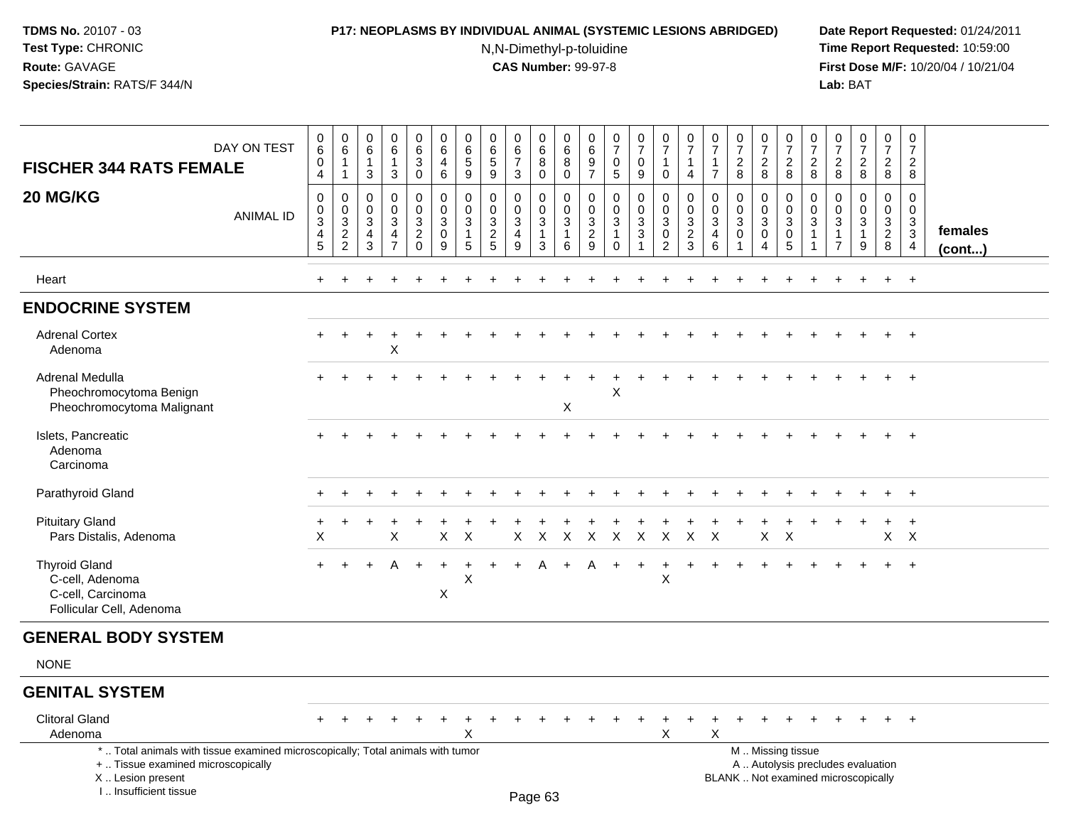**TDMS No.** 20107 - 03
**Test Type:** CHRONIC
**Route:** GAVAGE
**Species/Strain:** RATS/F 344/N

**P17: NEOPLASMS BY INDIVIDUAL ANIMAL (SYSTEMIC LESIONS ABRIDGED)**
N,N-Dimethyl-p-toluidine
**CAS Number:** 99-97-8

**Date Report Requested:** 01/24/2011
**Time Report Requested:** 10:59:00
**First Dose M/F:** 10/20/04 / 10/21/04
**Lab:** BAT

| FISCHER 344 RATS FEMALE 20 MG/KG | | | | | | | | | | | | | | | | | | | | | | | | | | |
|---|---|---|---|---|---|---|---|---|---|---|---|---|---|---|---|---|---|---|---|---|---|---|---|---|---|---|
| DAY ON TEST | 0604 | 0611 | 0613 | 0613 | 0630 | 0646 | 0659 | 0659 | 0673 | 0680 | 0680 | 0697 | 0705 | 0709 | 0710 | 0714 | 0717 | 0728 | 0728 | 0728 | 0728 | 0728 | 0728 | 0728 | 0728 | |
| ANIMAL ID | 0345 | 0322 | 0343 | 0347 | 0320 | 0309 | 0315 | 0325 | 0349 | 0313 | 0316 | 0329 | 0310 | 0331 | 0302 | 0323 | 0346 | 0301 | 0304 | 0305 | 0311 | 0317 | 0319 | 0328 | 0334 | females (cont...) |
| Heart | + | + | + | + | + | + | + | + | + | + | + | + | + | + | + | + | + | + | + | + | + | + | + | + | + | |
| **ENDOCRINE SYSTEM** | | | | | | | | | | | | | | | | | | | | | | | | | | |
| Adrenal Cortex | + | + | + | + | + | + | + | + | + | + | + | + | + | + | + | + | + | + | + | + | + | + | + | + | + | |
| Adenoma | | | | X | | | | | | | | | | | | | | | | | | | | | | |
| Adrenal Medulla | + | + | + | + | + | + | + | + | + | + | + | + | + | + | + | + | + | + | + | + | + | + | + | + | + | |
| Pheochromocytoma Benign | | | | | | | | | | | | | X | | | | | | | | | | | | | |
| Pheochromocytoma Malignant | | | | | | | | | | | X | | | | | | | | | | | | | | | |
| Islets, Pancreatic | + | + | + | + | + | + | + | + | + | + | + | + | + | + | + | + | + | + | + | + | + | + | + | + | + | |
| Adenoma | | | | | | | | | | | | | | | | | | | | | | | | | | |
| Carcinoma | | | | | | | | | | | | | | | | | | | | | | | | | | |
| Parathyroid Gland | + | + | + | + | + | + | + | + | + | + | + | + | + | + | + | + | + | + | + | + | + | + | + | + | + | |
| Pituitary Gland | + | + | + | + | + | + | + | + | + | + | + | + | + | + | + | + | + | + | + | + | + | + | + | + | + | |
| Pars Distalis, Adenoma | X | | | X | | X | X | | X | X | X | X | X | X | X | X | X | | X | X | | | | X | X | |
| Thyroid Gland | + | + | + | A | + | + | + | + | + | A | + | A | + | + | + | + | + | + | + | + | + | + | + | + | + | |
| C-cell, Adenoma | | | | | | | X | | | | | | | | X | | | | | | | | | | | |
| C-cell, Carcinoma | | | | | | X | | | | | | | | | | | | | | | | | | | | |
| Follicular Cell, Adenoma | | | | | | | | | | | | | | | | | | | | | | | | | | |
| **GENERAL BODY SYSTEM** | | | | | | | | | | | | | | | | | | | | | | | | | | |
| NONE | | | | | | | | | | | | | | | | | | | | | | | | | | |
| **GENITAL SYSTEM** | | | | | | | | | | | | | | | | | | | | | | | | | | |
| Clitoral Gland | + | + | + | + | + | + | + | + | + | + | + | + | + | + | + | + | + | + | + | + | + | + | + | + | + | |
| Adenoma | | | | | | | X | | | | | | | | X | | X | | | | | | | | | |

\* .. Total animals with tissue examined microscopically; Total animals with tumor
\+ .. Tissue examined microscopically
X .. Lesion present
I .. Insufficient tissue

M .. Missing tissue
A .. Autolysis precludes evaluation
BLANK .. Not examined microscopically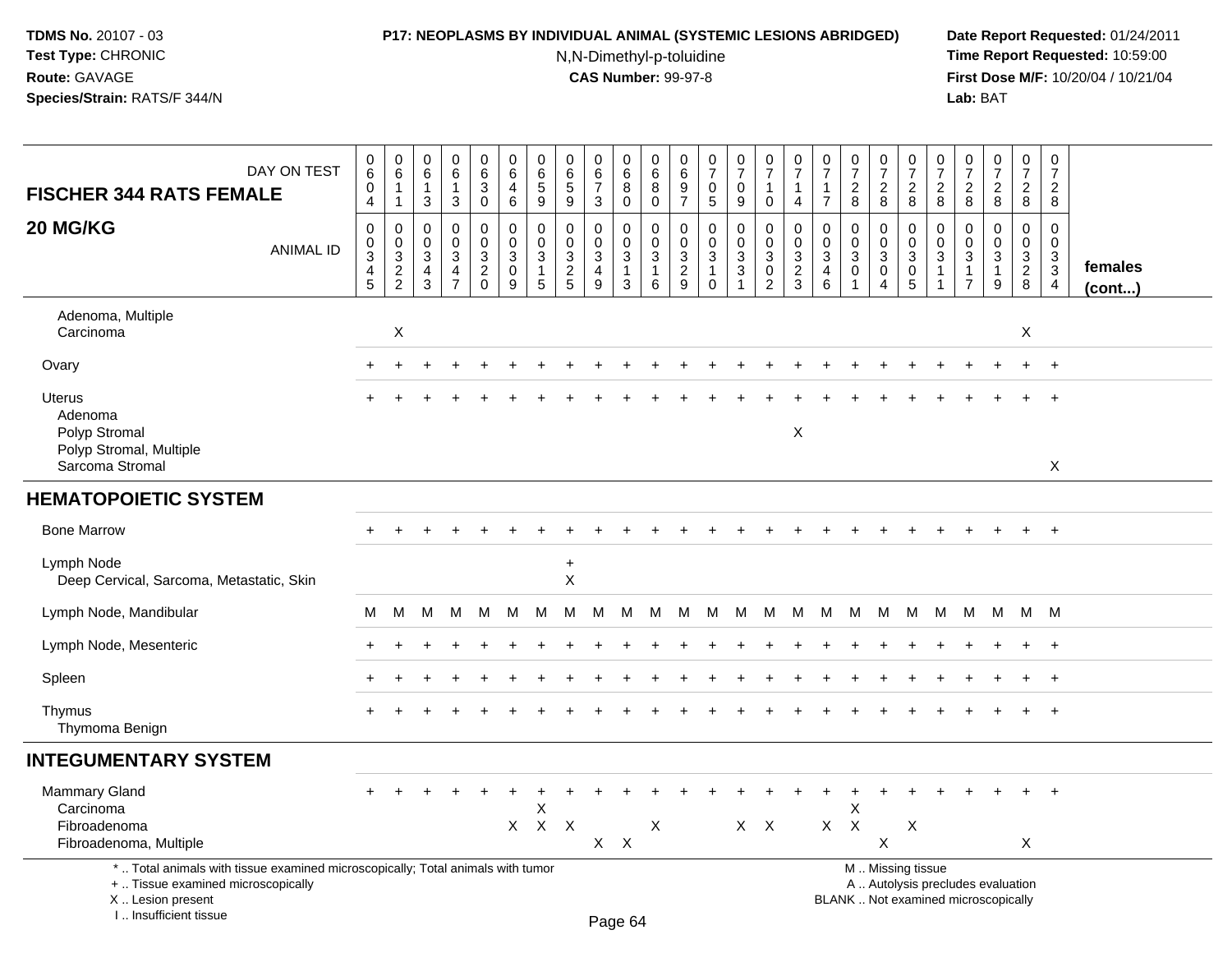**TDMS No.** 20107 - 03
**Test Type:** CHRONIC
**Route:** GAVAGE
**Species/Strain:** RATS/F 344/N

**P17: NEOPLASMS BY INDIVIDUAL ANIMAL (SYSTEMIC LESIONS ABRIDGED)**
N,N-Dimethyl-p-toluidine
**CAS Number:** 99-97-8

**Date Report Requested:** 01/24/2011
**Time Report Requested:** 10:59:00
**First Dose M/F:** 10/20/04 / 10/21/04
**Lab:** BAT

| FISCHER 344 RATS FEMALE 20 MG/KG — DAY ON TEST | 0604 | 0611 | 0613 | 0613 | 0630 | 0646 | 0659 | 0659 | 0673 | 0680 | 0680 | 0697 | 0705 | 0709 | 0710 | 0714 | 0717 | 0728 | 0728 | 0728 | 0728 | 0728 | 0728 | 0728 | 0728 | |
|---|---|---|---|---|---|---|---|---|---|---|---|---|---|---|---|---|---|---|---|---|---|---|---|---|---|---|
| ANIMAL ID | 00345 | 00322 | 00343 | 00347 | 00320 | 00309 | 00315 | 00325 | 00349 | 00313 | 00316 | 00329 | 00310 | 00331 | 00302 | 00323 | 00346 | 00301 | 00304 | 00305 | 00311 | 00317 | 00319 | 00328 | 00334 | females (cont...) |
| Adenoma, Multiple | | | | | | | | | | | | | | | | | | | | | | | | | | |
| Carcinoma | | X | | | | | | | | | | | | | | | | | | | | | | X | | |
| Ovary | + | + | + | + | + | + | + | + | + | + | + | + | + | + | + | + | + | + | + | + | + | + | + | + | + | |
| Uterus | + | + | + | + | + | + | + | + | + | + | + | + | + | + | + | + | + | + | + | + | + | + | + | + | + | |
| Adenoma | | | | | | | | | | | | | | | | | | | | | | | | | | |
| Polyp Stromal | | | | | | | | | | | | | | | | X | | | | | | | | | | |
| Polyp Stromal, Multiple | | | | | | | | | | | | | | | | | | | | | | | | | | |
| Sarcoma Stromal | | | | | | | | | | | | | | | | | | | | | | | | | X | |
| **HEMATOPOIETIC SYSTEM** | | | | | | | | | | | | | | | | | | | | | | | | | | |
| Bone Marrow | + | + | + | + | + | + | + | + | + | + | + | + | + | + | + | + | + | + | + | + | + | + | + | + | + | |
| Lymph Node | | | | | | | | + | | | | | | | | | | | | | | | | | | |
| Deep Cervical, Sarcoma, Metastatic, Skin | | | | | | | | X | | | | | | | | | | | | | | | | | | |
| Lymph Node, Mandibular | M | M | M | M | M | M | M | M | M | M | M | M | M | M | M | M | M | M | M | M | M | M | M | M | M | |
| Lymph Node, Mesenteric | + | + | + | + | + | + | + | + | + | + | + | + | + | + | + | + | + | + | + | + | + | + | + | + | + | |
| Spleen | + | + | + | + | + | + | + | + | + | + | + | + | + | + | + | + | + | + | + | + | + | + | + | + | + | |
| Thymus | + | + | + | + | + | + | + | + | + | + | + | + | + | + | + | + | + | + | + | + | + | + | + | + | + | |
| Thymoma Benign | | | | | | | | | | | | | | | | | | | | | | | | | | |
| **INTEGUMENTARY SYSTEM** | | | | | | | | | | | | | | | | | | | | | | | | | | |
| Mammary Gland | + | + | + | + | + | + | + | + | + | + | + | + | + | + | + | + | + | + | + | + | + | + | + | + | + | |
| Carcinoma | | | | | | | X | | | | | | | | | | | X | | | | | | | | |
| Fibroadenoma | | | | | | X | X | X | | | X | | | X | X | | X | X | | X | | | | | | |
| Fibroadenoma, Multiple | | | | | | | | | X | X | | | | | | | | | X | | | | | X | | |

\* .. Total animals with tissue examined microscopically; Total animals with tumor
\+ .. Tissue examined microscopically
X .. Lesion present
I .. Insufficient tissue

M .. Missing tissue
A .. Autolysis precludes evaluation
BLANK .. Not examined microscopically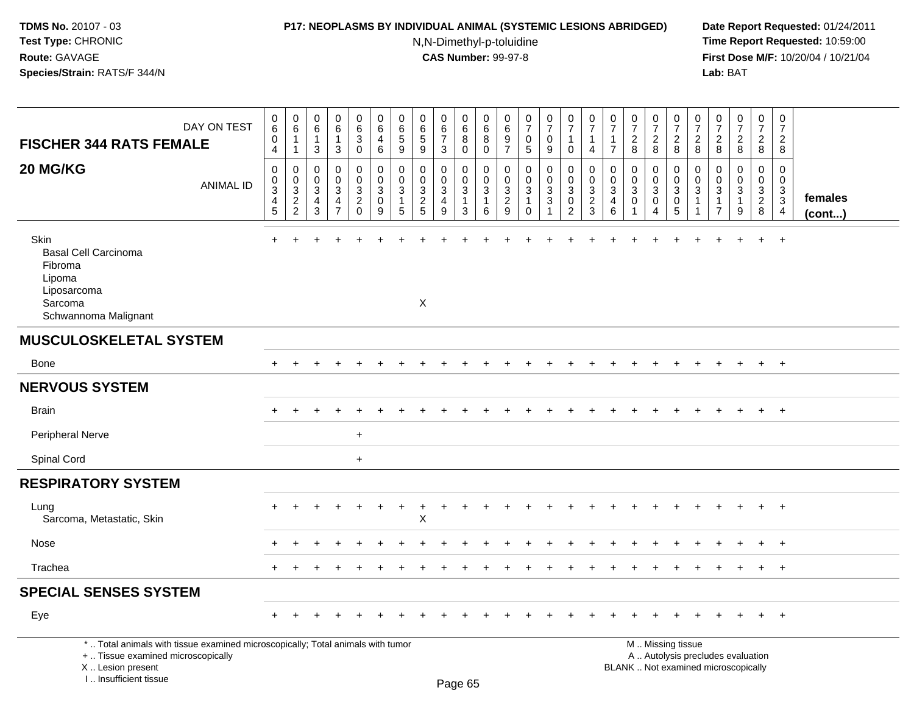**TDMS No.** 20107 - 03
**Test Type:** CHRONIC
**Route:** GAVAGE
**Species/Strain:** RATS/F 344/N

**P17: NEOPLASMS BY INDIVIDUAL ANIMAL (SYSTEMIC LESIONS ABRIDGED)**
N,N-Dimethyl-p-toluidine
**CAS Number:** 99-97-8

**Date Report Requested:** 01/24/2011
**Time Report Requested:** 10:59:00
**First Dose M/F:** 10/20/04 / 10/21/04
**Lab:** BAT

| FISCHER 344 RATS FEMALE 20 MG/KG | | | | | | | | | | | | | | | | | | | | | | | | | | |
|---|---|---|---|---|---|---|---|---|---|---|---|---|---|---|---|---|---|---|---|---|---|---|---|---|---|---|
| DAY ON TEST | 0604 | 0611 | 0613 | 0613 | 0630 | 0646 | 0659 | 0659 | 0673 | 0680 | 0680 | 0697 | 0705 | 0709 | 0710 | 0714 | 0717 | 0728 | 0728 | 0728 | 0728 | 0728 | 0728 | 0728 | 0728 | |
| ANIMAL ID | 0345 | 0322 | 0343 | 0347 | 0320 | 0309 | 0315 | 0325 | 0349 | 0313 | 0316 | 0329 | 0310 | 0331 | 0302 | 0323 | 0346 | 0301 | 0304 | 0305 | 0311 | 0317 | 0319 | 0328 | 0334 | females (cont...) |
| Skin | + | + | + | + | + | + | + | + | + | + | + | + | + | + | + | + | + | + | + | + | + | + | + | + | + | |
| Basal Cell Carcinoma | | | | | | | | | | | | | | | | | | | | | | | | | | |
| Fibroma | | | | | | | | | | | | | | | | | | | | | | | | | | |
| Lipoma | | | | | | | | | | | | | | | | | | | | | | | | | | |
| Liposarcoma | | | | | | | | | | | | | | | | | | | | | | | | | | |
| Sarcoma | | | | | | | | X | | | | | | | | | | | | | | | | | | |
| Schwannoma Malignant | | | | | | | | | | | | | | | | | | | | | | | | | | |
| **MUSCULOSKELETAL SYSTEM** | | | | | | | | | | | | | | | | | | | | | | | | | | |
| Bone | + | + | + | + | + | + | + | + | + | + | + | + | + | + | + | + | + | + | + | + | + | + | + | + | + | |
| **NERVOUS SYSTEM** | | | | | | | | | | | | | | | | | | | | | | | | | | |
| Brain | + | + | + | + | + | + | + | + | + | + | + | + | + | + | + | + | + | + | + | + | + | + | + | + | + | |
| Peripheral Nerve | | | | | + | | | | | | | | | | | | | | | | | | | | | |
| Spinal Cord | | | | | + | | | | | | | | | | | | | | | | | | | | | |
| **RESPIRATORY SYSTEM** | | | | | | | | | | | | | | | | | | | | | | | | | | |
| Lung | + | + | + | + | + | + | + | + | + | + | + | + | + | + | + | + | + | + | + | + | + | + | + | + | + | |
| Sarcoma, Metastatic, Skin | | | | | | | | X | | | | | | | | | | | | | | | | | | |
| Nose | + | + | + | + | + | + | + | + | + | + | + | + | + | + | + | + | + | + | + | + | + | + | + | + | + | |
| Trachea | + | + | + | + | + | + | + | + | + | + | + | + | + | + | + | + | + | + | + | + | + | + | + | + | + | |
| **SPECIAL SENSES SYSTEM** | | | | | | | | | | | | | | | | | | | | | | | | | | |
| Eye | + | + | + | + | + | + | + | + | + | + | + | + | + | + | + | + | + | + | + | + | + | + | + | + | + | |

\* .. Total animals with tissue examined microscopically; Total animals with tumor
\+ .. Tissue examined microscopically
X .. Lesion present
I .. Insufficient tissue

M .. Missing tissue
A .. Autolysis precludes evaluation
BLANK .. Not examined microscopically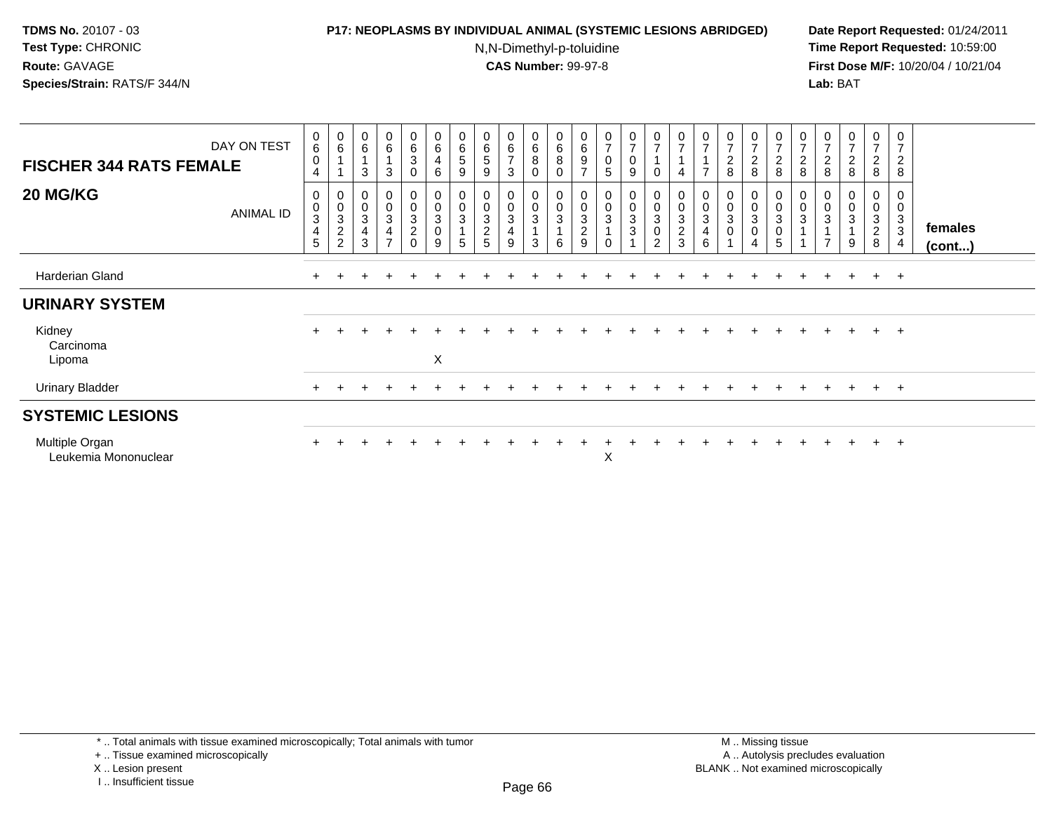**TDMS No.** 20107 - 03
**Test Type:** CHRONIC
**Route:** GAVAGE
**Species/Strain:** RATS/F 344/N

**P17: NEOPLASMS BY INDIVIDUAL ANIMAL (SYSTEMIC LESIONS ABRIDGED)**
N,N-Dimethyl-p-toluidine
**CAS Number:** 99-97-8

**Date Report Requested:** 01/24/2011
**Time Report Requested:** 10:59:00
**First Dose M/F:** 10/20/04 / 10/21/04
**Lab:** BAT

| FISCHER 344 RATS FEMALE — DAY ON TEST | 0604 | 0611 | 0613 | 0613 | 0630 | 0646 | 0659 | 0659 | 0673 | 0680 | 0680 | 0697 | 0705 | 0709 | 0710 | 0714 | 0717 | 0728 | 0728 | 0728 | 0728 | 0728 | 0728 | 0728 | 0728 | |
|---|---|---|---|---|---|---|---|---|---|---|---|---|---|---|---|---|---|---|---|---|---|---|---|---|---|---|
| **20 MG/KG** — ANIMAL ID | 00345 | 00322 | 00343 | 00347 | 00320 | 00309 | 00315 | 00325 | 00349 | 00313 | 00316 | 00329 | 00310 | 00331 | 00302 | 00323 | 00346 | 00301 | 00304 | 00305 | 00311 | 00317 | 00319 | 00328 | 00334 | **females (cont...)** |
| Harderian Gland | + | + | + | + | + | + | + | + | + | + | + | + | + | + | + | + | + | + | + | + | + | + | + | + | + | |
| **URINARY SYSTEM** | | | | | | | | | | | | | | | | | | | | | | | | | | |
| Kidney | + | + | + | + | + | + | + | + | + | + | + | + | + | + | + | + | + | + | + | + | + | + | + | + | + | |
| Carcinoma | | | | | | | | | | | | | | | | | | | | | | | | | | |
| Lipoma | | | | | | X | | | | | | | | | | | | | | | | | | | | |
| Urinary Bladder | + | + | + | + | + | + | + | + | + | + | + | + | + | + | + | + | + | + | + | + | + | + | + | + | + | |
| **SYSTEMIC LESIONS** | | | | | | | | | | | | | | | | | | | | | | | | | | |
| Multiple Organ | + | + | + | + | + | + | + | + | + | + | + | + | + | + | + | + | + | + | + | + | + | + | + | + | + | |
| Leukemia Mononuclear | | | | | | | | | | | | | X | | | | | | | | | | | | | |

\* .. Total animals with tissue examined microscopically; Total animals with tumor
\+ .. Tissue examined microscopically
X .. Lesion present
I .. Insufficient tissue

M .. Missing tissue
A .. Autolysis precludes evaluation
BLANK .. Not examined microscopically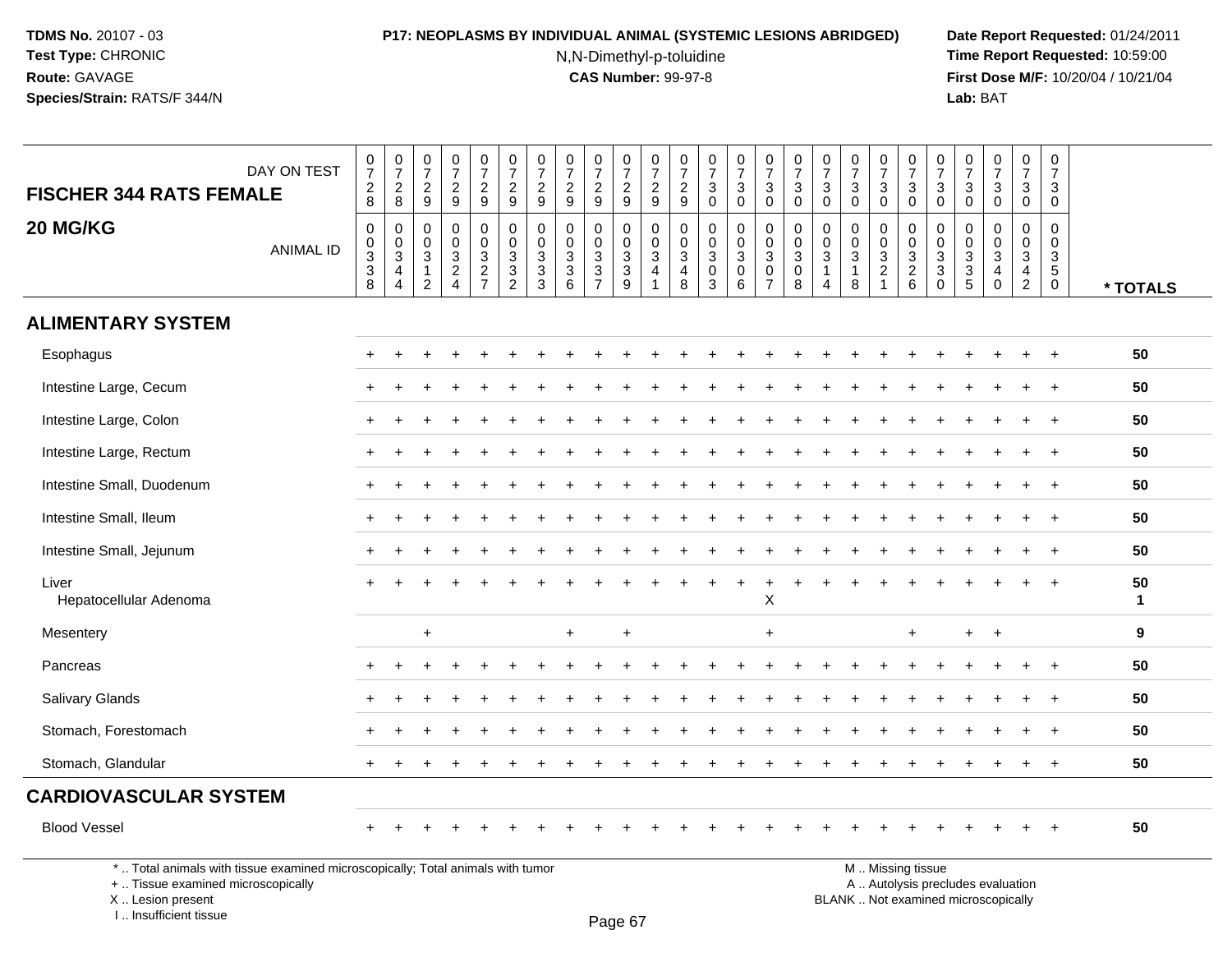TDMS No. 20107 - 03
Test Type: CHRONIC
Route: GAVAGE
Species/Strain: RATS/F 344/N

**P17: NEOPLASMS BY INDIVIDUAL ANIMAL (SYSTEMIC LESIONS ABRIDGED)**

N,N-Dimethyl-p-toluidine

**CAS Number:** 99-97-8

Date Report Requested: 01/24/2011
Time Report Requested: 10:59:00
First Dose M/F: 10/20/04 / 10/21/04
Lab: BAT

## FISCHER 344 RATS FEMALE 20 MG/KG

| DAY ON TEST | 0728 | 0728 | 0729 | 0729 | 0729 | 0729 | 0729 | 0729 | 0729 | 0729 | 0729 | 0729 | 0730 | 0730 | 0730 | 0730 | 0730 | 0730 | 0730 | 0730 | 0730 | 0730 | 0730 | 0730 | 0730 | |
|---|---|---|---|---|---|---|---|---|---|---|---|---|---|---|---|---|---|---|---|---|---|---|---|---|---|---|
| ANIMAL ID | 00338 | 00344 | 00312 | 00324 | 00327 | 00332 | 00333 | 00336 | 00337 | 00339 | 00341 | 00348 | 00303 | 00306 | 00307 | 00308 | 00314 | 00318 | 00321 | 00326 | 00330 | 00335 | 00340 | 00342 | 00350 | * TOTALS |
| **ALIMENTARY SYSTEM** | | | | | | | | | | | | | | | | | | | | | | | | | | |
| Esophagus | + | + | + | + | + | + | + | + | + | + | + | + | + | + | + | + | + | + | + | + | + | + | + | + | + | 50 |
| Intestine Large, Cecum | + | + | + | + | + | + | + | + | + | + | + | + | + | + | + | + | + | + | + | + | + | + | + | + | + | 50 |
| Intestine Large, Colon | + | + | + | + | + | + | + | + | + | + | + | + | + | + | + | + | + | + | + | + | + | + | + | + | + | 50 |
| Intestine Large, Rectum | + | + | + | + | + | + | + | + | + | + | + | + | + | + | + | + | + | + | + | + | + | + | + | + | + | 50 |
| Intestine Small, Duodenum | + | + | + | + | + | + | + | + | + | + | + | + | + | + | + | + | + | + | + | + | + | + | + | + | + | 50 |
| Intestine Small, Ileum | + | + | + | + | + | + | + | + | + | + | + | + | + | + | + | + | + | + | + | + | + | + | + | + | + | 50 |
| Intestine Small, Jejunum | + | + | + | + | + | + | + | + | + | + | + | + | + | + | + | + | + | + | + | + | + | + | + | + | + | 50 |
| Liver | + | + | + | + | + | + | + | + | + | + | + | + | + | + | + | + | + | + | + | + | + | + | + | + | + | 50 |
| Hepatocellular Adenoma | | | | | | | | | | | | | | | X | | | | | | | | | | | 1 |
| Mesentery | | | + | | | | | + | | + | | | | | + | | | | | + | | + | + | | | 9 |
| Pancreas | + | + | + | + | + | + | + | + | + | + | + | + | + | + | + | + | + | + | + | + | + | + | + | + | + | 50 |
| Salivary Glands | + | + | + | + | + | + | + | + | + | + | + | + | + | + | + | + | + | + | + | + | + | + | + | + | + | 50 |
| Stomach, Forestomach | + | + | + | + | + | + | + | + | + | + | + | + | + | + | + | + | + | + | + | + | + | + | + | + | + | 50 |
| Stomach, Glandular | + | + | + | + | + | + | + | + | + | + | + | + | + | + | + | + | + | + | + | + | + | + | + | + | + | 50 |
| **CARDIOVASCULAR SYSTEM** | | | | | | | | | | | | | | | | | | | | | | | | | | |
| Blood Vessel | + | + | + | + | + | + | + | + | + | + | + | + | + | + | + | + | + | + | + | + | + | + | + | + | + | 50 |

\* .. Total animals with tissue examined microscopically; Total animals with tumor
\+ .. Tissue examined microscopically
X .. Lesion present
I .. Insufficient tissue

M .. Missing tissue
A .. Autolysis precludes evaluation
BLANK .. Not examined microscopically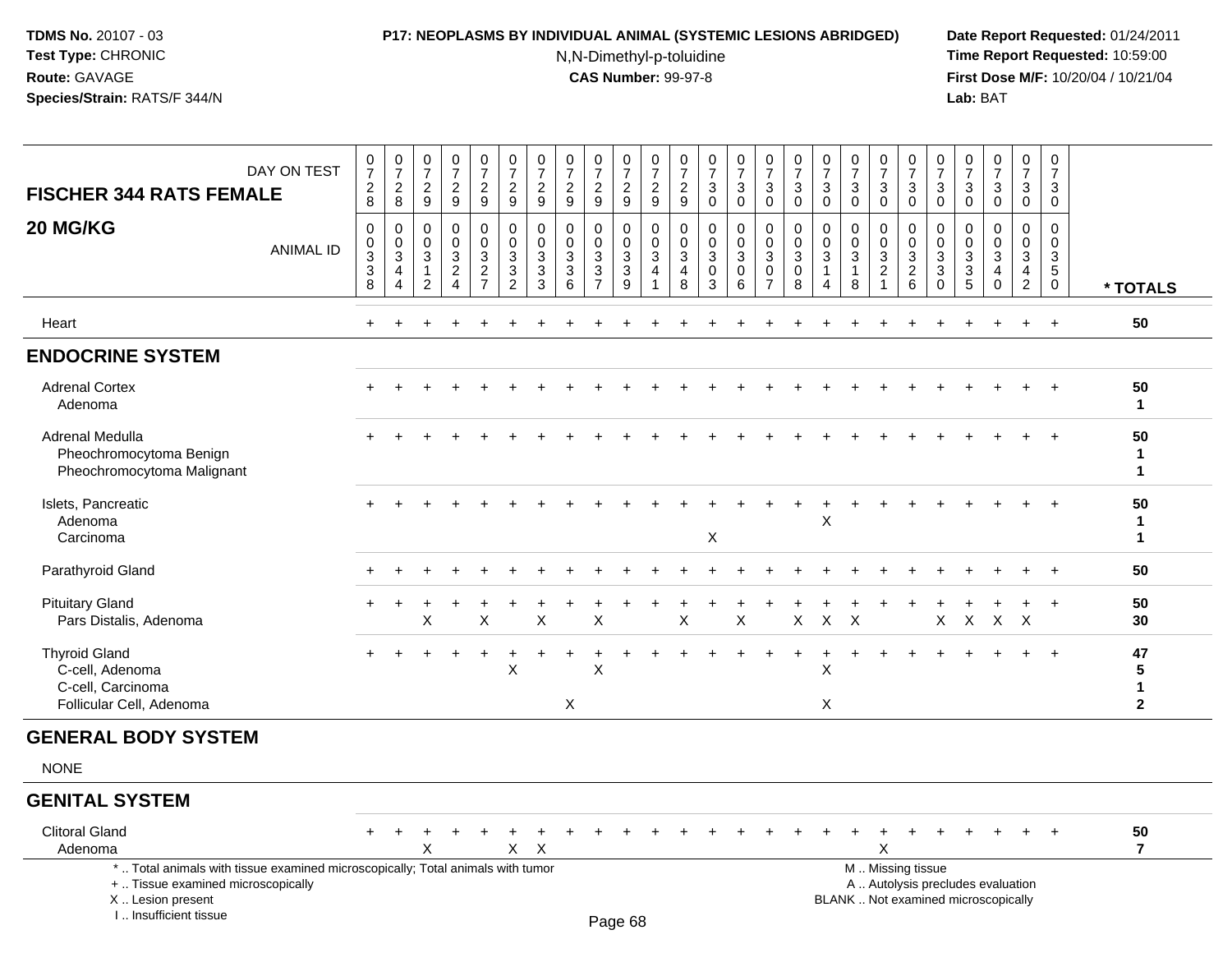# P17: NEOPLASMS BY INDIVIDUAL ANIMAL (SYSTEMIC LESIONS ABRIDGED)

N,N-Dimethyl-p-toluidine

**CAS Number:** 99-97-8

**TDMS No.** 20107 - 03
**Test Type:** CHRONIC
**Route:** GAVAGE
**Species/Strain:** RATS/F 344/N

**Date Report Requested:** 01/24/2011
**Time Report Requested:** 10:59:00
**First Dose M/F:** 10/20/04 / 10/21/04
**Lab:** BAT

| FISCHER 344 RATS FEMALE / 20 MG/KG | | | | | | | | | | | | | | | | | | | | | | | | | | |
|---|---|---|---|---|---|---|---|---|---|---|---|---|---|---|---|---|---|---|---|---|---|---|---|---|---|---|
| DAY ON TEST | 0728 | 0728 | 0729 | 0729 | 0729 | 0729 | 0729 | 0729 | 0729 | 0729 | 0729 | 0729 | 0730 | 0730 | 0730 | 0730 | 0730 | 0730 | 0730 | 0730 | 0730 | 0730 | 0730 | 0730 | 0730 | |
| ANIMAL ID | 00338 | 00344 | 00312 | 00324 | 00327 | 00332 | 00333 | 00336 | 00337 | 00339 | 00341 | 00348 | 00303 | 00306 | 00307 | 00308 | 00314 | 00318 | 00321 | 00326 | 00330 | 00335 | 00340 | 00342 | 00350 | * TOTALS |
| Heart | + | + | + | + | + | + | + | + | + | + | + | + | + | + | + | + | + | + | + | + | + | + | + | + | + | 50 |
| **ENDOCRINE SYSTEM** | | | | | | | | | | | | | | | | | | | | | | | | | | |
| Adrenal Cortex | + | + | + | + | + | + | + | + | + | + | + | + | + | + | + | + | + | + | + | + | + | + | + | + | + | 50 |
| Adenoma | | | | | | | | | | | | | | | | | | | | | | | | | | 1 |
| Adrenal Medulla | + | + | + | + | + | + | + | + | + | + | + | + | + | + | + | + | + | + | + | + | + | + | + | + | + | 50 |
| Pheochromocytoma Benign | | | | | | | | | | | | | | | | | | | | | | | | | | 1 |
| Pheochromocytoma Malignant | | | | | | | | | | | | | | | | | | | | | | | | | | 1 |
| Islets, Pancreatic | + | + | + | + | + | + | + | + | + | + | + | + | + | + | + | + | + | + | + | + | + | + | + | + | + | 50 |
| Adenoma | | | | | | | | | | | | | | | | | X | | | | | | | | | 1 |
| Carcinoma | | | | | | | | | | | | | X | | | | | | | | | | | | | 1 |
| Parathyroid Gland | + | + | + | + | + | + | + | + | + | + | + | + | + | + | + | + | + | + | + | + | + | + | + | + | + | 50 |
| Pituitary Gland | + | + | + | + | + | + | + | + | + | + | + | + | + | + | + | + | + | + | + | + | + | + | + | + | + | 50 |
| Pars Distalis, Adenoma | | | X | | X | | X | | X | | | X | | X | | X | X | X | | | X | X | X | X | | 30 |
| Thyroid Gland | + | + | + | + | + | + | + | + | + | + | + | + | + | + | + | + | + | + | + | + | + | + | + | + | + | 47 |
| C-cell, Adenoma | | | | | | X | | | X | | | | | | | | X | | | | | | | | | 5 |
| C-cell, Carcinoma | | | | | | | | | | | | | | | | | | | | | | | | | | 1 |
| Follicular Cell, Adenoma | | | | | | | | X | | | | | | | | | X | | | | | | | | | 2 |
| **GENERAL BODY SYSTEM** | | | | | | | | | | | | | | | | | | | | | | | | | | |
| NONE | | | | | | | | | | | | | | | | | | | | | | | | | | |
| **GENITAL SYSTEM** | | | | | | | | | | | | | | | | | | | | | | | | | | |
| Clitoral Gland | + | + | + | + | + | + | + | + | + | + | + | + | + | + | + | + | + | + | + | + | + | + | + | + | + | 50 |
| Adenoma | | | X | | | X | X | | | | | | | | | | | | X | | | | | | | 7 |

\* .. Total animals with tissue examined microscopically; Total animals with tumor
\+ .. Tissue examined microscopically
X .. Lesion present
I .. Insufficient tissue

M .. Missing tissue
A .. Autolysis precludes evaluation
BLANK .. Not examined microscopically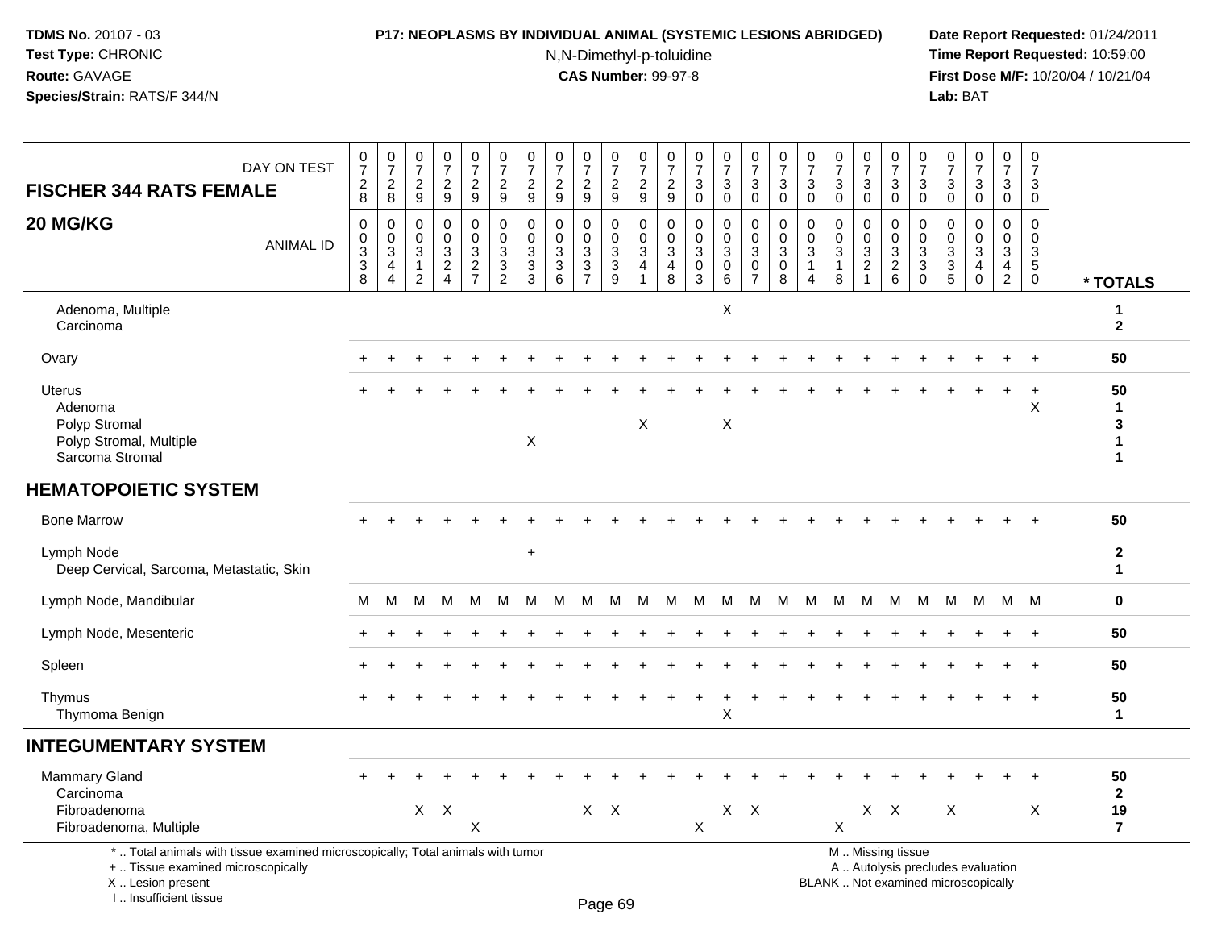TDMS No. 20107 - 03
Test Type: CHRONIC
Route: GAVAGE
Species/Strain: RATS/F 344/N

**P17: NEOPLASMS BY INDIVIDUAL ANIMAL (SYSTEMIC LESIONS ABRIDGED)**
N,N-Dimethyl-p-toluidine
**CAS Number:** 99-97-8

Date Report Requested: 01/24/2011
Time Report Requested: 10:59:00
First Dose M/F: 10/20/04 / 10/21/04
Lab: BAT

| FISCHER 344 RATS FEMALE 20 MG/KG — DAY ON TEST | 0728 | 0728 | 0729 | 0729 | 0729 | 0729 | 0729 | 0729 | 0729 | 0729 | 0729 | 0729 | 0730 | 0730 | 0730 | 0730 | 0730 | 0730 | 0730 | 0730 | 0730 | 0730 | 0730 | 0730 | 0730 | |
|---|---|---|---|---|---|---|---|---|---|---|---|---|---|---|---|---|---|---|---|---|---|---|---|---|---|---|
| ANIMAL ID | 00338 | 00344 | 00312 | 00324 | 00327 | 00332 | 00333 | 00336 | 00337 | 00339 | 00341 | 00348 | 00303 | 00306 | 00307 | 00308 | 00314 | 00318 | 00321 | 00326 | 00330 | 00335 | 00340 | 00342 | 00350 | * TOTALS |
| Adenoma, Multiple | | | | | | | | | | | | | | X | | | | | | | | | | | | 1 |
| Carcinoma | | | | | | | | | | | | | | | | | | | | | | | | | | 2 |
| Ovary | + | + | + | + | + | + | + | + | + | + | + | + | + | + | + | + | + | + | + | + | + | + | + | + | + | 50 |
| Uterus | + | + | + | + | + | + | + | + | + | + | + | + | + | + | + | + | + | + | + | + | + | + | + | + | + | 50 |
| Adenoma | | | | | | | | | | | | | | | | | | | | | | | | | X | 1 |
| Polyp Stromal | | | | | | | | | | | X | | | X | | | | | | | | | | | | 3 |
| Polyp Stromal, Multiple | | | | | | | X | | | | | | | | | | | | | | | | | | | 1 |
| Sarcoma Stromal | | | | | | | | | | | | | | | | | | | | | | | | | | 1 |
| **HEMATOPOIETIC SYSTEM** | | | | | | | | | | | | | | | | | | | | | | | | | | |
| Bone Marrow | + | + | + | + | + | + | + | + | + | + | + | + | + | + | + | + | + | + | + | + | + | + | + | + | + | 50 |
| Lymph Node | | | | | | | + | | | | | | | | | | | | | | | | | | | 2 |
| Deep Cervical, Sarcoma, Metastatic, Skin | | | | | | | | | | | | | | | | | | | | | | | | | | 1 |
| Lymph Node, Mandibular | M | M | M | M | M | M | M | M | M | M | M | M | M | M | M | M | M | M | M | M | M | M | M | M | M | 0 |
| Lymph Node, Mesenteric | + | + | + | + | + | + | + | + | + | + | + | + | + | + | + | + | + | + | + | + | + | + | + | + | + | 50 |
| Spleen | + | + | + | + | + | + | + | + | + | + | + | + | + | + | + | + | + | + | + | + | + | + | + | + | + | 50 |
| Thymus | + | + | + | + | + | + | + | + | + | + | + | + | + | + | + | + | + | + | + | + | + | + | + | + | + | 50 |
| Thymoma Benign | | | | | | | | | | | | | | X | | | | | | | | | | | | 1 |
| **INTEGUMENTARY SYSTEM** | | | | | | | | | | | | | | | | | | | | | | | | | | |
| Mammary Gland | + | + | + | + | + | + | + | + | + | + | + | + | + | + | + | + | + | + | + | + | + | + | + | + | + | 50 |
| Carcinoma | | | | | | | | | | | | | | | | | | | | | | | | | | 2 |
| Fibroadenoma | | | X | X | | | | | X | X | | | | X | X | | | | X | X | | X | | | X | 19 |
| Fibroadenoma, Multiple | | | | | X | | | | | | | | X | | | | | X | | | | | | | | 7 |

* .. Total animals with tissue examined microscopically; Total animals with tumor
+ .. Tissue examined microscopically
X .. Lesion present
I .. Insufficient tissue

M .. Missing tissue
A .. Autolysis precludes evaluation
BLANK .. Not examined microscopically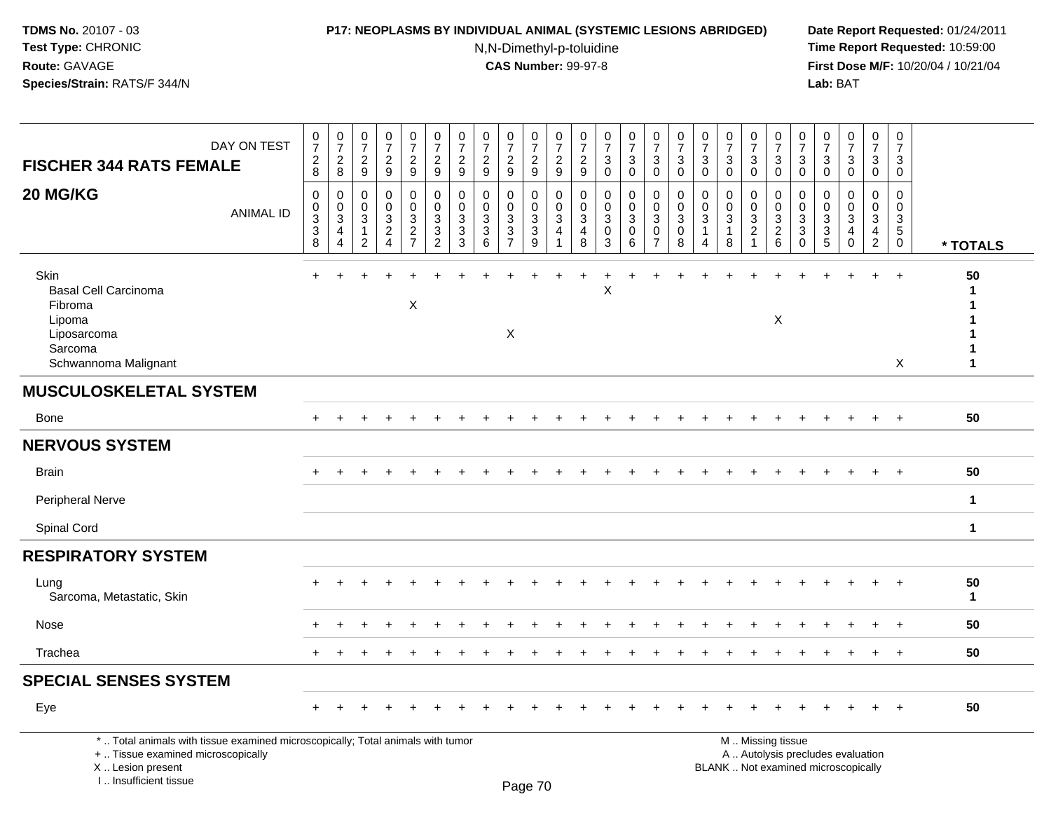TDMS No. 20107 - 03
Test Type: CHRONIC
Route: GAVAGE
Species/Strain: RATS/F 344/N

**P17: NEOPLASMS BY INDIVIDUAL ANIMAL (SYSTEMIC LESIONS ABRIDGED)**
N,N-Dimethyl-p-toluidine
**CAS Number:** 99-97-8

Date Report Requested: 01/24/2011
Time Report Requested: 10:59:00
First Dose M/F: 10/20/04 / 10/21/04
Lab: BAT

## FISCHER 344 RATS FEMALE
## 20 MG/KG

| DAY ON TEST | 0728 | 0728 | 0729 | 0729 | 0729 | 0729 | 0729 | 0729 | 0729 | 0729 | 0729 | 0729 | 0730 | 0730 | 0730 | 0730 | 0730 | 0730 | 0730 | 0730 | 0730 | 0730 | 0730 | 0730 | 0730 | |
|---|---|---|---|---|---|---|---|---|---|---|---|---|---|---|---|---|---|---|---|---|---|---|---|---|---|---|
| **ANIMAL ID** | 00338 | 00344 | 00312 | 00324 | 00327 | 00332 | 00333 | 00336 | 00337 | 00339 | 00341 | 00348 | 00303 | 00306 | 00307 | 00308 | 00314 | 00318 | 00321 | 00326 | 00330 | 00335 | 00340 | 00342 | 00350 | *** TOTALS** |
| Skin | + | + | + | + | + | + | + | + | + | + | + | + | + | + | + | + | + | + | + | + | + | + | + | + | + | 50 |
| Basal Cell Carcinoma | | | | | | | | | | | | | X | | | | | | | | | | | | | 1 |
| Fibroma | | | | | X | | | | | | | | | | | | | | | | | | | | | 1 |
| Lipoma | | | | | | | | | | | | | | | | | | | | X | | | | | | 1 |
| Liposarcoma | | | | | | | | | X | | | | | | | | | | | | | | | | | 1 |
| Sarcoma | | | | | | | | | | | | | | | | | | | | | | | | | | 1 |
| Schwannoma Malignant | | | | | | | | | | | | | | | | | | | | | | | | | X | 1 |
| **MUSCULOSKELETAL SYSTEM** | | | | | | | | | | | | | | | | | | | | | | | | | | |
| Bone | + | + | + | + | + | + | + | + | + | + | + | + | + | + | + | + | + | + | + | + | + | + | + | + | + | 50 |
| **NERVOUS SYSTEM** | | | | | | | | | | | | | | | | | | | | | | | | | | |
| Brain | + | + | + | + | + | + | + | + | + | + | + | + | + | + | + | + | + | + | + | + | + | + | + | + | + | 50 |
| Peripheral Nerve | | | | | | | | | | | | | | | | | | | | | | | | | | 1 |
| Spinal Cord | | | | | | | | | | | | | | | | | | | | | | | | | | 1 |
| **RESPIRATORY SYSTEM** | | | | | | | | | | | | | | | | | | | | | | | | | | |
| Lung | + | + | + | + | + | + | + | + | + | + | + | + | + | + | + | + | + | + | + | + | + | + | + | + | + | 50 |
| Sarcoma, Metastatic, Skin | | | | | | | | | | | | | | | | | | | | | | | | | | 1 |
| Nose | + | + | + | + | + | + | + | + | + | + | + | + | + | + | + | + | + | + | + | + | + | + | + | + | + | 50 |
| Trachea | + | + | + | + | + | + | + | + | + | + | + | + | + | + | + | + | + | + | + | + | + | + | + | + | + | 50 |
| **SPECIAL SENSES SYSTEM** | | | | | | | | | | | | | | | | | | | | | | | | | | |
| Eye | + | + | + | + | + | + | + | + | + | + | + | + | + | + | + | + | + | + | + | + | + | + | + | + | + | 50 |

* .. Total animals with tissue examined microscopically; Total animals with tumor
+ .. Tissue examined microscopically
X .. Lesion present
I .. Insufficient tissue

M .. Missing tissue
A .. Autolysis precludes evaluation
BLANK .. Not examined microscopically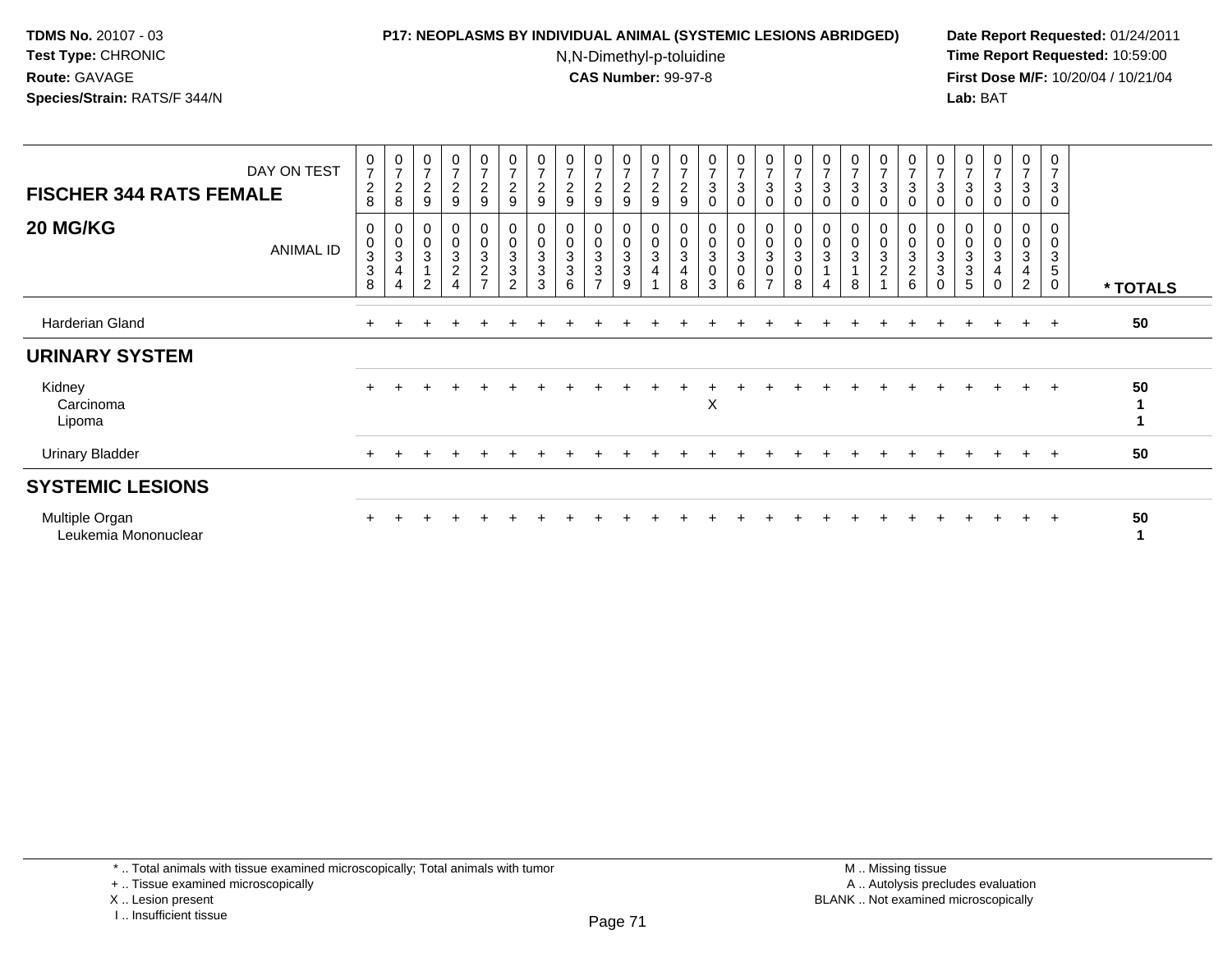**TDMS No.** 20107 - 03
**Test Type:** CHRONIC
**Route:** GAVAGE
**Species/Strain:** RATS/F 344/N

**P17: NEOPLASMS BY INDIVIDUAL ANIMAL (SYSTEMIC LESIONS ABRIDGED)**
N,N-Dimethyl-p-toluidine
**CAS Number:** 99-97-8

**Date Report Requested:** 01/24/2011
**Time Report Requested:** 10:59:00
**First Dose M/F:** 10/20/04 / 10/21/04
**Lab:** BAT

| FISCHER 344 RATS FEMALE 20 MG/KG | | | | | | | | | | | | | | | | | | | | | | | | | | |
|---|---|---|---|---|---|---|---|---|---|---|---|---|---|---|---|---|---|---|---|---|---|---|---|---|---|---|
| DAY ON TEST | 0728 | 0728 | 0729 | 0729 | 0729 | 0729 | 0729 | 0729 | 0729 | 0729 | 0729 | 0729 | 0730 | 0730 | 0730 | 0730 | 0730 | 0730 | 0730 | 0730 | 0730 | 0730 | 0730 | 0730 | 0730 | |
| ANIMAL ID | 0338 | 0344 | 0312 | 0324 | 0327 | 0332 | 0333 | 0336 | 0337 | 0339 | 0341 | 0348 | 0303 | 0306 | 0307 | 0308 | 0314 | 0318 | 0321 | 0326 | 0330 | 0335 | 0340 | 0342 | 0350 | * TOTALS |
| Harderian Gland | + | + | + | + | + | + | + | + | + | + | + | + | + | + | + | + | + | + | + | + | + | + | + | + | + | 50 |
| **URINARY SYSTEM** | | | | | | | | | | | | | | | | | | | | | | | | | | |
| Kidney | + | + | + | + | + | + | + | + | + | + | + | + | + | + | + | + | + | + | + | + | + | + | + | + | + | 50 |
| Carcinoma | | | | | | | | | | | | | X | | | | | | | | | | | | | 1 |
| Lipoma | | | | | | | | | | | | | | | | | | | | | | | | | | 1 |
| Urinary Bladder | + | + | + | + | + | + | + | + | + | + | + | + | + | + | + | + | + | + | + | + | + | + | + | + | + | 50 |
| **SYSTEMIC LESIONS** | | | | | | | | | | | | | | | | | | | | | | | | | | |
| Multiple Organ | + | + | + | + | + | + | + | + | + | + | + | + | + | + | + | + | + | + | + | + | + | + | + | + | + | 50 |
| Leukemia Mononuclear | | | | | | | | | | | | | | | | | | | | | | | | | | 1 |

\* .. Total animals with tissue examined microscopically; Total animals with tumor
\+ .. Tissue examined microscopically
X .. Lesion present
I .. Insufficient tissue

M .. Missing tissue
A .. Autolysis precludes evaluation
BLANK .. Not examined microscopically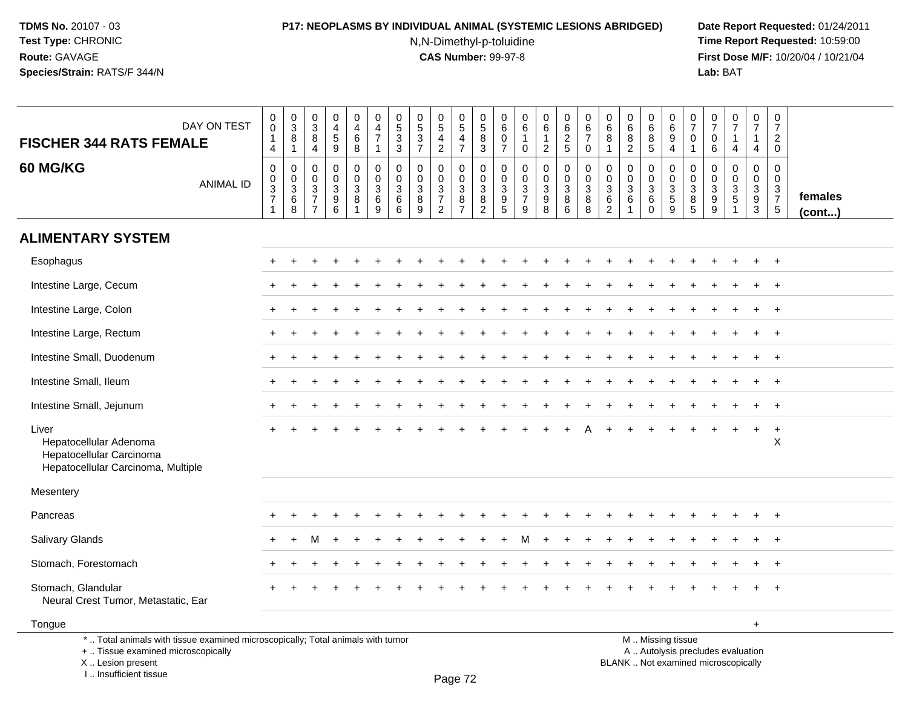**TDMS No.** 20107 - 03
**Test Type:** CHRONIC
**Route:** GAVAGE
**Species/Strain:** RATS/F 344/N

**P17: NEOPLASMS BY INDIVIDUAL ANIMAL (SYSTEMIC LESIONS ABRIDGED)**
N,N-Dimethyl-p-toluidine
**CAS Number:** 99-97-8

**Date Report Requested:** 01/24/2011
**Time Report Requested:** 10:59:00
**First Dose M/F:** 10/20/04 / 10/21/04
**Lab:** BAT

## FISCHER 344 RATS FEMALE
## 60 MG/KG

| DAY ON TEST | 0014 | 0381 | 0384 | 0459 | 0468 | 0471 | 0533 | 0537 | 0542 | 0547 | 0583 | 0607 | 0610 | 0612 | 0625 | 0670 | 0681 | 0682 | 0685 | 0694 | 0701 | 0706 | 0714 | 0714 | 0720 | |
|---|---|---|---|---|---|---|---|---|---|---|---|---|---|---|---|---|---|---|---|---|---|---|---|---|---|---|
| **ANIMAL ID** | 0371 | 0368 | 0377 | 0396 | 0381 | 0369 | 0366 | 0389 | 0372 | 0387 | 0382 | 0395 | 0379 | 0398 | 0386 | 0388 | 0362 | 0361 | 0360 | 0359 | 0385 | 0399 | 0351 | 0393 | 0375 | **females (cont...)** |
| **ALIMENTARY SYSTEM** | | | | | | | | | | | | | | | | | | | | | | | | | | |
| Esophagus | + | + | + | + | + | + | + | + | + | + | + | + | + | + | + | + | + | + | + | + | + | + | + | + | + | |
| Intestine Large, Cecum | + | + | + | + | + | + | + | + | + | + | + | + | + | + | + | + | + | + | + | + | + | + | + | + | + | |
| Intestine Large, Colon | + | + | + | + | + | + | + | + | + | + | + | + | + | + | + | + | + | + | + | + | + | + | + | + | + | |
| Intestine Large, Rectum | + | + | + | + | + | + | + | + | + | + | + | + | + | + | + | + | + | + | + | + | + | + | + | + | + | |
| Intestine Small, Duodenum | + | + | + | + | + | + | + | + | + | + | + | + | + | + | + | + | + | + | + | + | + | + | + | + | + | |
| Intestine Small, Ileum | + | + | + | + | + | + | + | + | + | + | + | + | + | + | + | + | + | + | + | + | + | + | + | + | + | |
| Intestine Small, Jejunum | + | + | + | + | + | + | + | + | + | + | + | + | + | + | + | + | + | + | + | + | + | + | + | + | + | |
| Liver | + | + | + | + | + | + | + | + | + | + | + | + | + | + | + | A | + | + | + | + | + | + | + | + | + | |
| Hepatocellular Adenoma | | | | | | | | | | | | | | | | | | | | | | | | | X | |
| Hepatocellular Carcinoma | | | | | | | | | | | | | | | | | | | | | | | | | | |
| Hepatocellular Carcinoma, Multiple | | | | | | | | | | | | | | | | | | | | | | | | | | |
| Mesentery | | | | | | | | | | | | | | | | | | | | | | | | | | |
| Pancreas | + | + | + | + | + | + | + | + | + | + | + | + | + | + | + | + | + | + | + | + | + | + | + | + | + | |
| Salivary Glands | + | + | M | + | + | + | + | + | + | + | + | + | M | + | + | + | + | + | + | + | + | + | + | + | + | |
| Stomach, Forestomach | + | + | + | + | + | + | + | + | + | + | + | + | + | + | + | + | + | + | + | + | + | + | + | + | + | |
| Stomach, Glandular | + | + | + | + | + | + | + | + | + | + | + | + | + | + | + | + | + | + | + | + | + | + | + | + | + | |
| Neural Crest Tumor, Metastatic, Ear | | | | | | | | | | | | | | | | | | | | | | | | | | |
| Tongue | | | | | | | | | | | | | | | | | | | | | | | | + | | |

\* .. Total animals with tissue examined microscopically; Total animals with tumor
\+ .. Tissue examined microscopically
X .. Lesion present
I .. Insufficient tissue

M .. Missing tissue
A .. Autolysis precludes evaluation
BLANK .. Not examined microscopically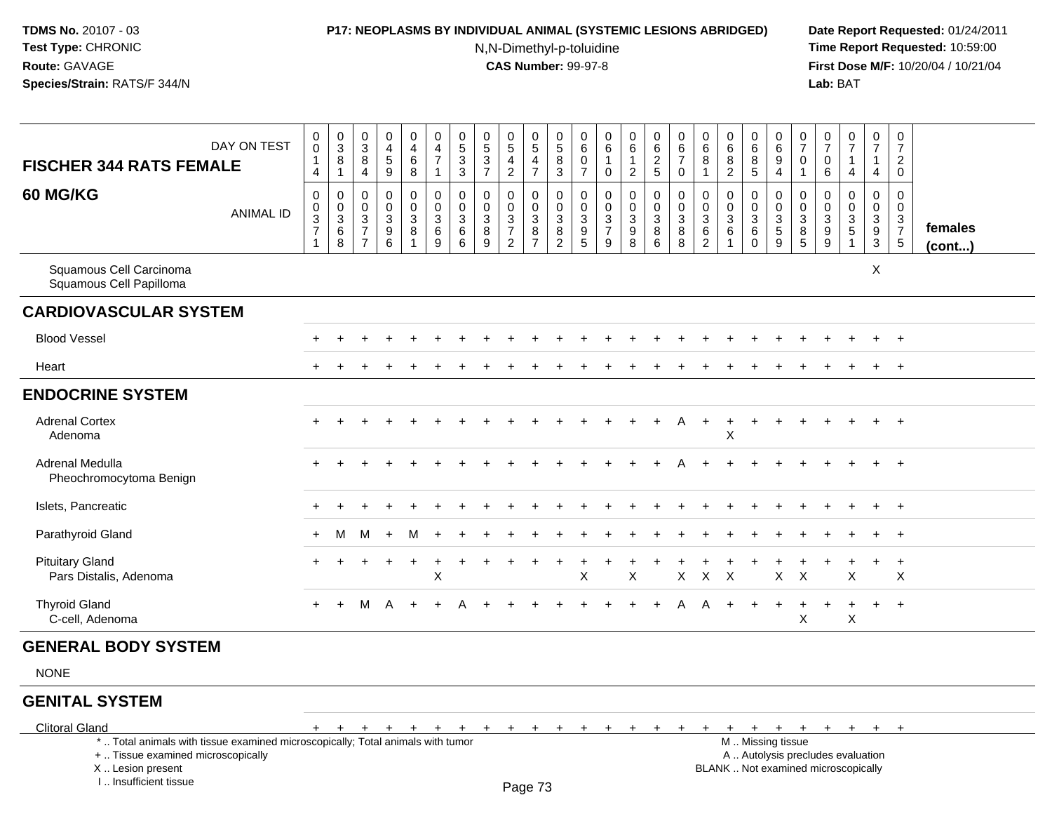**TDMS No.** 20107 - 03
**Test Type:** CHRONIC
**Route:** GAVAGE
**Species/Strain:** RATS/F 344/N

**P17: NEOPLASMS BY INDIVIDUAL ANIMAL (SYSTEMIC LESIONS ABRIDGED)**
N,N-Dimethyl-p-toluidine
**CAS Number:** 99-97-8

**Date Report Requested:** 01/24/2011
**Time Report Requested:** 10:59:00
**First Dose M/F:** 10/20/04 / 10/21/04
**Lab:** BAT

| FISCHER 344 RATS FEMALE 60 MG/KG | DAY ON TEST | 0014 | 0381 | 0384 | 0459 | 0468 | 0471 | 0533 | 0537 | 0542 | 0547 | 0583 | 0607 | 0610 | 0612 | 0625 | 0670 | 0681 | 0682 | 0685 | 0694 | 0701 | 0706 | 0714 | 0714 | 0720 | |
|---|---|---|---|---|---|---|---|---|---|---|---|---|---|---|---|---|---|---|---|---|---|---|---|---|---|---|---|
| | ANIMAL ID | 00371 | 00368 | 00377 | 00396 | 00381 | 00369 | 00366 | 00389 | 00372 | 00387 | 00382 | 00395 | 00379 | 00398 | 00386 | 00388 | 00362 | 00361 | 00360 | 00359 | 00385 | 00399 | 00351 | 00393 | 00375 | females (cont...) |
| Squamous Cell Carcinoma | | | | | | | | | | | | | | | | | | | | | | | | | X | | |
| Squamous Cell Papilloma | | | | | | | | | | | | | | | | | | | | | | | | | | | |
| **CARDIOVASCULAR SYSTEM** | | | | | | | | | | | | | | | | | | | | | | | | | | | |
| Blood Vessel | | + | + | + | + | + | + | + | + | + | + | + | + | + | + | + | + | + | + | + | + | + | + | + | + | + | |
| Heart | | + | + | + | + | + | + | + | + | + | + | + | + | + | + | + | + | + | + | + | + | + | + | + | + | + | |
| **ENDOCRINE SYSTEM** | | | | | | | | | | | | | | | | | | | | | | | | | | | |
| Adrenal Cortex | | + | + | + | + | + | + | + | + | + | + | + | + | + | + | + | A | + | + | + | + | + | + | + | + | + | |
| Adenoma | | | | | | | | | | | | | | | | | | | X | | | | | | | | |
| Adrenal Medulla | | + | + | + | + | + | + | + | + | + | + | + | + | + | + | + | A | + | + | + | + | + | + | + | + | + | |
| Pheochromocytoma Benign | | | | | | | | | | | | | | | | | | | | | | | | | | | |
| Islets, Pancreatic | | + | + | + | + | + | + | + | + | + | + | + | + | + | + | + | + | + | + | + | + | + | + | + | + | + | |
| Parathyroid Gland | | + | M | M | + | M | + | + | + | + | + | + | + | + | + | + | + | + | + | + | + | + | + | + | + | + | |
| Pituitary Gland | | + | + | + | + | + | + | + | + | + | + | + | + | + | + | + | + | + | + | + | + | + | + | + | + | + | |
| Pars Distalis, Adenoma | | | | | | | X | | | | | | X | | X | | X | X | X | | X | X | | X | | X | |
| Thyroid Gland | | + | + | M | A | + | + | A | + | + | + | + | + | + | + | + | A | A | + | + | + | + | + | + | + | + | |
| C-cell, Adenoma | | | | | | | | | | | | | | | | | | | | | | X | | X | | | |
| **GENERAL BODY SYSTEM** | | | | | | | | | | | | | | | | | | | | | | | | | | | |
| NONE | | | | | | | | | | | | | | | | | | | | | | | | | | | |
| **GENITAL SYSTEM** | | | | | | | | | | | | | | | | | | | | | | | | | | | |
| Clitoral Gland | | + | + | + | + | + | + | + | + | + | + | + | + | + | + | + | + | + | + | + | + | + | + | + | + | + | |

\* .. Total animals with tissue examined microscopically; Total animals with tumor
\+ .. Tissue examined microscopically
X .. Lesion present
I .. Insufficient tissue

M .. Missing tissue
A .. Autolysis precludes evaluation
BLANK .. Not examined microscopically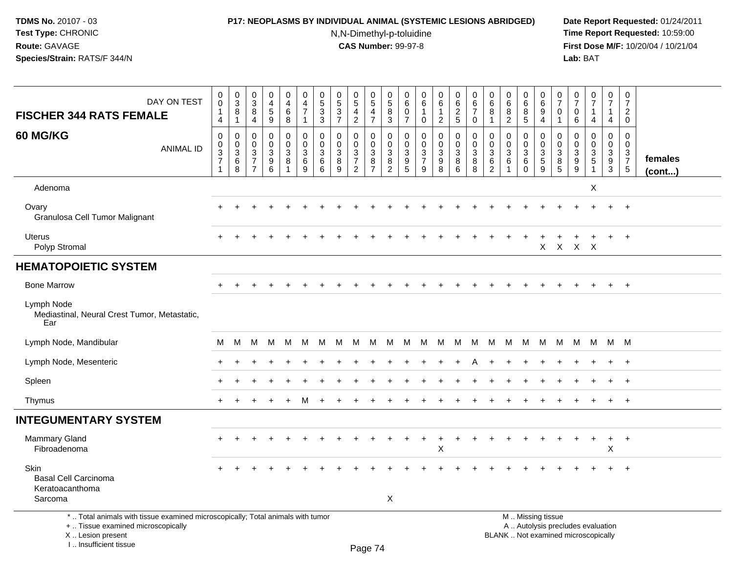**TDMS No.** 20107 - 03
**Test Type:** CHRONIC
**Route:** GAVAGE
**Species/Strain:** RATS/F 344/N

**P17: NEOPLASMS BY INDIVIDUAL ANIMAL (SYSTEMIC LESIONS ABRIDGED)**
N,N-Dimethyl-p-toluidine
**CAS Number:** 99-97-8

**Date Report Requested:** 01/24/2011
**Time Report Requested:** 10:59:00
**First Dose M/F:** 10/20/04 / 10/21/04
**Lab:** BAT

| FISCHER 344 RATS FEMALE — DAY ON TEST | 014 | 381 | 384 | 459 | 468 | 471 | 533 | 537 | 542 | 547 | 583 | 607 | 610 | 612 | 625 | 670 | 681 | 682 | 685 | 694 | 701 | 706 | 714 | 714 | 720 | |
|---|---|---|---|---|---|---|---|---|---|---|---|---|---|---|---|---|---|---|---|---|---|---|---|---|---|---|
| **60 MG/KG** — ANIMAL ID | 0371 | 0368 | 0377 | 0396 | 0381 | 0369 | 0366 | 0389 | 0372 | 0387 | 0382 | 0395 | 0379 | 0398 | 0386 | 0388 | 0362 | 0361 | 0360 | 0359 | 0385 | 0399 | 0351 | 0393 | 0375 | **females (cont...)** |
| Adenoma | | | | | | | | | | | | | | | | | | | | | | | X | | | |
| Ovary | + | + | + | + | + | + | + | + | + | + | + | + | + | + | + | + | + | + | + | + | + | + | + | + | + | |
| Granulosa Cell Tumor Malignant | | | | | | | | | | | | | | | | | | | | | | | | | | |
| Uterus | + | + | + | + | + | + | + | + | + | + | + | + | + | + | + | + | + | + | + | + | + | + | + | + | + | |
| Polyp Stromal | | | | | | | | | | | | | | | | | | | | X | X | X | X | | | |
| **HEMATOPOIETIC SYSTEM** | | | | | | | | | | | | | | | | | | | | | | | | | | |
| Bone Marrow | + | + | + | + | + | + | + | + | + | + | + | + | + | + | + | + | + | + | + | + | + | + | + | + | + | |
| Lymph Node | | | | | | | | | | | | | | | | | | | | | | | | | | |
| Mediastinal, Neural Crest Tumor, Metastatic, Ear | | | | | | | | | | | | | | | | | | | | | | | | | | |
| Lymph Node, Mandibular | M | M | M | M | M | M | M | M | M | M | M | M | M | M | M | M | M | M | M | M | M | M | M | M | M | |
| Lymph Node, Mesenteric | + | + | + | + | + | + | + | + | + | + | + | + | + | + | + | A | + | + | + | + | + | + | + | + | + | |
| Spleen | + | + | + | + | + | + | + | + | + | + | + | + | + | + | + | + | + | + | + | + | + | + | + | + | + | |
| Thymus | + | + | + | + | + | M | + | + | + | + | + | + | + | + | + | + | + | + | + | + | + | + | + | + | + | |
| **INTEGUMENTARY SYSTEM** | | | | | | | | | | | | | | | | | | | | | | | | | | |
| Mammary Gland | + | + | + | + | + | + | + | + | + | + | + | + | + | + | + | + | + | + | + | + | + | + | + | + | + | |
| Fibroadenoma | | | | | | | | | | | | | | X | | | | | | | | | | X | | |
| Skin | + | + | + | + | + | + | + | + | + | + | + | + | + | + | + | + | + | + | + | + | + | + | + | + | + | |
| Basal Cell Carcinoma | | | | | | | | | | | | | | | | | | | | | | | | | | |
| Keratoacanthoma | | | | | | | | | | | | | | | | | | | | | | | | | | |
| Sarcoma | | | | | | | | | | | X | | | | | | | | | | | | | | | |

\* .. Total animals with tissue examined microscopically; Total animals with tumor
\+ .. Tissue examined microscopically
X .. Lesion present
I .. Insufficient tissue

M .. Missing tissue
A .. Autolysis precludes evaluation
BLANK .. Not examined microscopically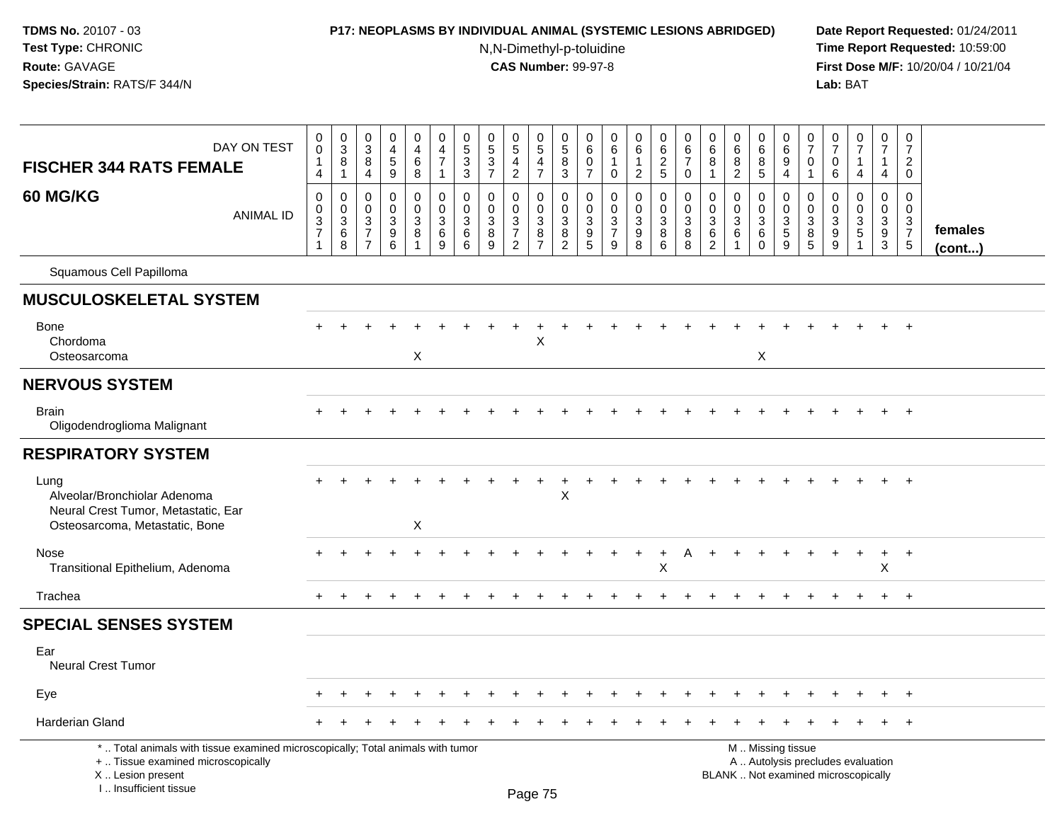**TDMS No.** 20107 - 03
**Test Type:** CHRONIC
**Route:** GAVAGE
**Species/Strain:** RATS/F 344/N

**P17: NEOPLASMS BY INDIVIDUAL ANIMAL (SYSTEMIC LESIONS ABRIDGED)**
N,N-Dimethyl-p-toluidine
**CAS Number:** 99-97-8

**Date Report Requested:** 01/24/2011
**Time Report Requested:** 10:59:00
**First Dose M/F:** 10/20/04 / 10/21/04
**Lab:** BAT

| FISCHER 344 RATS FEMALE — DAY ON TEST | 0014 | 0381 | 0384 | 0459 | 0468 | 0471 | 0533 | 0537 | 0542 | 0547 | 0583 | 0607 | 0610 | 0612 | 0625 | 0670 | 0681 | 0682 | 0685 | 0694 | 0701 | 0706 | 0714 | 0714 | 0720 | |
|---|---|---|---|---|---|---|---|---|---|---|---|---|---|---|---|---|---|---|---|---|---|---|---|---|---|---|
| **60 MG/KG** — ANIMAL ID | 00371 | 00368 | 00377 | 00396 | 00381 | 00369 | 00366 | 00389 | 00372 | 00387 | 00382 | 00395 | 00379 | 00398 | 00386 | 00388 | 00362 | 00361 | 00360 | 00359 | 00385 | 00399 | 00351 | 00393 | 00375 | **females (cont...)** |
| Squamous Cell Papilloma | | | | | | | | | | | | | | | | | | | | | | | | | | |
| **MUSCULOSKELETAL SYSTEM** | | | | | | | | | | | | | | | | | | | | | | | | | | |
| Bone | + | + | + | + | + | + | + | + | + | + | + | + | + | + | + | + | + | + | + | + | + | + | + | + | + | |
| Chordoma | | | | | | | | | | X | | | | | | | | | | | | | | | | |
| Osteosarcoma | | | | | X | | | | | | | | | | | | | | X | | | | | | | |
| **NERVOUS SYSTEM** | | | | | | | | | | | | | | | | | | | | | | | | | | |
| Brain | + | + | + | + | + | + | + | + | + | + | + | + | + | + | + | + | + | + | + | + | + | + | + | + | + | |
| Oligodendroglioma Malignant | | | | | | | | | | | | | | | | | | | | | | | | | | |
| **RESPIRATORY SYSTEM** | | | | | | | | | | | | | | | | | | | | | | | | | | |
| Lung | + | + | + | + | + | + | + | + | + | + | + | + | + | + | + | + | + | + | + | + | + | + | + | + | + | |
| Alveolar/Bronchiolar Adenoma | | | | | | | | | | | X | | | | | | | | | | | | | | | |
| Neural Crest Tumor, Metastatic, Ear | | | | | | | | | | | | | | | | | | | | | | | | | | |
| Osteosarcoma, Metastatic, Bone | | | | | X | | | | | | | | | | | | | | | | | | | | | |
| Nose | + | + | + | + | + | + | + | + | + | + | + | + | + | + | + | A | + | + | + | + | + | + | + | + | + | |
| Transitional Epithelium, Adenoma | | | | | | | | | | | | | | | X | | | | | | | | | X | | |
| Trachea | + | + | + | + | + | + | + | + | + | + | + | + | + | + | + | + | + | + | + | + | + | + | + | + | + | |
| **SPECIAL SENSES SYSTEM** | | | | | | | | | | | | | | | | | | | | | | | | | | |
| Ear | | | | | | | | | | | | | | | | | | | | | | | | | | |
| Neural Crest Tumor | | | | | | | | | | | | | | | | | | | | | | | | | | |
| Eye | + | + | + | + | + | + | + | + | + | + | + | + | + | + | + | + | + | + | + | + | + | + | + | + | + | |
| Harderian Gland | + | + | + | + | + | + | + | + | + | + | + | + | + | + | + | + | + | + | + | + | + | + | + | + | + | |

\* .. Total animals with tissue examined microscopically; Total animals with tumor
\+ .. Tissue examined microscopically
X .. Lesion present
I .. Insufficient tissue

M .. Missing tissue
A .. Autolysis precludes evaluation
BLANK .. Not examined microscopically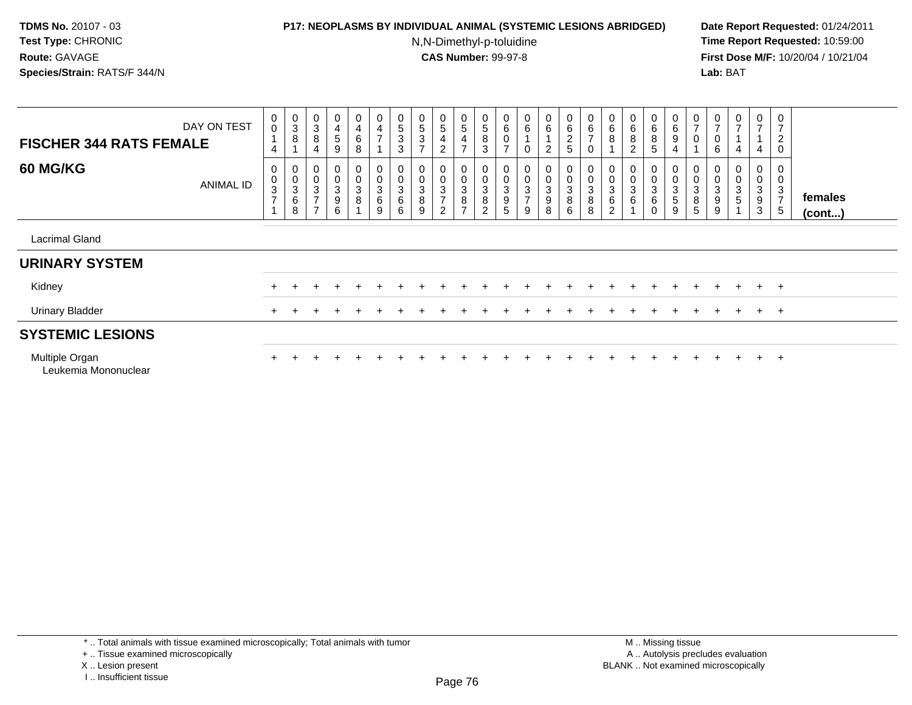**TDMS No.** 20107 - 03
**Test Type:** CHRONIC
**Route:** GAVAGE
**Species/Strain:** RATS/F 344/N

**P17: NEOPLASMS BY INDIVIDUAL ANIMAL (SYSTEMIC LESIONS ABRIDGED)**
N,N-Dimethyl-p-toluidine
**CAS Number:** 99-97-8

**Date Report Requested:** 01/24/2011
**Time Report Requested:** 10:59:00
**First Dose M/F:** 10/20/04 / 10/21/04
**Lab:** BAT

| **FISCHER 344 RATS FEMALE** DAY ON TEST | 0<br>0<br>1<br>4 | 0<br>3<br>8<br>1 | 0<br>3<br>8<br>4 | 0<br>4<br>5<br>9 | 0<br>4<br>6<br>8 | 0<br>4<br>7<br>1 | 0<br>5<br>3<br>3 | 0<br>5<br>3<br>7 | 0<br>5<br>4<br>2 | 0<br>5<br>4<br>7 | 0<br>5<br>8<br>3 | 0<br>6<br>0<br>7 | 0<br>6<br>1<br>0 | 0<br>6<br>1<br>2 | 0<br>6<br>2<br>5 | 0<br>6<br>7<br>0 | 0<br>6<br>8<br>1 | 0<br>6<br>8<br>2 | 0<br>6<br>8<br>5 | 0<br>6<br>9<br>4 | 0<br>7<br>0<br>1 | 0<br>7<br>0<br>6 | 0<br>7<br>1<br>4 | 0<br>7<br>1<br>4 | 0<br>7<br>2<br>0 | |
|---|---|---|---|---|---|---|---|---|---|---|---|---|---|---|---|---|---|---|---|---|---|---|---|---|---|---|
| **60 MG/KG** ANIMAL ID | 0<br>0<br>3<br>7<br>1 | 0<br>0<br>3<br>6<br>8 | 0<br>0<br>3<br>7<br>7 | 0<br>0<br>3<br>9<br>6 | 0<br>0<br>3<br>8<br>1 | 0<br>0<br>3<br>6<br>9 | 0<br>0<br>3<br>6<br>6 | 0<br>0<br>3<br>8<br>9 | 0<br>0<br>3<br>7<br>2 | 0<br>0<br>3<br>8<br>7 | 0<br>0<br>3<br>8<br>2 | 0<br>0<br>3<br>9<br>5 | 0<br>0<br>3<br>7<br>9 | 0<br>0<br>3<br>9<br>8 | 0<br>0<br>3<br>8<br>6 | 0<br>0<br>3<br>8<br>8 | 0<br>0<br>3<br>6<br>2 | 0<br>0<br>3<br>6<br>1 | 0<br>0<br>3<br>6<br>0 | 0<br>0<br>3<br>5<br>9 | 0<br>0<br>3<br>8<br>5 | 0<br>0<br>3<br>9<br>9 | 0<br>0<br>3<br>5<br>1 | 0<br>0<br>3<br>9<br>3 | 0<br>0<br>3<br>7<br>5 | **females (cont...)** |
| Lacrimal Gland | | | | | | | | | | | | | | | | | | | | | | | | | | |
| **URINARY SYSTEM** | | | | | | | | | | | | | | | | | | | | | | | | | | |
| Kidney | + | + | + | + | + | + | + | + | + | + | + | + | + | + | + | + | + | + | + | + | + | + | + | + | + | |
| Urinary Bladder | + | + | + | + | + | + | + | + | + | + | + | + | + | + | + | + | + | + | + | + | + | + | + | + | + | |
| **SYSTEMIC LESIONS** | | | | | | | | | | | | | | | | | | | | | | | | | | |
| Multiple Organ | + | + | + | + | + | + | + | + | + | + | + | + | + | + | + | + | + | + | + | + | + | + | + | + | + | |
| Leukemia Mononuclear | | | | | | | | | | | | | | | | | | | | | | | | | | |

\* .. Total animals with tissue examined microscopically; Total animals with tumor
\+ .. Tissue examined microscopically
X .. Lesion present
I .. Insufficient tissue

M .. Missing tissue
A .. Autolysis precludes evaluation
BLANK .. Not examined microscopically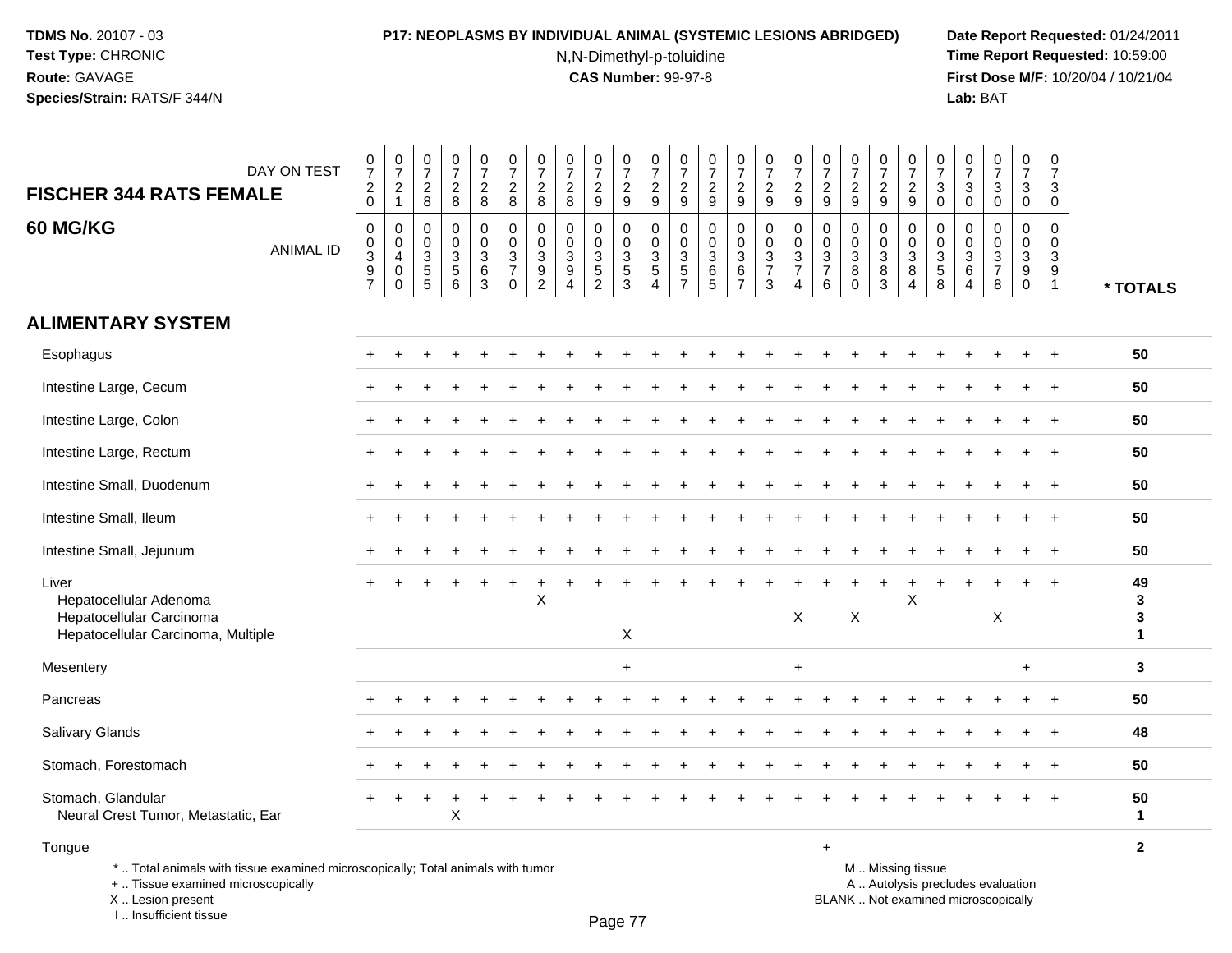**TDMS No.** 20107 - 03
**Test Type:** CHRONIC
**Route:** GAVAGE
**Species/Strain:** RATS/F 344/N

**P17: NEOPLASMS BY INDIVIDUAL ANIMAL (SYSTEMIC LESIONS ABRIDGED)**
N,N-Dimethyl-p-toluidine
**CAS Number:** 99-97-8

**Date Report Requested:** 01/24/2011
**Time Report Requested:** 10:59:00
**First Dose M/F:** 10/20/04 / 10/21/04
**Lab:** BAT

| FISCHER 344 RATS FEMALE 60 MG/KG | DAY ON TEST | 0720 | 0721 | 0728 | 0728 | 0728 | 0728 | 0728 | 0728 | 0729 | 0729 | 0729 | 0729 | 0729 | 0729 | 0729 | 0729 | 0729 | 0729 | 0729 | 0729 | 0730 | 0730 | 0730 | 0730 | 0730 | |
|---|---|---|---|---|---|---|---|---|---|---|---|---|---|---|---|---|---|---|---|---|---|---|---|---|---|---|---|
| | ANIMAL ID | 0039 7 | 0040 0 | 0035 5 | 0035 6 | 0036 3 | 0037 0 | 0039 2 | 0039 4 | 0035 2 | 0035 3 | 0035 4 | 0035 7 | 0036 5 | 0036 7 | 0037 3 | 0037 4 | 0037 6 | 0038 0 | 0038 3 | 0038 4 | 0035 8 | 0036 4 | 0037 8 | 0039 0 | 0039 1 | * TOTALS |
| **ALIMENTARY SYSTEM** | | | | | | | | | | | | | | | | | | | | | | | | | | | |
| Esophagus | | + | + | + | + | + | + | + | + | + | + | + | + | + | + | + | + | + | + | + | + | + | + | + | + | + | 50 |
| Intestine Large, Cecum | | + | + | + | + | + | + | + | + | + | + | + | + | + | + | + | + | + | + | + | + | + | + | + | + | + | 50 |
| Intestine Large, Colon | | + | + | + | + | + | + | + | + | + | + | + | + | + | + | + | + | + | + | + | + | + | + | + | + | + | 50 |
| Intestine Large, Rectum | | + | + | + | + | + | + | + | + | + | + | + | + | + | + | + | + | + | + | + | + | + | + | + | + | + | 50 |
| Intestine Small, Duodenum | | + | + | + | + | + | + | + | + | + | + | + | + | + | + | + | + | + | + | + | + | + | + | + | + | + | 50 |
| Intestine Small, Ileum | | + | + | + | + | + | + | + | + | + | + | + | + | + | + | + | + | + | + | + | + | + | + | + | + | + | 50 |
| Intestine Small, Jejunum | | + | + | + | + | + | + | + | + | + | + | + | + | + | + | + | + | + | + | + | + | + | + | + | + | + | 50 |
| Liver | | + | + | + | + | + | + | + | + | + | + | + | + | + | + | + | + | + | + | + | + | + | + | + | + | + | 49 |
| Hepatocellular Adenoma | | | | | | | | X | | | | | | | | | | | | | X | | | | | | 3 |
| Hepatocellular Carcinoma | | | | | | | | | | | | | | | | | X | | X | | | | | X | | | 3 |
| Hepatocellular Carcinoma, Multiple | | | | | | | | | | | X | | | | | | | | | | | | | | | | 1 |
| Mesentery | | | | | | | | | | | + | | | | | | + | | | | | | | | + | | 3 |
| Pancreas | | + | + | + | + | + | + | + | + | + | + | + | + | + | + | + | + | + | + | + | + | + | + | + | + | + | 50 |
| Salivary Glands | | + | + | + | + | + | + | + | + | + | + | + | + | + | + | + | + | + | + | + | + | + | + | + | + | + | 48 |
| Stomach, Forestomach | | + | + | + | + | + | + | + | + | + | + | + | + | + | + | + | + | + | + | + | + | + | + | + | + | + | 50 |
| Stomach, Glandular | | + | + | + | + | + | + | + | + | + | + | + | + | + | + | + | + | + | + | + | + | + | + | + | + | + | 50 |
| Neural Crest Tumor, Metastatic, Ear | | | | | X | | | | | | | | | | | | | | | | | | | | | | 1 |
| Tongue | | | | | | | | | | | | | | | | | | + | | | | | | | | | 2 |

* .. Total animals with tissue examined microscopically; Total animals with tumor
+ .. Tissue examined microscopically
X .. Lesion present
I .. Insufficient tissue

M .. Missing tissue
A .. Autolysis precludes evaluation
BLANK .. Not examined microscopically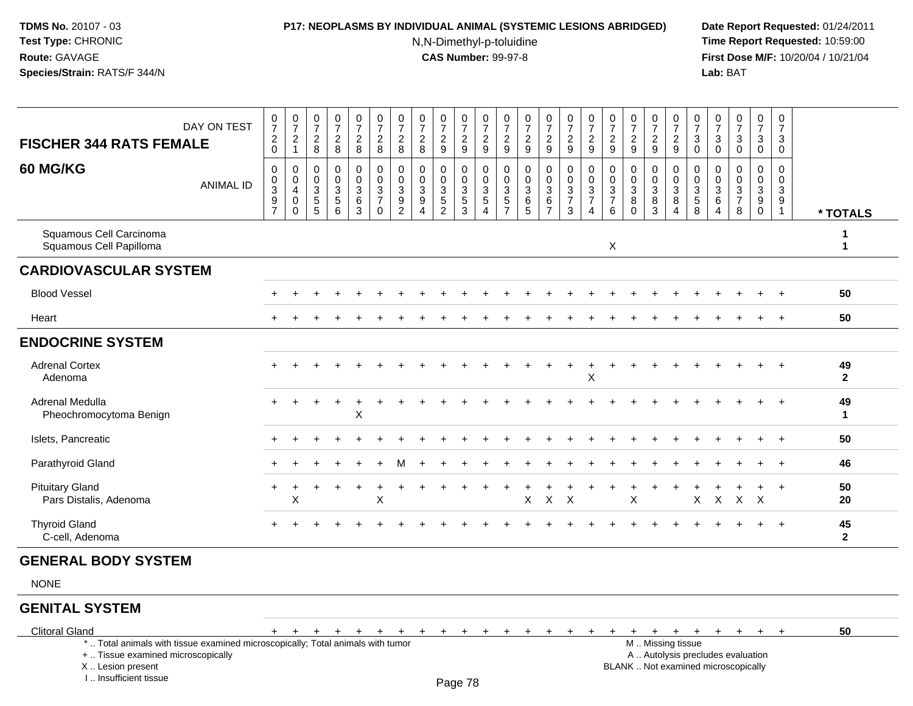**TDMS No.** 20107 - 03
**Test Type:** CHRONIC
**Route:** GAVAGE
**Species/Strain:** RATS/F 344/N

**P17: NEOPLASMS BY INDIVIDUAL ANIMAL (SYSTEMIC LESIONS ABRIDGED)**
N,N-Dimethyl-p-toluidine
**CAS Number:** 99-97-8

**Date Report Requested:** 01/24/2011
**Time Report Requested:** 10:59:00
**First Dose M/F:** 10/20/04 / 10/21/04
**Lab:** BAT

| FISCHER 344 RATS FEMALE 60 MG/KG | | | | | | | | | | | | | | | | | | | | | | | | | | |
|---|---|---|---|---|---|---|---|---|---|---|---|---|---|---|---|---|---|---|---|---|---|---|---|---|---|---|
| DAY ON TEST | 0720 | 0721 | 0728 | 0728 | 0728 | 0728 | 0728 | 0728 | 0729 | 0729 | 0729 | 0729 | 0729 | 0729 | 0729 | 0729 | 0729 | 0729 | 0729 | 0729 | 0730 | 0730 | 0730 | 0730 | 0730 | |
| ANIMAL ID | 0397 | 0400 | 0355 | 0356 | 0363 | 0370 | 0392 | 0394 | 0352 | 0353 | 0354 | 0357 | 0365 | 0367 | 0373 | 0374 | 0376 | 0380 | 0383 | 0384 | 0358 | 0364 | 0378 | 0390 | 0391 | * TOTALS |
| Squamous Cell Carcinoma | | | | | | | | | | | | | | | | | | | | | | | | | | 1 |
| Squamous Cell Papilloma | | | | | | | | | | | | | | | | | X | | | | | | | | | 1 |
| **CARDIOVASCULAR SYSTEM** | | | | | | | | | | | | | | | | | | | | | | | | | | |
| Blood Vessel | + | + | + | + | + | + | + | + | + | + | + | + | + | + | + | + | + | + | + | + | + | + | + | + | + | 50 |
| Heart | + | + | + | + | + | + | + | + | + | + | + | + | + | + | + | + | + | + | + | + | + | + | + | + | + | 50 |
| **ENDOCRINE SYSTEM** | | | | | | | | | | | | | | | | | | | | | | | | | | |
| Adrenal Cortex | + | + | + | + | + | + | + | + | + | + | + | + | + | + | + | + | + | + | + | + | + | + | + | + | + | 49 |
| Adenoma | | | | | | | | | | | | | | | | X | | | | | | | | | | 2 |
| Adrenal Medulla | + | + | + | + | + | + | + | + | + | + | + | + | + | + | + | + | + | + | + | + | + | + | + | + | + | 49 |
| Pheochromocytoma Benign | | | | | X | | | | | | | | | | | | | | | | | | | | | 1 |
| Islets, Pancreatic | + | + | + | + | + | + | + | + | + | + | + | + | + | + | + | + | + | + | + | + | + | + | + | + | + | 50 |
| Parathyroid Gland | + | + | + | + | + | + | M | + | + | + | + | + | + | + | + | + | + | + | + | + | + | + | + | + | + | 46 |
| Pituitary Gland | + | + | + | + | + | + | + | + | + | + | + | + | + | + | + | + | + | + | + | + | + | + | + | + | + | 50 |
| Pars Distalis, Adenoma | | X | | | | X | | | | | | | X | X | X | | | X | | | X | X | X | X | | 20 |
| Thyroid Gland | + | + | + | + | + | + | + | + | + | + | + | + | + | + | + | + | + | + | + | + | + | + | + | + | + | 45 |
| C-cell, Adenoma | | | | | | | | | | | | | | | | | | | | | | | | | | 2 |
| **GENERAL BODY SYSTEM** | | | | | | | | | | | | | | | | | | | | | | | | | | |
| NONE | | | | | | | | | | | | | | | | | | | | | | | | | | |
| **GENITAL SYSTEM** | | | | | | | | | | | | | | | | | | | | | | | | | | |
| Clitoral Gland | + | + | + | + | + | + | + | + | + | + | + | + | + | + | + | + | + | + | + | + | + | + | + | + | + | 50 |

\* .. Total animals with tissue examined microscopically; Total animals with tumor
\+ .. Tissue examined microscopically
X .. Lesion present
I .. Insufficient tissue

M .. Missing tissue
A .. Autolysis precludes evaluation
BLANK .. Not examined microscopically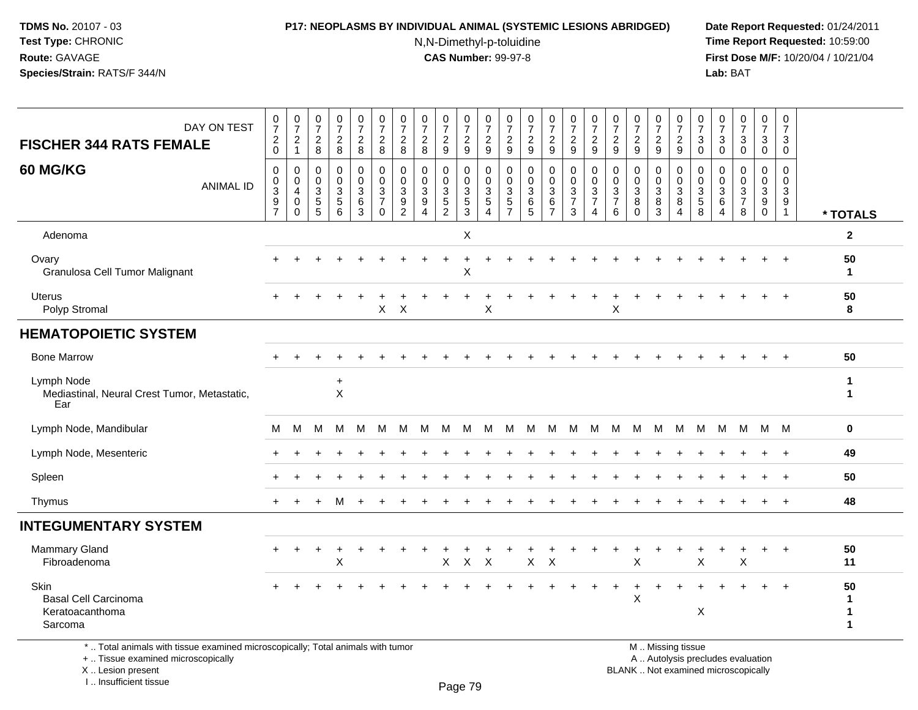**TDMS No.** 20107 - 03
**Test Type:** CHRONIC
**Route:** GAVAGE
**Species/Strain:** RATS/F 344/N

**P17: NEOPLASMS BY INDIVIDUAL ANIMAL (SYSTEMIC LESIONS ABRIDGED)**
N,N-Dimethyl-p-toluidine
**CAS Number:** 99-97-8

**Date Report Requested:** 01/24/2011
**Time Report Requested:** 10:59:00
**First Dose M/F:** 10/20/04 / 10/21/04
**Lab:** BAT

| FISCHER 344 RATS FEMALE 60 MG/KG DAY ON TEST | 0720 | 0721 | 0728 | 0728 | 0728 | 0728 | 0728 | 0728 | 0729 | 0729 | 0729 | 0729 | 0729 | 0729 | 0729 | 0729 | 0729 | 0729 | 0729 | 0729 | 0730 | 0730 | 0730 | 0730 | 0730 | |
|---|---|---|---|---|---|---|---|---|---|---|---|---|---|---|---|---|---|---|---|---|---|---|---|---|---|---|
| ANIMAL ID | 00397 | 00400 | 00355 | 00356 | 00363 | 00370 | 00392 | 00394 | 00352 | 00353 | 00354 | 00357 | 00365 | 00367 | 00373 | 00374 | 00376 | 00380 | 00383 | 00384 | 00358 | 00364 | 00378 | 00390 | 00391 | * TOTALS |
| Adenoma | | | | | | | | | | X | | | | | | | | | | | | | | | | 2 |
| Ovary | + | + | + | + | + | + | + | + | + | + | + | + | + | + | + | + | + | + | + | + | + | + | + | + | + | 50 |
| Granulosa Cell Tumor Malignant | | | | | | | | | | X | | | | | | | | | | | | | | | | 1 |
| Uterus | + | + | + | + | + | + | + | + | + | + | + | + | + | + | + | + | + | + | + | + | + | + | + | + | + | 50 |
| Polyp Stromal | | | | | | X | X | | | | X | | | | | | X | | | | | | | | | 8 |
| **HEMATOPOIETIC SYSTEM** | | | | | | | | | | | | | | | | | | | | | | | | | | |
| Bone Marrow | + | + | + | + | + | + | + | + | + | + | + | + | + | + | + | + | + | + | + | + | + | + | + | + | + | 50 |
| Lymph Node | | | | + | | | | | | | | | | | | | | | | | | | | | | 1 |
| Mediastinal, Neural Crest Tumor, Metastatic, Ear | | | | X | | | | | | | | | | | | | | | | | | | | | | 1 |
| Lymph Node, Mandibular | M | M | M | M | M | M | M | M | M | M | M | M | M | M | M | M | M | M | M | M | M | M | M | M | M | 0 |
| Lymph Node, Mesenteric | + | + | + | + | + | + | + | + | + | + | + | + | + | + | + | + | + | + | + | + | + | + | + | + | + | 49 |
| Spleen | + | + | + | + | + | + | + | + | + | + | + | + | + | + | + | + | + | + | + | + | + | + | + | + | + | 50 |
| Thymus | + | + | + | M | + | + | + | + | + | + | + | + | + | + | + | + | + | + | + | + | + | + | + | + | + | 48 |
| **INTEGUMENTARY SYSTEM** | | | | | | | | | | | | | | | | | | | | | | | | | | |
| Mammary Gland | + | + | + | + | + | + | + | + | + | + | + | + | + | + | + | + | + | + | + | + | + | + | + | + | + | 50 |
| Fibroadenoma | | | | X | | | | | X | X | X | | X | X | | | | X | | | X | | X | | | 11 |
| Skin | + | + | + | + | + | + | + | + | + | + | + | + | + | + | + | + | + | + | + | + | + | + | + | + | + | 50 |
| Basal Cell Carcinoma | | | | | | | | | | | | | | | | | | X | | | | | | | | 1 |
| Keratoacanthoma | | | | | | | | | | | | | | | | | | | | | X | | | | | 1 |
| Sarcoma | | | | | | | | | | | | | | | | | | | | | | | | | | 1 |

\* .. Total animals with tissue examined microscopically; Total animals with tumor
\+ .. Tissue examined microscopically
X .. Lesion present
I .. Insufficient tissue

M .. Missing tissue
A .. Autolysis precludes evaluation
BLANK .. Not examined microscopically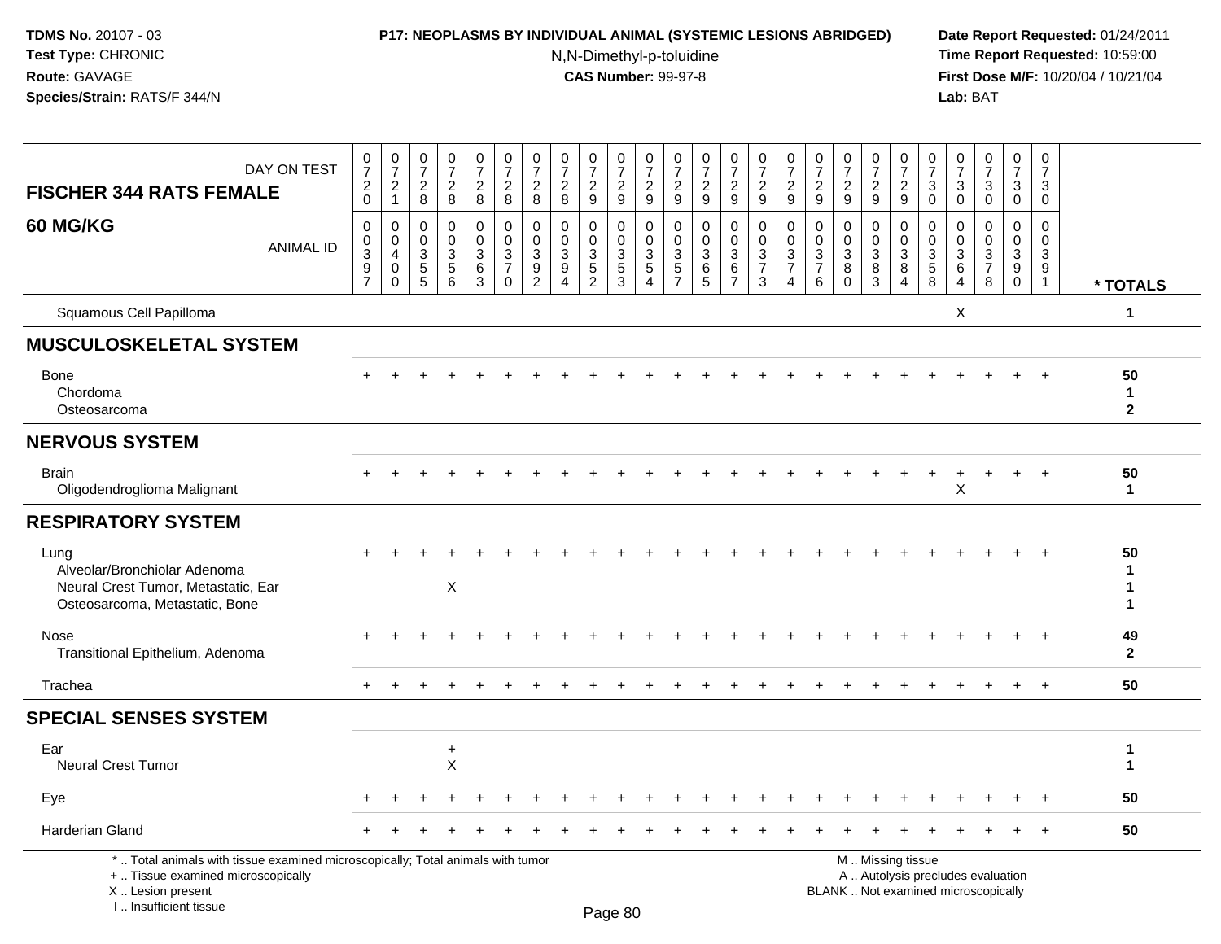**TDMS No.** 20107 - 03
**Test Type:** CHRONIC
**Route:** GAVAGE
**Species/Strain:** RATS/F 344/N

**P17: NEOPLASMS BY INDIVIDUAL ANIMAL (SYSTEMIC LESIONS ABRIDGED)**
N,N-Dimethyl-p-toluidine
**CAS Number:** 99-97-8

**Date Report Requested:** 01/24/2011
**Time Report Requested:** 10:59:00
**First Dose M/F:** 10/20/04 / 10/21/04
**Lab:** BAT

## FISCHER 344 RATS FEMALE
## 60 MG/KG

| DAY ON TEST | 0720 | 0721 | 0728 | 0728 | 0728 | 0728 | 0728 | 0728 | 0729 | 0729 | 0729 | 0729 | 0729 | 0729 | 0729 | 0729 | 0729 | 0729 | 0729 | 0729 | 0730 | 0730 | 0730 | 0730 | 0730 | |
|---|---|---|---|---|---|---|---|---|---|---|---|---|---|---|---|---|---|---|---|---|---|---|---|---|---|---|
| **ANIMAL ID** | 00397 | 00400 | 00355 | 00356 | 00363 | 00370 | 00392 | 00394 | 00352 | 00353 | 00354 | 00357 | 00365 | 00367 | 00373 | 00374 | 00376 | 00380 | 00383 | 00384 | 00358 | 00364 | 00378 | 00390 | 00391 | *** TOTALS** |
| Squamous Cell Papilloma | | | | | | | | | | | | | | | | | | | | | | X | | | | 1 |
| **MUSCULOSKELETAL SYSTEM** | | | | | | | | | | | | | | | | | | | | | | | | | | |
| Bone | + | + | + | + | + | + | + | + | + | + | + | + | + | + | + | + | + | + | + | + | + | + | + | + | + | 50 |
| Chordoma | | | | | | | | | | | | | | | | | | | | | | | | | | 1 |
| Osteosarcoma | | | | | | | | | | | | | | | | | | | | | | | | | | 2 |
| **NERVOUS SYSTEM** | | | | | | | | | | | | | | | | | | | | | | | | | | |
| Brain | + | + | + | + | + | + | + | + | + | + | + | + | + | + | + | + | + | + | + | + | + | + | + | + | + | 50 |
| Oligodendroglioma Malignant | | | | | | | | | | | | | | | | | | | | | | X | | | | 1 |
| **RESPIRATORY SYSTEM** | | | | | | | | | | | | | | | | | | | | | | | | | | |
| Lung | + | + | + | + | + | + | + | + | + | + | + | + | + | + | + | + | + | + | + | + | + | + | + | + | + | 50 |
| Alveolar/Bronchiolar Adenoma | | | | | | | | | | | | | | | | | | | | | | | | | | 1 |
| Neural Crest Tumor, Metastatic, Ear | | | | X | | | | | | | | | | | | | | | | | | | | | | 1 |
| Osteosarcoma, Metastatic, Bone | | | | | | | | | | | | | | | | | | | | | | | | | | 1 |
| Nose | + | + | + | + | + | + | + | + | + | + | + | + | + | + | + | + | + | + | + | + | + | + | + | + | + | 49 |
| Transitional Epithelium, Adenoma | | | | | | | | | | | | | | | | | | | | | | | | | | 2 |
| Trachea | + | + | + | + | + | + | + | + | + | + | + | + | + | + | + | + | + | + | + | + | + | + | + | + | + | 50 |
| **SPECIAL SENSES SYSTEM** | | | | | | | | | | | | | | | | | | | | | | | | | | |
| Ear | | | | + | | | | | | | | | | | | | | | | | | | | | | 1 |
| Neural Crest Tumor | | | | X | | | | | | | | | | | | | | | | | | | | | | 1 |
| Eye | + | + | + | + | + | + | + | + | + | + | + | + | + | + | + | + | + | + | + | + | + | + | + | + | + | 50 |
| Harderian Gland | + | + | + | + | + | + | + | + | + | + | + | + | + | + | + | + | + | + | + | + | + | + | + | + | + | 50 |

\* .. Total animals with tissue examined microscopically; Total animals with tumor
\+ .. Tissue examined microscopically
X .. Lesion present
I .. Insufficient tissue

M .. Missing tissue
A .. Autolysis precludes evaluation
BLANK .. Not examined microscopically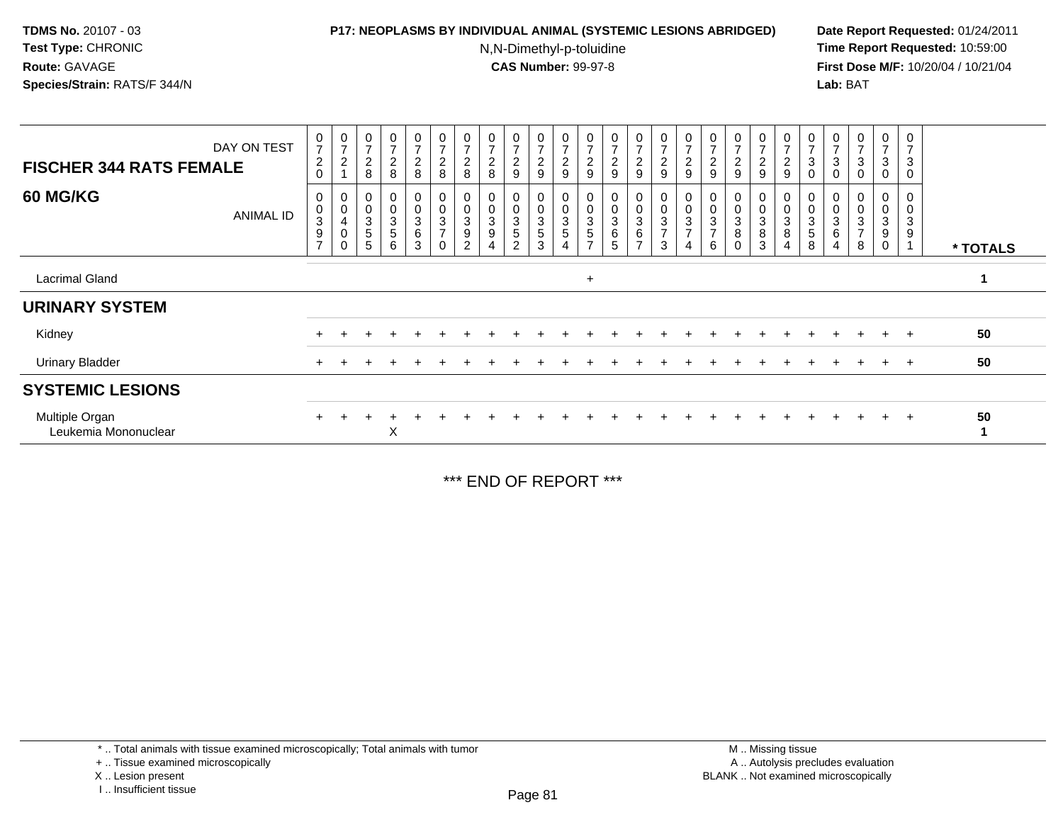**TDMS No.** 20107 - 03
**Test Type:** CHRONIC
**Route:** GAVAGE
**Species/Strain:** RATS/F 344/N

**P17: NEOPLASMS BY INDIVIDUAL ANIMAL (SYSTEMIC LESIONS ABRIDGED)**
N,N-Dimethyl-p-toluidine
**CAS Number:** 99-97-8

**Date Report Requested:** 01/24/2011
**Time Report Requested:** 10:59:00
**First Dose M/F:** 10/20/04 / 10/21/04
**Lab:** BAT

| FISCHER 344 RATS FEMALE 60 MG/KG | | | | | | | | | | | | | | | | | | | | | | | | | | |
|---|---|---|---|---|---|---|---|---|---|---|---|---|---|---|---|---|---|---|---|---|---|---|---|---|---|---|
| DAY ON TEST | 0720 | 0721 | 0728 | 0728 | 0728 | 0728 | 0728 | 0728 | 0729 | 0729 | 0729 | 0729 | 0729 | 0729 | 0729 | 0729 | 0729 | 0729 | 0729 | 0729 | 0730 | 0730 | 0730 | 0730 | 0730 | |
| ANIMAL ID | 00397 | 00400 | 00355 | 00356 | 00363 | 00370 | 00392 | 00394 | 00352 | 00353 | 00354 | 00357 | 00365 | 00367 | 00373 | 00374 | 00376 | 00380 | 00383 | 00384 | 00358 | 00364 | 00378 | 00390 | 00391 | * TOTALS |
| Lacrimal Gland | | | | | | | | | | | | + | | | | | | | | | | | | | | 1 |
| **URINARY SYSTEM** | | | | | | | | | | | | | | | | | | | | | | | | | | |
| Kidney | + | + | + | + | + | + | + | + | + | + | + | + | + | + | + | + | + | + | + | + | + | + | + | + | + | 50 |
| Urinary Bladder | + | + | + | + | + | + | + | + | + | + | + | + | + | + | + | + | + | + | + | + | + | + | + | + | + | 50 |
| **SYSTEMIC LESIONS** | | | | | | | | | | | | | | | | | | | | | | | | | | |
| Multiple Organ | + | + | + | + | + | + | + | + | + | + | + | + | + | + | + | + | + | + | + | + | + | + | + | + | + | 50 |
| Leukemia Mononuclear | | | | X | | | | | | | | | | | | | | | | | | | | | | 1 |

*** END OF REPORT ***

\* .. Total animals with tissue examined microscopically; Total animals with tumor
\+ .. Tissue examined microscopically
X .. Lesion present
I .. Insufficient tissue

M .. Missing tissue
A .. Autolysis precludes evaluation
BLANK .. Not examined microscopically